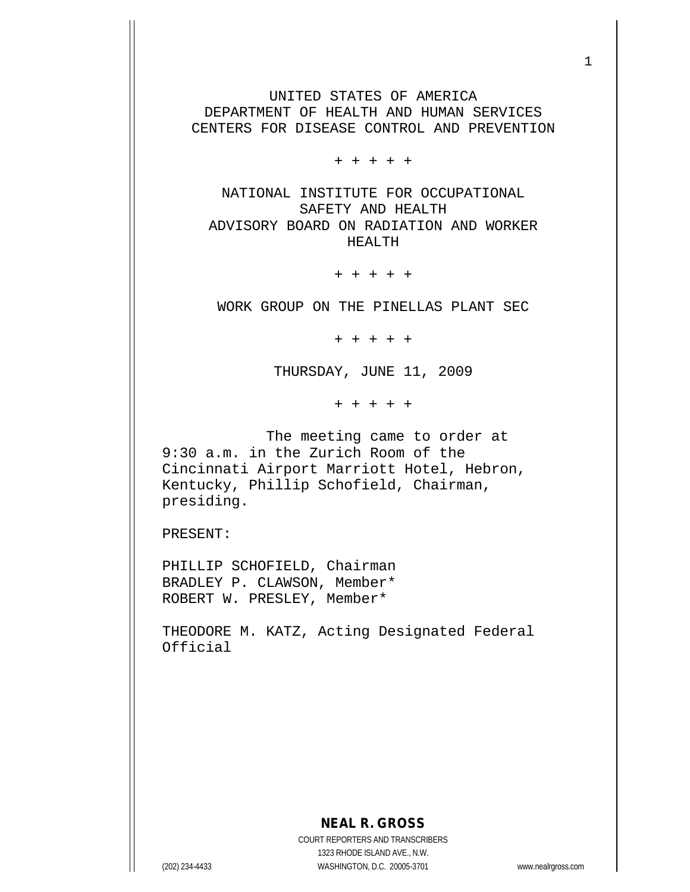UNITED STATES OF AMERICA
DEPARTMENT OF HEALTH AND HUMAN SERVICES
CENTERS FOR DISEASE CONTROL AND PREVENTION

+ + + + +

NATIONAL INSTITUTE FOR OCCUPATIONAL
SAFETY AND HEALTH
ADVISORY BOARD ON RADIATION AND WORKER
HEALTH

+ + + + +

WORK GROUP ON THE PINELLAS PLANT SEC

+ + + + +

THURSDAY, JUNE 11, 2009

+ + + + +

The meeting came to order at 9:30 a.m. in the Zurich Room of the Cincinnati Airport Marriott Hotel, Hebron, Kentucky, Phillip Schofield, Chairman, presiding.

PRESENT:

PHILLIP SCHOFIELD, Chairman
BRADLEY P. CLAWSON, Member*
ROBERT W. PRESLEY, Member*

THEODORE M. KATZ, Acting Designated Federal Official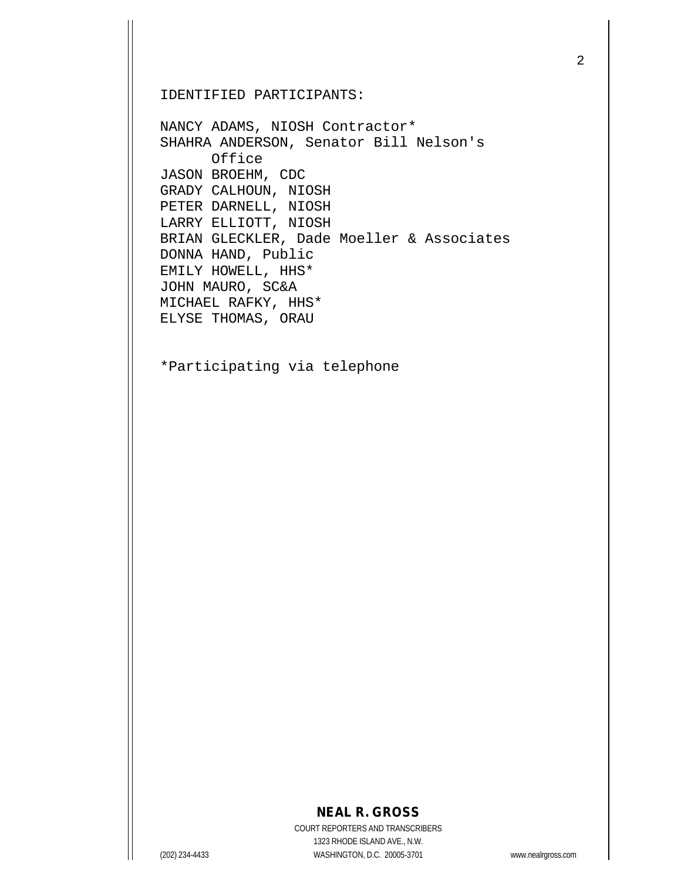IDENTIFIED PARTICIPANTS:

NANCY ADAMS, NIOSH Contractor*
SHAHRA ANDERSON, Senator Bill Nelson's Office
JASON BROEHM, CDC
GRADY CALHOUN, NIOSH
PETER DARNELL, NIOSH
LARRY ELLIOTT, NIOSH
BRIAN GLECKLER, Dade Moeller & Associates
DONNA HAND, Public
EMILY HOWELL, HHS*
JOHN MAURO, SC&A
MICHAEL RAFKY, HHS*
ELYSE THOMAS, ORAU

*Participating via telephone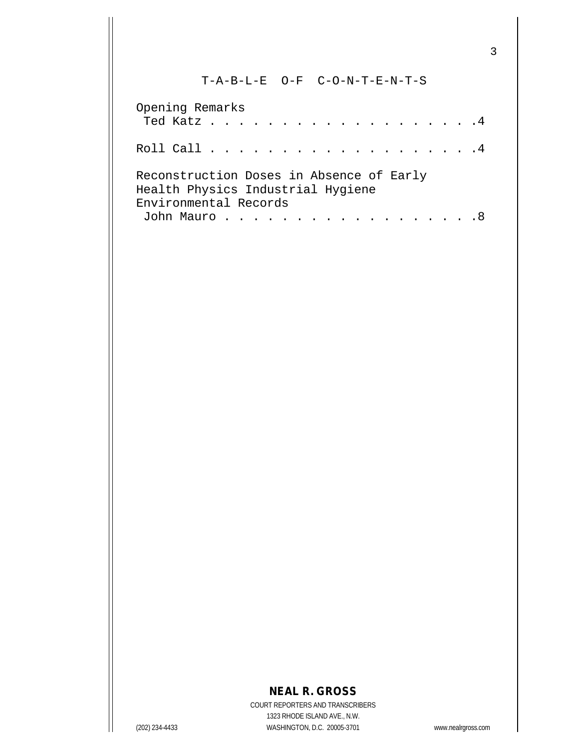# T-A-B-L-E O-F C-O-N-T-E-N-T-S

Opening Remarks
 Ted Katz . . . . . . . . . . . . . . . . . . .4

Roll Call . . . . . . . . . . . . . . . . . . .4

Reconstruction Doses in Absence of Early Health Physics Industrial Hygiene Environmental Records
 John Mauro . . . . . . . . . . . . . . . . . .8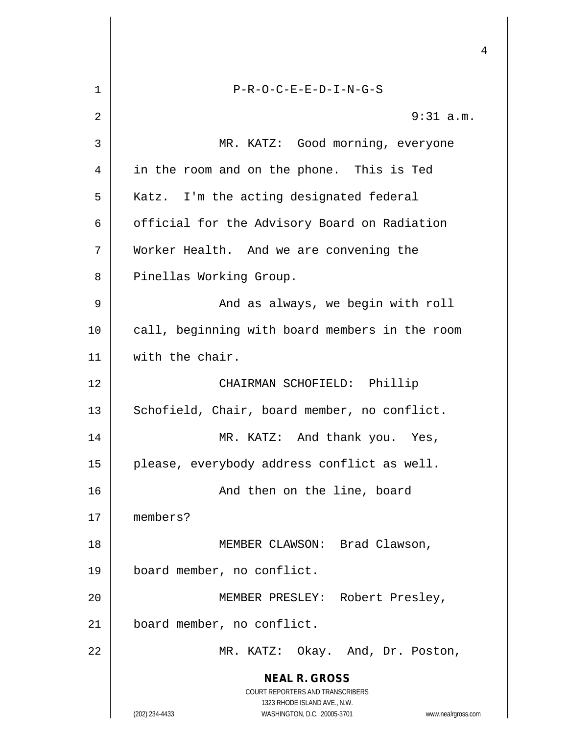P-R-O-C-E-E-D-I-N-G-S

9:31 a.m.

MR. KATZ: Good morning, everyone in the room and on the phone. This is Ted Katz. I'm the acting designated federal official for the Advisory Board on Radiation Worker Health. And we are convening the Pinellas Working Group.

And as always, we begin with roll call, beginning with board members in the room with the chair.

CHAIRMAN SCHOFIELD: Phillip Schofield, Chair, board member, no conflict.

MR. KATZ: And thank you. Yes, please, everybody address conflict as well.

And then on the line, board members?

MEMBER CLAWSON: Brad Clawson, board member, no conflict.

MEMBER PRESLEY: Robert Presley, board member, no conflict.

MR. KATZ: Okay. And, Dr. Poston,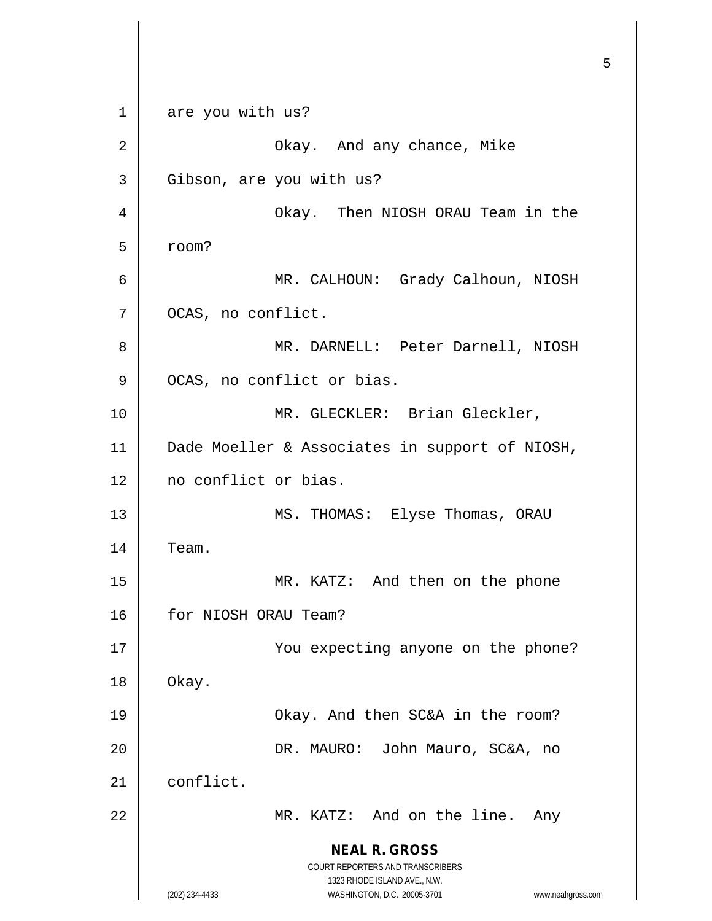are you with us?

Okay. And any chance, Mike Gibson, are you with us?

Okay. Then NIOSH ORAU Team in the room?

MR. CALHOUN: Grady Calhoun, NIOSH OCAS, no conflict.

MR. DARNELL: Peter Darnell, NIOSH OCAS, no conflict or bias.

MR. GLECKLER: Brian Gleckler, Dade Moeller & Associates in support of NIOSH, no conflict or bias.

MS. THOMAS: Elyse Thomas, ORAU Team.

MR. KATZ: And then on the phone for NIOSH ORAU Team?

You expecting anyone on the phone? Okay.

Okay. And then SC&A in the room?

DR. MAURO: John Mauro, SC&A, no conflict.

MR. KATZ: And on the line. Any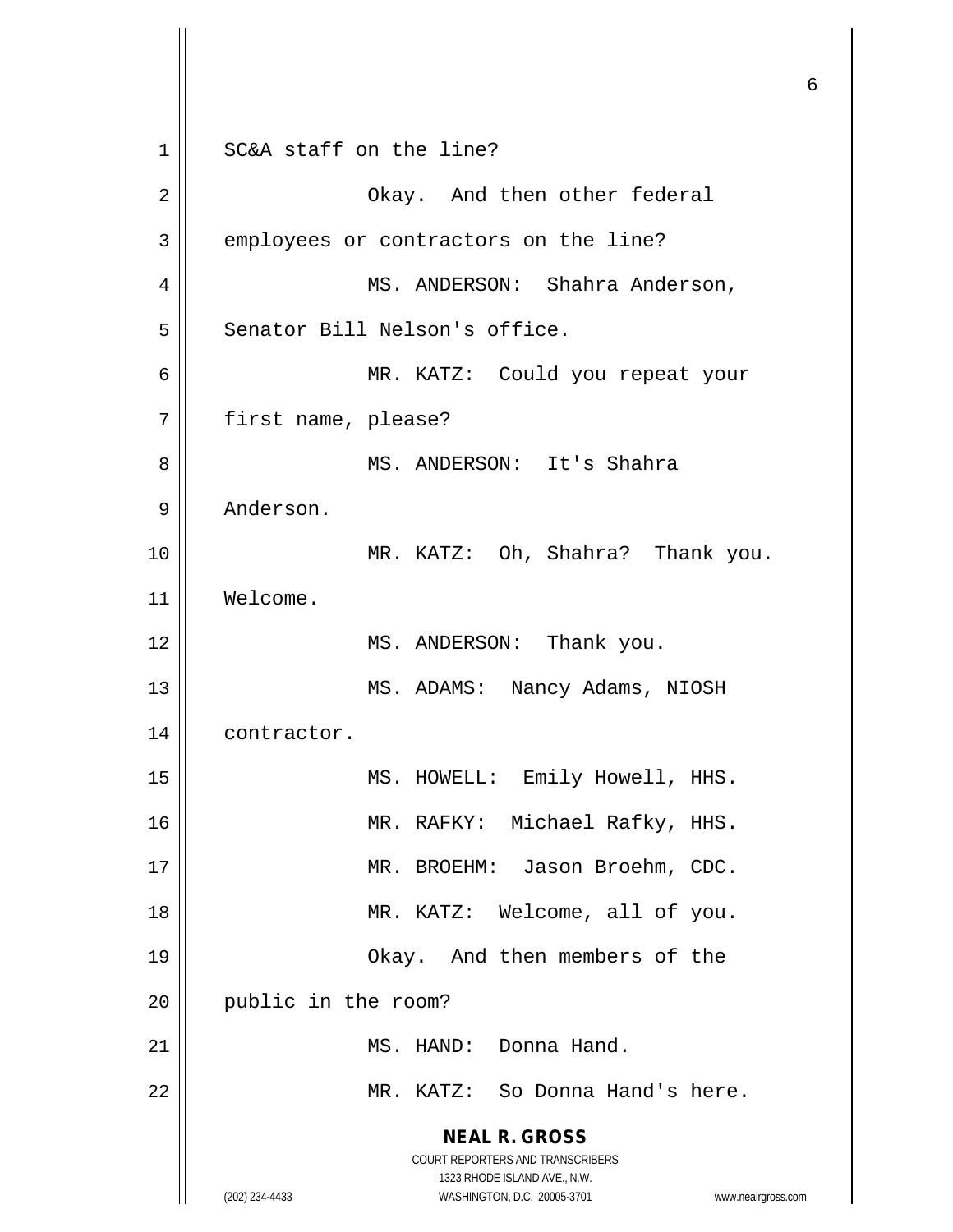SC&A staff on the line?

Okay. And then other federal employees or contractors on the line?

MS. ANDERSON: Shahra Anderson, Senator Bill Nelson's office.

MR. KATZ: Could you repeat your first name, please?

MS. ANDERSON: It's Shahra Anderson.

MR. KATZ: Oh, Shahra? Thank you. Welcome.

MS. ANDERSON: Thank you.

MS. ADAMS: Nancy Adams, NIOSH contractor.

MS. HOWELL: Emily Howell, HHS.

MR. RAFKY: Michael Rafky, HHS.

MR. BROEHM: Jason Broehm, CDC.

MR. KATZ: Welcome, all of you.

Okay. And then members of the public in the room?

MS. HAND: Donna Hand.

MR. KATZ: So Donna Hand's here.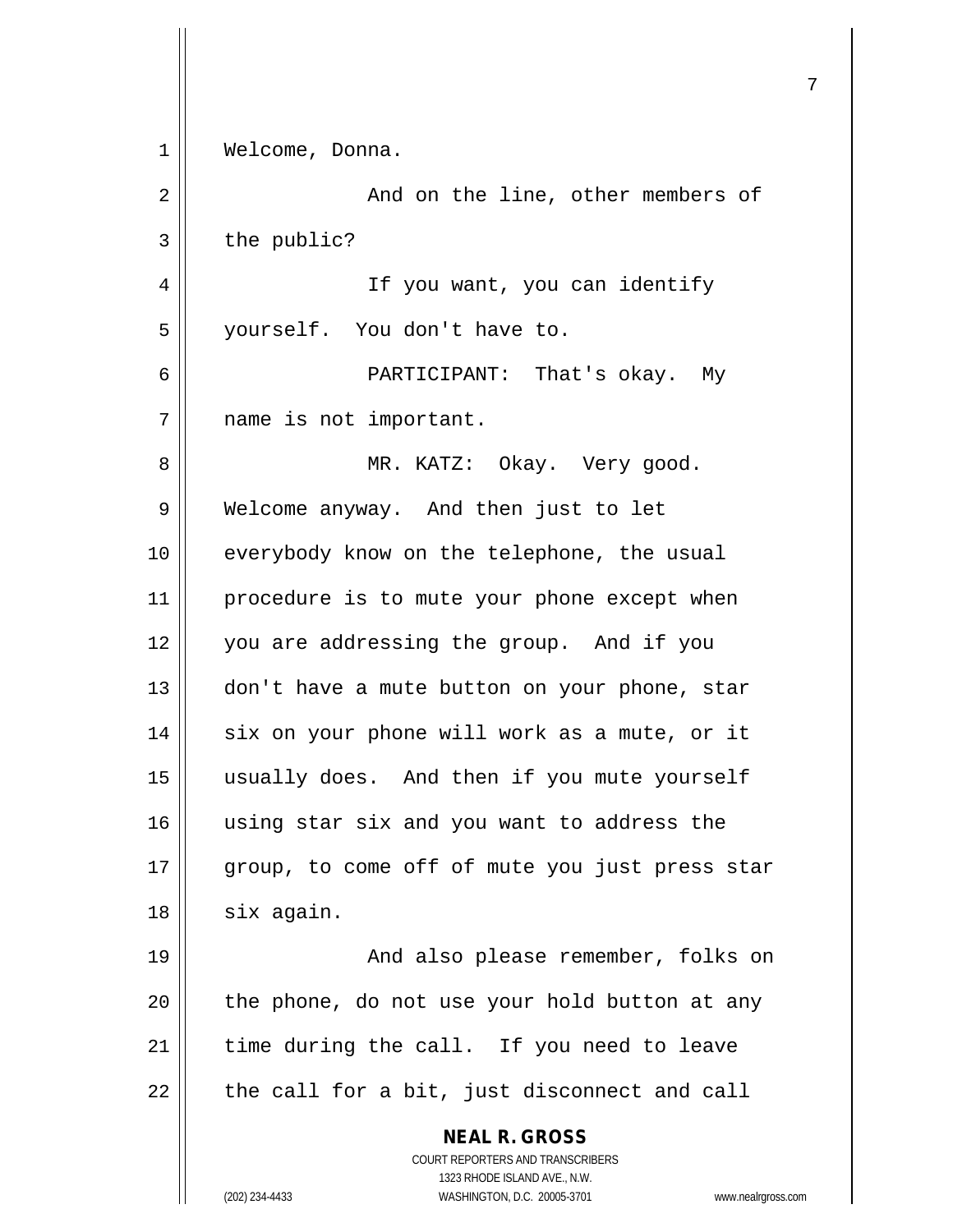Welcome, Donna.

And on the line, other members of the public?

If you want, you can identify yourself. You don't have to.

PARTICIPANT: That's okay. My name is not important.

MR. KATZ: Okay. Very good. Welcome anyway. And then just to let everybody know on the telephone, the usual procedure is to mute your phone except when you are addressing the group. And if you don't have a mute button on your phone, star six on your phone will work as a mute, or it usually does. And then if you mute yourself using star six and you want to address the group, to come off of mute you just press star six again.

And also please remember, folks on the phone, do not use your hold button at any time during the call. If you need to leave the call for a bit, just disconnect and call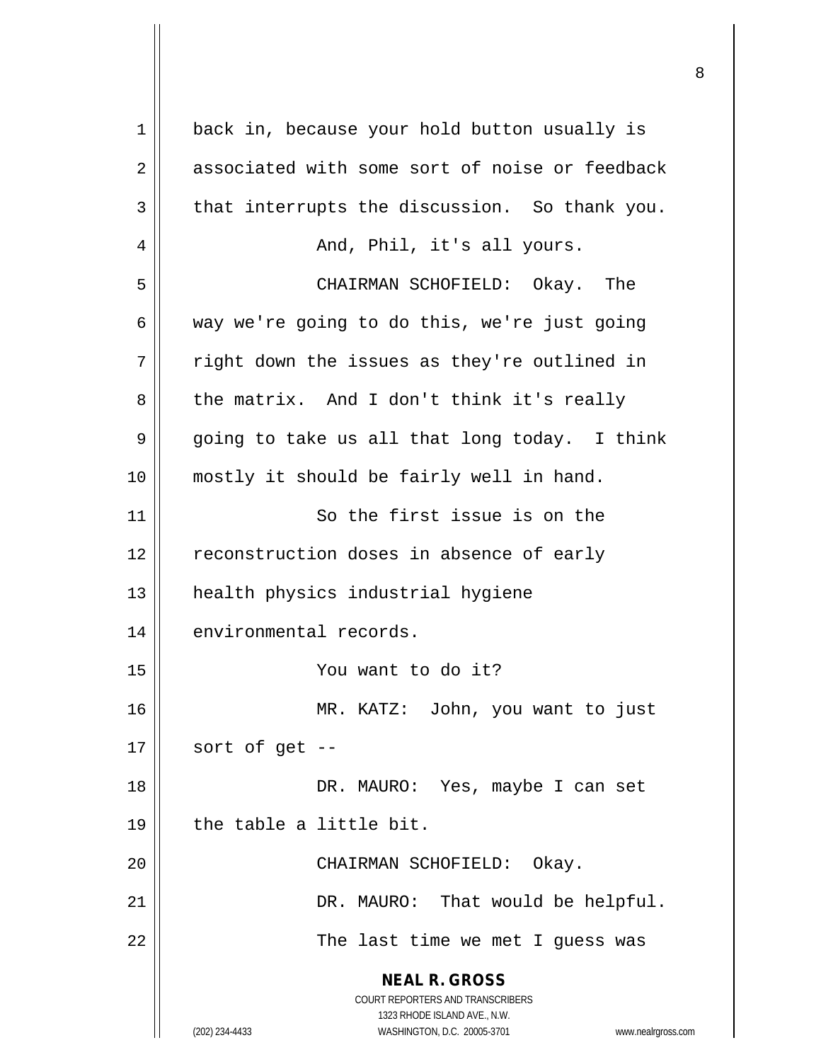back in, because your hold button usually is associated with some sort of noise or feedback that interrupts the discussion. So thank you.

And, Phil, it's all yours.

CHAIRMAN SCHOFIELD: Okay. The way we're going to do this, we're just going right down the issues as they're outlined in the matrix. And I don't think it's really going to take us all that long today. I think mostly it should be fairly well in hand.

So the first issue is on the reconstruction doses in absence of early health physics industrial hygiene environmental records.

You want to do it?

MR. KATZ: John, you want to just sort of get --

DR. MAURO: Yes, maybe I can set the table a little bit.

CHAIRMAN SCHOFIELD: Okay.

DR. MAURO: That would be helpful.

The last time we met I guess was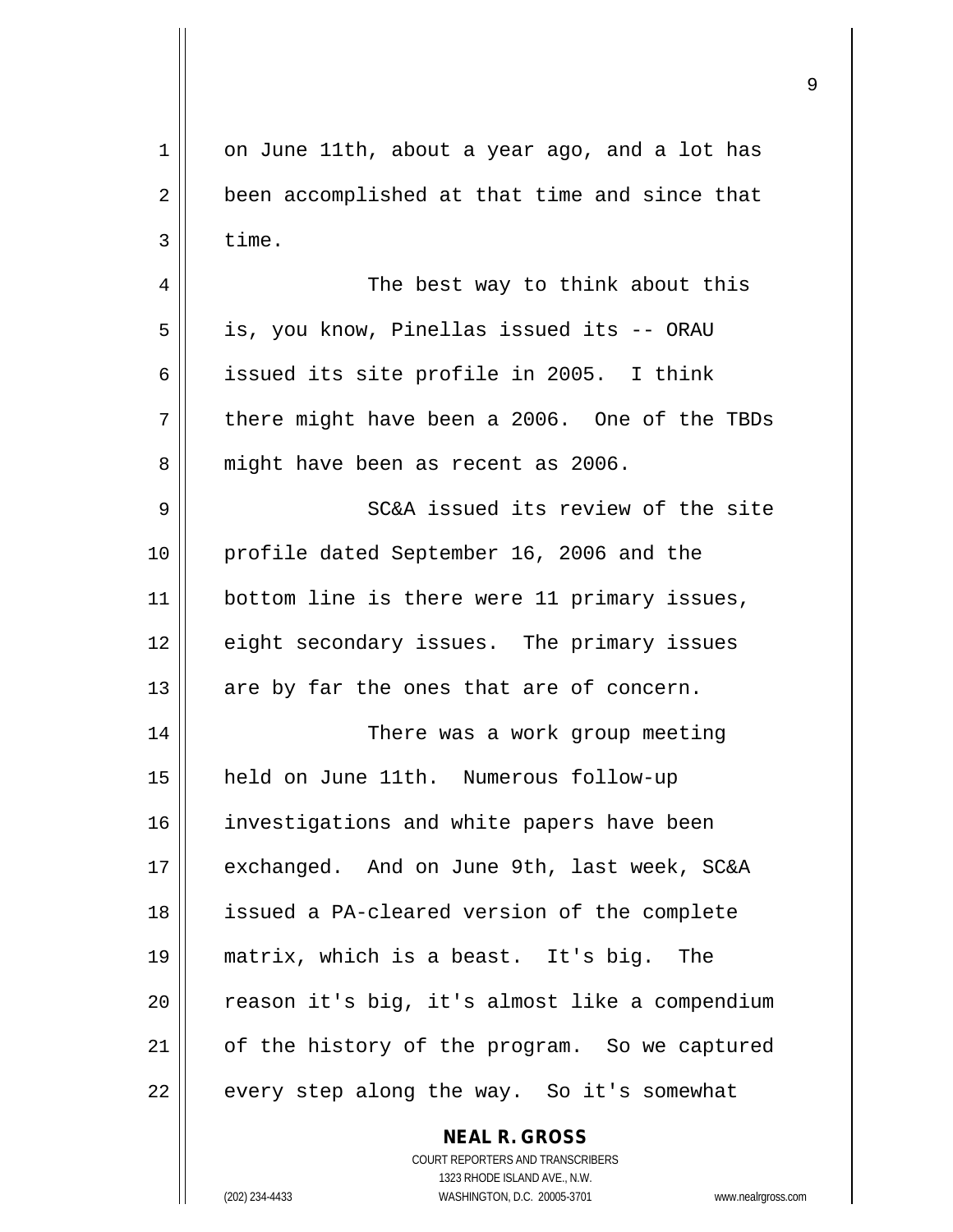on June 11th, about a year ago, and a lot has been accomplished at that time and since that time.

The best way to think about this is, you know, Pinellas issued its -- ORAU issued its site profile in 2005. I think there might have been a 2006. One of the TBDs might have been as recent as 2006.

SC&A issued its review of the site profile dated September 16, 2006 and the bottom line is there were 11 primary issues, eight secondary issues. The primary issues are by far the ones that are of concern.

There was a work group meeting held on June 11th. Numerous follow-up investigations and white papers have been exchanged. And on June 9th, last week, SC&A issued a PA-cleared version of the complete matrix, which is a beast. It's big. The reason it's big, it's almost like a compendium of the history of the program. So we captured every step along the way. So it's somewhat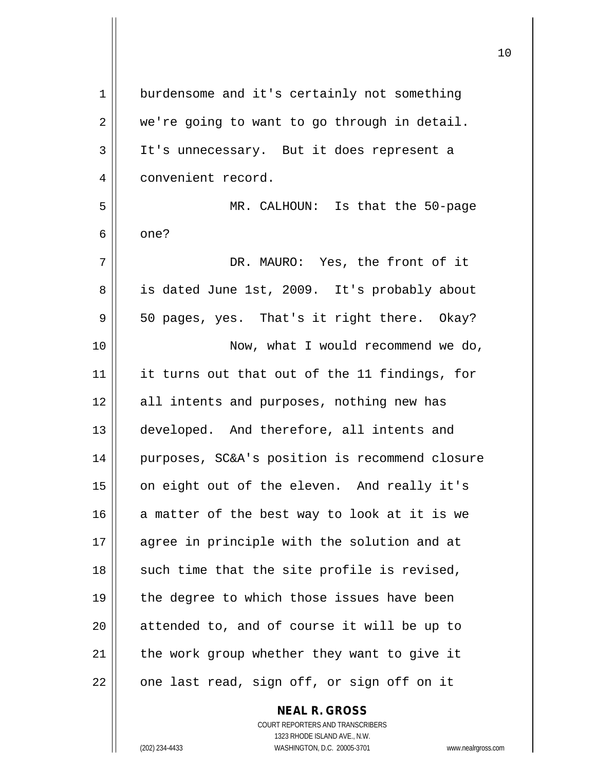burdensome and it's certainly not something we're going to want to go through in detail. It's unnecessary. But it does represent a convenient record.

MR. CALHOUN: Is that the 50-page one?

DR. MAURO: Yes, the front of it is dated June 1st, 2009. It's probably about 50 pages, yes. That's it right there. Okay?

Now, what I would recommend we do, it turns out that out of the 11 findings, for all intents and purposes, nothing new has developed. And therefore, all intents and purposes, SC&A's position is recommend closure on eight out of the eleven. And really it's a matter of the best way to look at it is we agree in principle with the solution and at such time that the site profile is revised, the degree to which those issues have been attended to, and of course it will be up to the work group whether they want to give it one last read, sign off, or sign off on it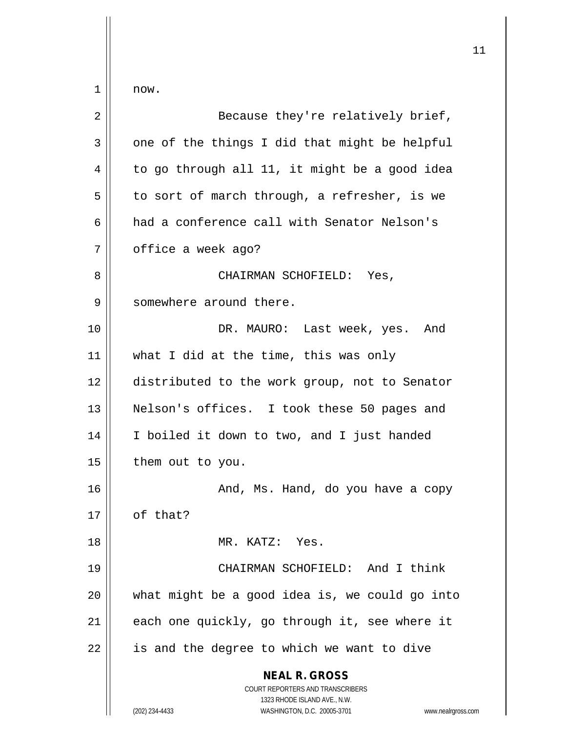now.

Because they're relatively brief, one of the things I did that might be helpful to go through all 11, it might be a good idea to sort of march through, a refresher, is we had a conference call with Senator Nelson's office a week ago?

CHAIRMAN SCHOFIELD: Yes, somewhere around there.

DR. MAURO: Last week, yes. And what I did at the time, this was only distributed to the work group, not to Senator Nelson's offices. I took these 50 pages and I boiled it down to two, and I just handed them out to you.

And, Ms. Hand, do you have a copy of that?

MR. KATZ: Yes.

CHAIRMAN SCHOFIELD: And I think what might be a good idea is, we could go into each one quickly, go through it, see where it is and the degree to which we want to dive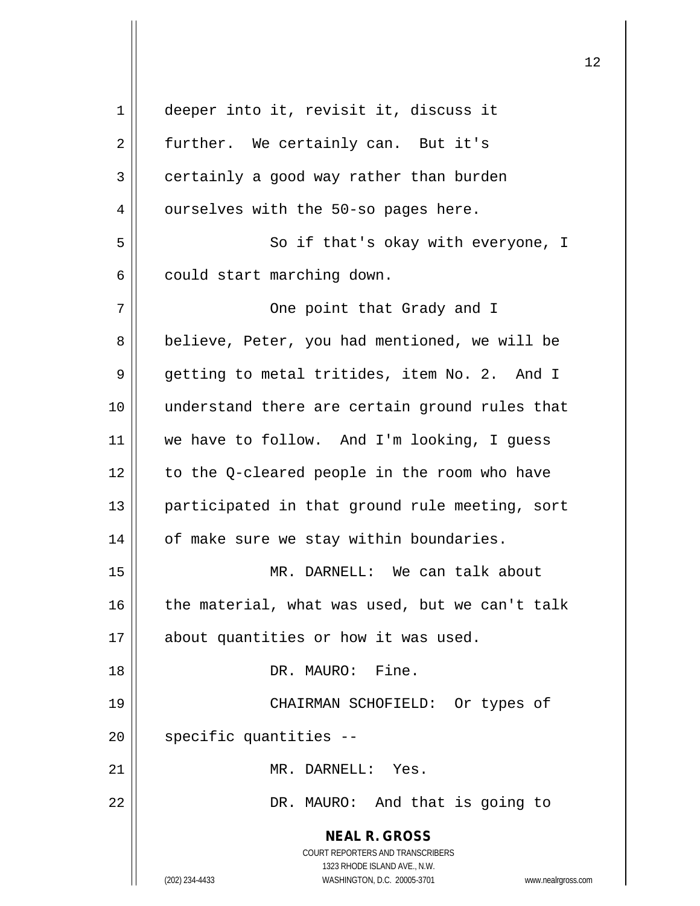deeper into it, revisit it, discuss it further. We certainly can. But it's certainly a good way rather than burden ourselves with the 50-so pages here.

So if that's okay with everyone, I could start marching down.

One point that Grady and I believe, Peter, you had mentioned, we will be getting to metal tritides, item No. 2. And I understand there are certain ground rules that we have to follow. And I'm looking, I guess to the Q-cleared people in the room who have participated in that ground rule meeting, sort of make sure we stay within boundaries.

MR. DARNELL: We can talk about the material, what was used, but we can't talk about quantities or how it was used.

DR. MAURO: Fine.

CHAIRMAN SCHOFIELD: Or types of specific quantities --

MR. DARNELL: Yes.

DR. MAURO: And that is going to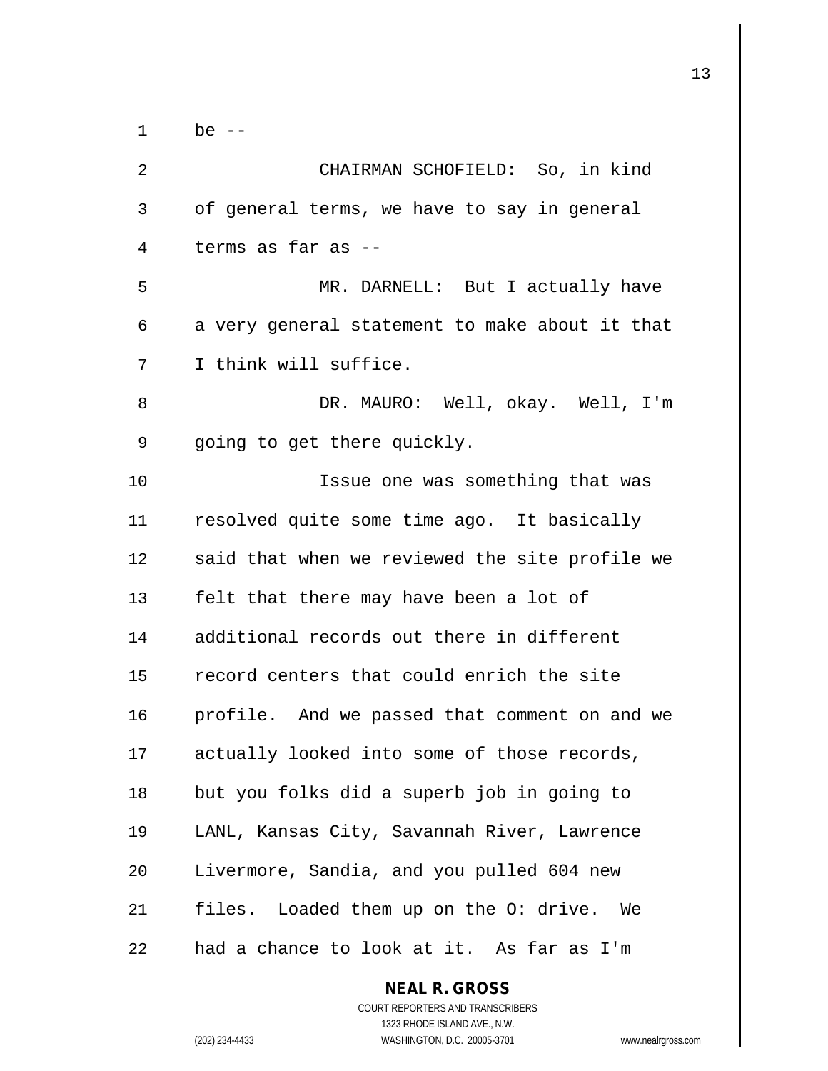be --

CHAIRMAN SCHOFIELD: So, in kind of general terms, we have to say in general terms as far as --

MR. DARNELL: But I actually have a very general statement to make about it that I think will suffice.

DR. MAURO: Well, okay. Well, I'm going to get there quickly.

Issue one was something that was resolved quite some time ago. It basically said that when we reviewed the site profile we felt that there may have been a lot of additional records out there in different record centers that could enrich the site profile. And we passed that comment on and we actually looked into some of those records, but you folks did a superb job in going to LANL, Kansas City, Savannah River, Lawrence Livermore, Sandia, and you pulled 604 new files. Loaded them up on the O: drive. We had a chance to look at it. As far as I'm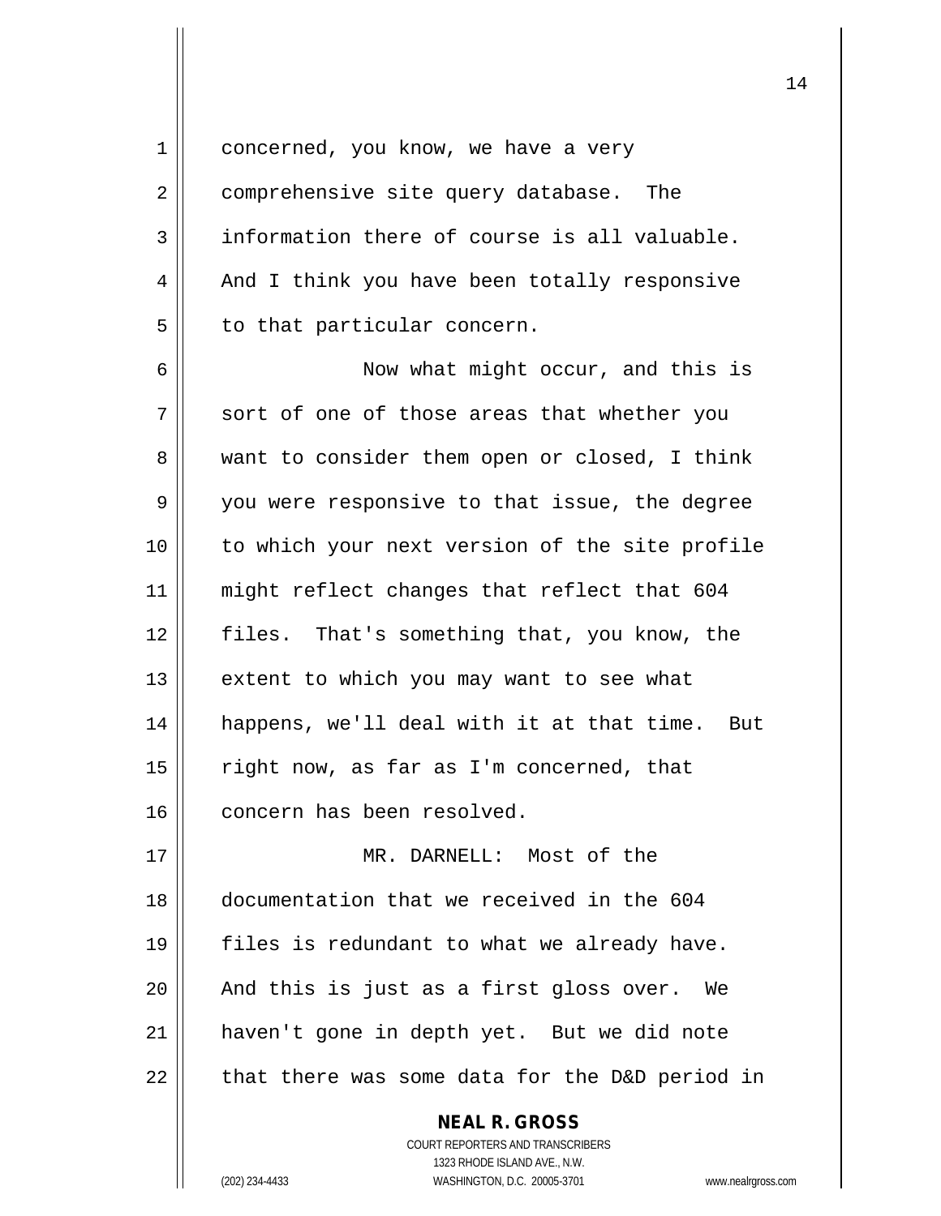concerned, you know, we have a very comprehensive site query database. The information there of course is all valuable. And I think you have been totally responsive to that particular concern.

Now what might occur, and this is sort of one of those areas that whether you want to consider them open or closed, I think you were responsive to that issue, the degree to which your next version of the site profile might reflect changes that reflect that 604 files. That's something that, you know, the extent to which you may want to see what happens, we'll deal with it at that time. But right now, as far as I'm concerned, that concern has been resolved.

MR. DARNELL: Most of the documentation that we received in the 604 files is redundant to what we already have. And this is just as a first gloss over. We haven't gone in depth yet. But we did note that there was some data for the D&D period in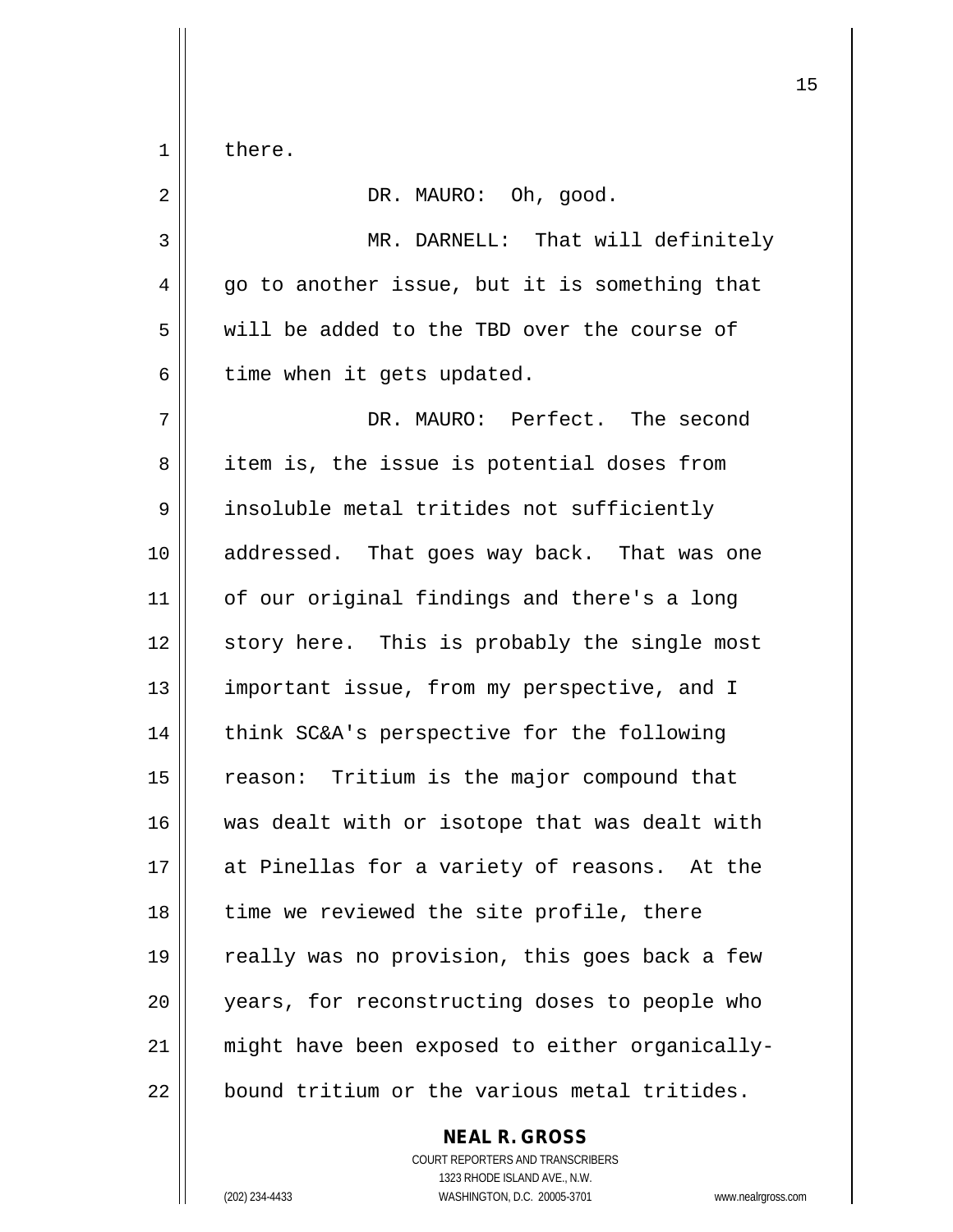there.

DR. MAURO: Oh, good.

MR. DARNELL: That will definitely go to another issue, but it is something that will be added to the TBD over the course of time when it gets updated.

DR. MAURO: Perfect. The second item is, the issue is potential doses from insoluble metal tritides not sufficiently addressed. That goes way back. That was one of our original findings and there's a long story here. This is probably the single most important issue, from my perspective, and I think SC&A's perspective for the following reason: Tritium is the major compound that was dealt with or isotope that was dealt with at Pinellas for a variety of reasons. At the time we reviewed the site profile, there really was no provision, this goes back a few years, for reconstructing doses to people who might have been exposed to either organically-bound tritium or the various metal tritides.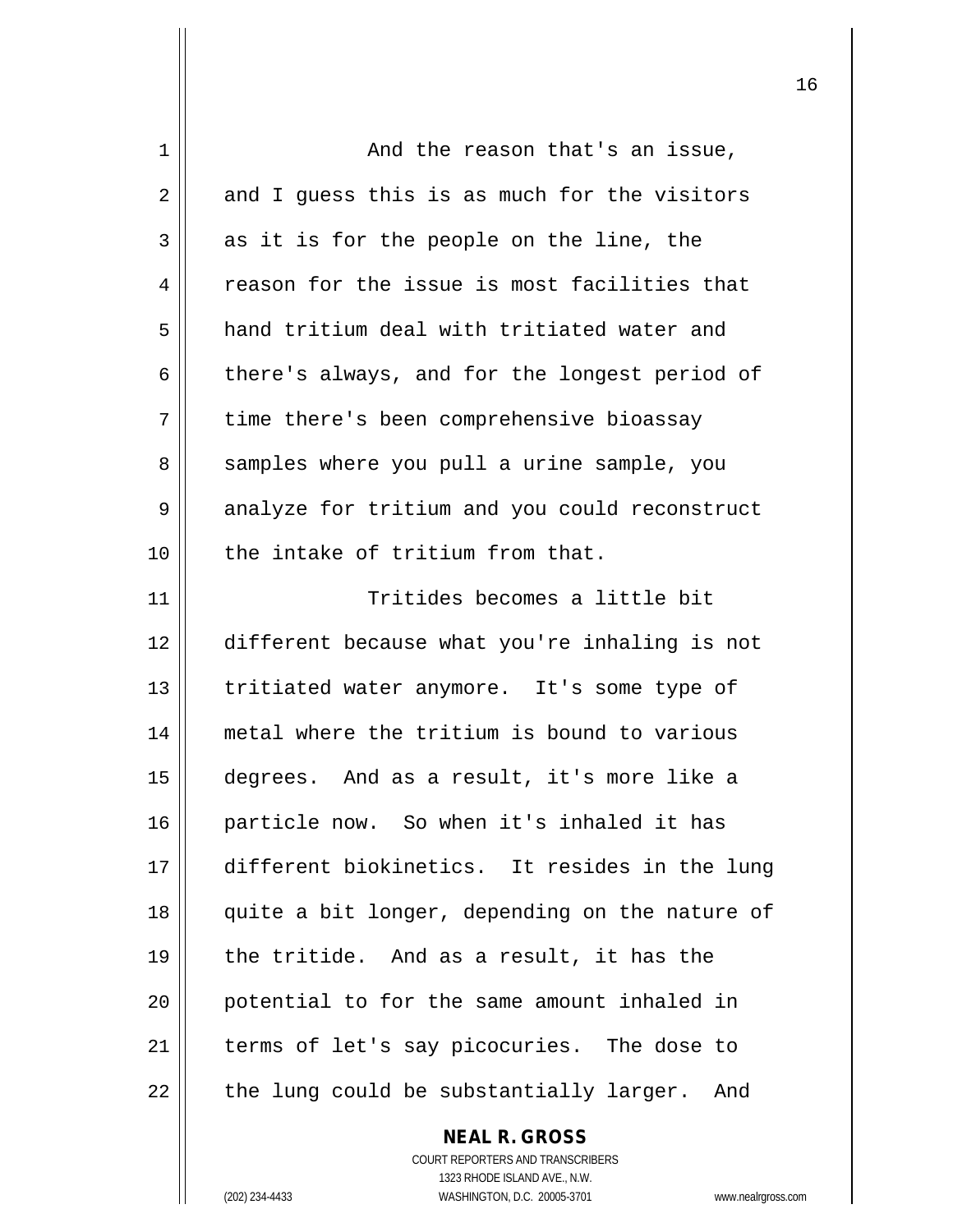And the reason that's an issue, and I guess this is as much for the visitors as it is for the people on the line, the reason for the issue is most facilities that hand tritium deal with tritiated water and there's always, and for the longest period of time there's been comprehensive bioassay samples where you pull a urine sample, you analyze for tritium and you could reconstruct the intake of tritium from that.

Tritides becomes a little bit different because what you're inhaling is not tritiated water anymore. It's some type of metal where the tritium is bound to various degrees. And as a result, it's more like a particle now. So when it's inhaled it has different biokinetics. It resides in the lung quite a bit longer, depending on the nature of the tritide. And as a result, it has the potential to for the same amount inhaled in terms of let's say picocuries. The dose to the lung could be substantially larger. And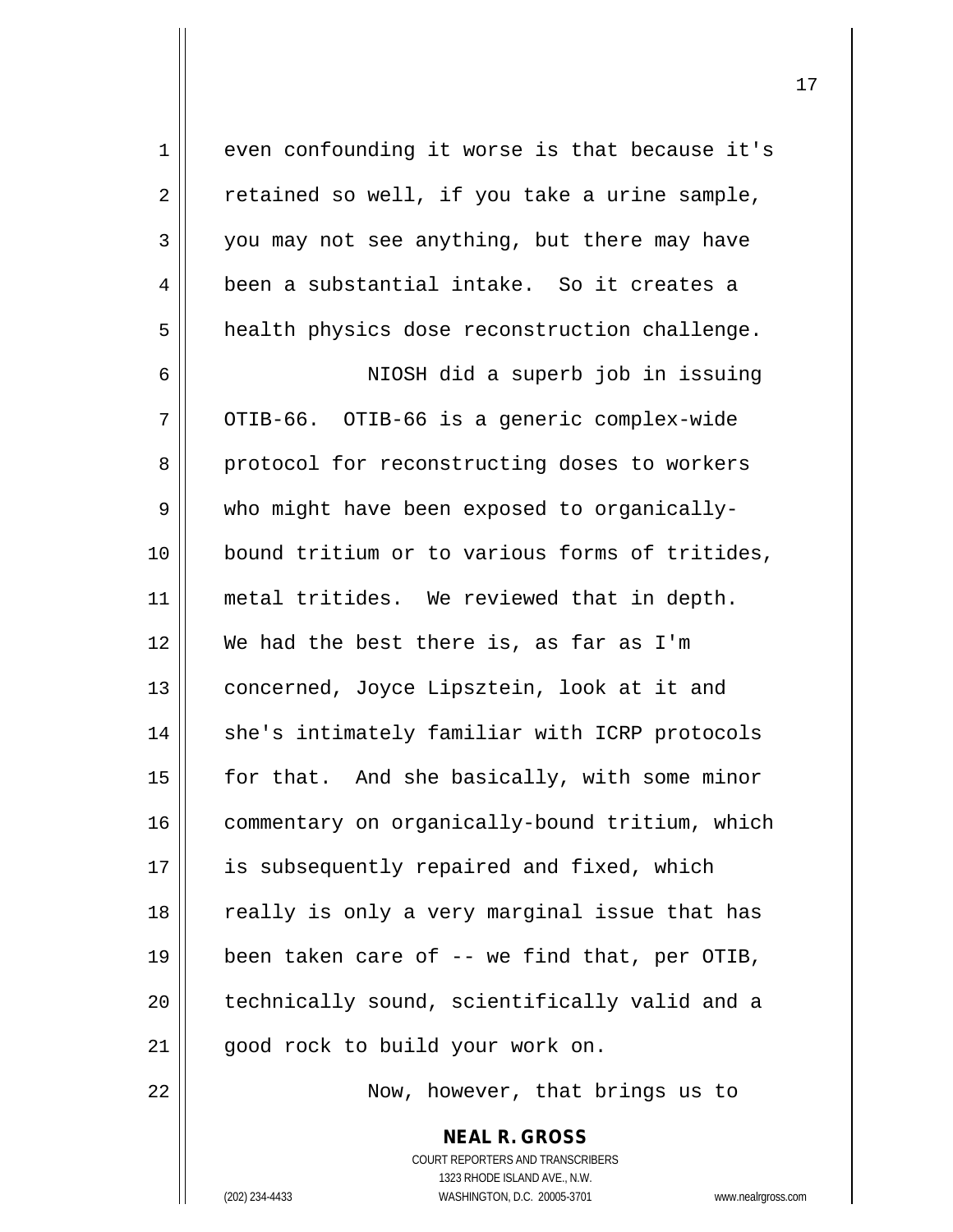even confounding it worse is that because it's retained so well, if you take a urine sample, you may not see anything, but there may have been a substantial intake. So it creates a health physics dose reconstruction challenge.

NIOSH did a superb job in issuing OTIB-66. OTIB-66 is a generic complex-wide protocol for reconstructing doses to workers who might have been exposed to organically-bound tritium or to various forms of tritides, metal tritides. We reviewed that in depth. We had the best there is, as far as I'm concerned, Joyce Lipsztein, look at it and she's intimately familiar with ICRP protocols for that. And she basically, with some minor commentary on organically-bound tritium, which is subsequently repaired and fixed, which really is only a very marginal issue that has been taken care of -- we find that, per OTIB, technically sound, scientifically valid and a good rock to build your work on.

Now, however, that brings us to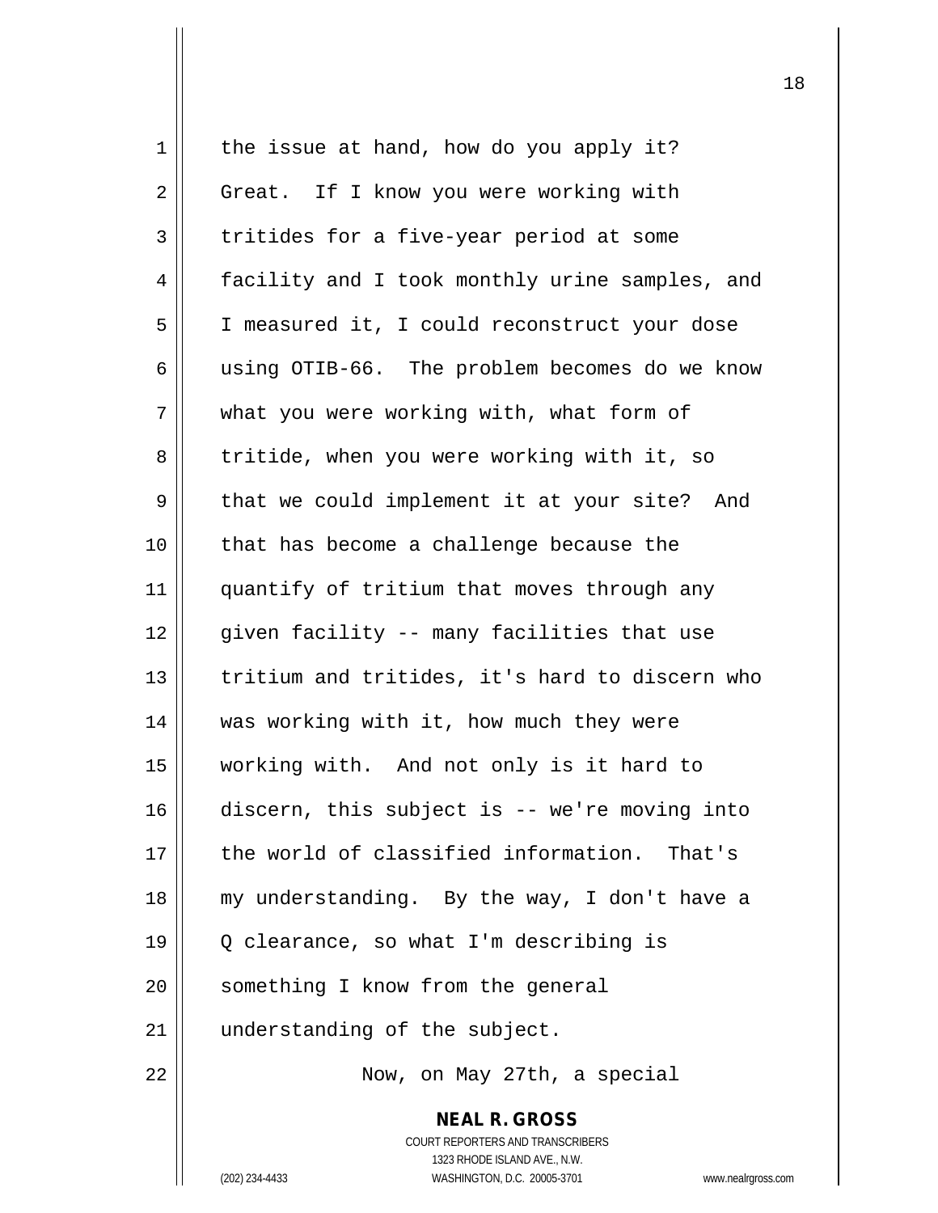the issue at hand, how do you apply it? Great. If I know you were working with tritides for a five-year period at some facility and I took monthly urine samples, and I measured it, I could reconstruct your dose using OTIB-66. The problem becomes do we know what you were working with, what form of tritide, when you were working with it, so that we could implement it at your site? And that has become a challenge because the quantify of tritium that moves through any given facility -- many facilities that use tritium and tritides, it's hard to discern who was working with it, how much they were working with. And not only is it hard to discern, this subject is -- we're moving into the world of classified information. That's my understanding. By the way, I don't have a Q clearance, so what I'm describing is something I know from the general understanding of the subject.

Now, on May 27th, a special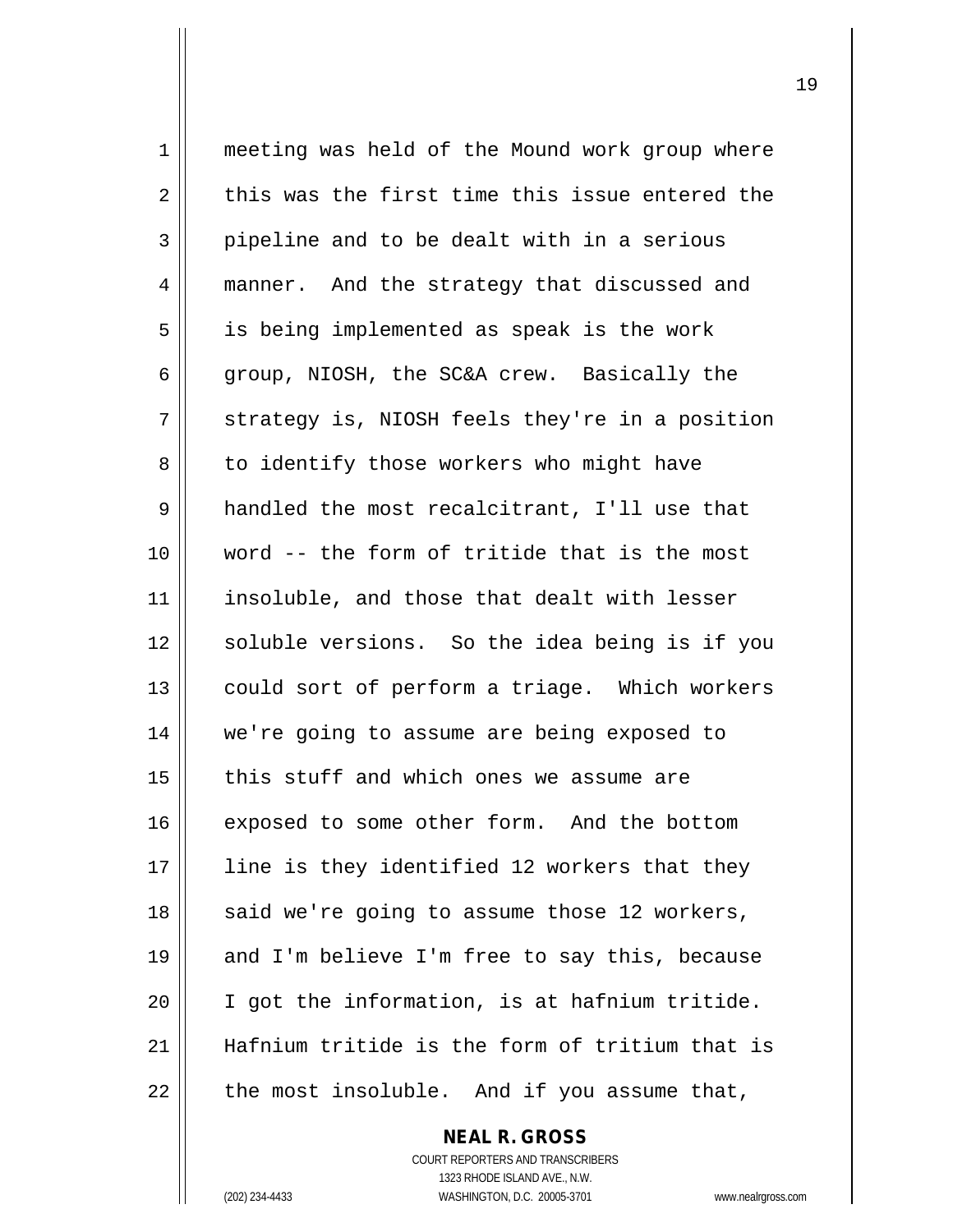meeting was held of the Mound work group where this was the first time this issue entered the pipeline and to be dealt with in a serious manner. And the strategy that discussed and is being implemented as speak is the work group, NIOSH, the SC&A crew. Basically the strategy is, NIOSH feels they're in a position to identify those workers who might have handled the most recalcitrant, I'll use that word -- the form of tritide that is the most insoluble, and those that dealt with lesser soluble versions. So the idea being is if you could sort of perform a triage. Which workers we're going to assume are being exposed to this stuff and which ones we assume are exposed to some other form. And the bottom line is they identified 12 workers that they said we're going to assume those 12 workers, and I'm believe I'm free to say this, because I got the information, is at hafnium tritide. Hafnium tritide is the form of tritium that is the most insoluble. And if you assume that,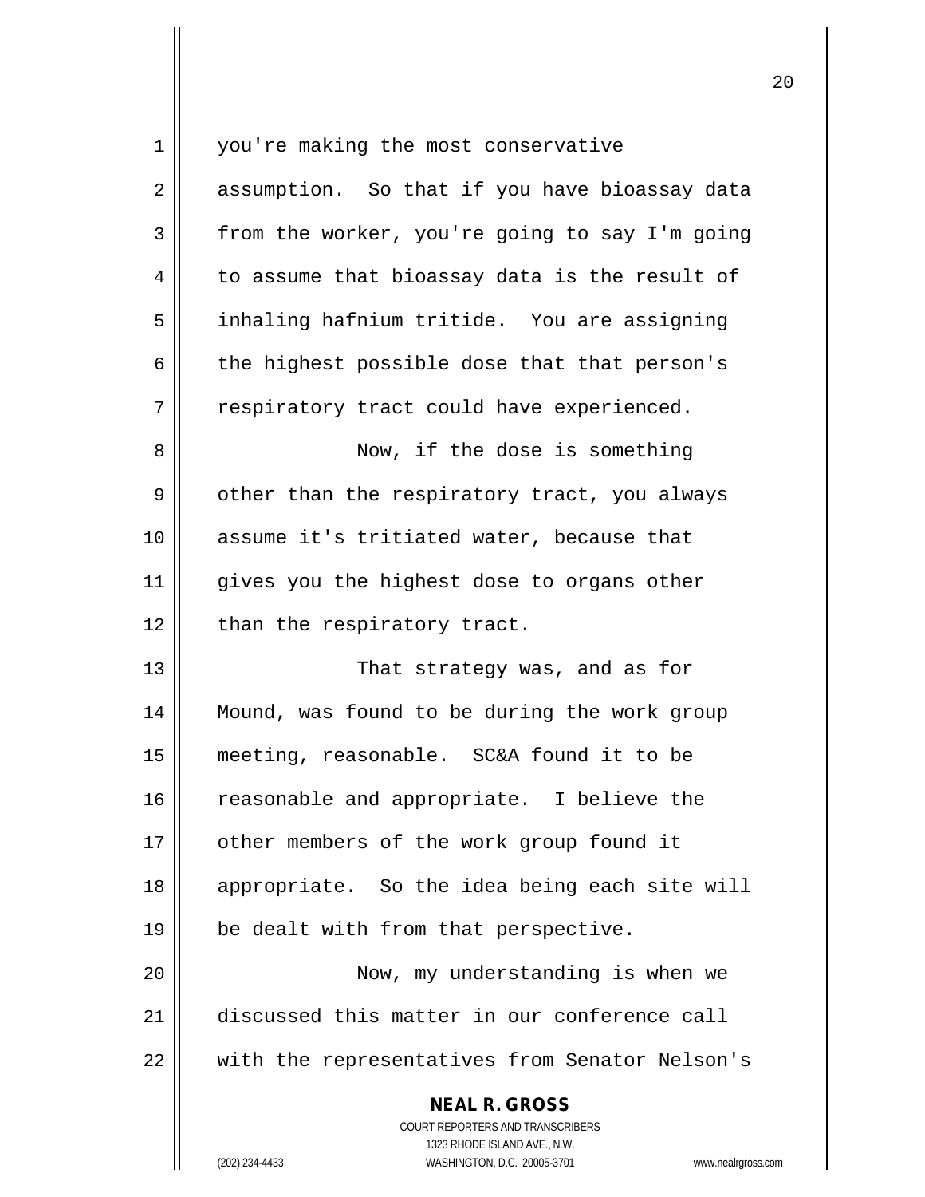you're making the most conservative assumption. So that if you have bioassay data from the worker, you're going to say I'm going to assume that bioassay data is the result of inhaling hafnium tritide. You are assigning the highest possible dose that that person's respiratory tract could have experienced.

Now, if the dose is something other than the respiratory tract, you always assume it's tritiated water, because that gives you the highest dose to organs other than the respiratory tract.

That strategy was, and as for Mound, was found to be during the work group meeting, reasonable. SC&A found it to be reasonable and appropriate. I believe the other members of the work group found it appropriate. So the idea being each site will be dealt with from that perspective.

Now, my understanding is when we discussed this matter in our conference call with the representatives from Senator Nelson's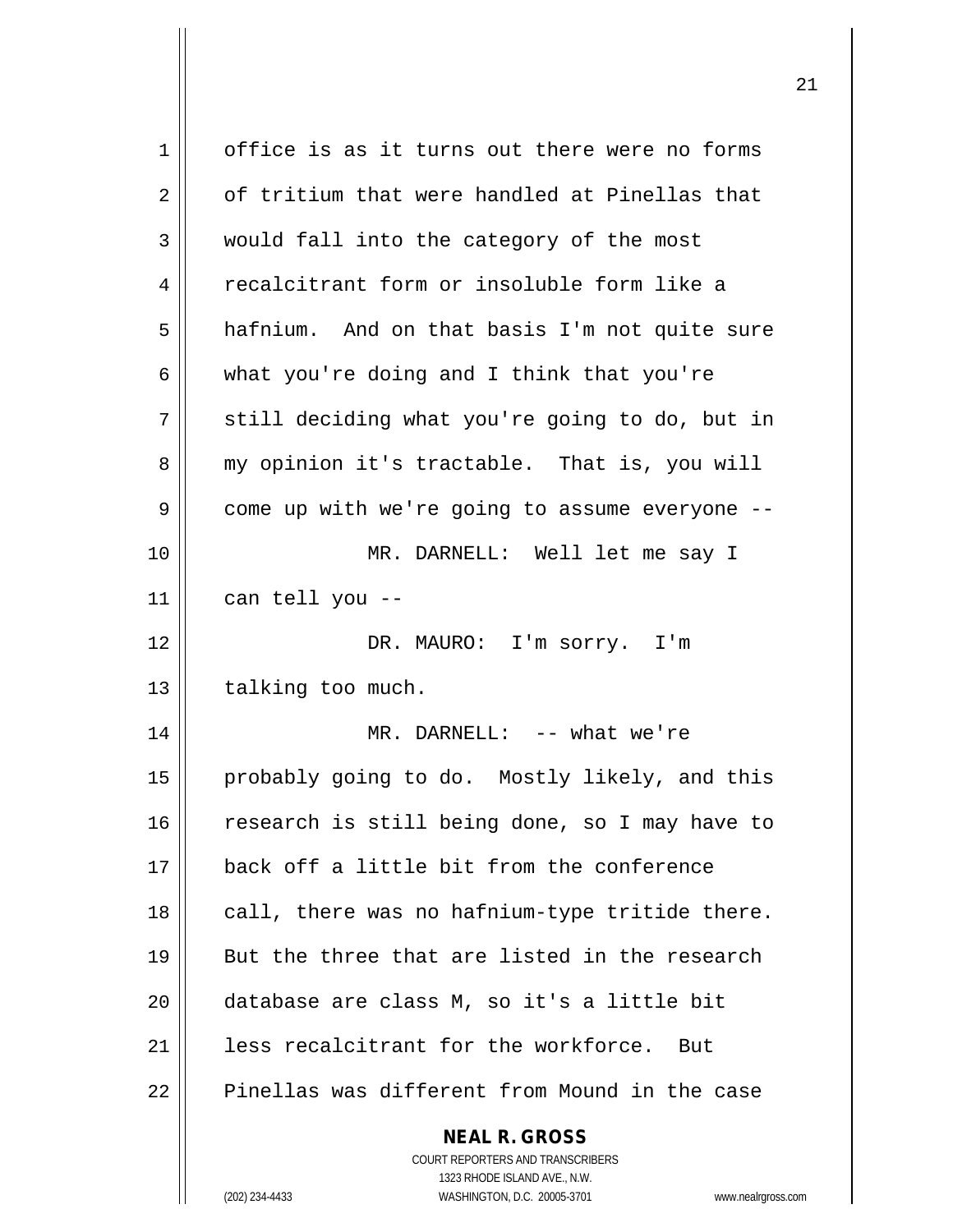office is as it turns out there were no forms of tritium that were handled at Pinellas that would fall into the category of the most recalcitrant form or insoluble form like a hafnium. And on that basis I'm not quite sure what you're doing and I think that you're still deciding what you're going to do, but in my opinion it's tractable. That is, you will come up with we're going to assume everyone --

MR. DARNELL: Well let me say I can tell you --

DR. MAURO: I'm sorry. I'm talking too much.

MR. DARNELL: -- what we're probably going to do. Mostly likely, and this research is still being done, so I may have to back off a little bit from the conference call, there was no hafnium-type tritide there. But the three that are listed in the research database are class M, so it's a little bit less recalcitrant for the workforce. But Pinellas was different from Mound in the case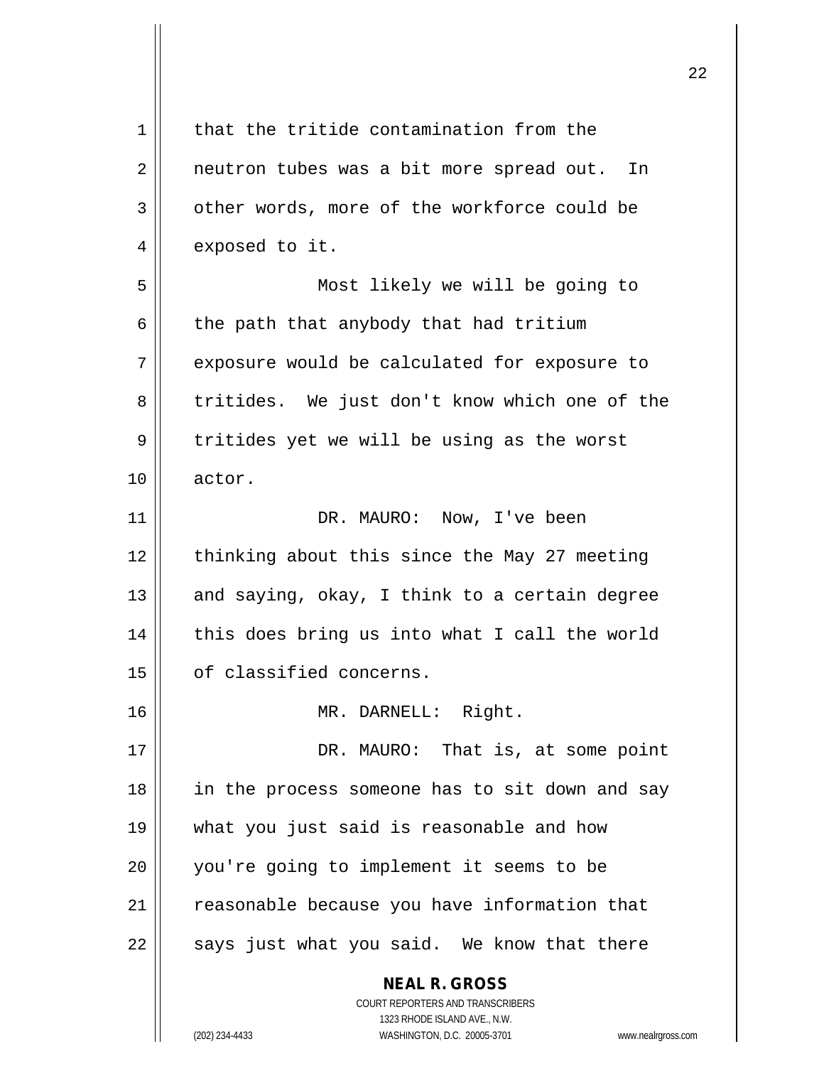that the tritide contamination from the neutron tubes was a bit more spread out. In other words, more of the workforce could be exposed to it.

Most likely we will be going to the path that anybody that had tritium exposure would be calculated for exposure to tritides. We just don't know which one of the tritides yet we will be using as the worst actor.

DR. MAURO: Now, I've been thinking about this since the May 27 meeting and saying, okay, I think to a certain degree this does bring us into what I call the world of classified concerns.

MR. DARNELL: Right.

DR. MAURO: That is, at some point in the process someone has to sit down and say what you just said is reasonable and how you're going to implement it seems to be reasonable because you have information that says just what you said. We know that there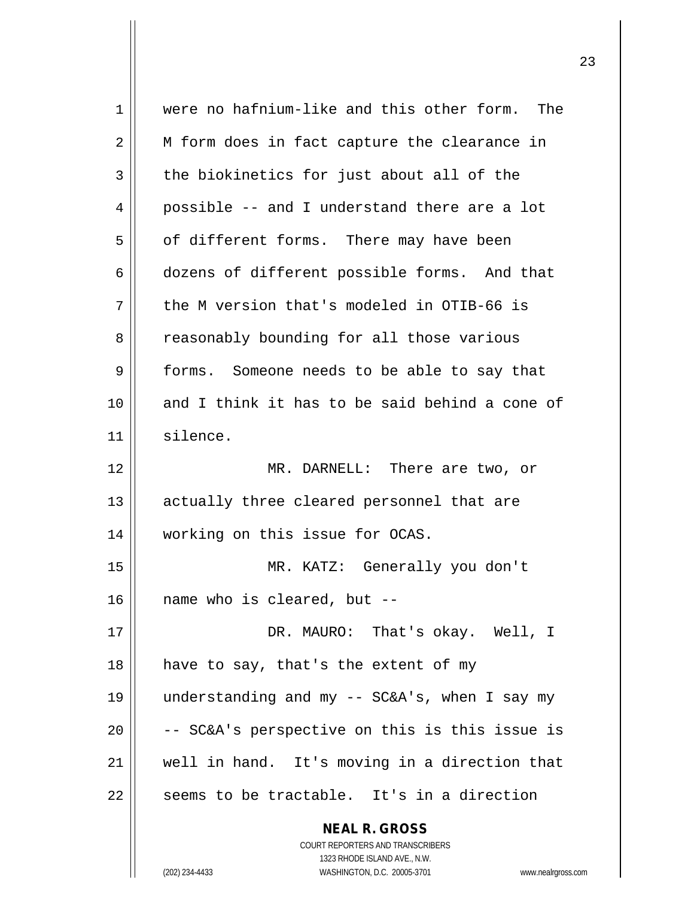were no hafnium-like and this other form. The M form does in fact capture the clearance in the biokinetics for just about all of the possible -- and I understand there are a lot of different forms. There may have been dozens of different possible forms. And that the M version that's modeled in OTIB-66 is reasonably bounding for all those various forms. Someone needs to be able to say that and I think it has to be said behind a cone of silence.

MR. DARNELL: There are two, or actually three cleared personnel that are working on this issue for OCAS.

MR. KATZ: Generally you don't name who is cleared, but --

DR. MAURO: That's okay. Well, I have to say, that's the extent of my understanding and my -- SC&A's, when I say my -- SC&A's perspective on this is this issue is well in hand. It's moving in a direction that seems to be tractable. It's in a direction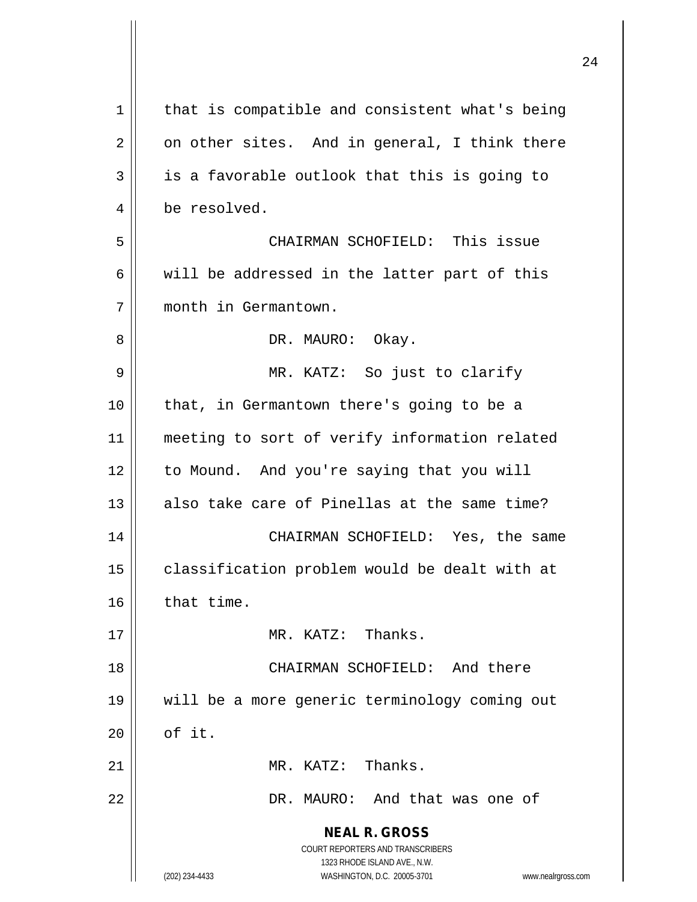that is compatible and consistent what's being on other sites. And in general, I think there is a favorable outlook that this is going to be resolved.

CHAIRMAN SCHOFIELD: This issue will be addressed in the latter part of this month in Germantown.

DR. MAURO: Okay.

MR. KATZ: So just to clarify that, in Germantown there's going to be a meeting to sort of verify information related to Mound. And you're saying that you will also take care of Pinellas at the same time?

CHAIRMAN SCHOFIELD: Yes, the same classification problem would be dealt with at that time.

MR. KATZ: Thanks.

CHAIRMAN SCHOFIELD: And there will be a more generic terminology coming out of it.

MR. KATZ: Thanks.

DR. MAURO: And that was one of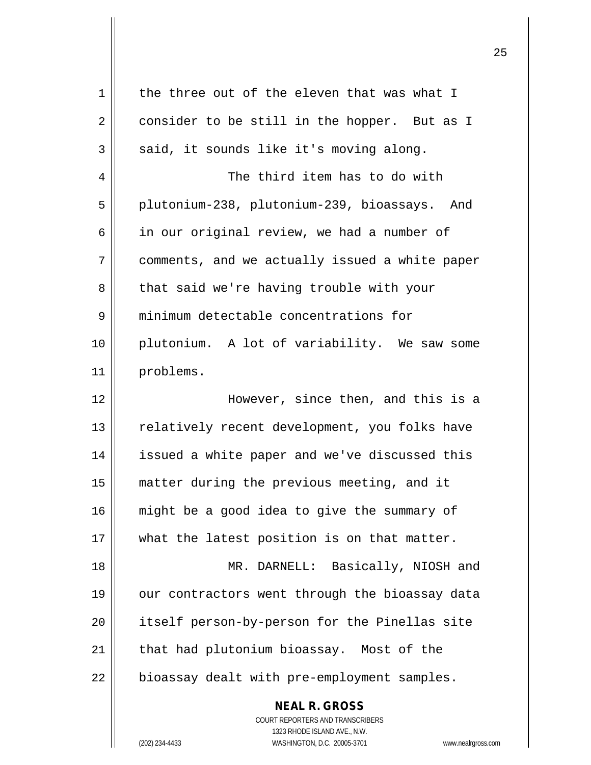the three out of the eleven that was what I consider to be still in the hopper. But as I said, it sounds like it's moving along.

The third item has to do with plutonium-238, plutonium-239, bioassays. And in our original review, we had a number of comments, and we actually issued a white paper that said we're having trouble with your minimum detectable concentrations for plutonium. A lot of variability. We saw some problems.

However, since then, and this is a relatively recent development, you folks have issued a white paper and we've discussed this matter during the previous meeting, and it might be a good idea to give the summary of what the latest position is on that matter.

MR. DARNELL: Basically, NIOSH and our contractors went through the bioassay data itself person-by-person for the Pinellas site that had plutonium bioassay. Most of the bioassay dealt with pre-employment samples.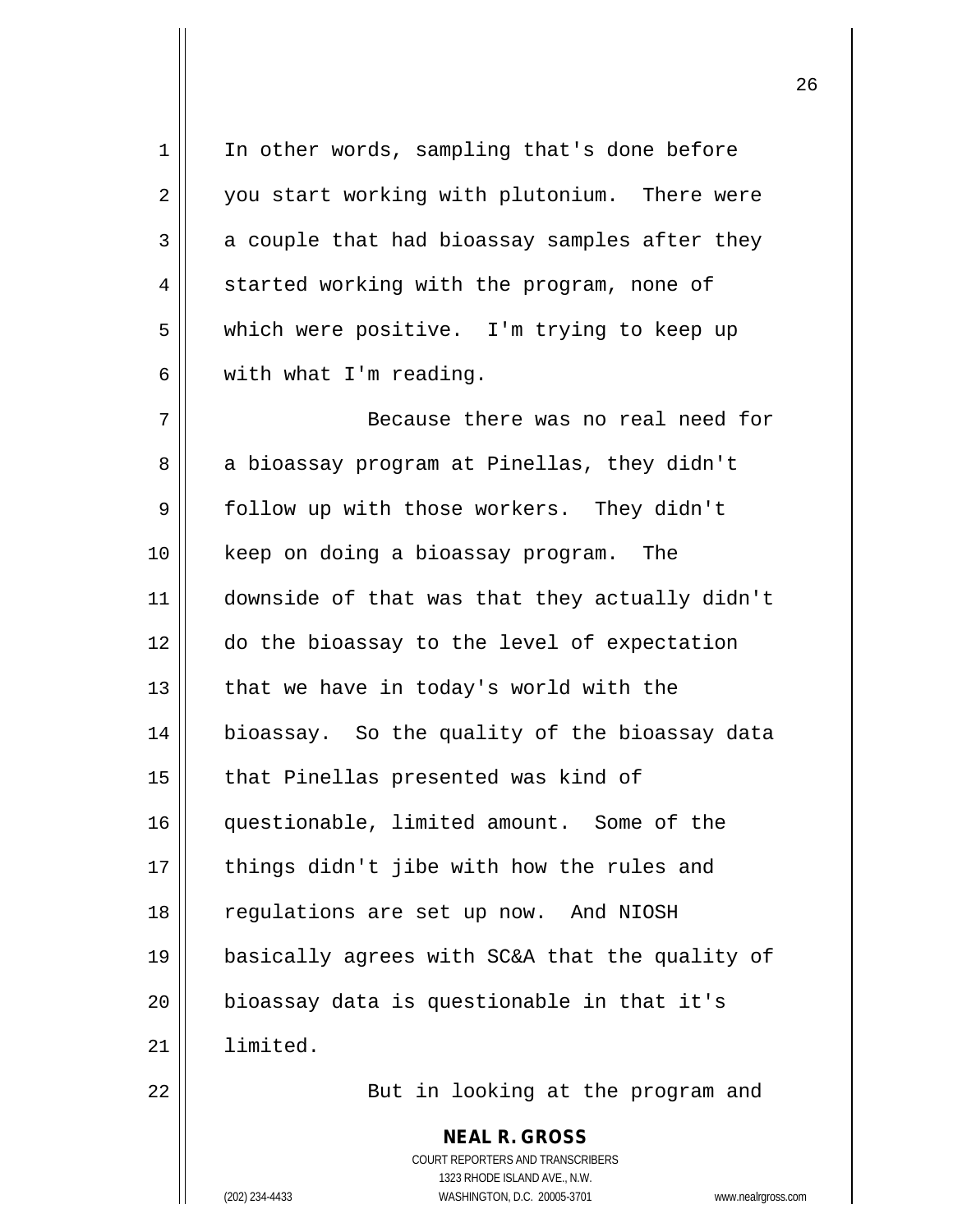In other words, sampling that's done before you start working with plutonium. There were a couple that had bioassay samples after they started working with the program, none of which were positive. I'm trying to keep up with what I'm reading.

Because there was no real need for a bioassay program at Pinellas, they didn't follow up with those workers. They didn't keep on doing a bioassay program. The downside of that was that they actually didn't do the bioassay to the level of expectation that we have in today's world with the bioassay. So the quality of the bioassay data that Pinellas presented was kind of questionable, limited amount. Some of the things didn't jibe with how the rules and regulations are set up now. And NIOSH basically agrees with SC&A that the quality of bioassay data is questionable in that it's limited.

But in looking at the program and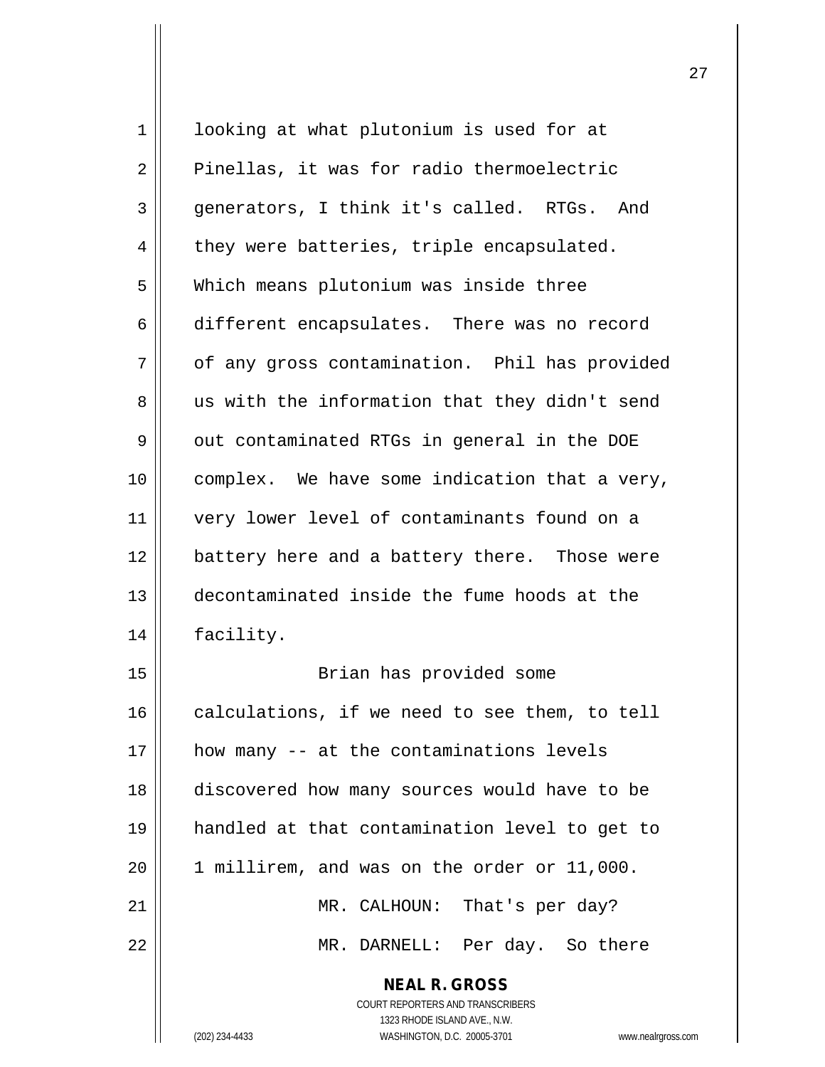looking at what plutonium is used for at Pinellas, it was for radio thermoelectric generators, I think it's called. RTGs. And they were batteries, triple encapsulated. Which means plutonium was inside three different encapsulates. There was no record of any gross contamination. Phil has provided us with the information that they didn't send out contaminated RTGs in general in the DOE complex. We have some indication that a very, very lower level of contaminants found on a battery here and a battery there. Those were decontaminated inside the fume hoods at the facility.

Brian has provided some calculations, if we need to see them, to tell how many -- at the contaminations levels discovered how many sources would have to be handled at that contamination level to get to 1 millirem, and was on the order or 11,000.

MR. CALHOUN: That's per day?

MR. DARNELL: Per day. So there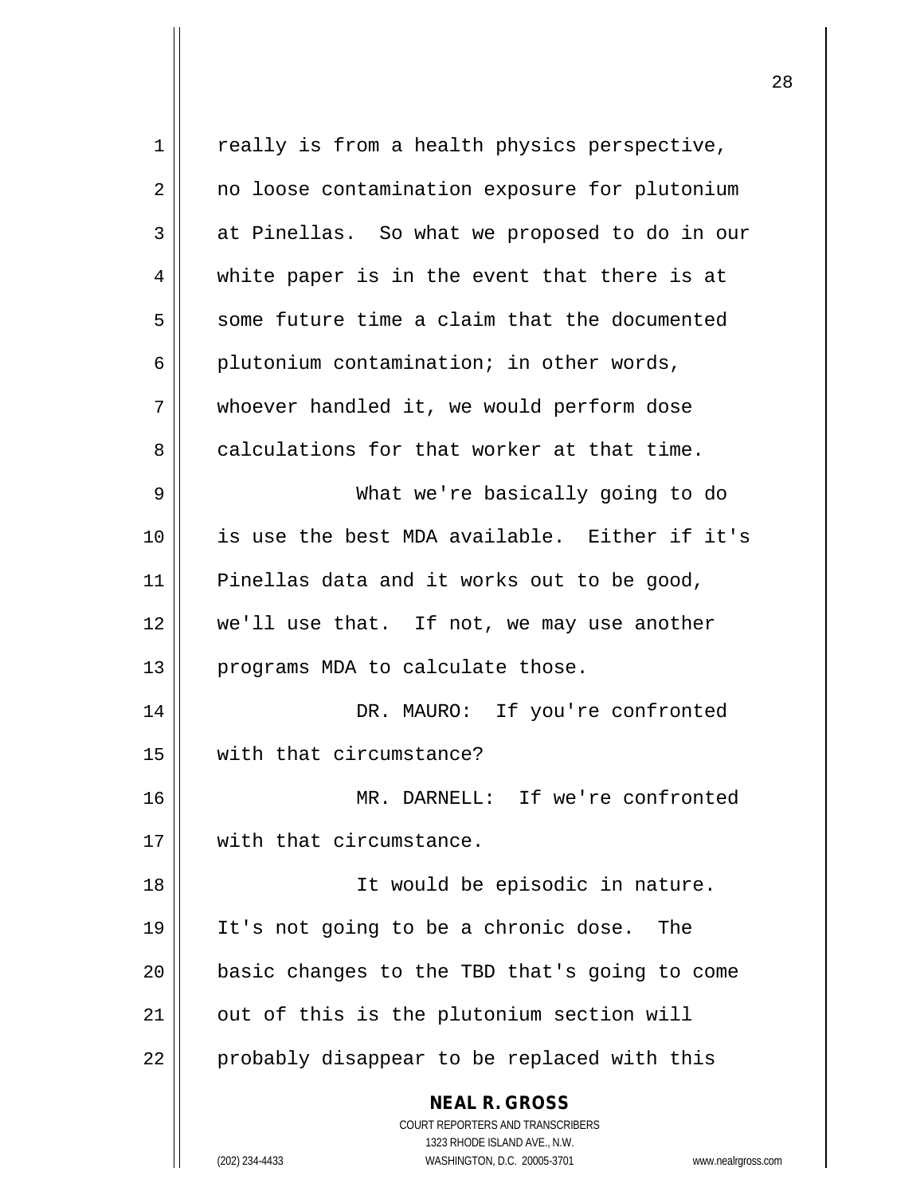really is from a health physics perspective, no loose contamination exposure for plutonium at Pinellas. So what we proposed to do in our white paper is in the event that there is at some future time a claim that the documented plutonium contamination; in other words, whoever handled it, we would perform dose calculations for that worker at that time.

What we're basically going to do is use the best MDA available. Either if it's Pinellas data and it works out to be good, we'll use that. If not, we may use another programs MDA to calculate those.

DR. MAURO: If you're confronted with that circumstance?

MR. DARNELL: If we're confronted with that circumstance.

It would be episodic in nature. It's not going to be a chronic dose. The basic changes to the TBD that's going to come out of this is the plutonium section will probably disappear to be replaced with this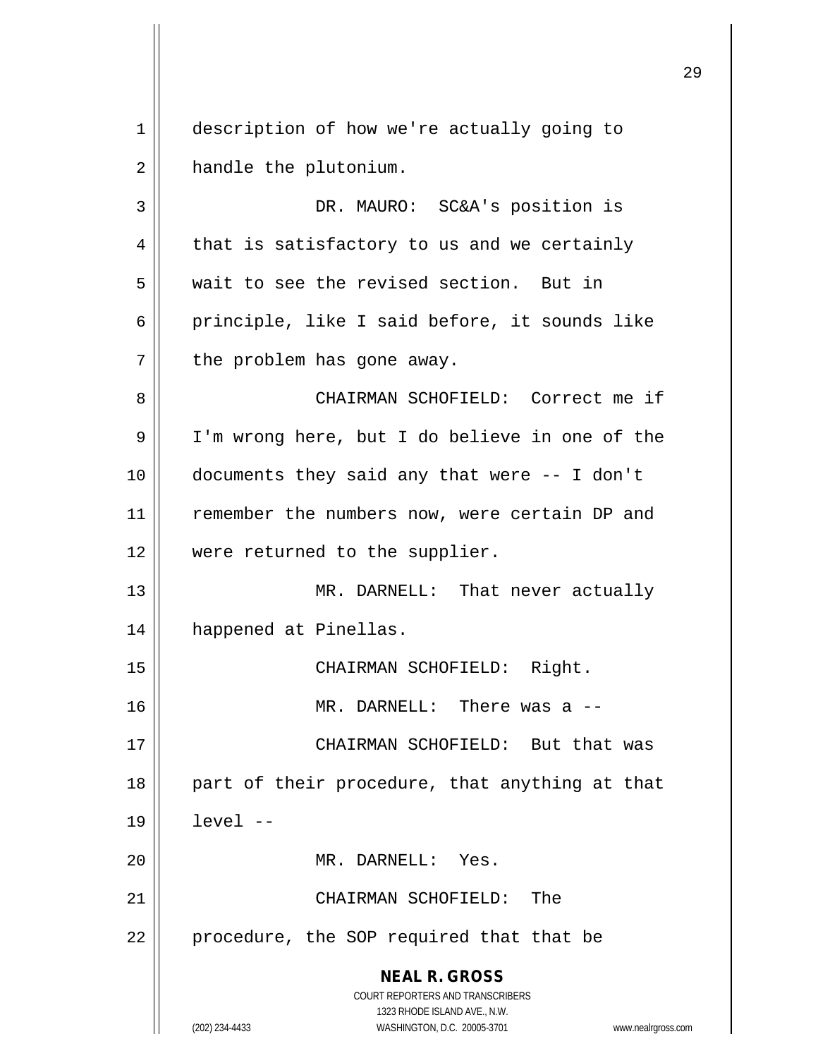description of how we're actually going to handle the plutonium.

DR. MAURO: SC&A's position is that is satisfactory to us and we certainly wait to see the revised section. But in principle, like I said before, it sounds like the problem has gone away.

CHAIRMAN SCHOFIELD: Correct me if I'm wrong here, but I do believe in one of the documents they said any that were -- I don't remember the numbers now, were certain DP and were returned to the supplier.

MR. DARNELL: That never actually happened at Pinellas.

CHAIRMAN SCHOFIELD: Right.

MR. DARNELL: There was a --

CHAIRMAN SCHOFIELD: But that was part of their procedure, that anything at that level --

MR. DARNELL: Yes.

CHAIRMAN SCHOFIELD: The procedure, the SOP required that that be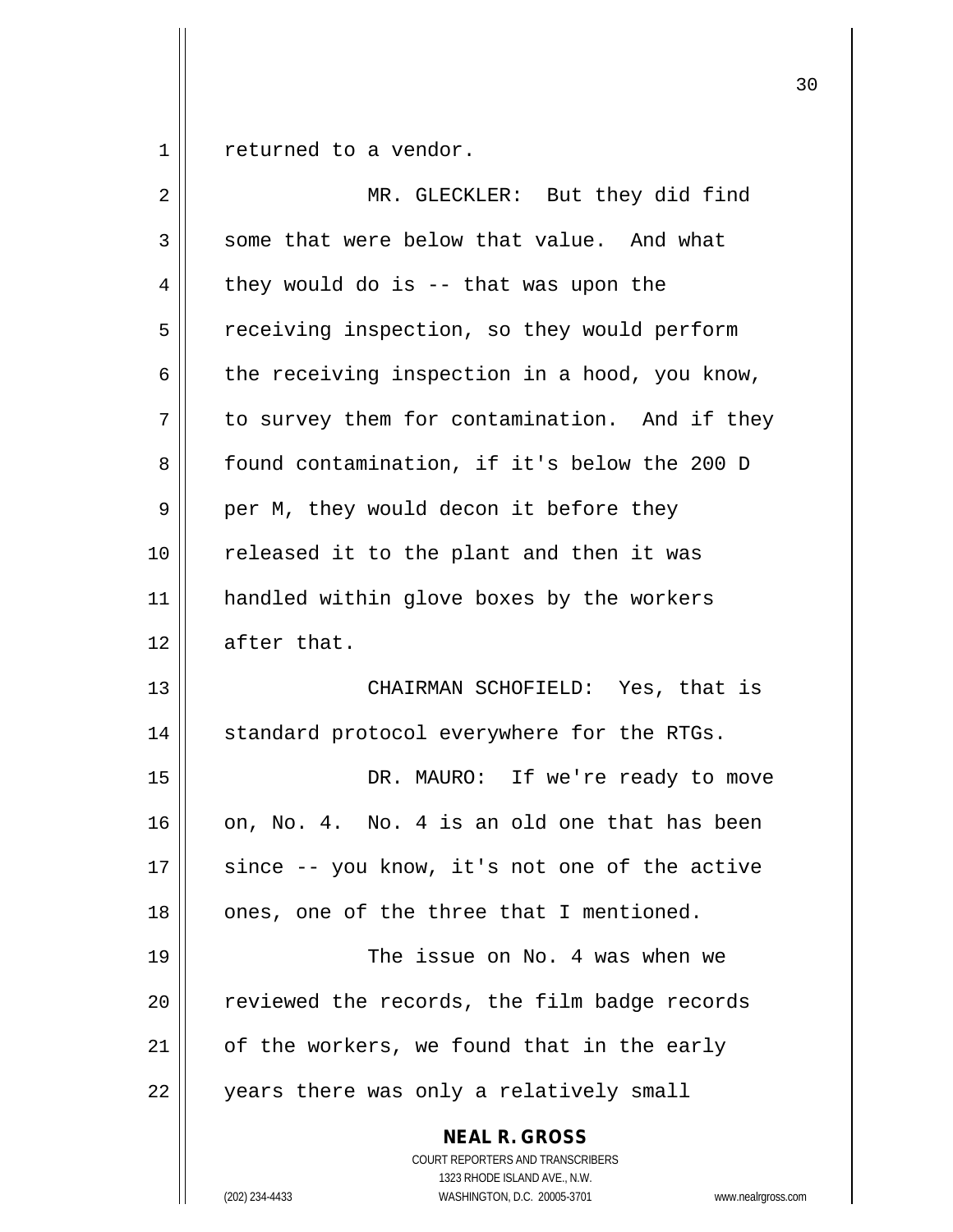returned to a vendor.

MR. GLECKLER: But they did find some that were below that value. And what they would do is -- that was upon the receiving inspection, so they would perform the receiving inspection in a hood, you know, to survey them for contamination. And if they found contamination, if it's below the 200 D per M, they would decon it before they released it to the plant and then it was handled within glove boxes by the workers after that.

CHAIRMAN SCHOFIELD: Yes, that is standard protocol everywhere for the RTGs.

DR. MAURO: If we're ready to move on, No. 4. No. 4 is an old one that has been since -- you know, it's not one of the active ones, one of the three that I mentioned.

The issue on No. 4 was when we reviewed the records, the film badge records of the workers, we found that in the early years there was only a relatively small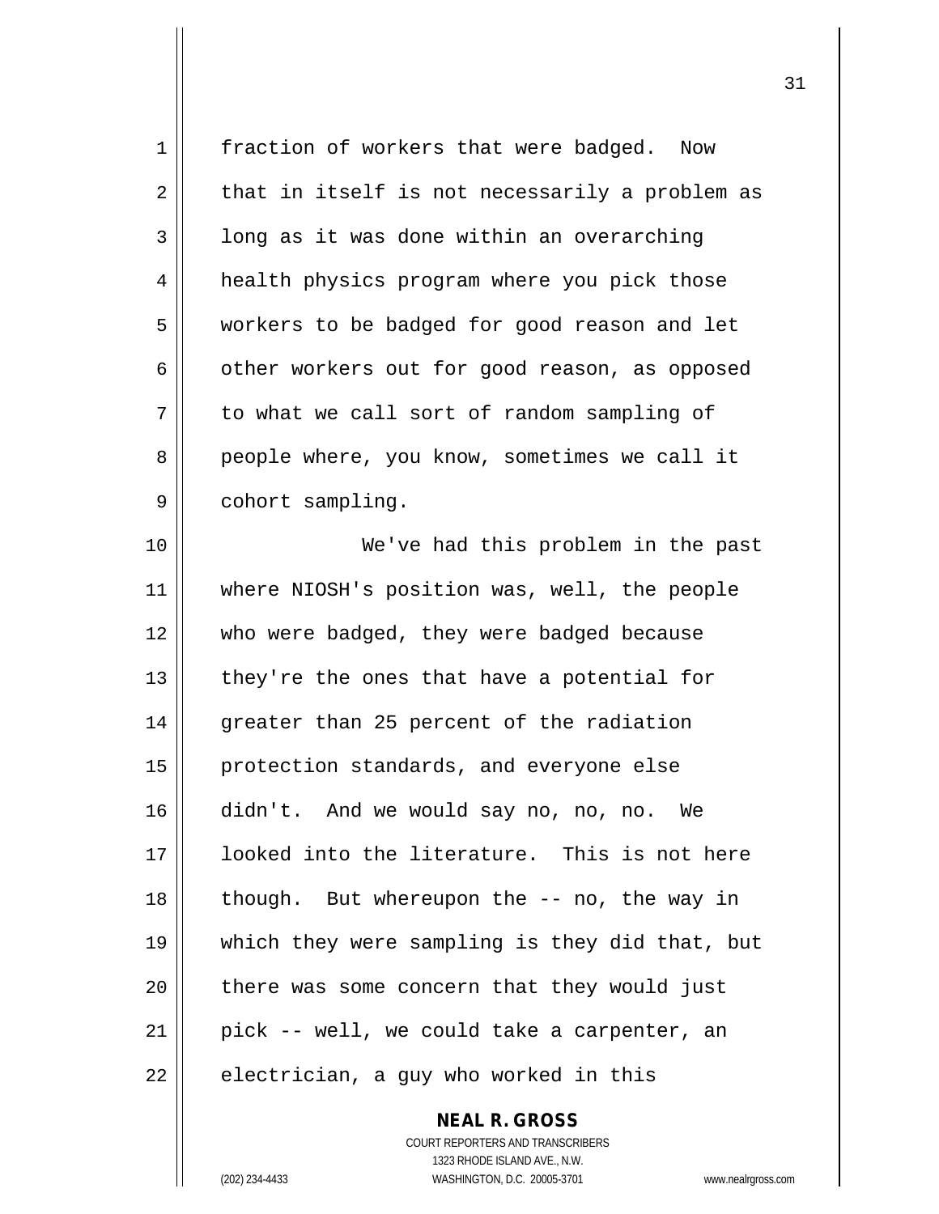fraction of workers that were badged. Now that in itself is not necessarily a problem as long as it was done within an overarching health physics program where you pick those workers to be badged for good reason and let other workers out for good reason, as opposed to what we call sort of random sampling of people where, you know, sometimes we call it cohort sampling.

We've had this problem in the past where NIOSH's position was, well, the people who were badged, they were badged because they're the ones that have a potential for greater than 25 percent of the radiation protection standards, and everyone else didn't. And we would say no, no, no. We looked into the literature. This is not here though. But whereupon the -- no, the way in which they were sampling is they did that, but there was some concern that they would just pick -- well, we could take a carpenter, an electrician, a guy who worked in this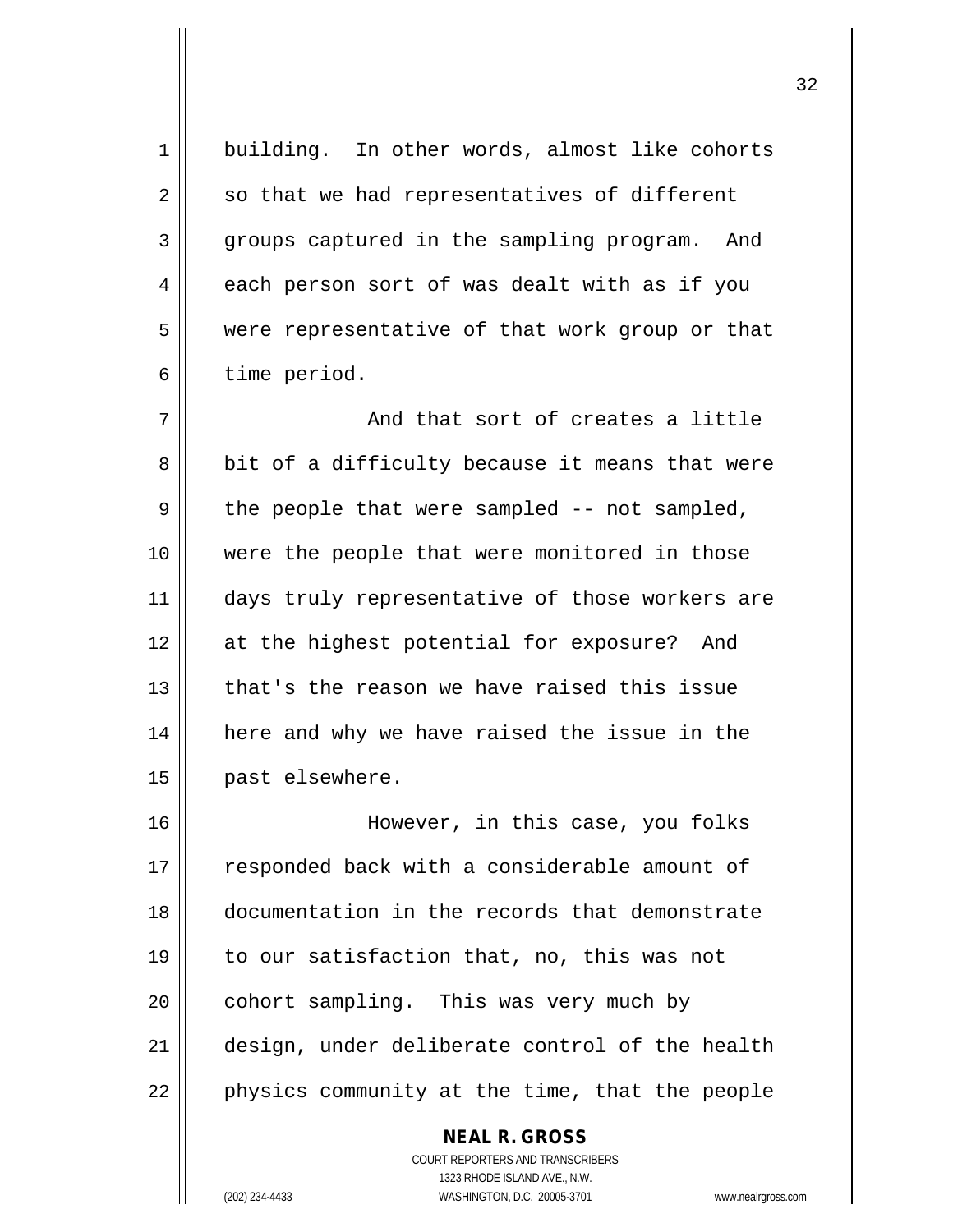building. In other words, almost like cohorts so that we had representatives of different groups captured in the sampling program. And each person sort of was dealt with as if you were representative of that work group or that time period.

And that sort of creates a little bit of a difficulty because it means that were the people that were sampled -- not sampled, were the people that were monitored in those days truly representative of those workers are at the highest potential for exposure? And that's the reason we have raised this issue here and why we have raised the issue in the past elsewhere.

However, in this case, you folks responded back with a considerable amount of documentation in the records that demonstrate to our satisfaction that, no, this was not cohort sampling. This was very much by design, under deliberate control of the health physics community at the time, that the people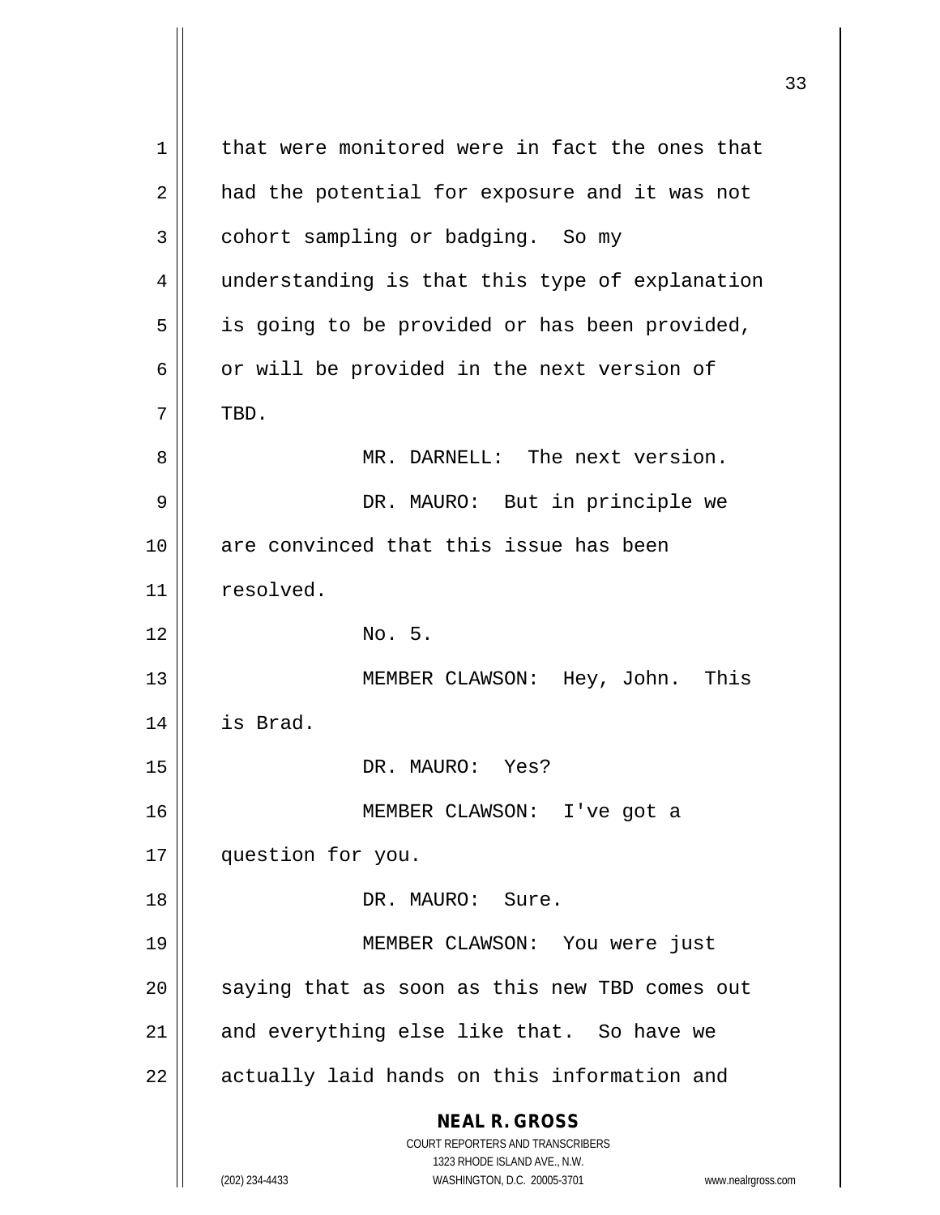that were monitored were in fact the ones that had the potential for exposure and it was not cohort sampling or badging. So my understanding is that this type of explanation is going to be provided or has been provided, or will be provided in the next version of TBD.

MR. DARNELL: The next version.

DR. MAURO: But in principle we are convinced that this issue has been resolved.

No. 5.

MEMBER CLAWSON: Hey, John. This is Brad.

DR. MAURO: Yes?

MEMBER CLAWSON: I've got a question for you.

DR. MAURO: Sure.

MEMBER CLAWSON: You were just saying that as soon as this new TBD comes out and everything else like that. So have we actually laid hands on this information and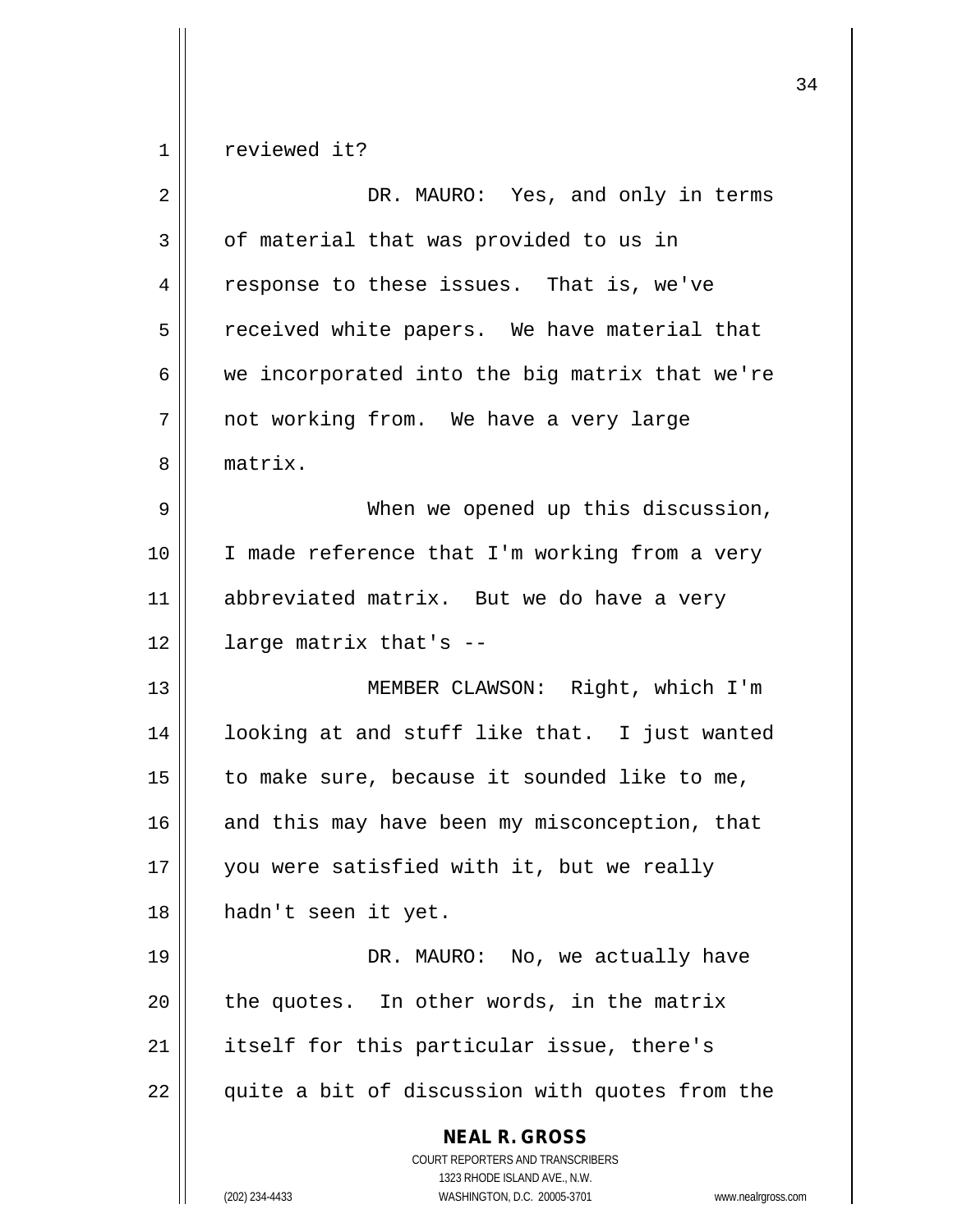reviewed it?

DR. MAURO: Yes, and only in terms of material that was provided to us in response to these issues. That is, we've received white papers. We have material that we incorporated into the big matrix that we're not working from. We have a very large matrix.

When we opened up this discussion, I made reference that I'm working from a very abbreviated matrix. But we do have a very large matrix that's --

MEMBER CLAWSON: Right, which I'm looking at and stuff like that. I just wanted to make sure, because it sounded like to me, and this may have been my misconception, that you were satisfied with it, but we really hadn't seen it yet.

DR. MAURO: No, we actually have the quotes. In other words, in the matrix itself for this particular issue, there's quite a bit of discussion with quotes from the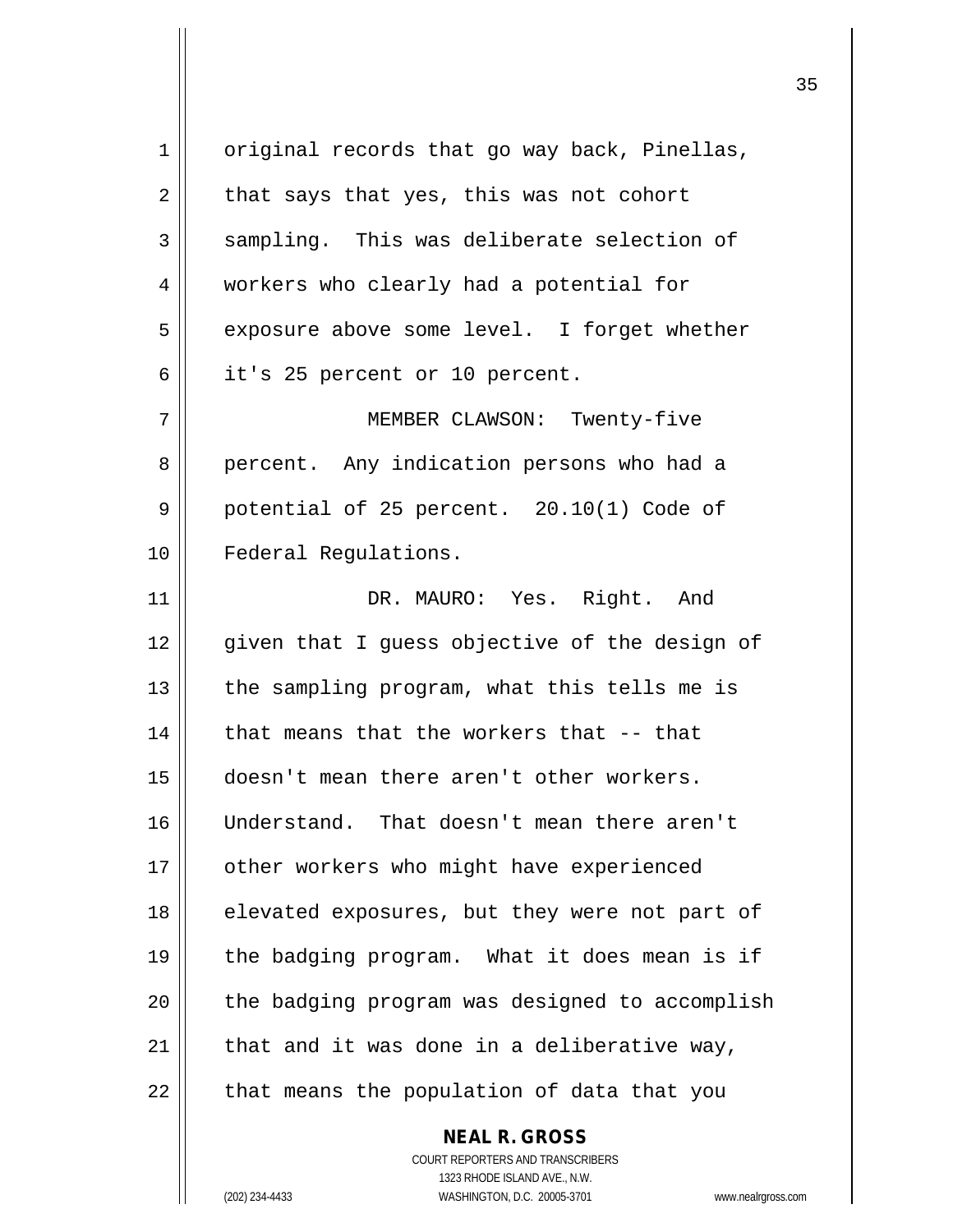original records that go way back, Pinellas, that says that yes, this was not cohort sampling. This was deliberate selection of workers who clearly had a potential for exposure above some level. I forget whether it's 25 percent or 10 percent.

MEMBER CLAWSON: Twenty-five percent. Any indication persons who had a potential of 25 percent. 20.10(1) Code of Federal Regulations.

DR. MAURO: Yes. Right. And given that I guess objective of the design of the sampling program, what this tells me is that means that the workers that -- that doesn't mean there aren't other workers. Understand. That doesn't mean there aren't other workers who might have experienced elevated exposures, but they were not part of the badging program. What it does mean is if the badging program was designed to accomplish that and it was done in a deliberative way, that means the population of data that you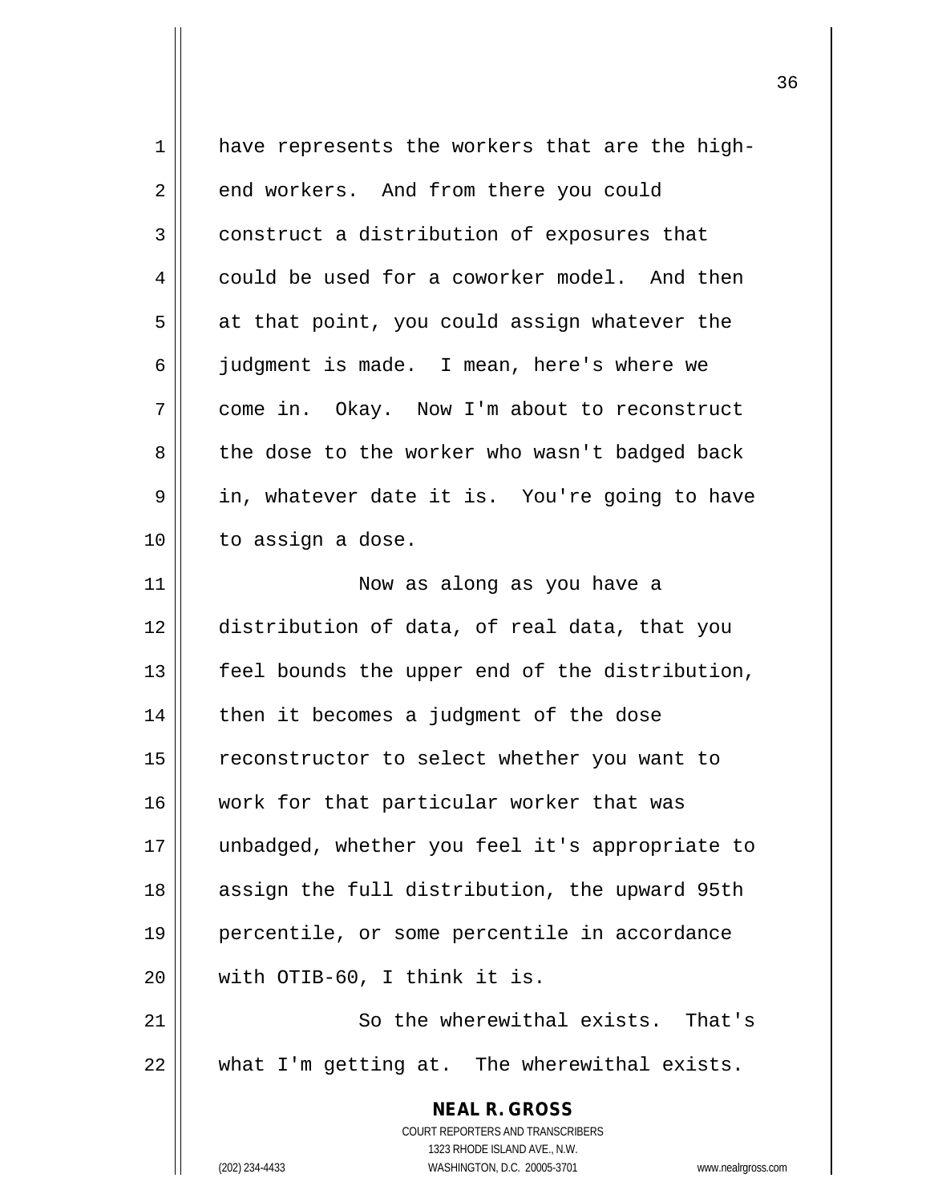have represents the workers that are the high-end workers. And from there you could construct a distribution of exposures that could be used for a coworker model. And then at that point, you could assign whatever the judgment is made. I mean, here's where we come in. Okay. Now I'm about to reconstruct the dose to the worker who wasn't badged back in, whatever date it is. You're going to have to assign a dose.

Now as along as you have a distribution of data, of real data, that you feel bounds the upper end of the distribution, then it becomes a judgment of the dose reconstructor to select whether you want to work for that particular worker that was unbadged, whether you feel it's appropriate to assign the full distribution, the upward 95th percentile, or some percentile in accordance with OTIB-60, I think it is.

So the wherewithal exists. That's what I'm getting at. The wherewithal exists.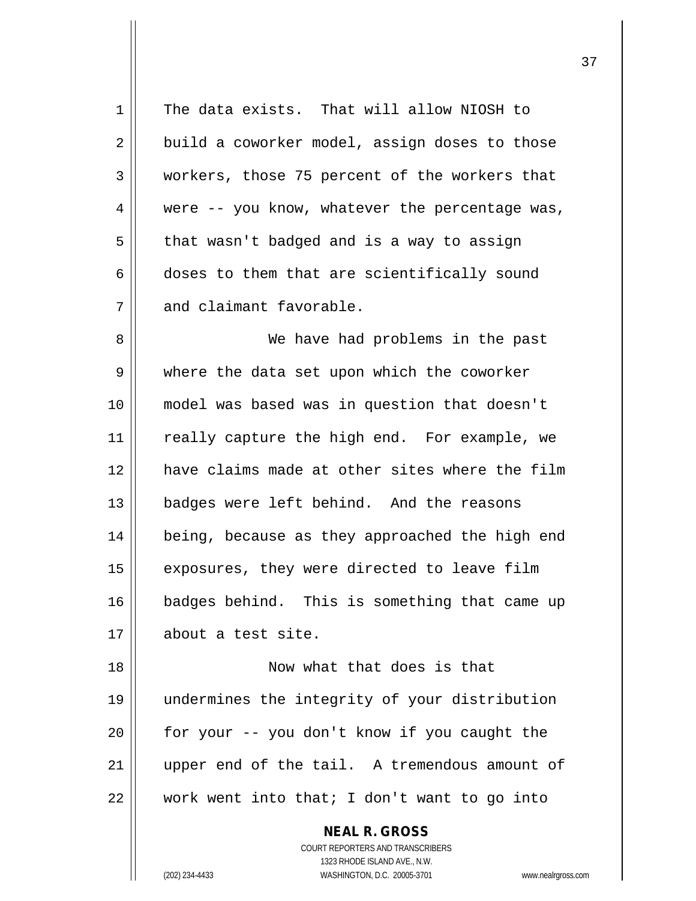The data exists. That will allow NIOSH to build a coworker model, assign doses to those workers, those 75 percent of the workers that were -- you know, whatever the percentage was, that wasn't badged and is a way to assign doses to them that are scientifically sound and claimant favorable.

We have had problems in the past where the data set upon which the coworker model was based was in question that doesn't really capture the high end. For example, we have claims made at other sites where the film badges were left behind. And the reasons being, because as they approached the high end exposures, they were directed to leave film badges behind. This is something that came up about a test site.

Now what that does is that undermines the integrity of your distribution for your -- you don't know if you caught the upper end of the tail. A tremendous amount of work went into that; I don't want to go into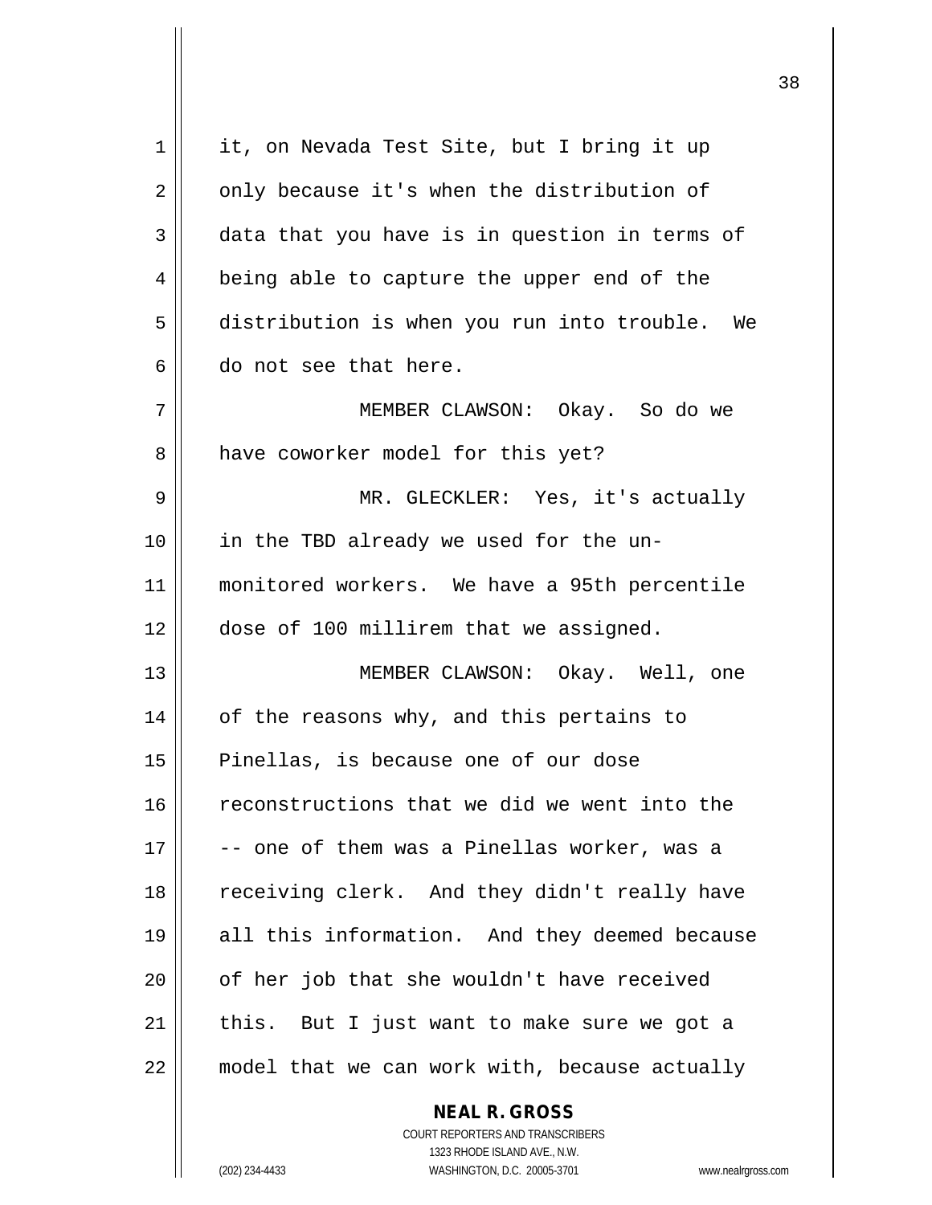it, on Nevada Test Site, but I bring it up only because it's when the distribution of data that you have is in question in terms of being able to capture the upper end of the distribution is when you run into trouble. We do not see that here.

MEMBER CLAWSON: Okay. So do we have coworker model for this yet?

MR. GLECKLER: Yes, it's actually in the TBD already we used for the un-monitored workers. We have a 95th percentile dose of 100 millirem that we assigned.

MEMBER CLAWSON: Okay. Well, one of the reasons why, and this pertains to Pinellas, is because one of our dose reconstructions that we did we went into the -- one of them was a Pinellas worker, was a receiving clerk. And they didn't really have all this information. And they deemed because of her job that she wouldn't have received this. But I just want to make sure we got a model that we can work with, because actually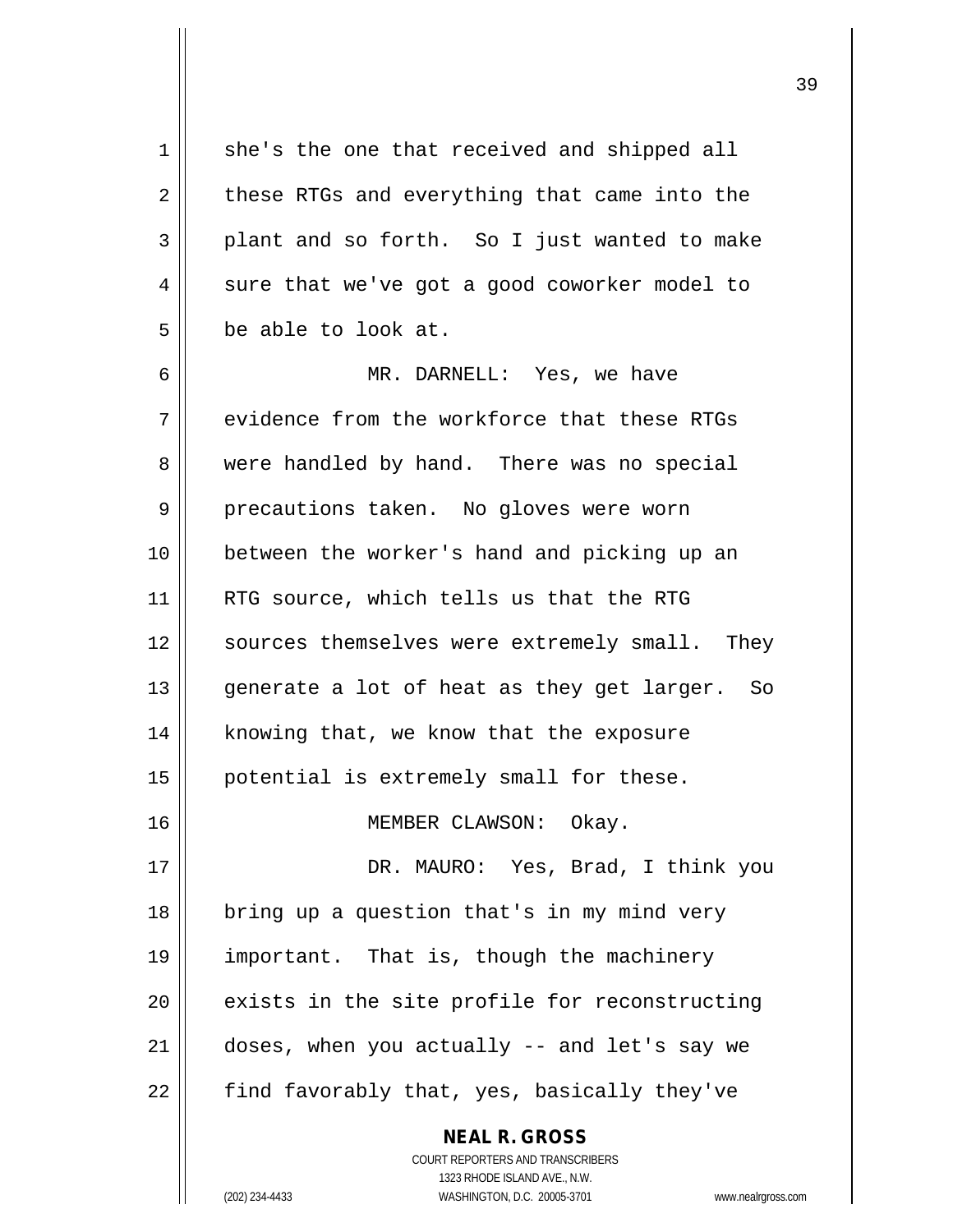she's the one that received and shipped all these RTGs and everything that came into the plant and so forth. So I just wanted to make sure that we've got a good coworker model to be able to look at.

MR. DARNELL: Yes, we have evidence from the workforce that these RTGs were handled by hand. There was no special precautions taken. No gloves were worn between the worker's hand and picking up an RTG source, which tells us that the RTG sources themselves were extremely small. They generate a lot of heat as they get larger. So knowing that, we know that the exposure potential is extremely small for these.

MEMBER CLAWSON: Okay.

DR. MAURO: Yes, Brad, I think you bring up a question that's in my mind very important. That is, though the machinery exists in the site profile for reconstructing doses, when you actually -- and let's say we find favorably that, yes, basically they've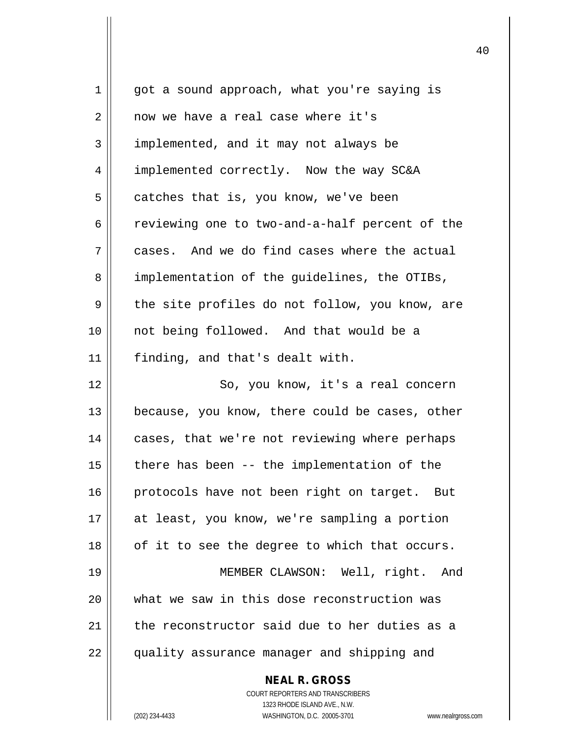got a sound approach, what you're saying is now we have a real case where it's implemented, and it may not always be implemented correctly. Now the way SC&A catches that is, you know, we've been reviewing one to two-and-a-half percent of the cases. And we do find cases where the actual implementation of the guidelines, the OTIBs, the site profiles do not follow, you know, are not being followed. And that would be a finding, and that's dealt with.

So, you know, it's a real concern because, you know, there could be cases, other cases, that we're not reviewing where perhaps there has been -- the implementation of the protocols have not been right on target. But at least, you know, we're sampling a portion of it to see the degree to which that occurs.

MEMBER CLAWSON: Well, right. And what we saw in this dose reconstruction was the reconstructor said due to her duties as a quality assurance manager and shipping and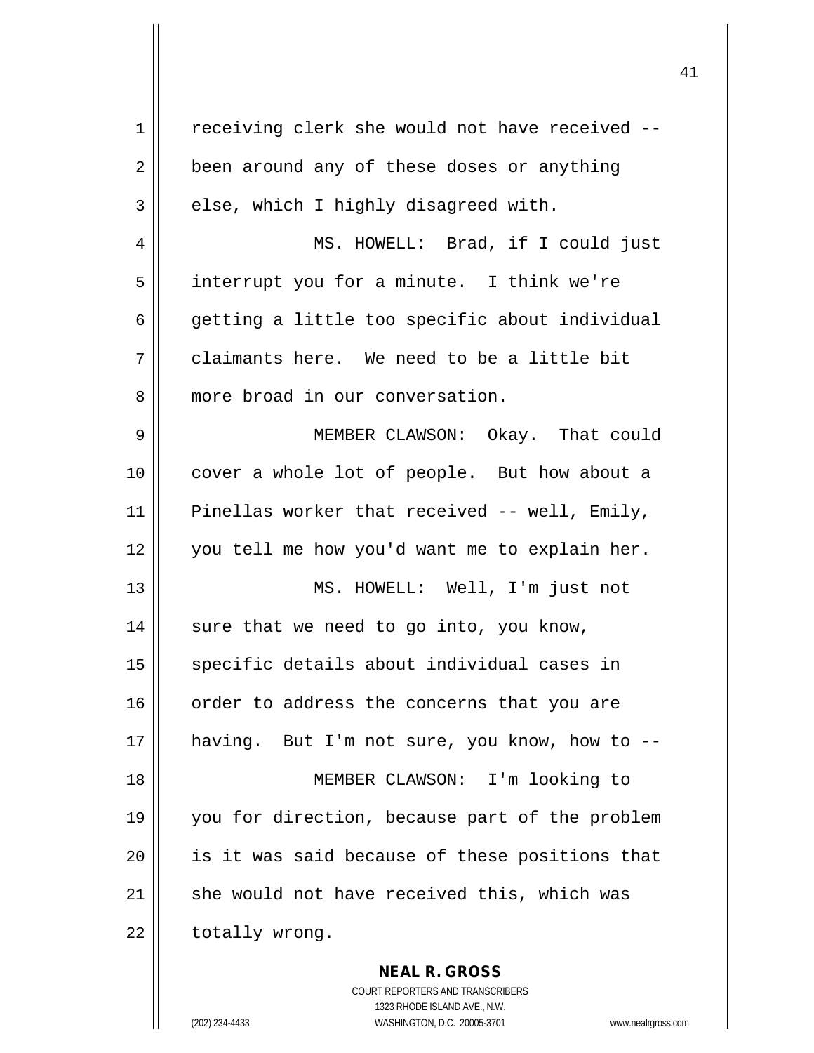receiving clerk she would not have received -- been around any of these doses or anything else, which I highly disagreed with.

MS. HOWELL: Brad, if I could just interrupt you for a minute. I think we're getting a little too specific about individual claimants here. We need to be a little bit more broad in our conversation.

MEMBER CLAWSON: Okay. That could cover a whole lot of people. But how about a Pinellas worker that received -- well, Emily, you tell me how you'd want me to explain her.

MS. HOWELL: Well, I'm just not sure that we need to go into, you know, specific details about individual cases in order to address the concerns that you are having. But I'm not sure, you know, how to --

MEMBER CLAWSON: I'm looking to you for direction, because part of the problem is it was said because of these positions that she would not have received this, which was totally wrong.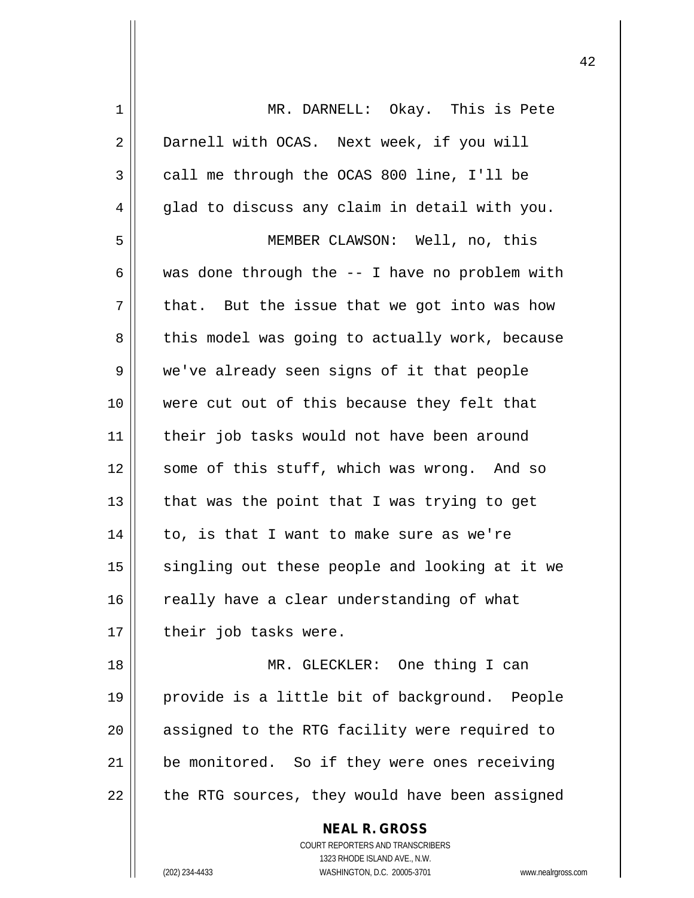MR. DARNELL: Okay. This is Pete Darnell with OCAS. Next week, if you will call me through the OCAS 800 line, I'll be glad to discuss any claim in detail with you.

MEMBER CLAWSON: Well, no, this was done through the -- I have no problem with that. But the issue that we got into was how this model was going to actually work, because we've already seen signs of it that people were cut out of this because they felt that their job tasks would not have been around some of this stuff, which was wrong. And so that was the point that I was trying to get to, is that I want to make sure as we're singling out these people and looking at it we really have a clear understanding of what their job tasks were.

MR. GLECKLER: One thing I can provide is a little bit of background. People assigned to the RTG facility were required to be monitored. So if they were ones receiving the RTG sources, they would have been assigned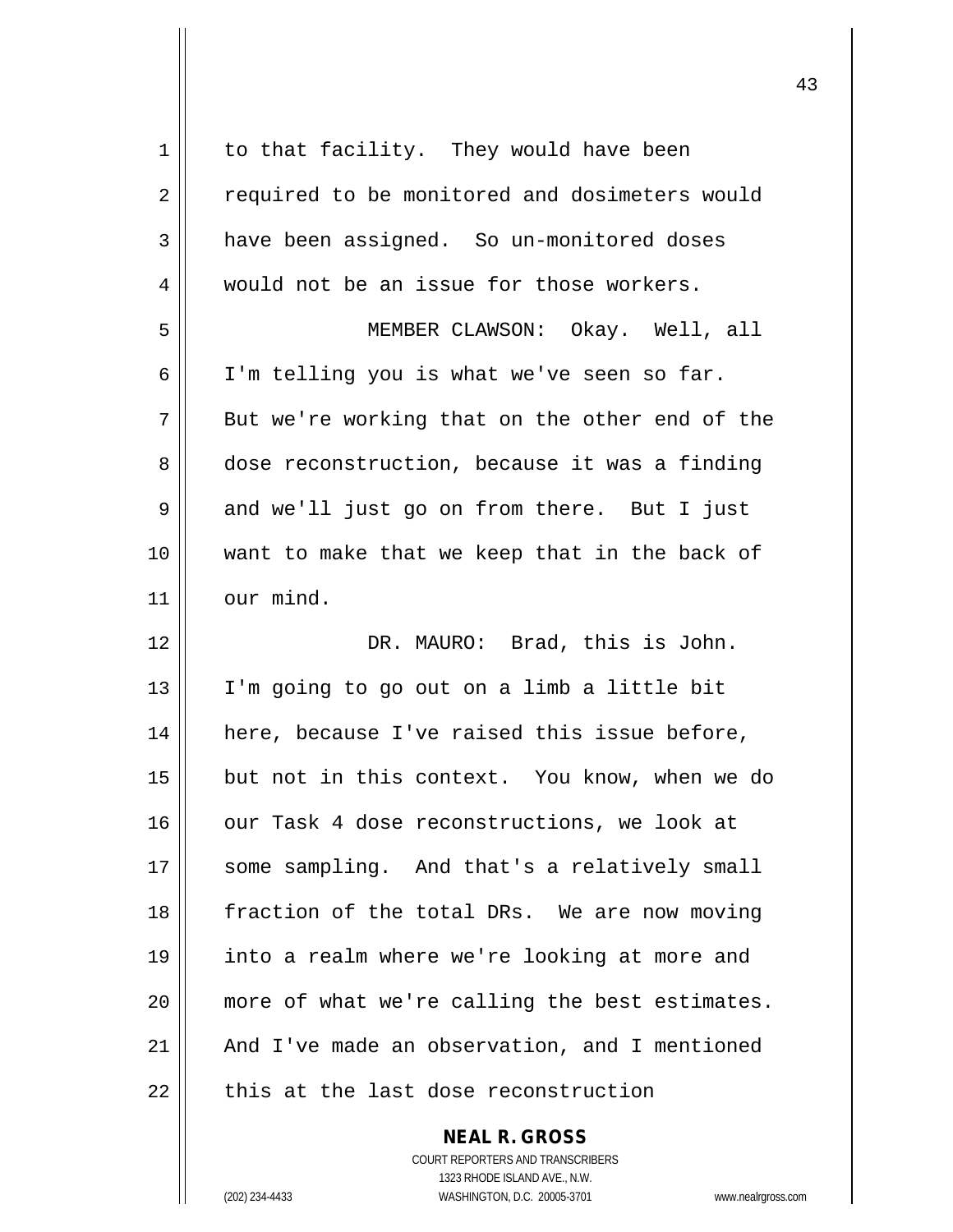to that facility. They would have been required to be monitored and dosimeters would have been assigned. So un-monitored doses would not be an issue for those workers.

MEMBER CLAWSON: Okay. Well, all I'm telling you is what we've seen so far. But we're working that on the other end of the dose reconstruction, because it was a finding and we'll just go on from there. But I just want to make that we keep that in the back of our mind.

DR. MAURO: Brad, this is John. I'm going to go out on a limb a little bit here, because I've raised this issue before, but not in this context. You know, when we do our Task 4 dose reconstructions, we look at some sampling. And that's a relatively small fraction of the total DRs. We are now moving into a realm where we're looking at more and more of what we're calling the best estimates. And I've made an observation, and I mentioned this at the last dose reconstruction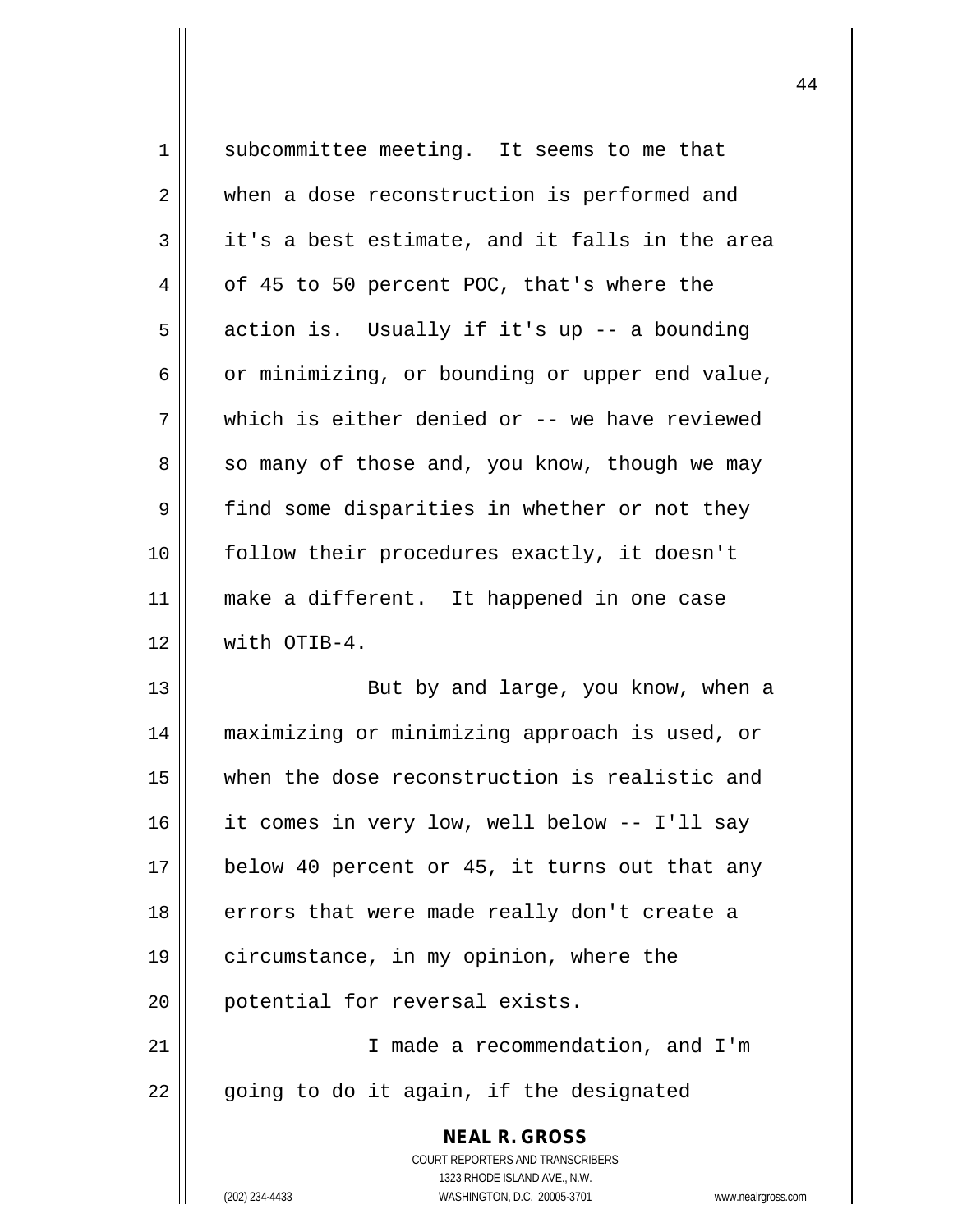subcommittee meeting. It seems to me that when a dose reconstruction is performed and it's a best estimate, and it falls in the area of 45 to 50 percent POC, that's where the action is. Usually if it's up -- a bounding or minimizing, or bounding or upper end value, which is either denied or -- we have reviewed so many of those and, you know, though we may find some disparities in whether or not they follow their procedures exactly, it doesn't make a different. It happened in one case with OTIB-4.

But by and large, you know, when a maximizing or minimizing approach is used, or when the dose reconstruction is realistic and it comes in very low, well below -- I'll say below 40 percent or 45, it turns out that any errors that were made really don't create a circumstance, in my opinion, where the potential for reversal exists.

I made a recommendation, and I'm going to do it again, if the designated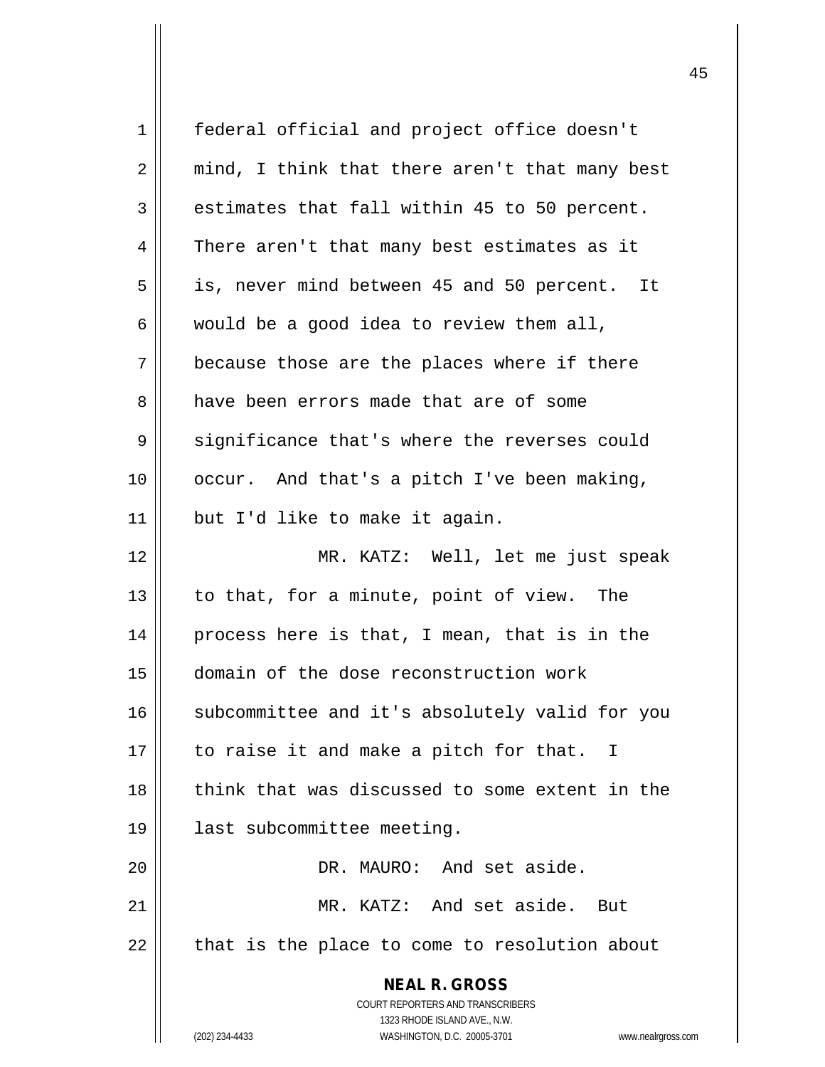federal official and project office doesn't mind, I think that there aren't that many best estimates that fall within 45 to 50 percent. There aren't that many best estimates as it is, never mind between 45 and 50 percent. It would be a good idea to review them all, because those are the places where if there have been errors made that are of some significance that's where the reverses could occur. And that's a pitch I've been making, but I'd like to make it again.

MR. KATZ: Well, let me just speak to that, for a minute, point of view. The process here is that, I mean, that is in the domain of the dose reconstruction work subcommittee and it's absolutely valid for you to raise it and make a pitch for that. I think that was discussed to some extent in the last subcommittee meeting.

DR. MAURO: And set aside.

MR. KATZ: And set aside. But that is the place to come to resolution about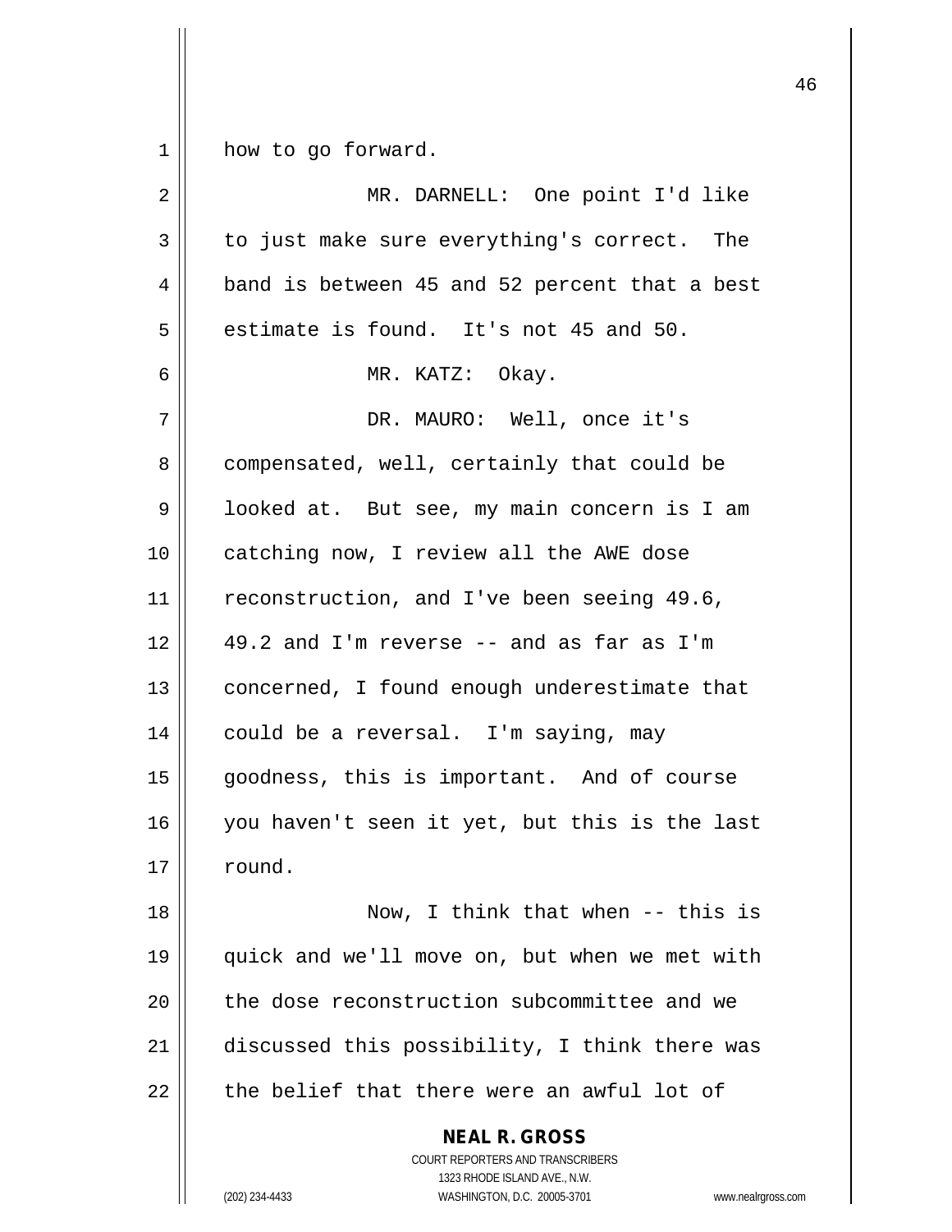how to go forward.

MR. DARNELL: One point I'd like to just make sure everything's correct. The band is between 45 and 52 percent that a best estimate is found. It's not 45 and 50.

MR. KATZ: Okay.

DR. MAURO: Well, once it's compensated, well, certainly that could be looked at. But see, my main concern is I am catching now, I review all the AWE dose reconstruction, and I've been seeing 49.6, 49.2 and I'm reverse -- and as far as I'm concerned, I found enough underestimate that could be a reversal. I'm saying, may goodness, this is important. And of course you haven't seen it yet, but this is the last round.

Now, I think that when -- this is quick and we'll move on, but when we met with the dose reconstruction subcommittee and we discussed this possibility, I think there was the belief that there were an awful lot of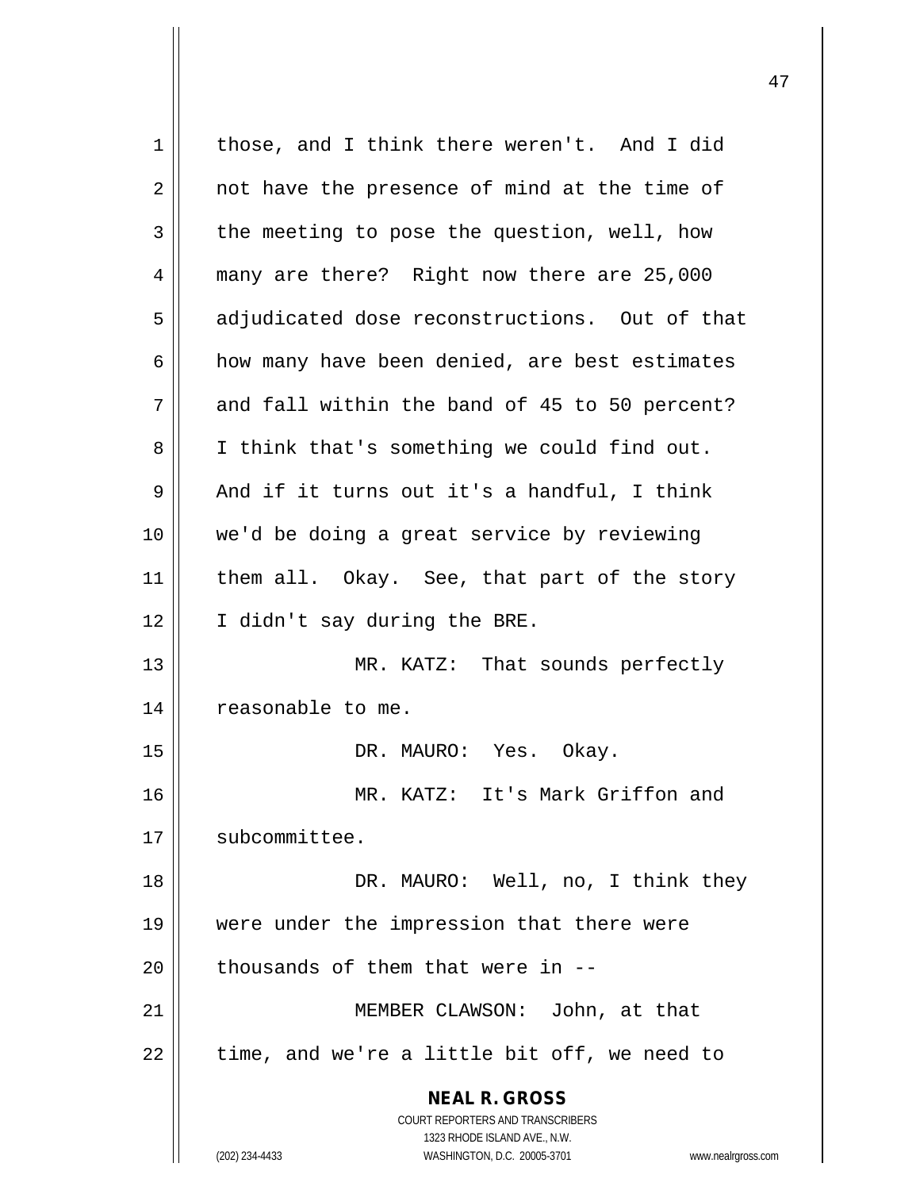those, and I think there weren't. And I did not have the presence of mind at the time of the meeting to pose the question, well, how many are there? Right now there are 25,000 adjudicated dose reconstructions. Out of that how many have been denied, are best estimates and fall within the band of 45 to 50 percent? I think that's something we could find out. And if it turns out it's a handful, I think we'd be doing a great service by reviewing them all. Okay. See, that part of the story I didn't say during the BRE.

MR. KATZ: That sounds perfectly reasonable to me.

DR. MAURO: Yes. Okay.

MR. KATZ: It's Mark Griffon and subcommittee.

DR. MAURO: Well, no, I think they were under the impression that there were thousands of them that were in --

MEMBER CLAWSON: John, at that time, and we're a little bit off, we need to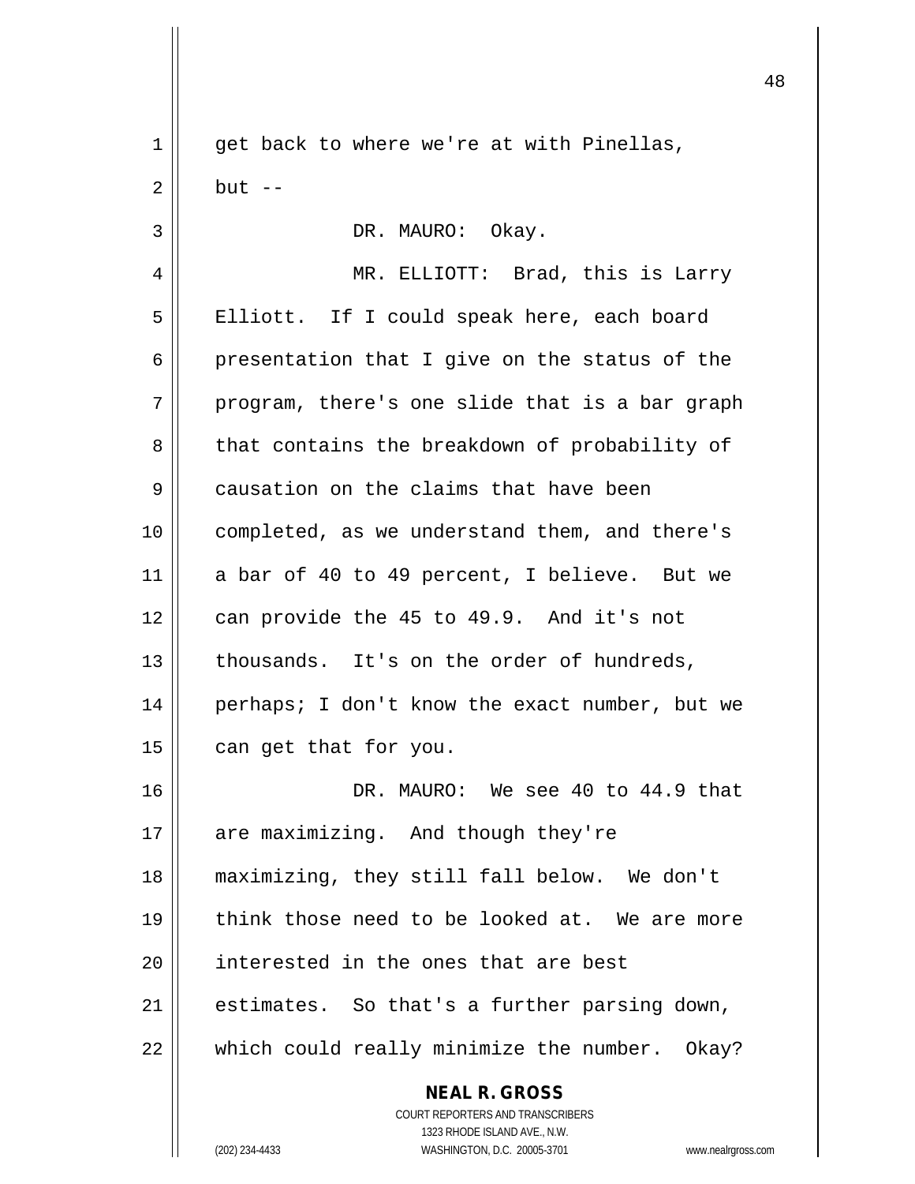get back to where we're at with Pinellas, but --

DR. MAURO: Okay.

MR. ELLIOTT: Brad, this is Larry Elliott. If I could speak here, each board presentation that I give on the status of the program, there's one slide that is a bar graph that contains the breakdown of probability of causation on the claims that have been completed, as we understand them, and there's a bar of 40 to 49 percent, I believe. But we can provide the 45 to 49.9. And it's not thousands. It's on the order of hundreds, perhaps; I don't know the exact number, but we can get that for you.

DR. MAURO: We see 40 to 44.9 that are maximizing. And though they're maximizing, they still fall below. We don't think those need to be looked at. We are more interested in the ones that are best estimates. So that's a further parsing down, which could really minimize the number. Okay?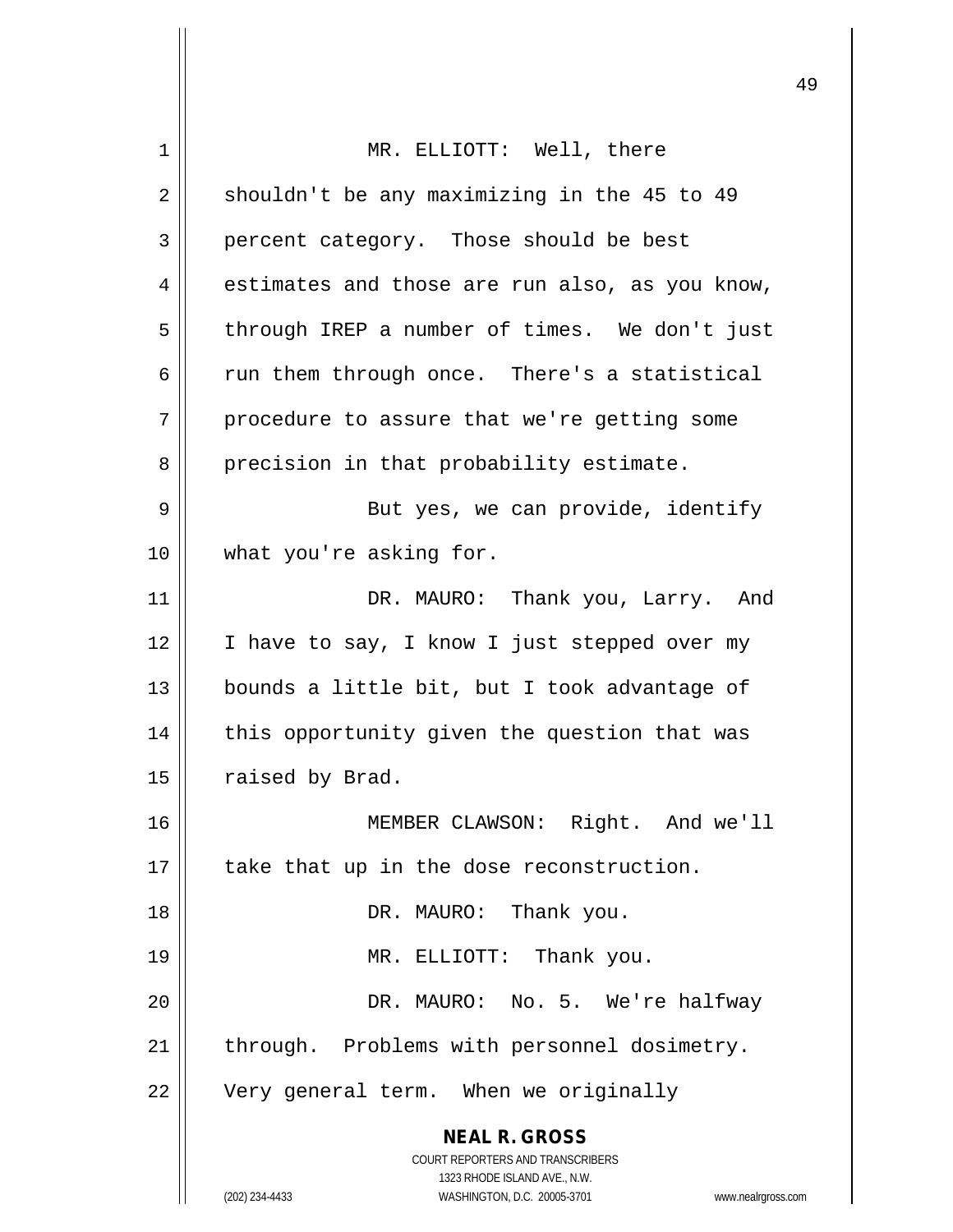MR. ELLIOTT: Well, there shouldn't be any maximizing in the 45 to 49 percent category. Those should be best estimates and those are run also, as you know, through IREP a number of times. We don't just run them through once. There's a statistical procedure to assure that we're getting some precision in that probability estimate.

But yes, we can provide, identify what you're asking for.

DR. MAURO: Thank you, Larry. And I have to say, I know I just stepped over my bounds a little bit, but I took advantage of this opportunity given the question that was raised by Brad.

MEMBER CLAWSON: Right. And we'll take that up in the dose reconstruction.

DR. MAURO: Thank you.

MR. ELLIOTT: Thank you.

DR. MAURO: No. 5. We're halfway through. Problems with personnel dosimetry. Very general term. When we originally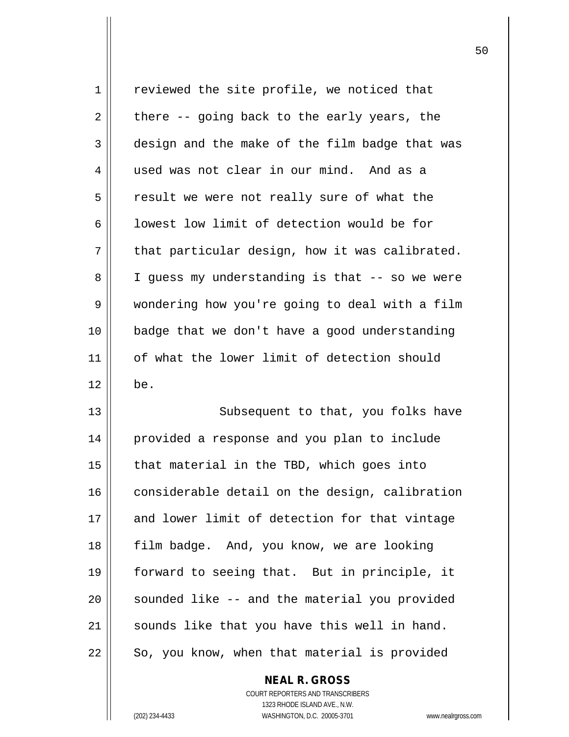reviewed the site profile, we noticed that there -- going back to the early years, the design and the make of the film badge that was used was not clear in our mind. And as a result we were not really sure of what the lowest low limit of detection would be for that particular design, how it was calibrated. I guess my understanding is that -- so we were wondering how you're going to deal with a film badge that we don't have a good understanding of what the lower limit of detection should be.

Subsequent to that, you folks have provided a response and you plan to include that material in the TBD, which goes into considerable detail on the design, calibration and lower limit of detection for that vintage film badge. And, you know, we are looking forward to seeing that. But in principle, it sounded like -- and the material you provided sounds like that you have this well in hand. So, you know, when that material is provided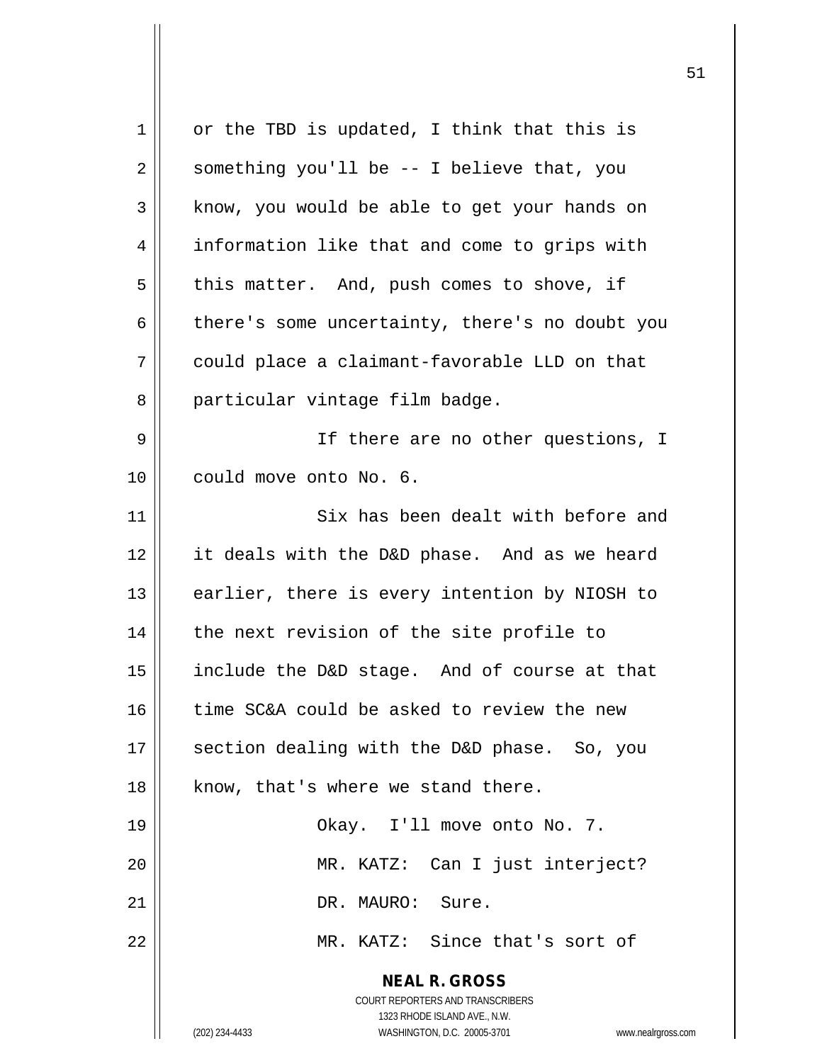or the TBD is updated, I think that this is something you'll be -- I believe that, you know, you would be able to get your hands on information like that and come to grips with this matter. And, push comes to shove, if there's some uncertainty, there's no doubt you could place a claimant-favorable LLD on that particular vintage film badge.

If there are no other questions, I could move onto No. 6.

Six has been dealt with before and it deals with the D&D phase. And as we heard earlier, there is every intention by NIOSH to the next revision of the site profile to include the D&D stage. And of course at that time SC&A could be asked to review the new section dealing with the D&D phase. So, you know, that's where we stand there.

Okay. I'll move onto No. 7.

MR. KATZ: Can I just interject?

DR. MAURO: Sure.

MR. KATZ: Since that's sort of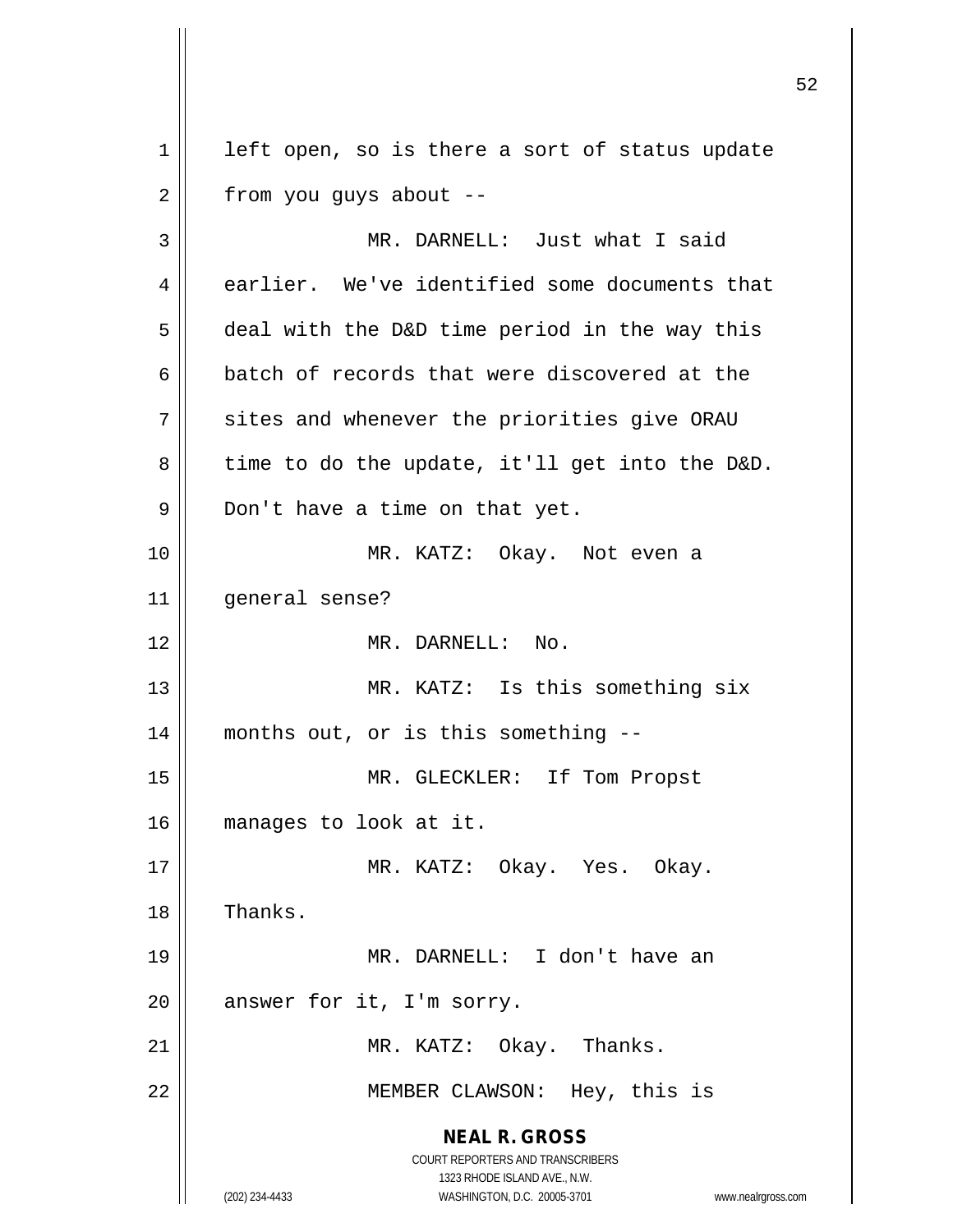left open, so is there a sort of status update from you guys about --

MR. DARNELL: Just what I said earlier. We've identified some documents that deal with the D&D time period in the way this batch of records that were discovered at the sites and whenever the priorities give ORAU time to do the update, it'll get into the D&D. Don't have a time on that yet.

MR. KATZ: Okay. Not even a general sense?

MR. DARNELL: No.

MR. KATZ: Is this something six months out, or is this something --

MR. GLECKLER: If Tom Propst manages to look at it.

MR. KATZ: Okay. Yes. Okay. Thanks.

MR. DARNELL: I don't have an answer for it, I'm sorry.

MR. KATZ: Okay. Thanks.

MEMBER CLAWSON: Hey, this is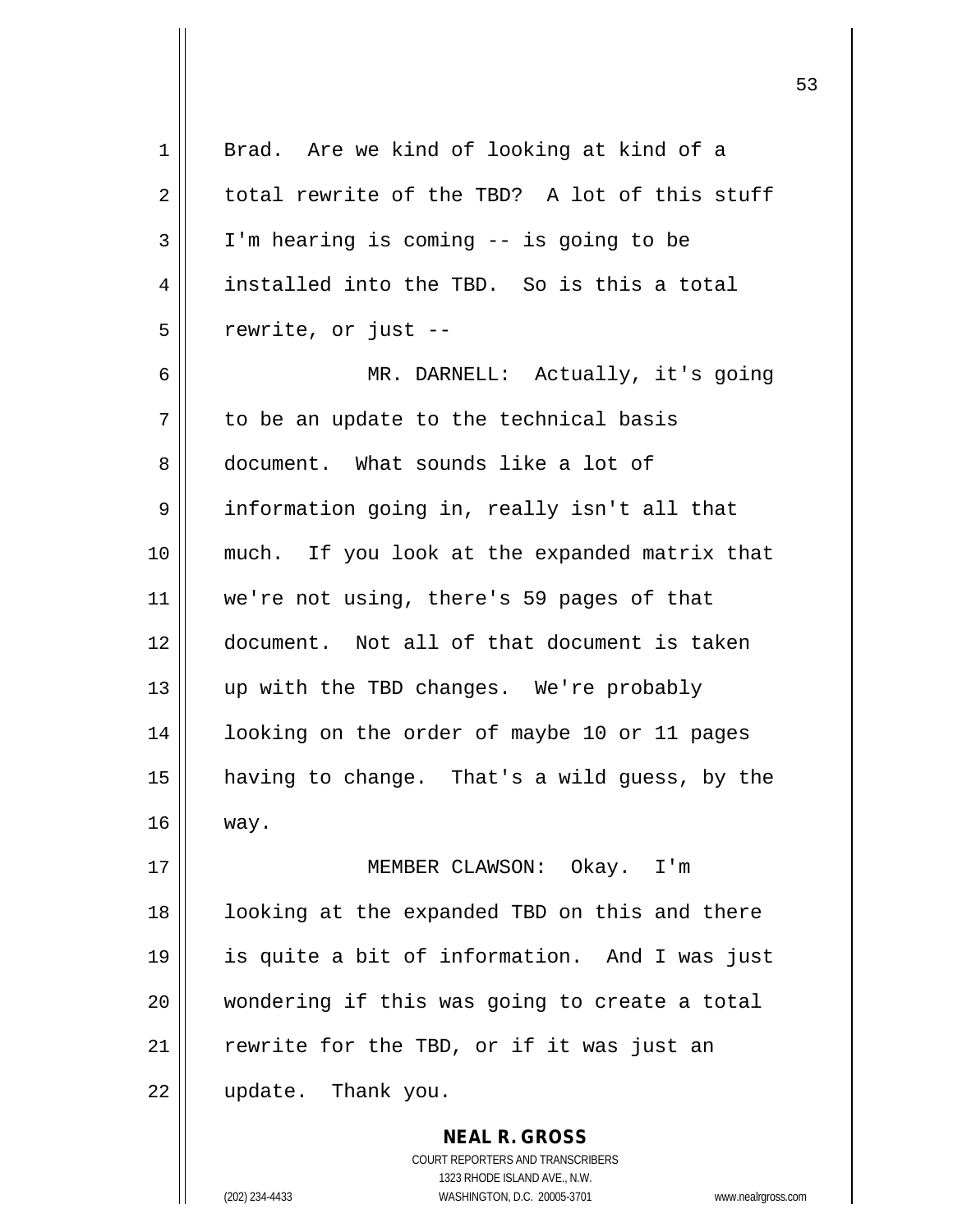Brad. Are we kind of looking at kind of a total rewrite of the TBD? A lot of this stuff I'm hearing is coming -- is going to be installed into the TBD. So is this a total rewrite, or just --

MR. DARNELL: Actually, it's going to be an update to the technical basis document. What sounds like a lot of information going in, really isn't all that much. If you look at the expanded matrix that we're not using, there's 59 pages of that document. Not all of that document is taken up with the TBD changes. We're probably looking on the order of maybe 10 or 11 pages having to change. That's a wild guess, by the way.

MEMBER CLAWSON: Okay. I'm looking at the expanded TBD on this and there is quite a bit of information. And I was just wondering if this was going to create a total rewrite for the TBD, or if it was just an update. Thank you.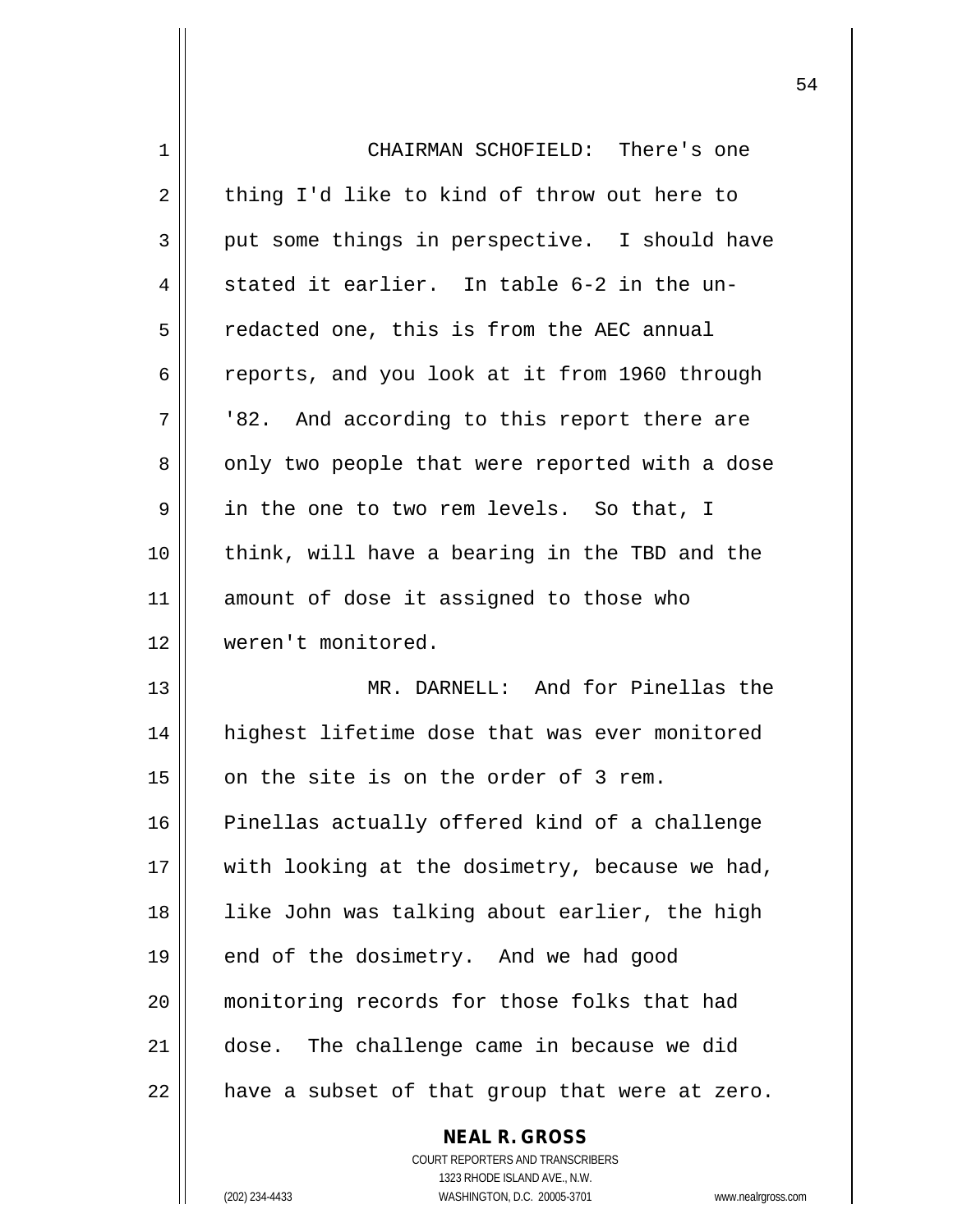CHAIRMAN SCHOFIELD: There's one thing I'd like to kind of throw out here to put some things in perspective. I should have stated it earlier. In table 6-2 in the un-redacted one, this is from the AEC annual reports, and you look at it from 1960 through '82. And according to this report there are only two people that were reported with a dose in the one to two rem levels. So that, I think, will have a bearing in the TBD and the amount of dose it assigned to those who weren't monitored.

MR. DARNELL: And for Pinellas the highest lifetime dose that was ever monitored on the site is on the order of 3 rem. Pinellas actually offered kind of a challenge with looking at the dosimetry, because we had, like John was talking about earlier, the high end of the dosimetry. And we had good monitoring records for those folks that had dose. The challenge came in because we did have a subset of that group that were at zero.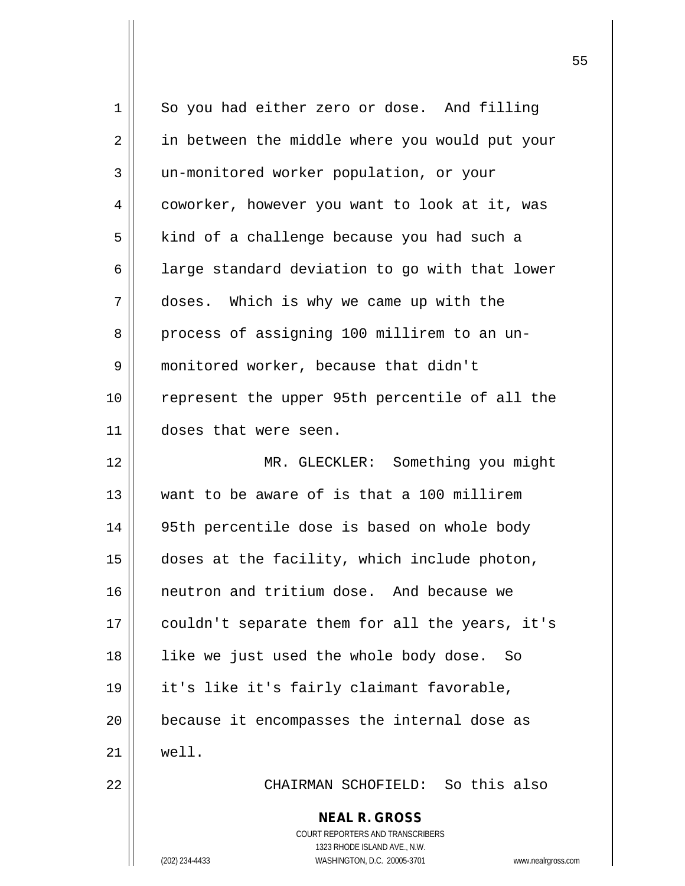So you had either zero or dose. And filling in between the middle where you would put your un-monitored worker population, or your coworker, however you want to look at it, was kind of a challenge because you had such a large standard deviation to go with that lower doses. Which is why we came up with the process of assigning 100 millirem to an un-monitored worker, because that didn't represent the upper 95th percentile of all the doses that were seen.

MR. GLECKLER: Something you might want to be aware of is that a 100 millirem 95th percentile dose is based on whole body doses at the facility, which include photon, neutron and tritium dose. And because we couldn't separate them for all the years, it's like we just used the whole body dose. So it's like it's fairly claimant favorable, because it encompasses the internal dose as well.

CHAIRMAN SCHOFIELD: So this also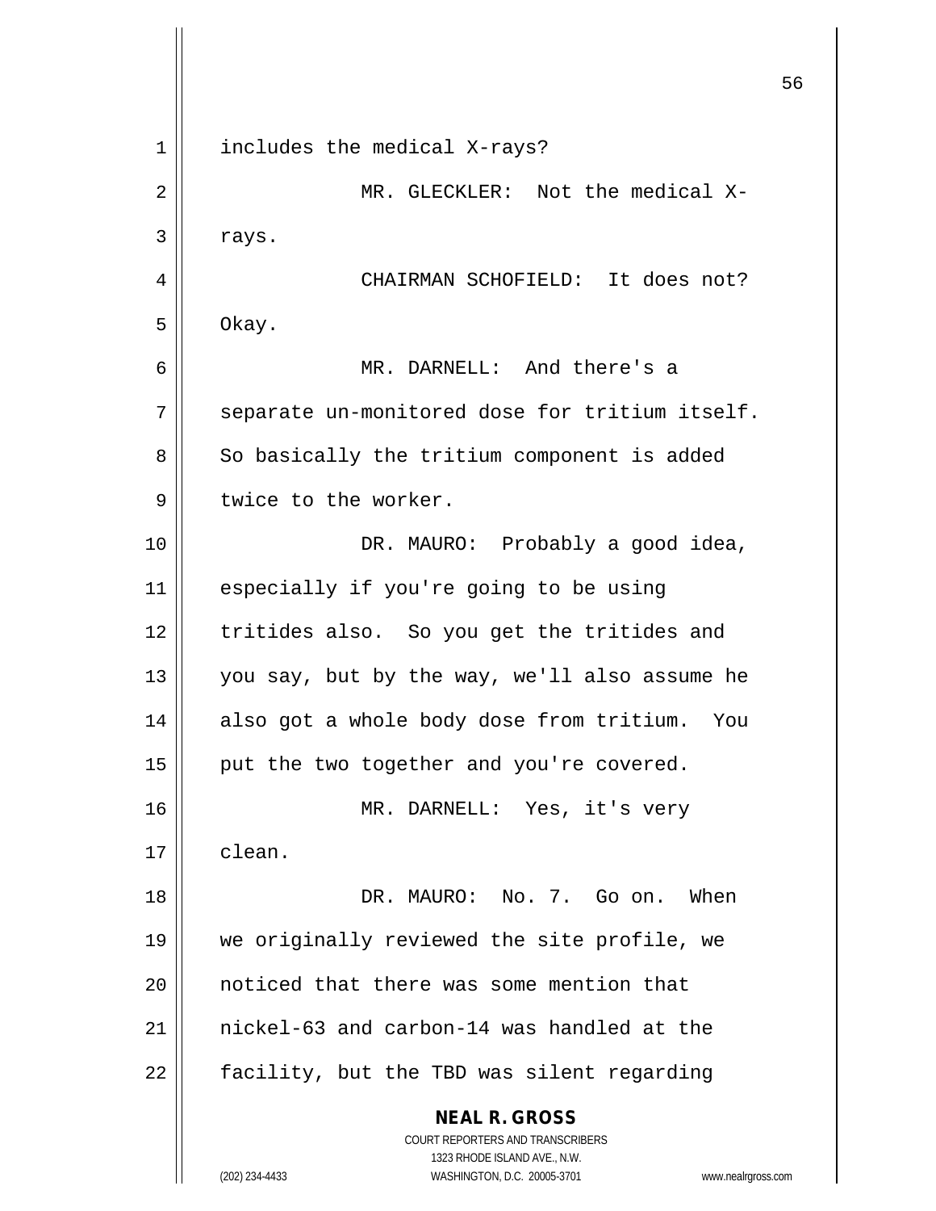includes the medical X-rays?

MR. GLECKLER: Not the medical X-rays.

CHAIRMAN SCHOFIELD: It does not? Okay.

MR. DARNELL: And there's a separate un-monitored dose for tritium itself. So basically the tritium component is added twice to the worker.

DR. MAURO: Probably a good idea, especially if you're going to be using tritides also. So you get the tritides and you say, but by the way, we'll also assume he also got a whole body dose from tritium. You put the two together and you're covered.

MR. DARNELL: Yes, it's very clean.

DR. MAURO: No. 7. Go on. When we originally reviewed the site profile, we noticed that there was some mention that nickel-63 and carbon-14 was handled at the facility, but the TBD was silent regarding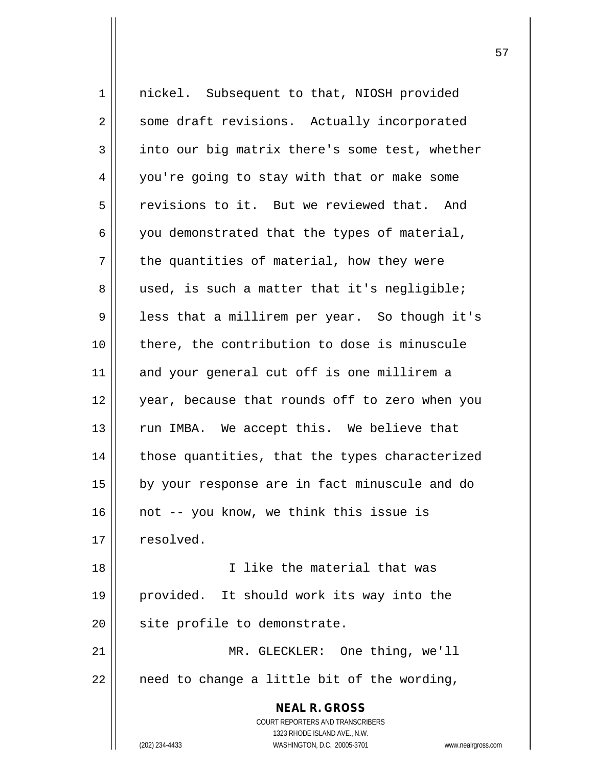nickel. Subsequent to that, NIOSH provided some draft revisions. Actually incorporated into our big matrix there's some test, whether you're going to stay with that or make some revisions to it. But we reviewed that. And you demonstrated that the types of material, the quantities of material, how they were used, is such a matter that it's negligible; less that a millirem per year. So though it's there, the contribution to dose is minuscule and your general cut off is one millirem a year, because that rounds off to zero when you run IMBA. We accept this. We believe that those quantities, that the types characterized by your response are in fact minuscule and do not -- you know, we think this issue is resolved.

I like the material that was provided. It should work its way into the site profile to demonstrate.

MR. GLECKLER: One thing, we'll need to change a little bit of the wording,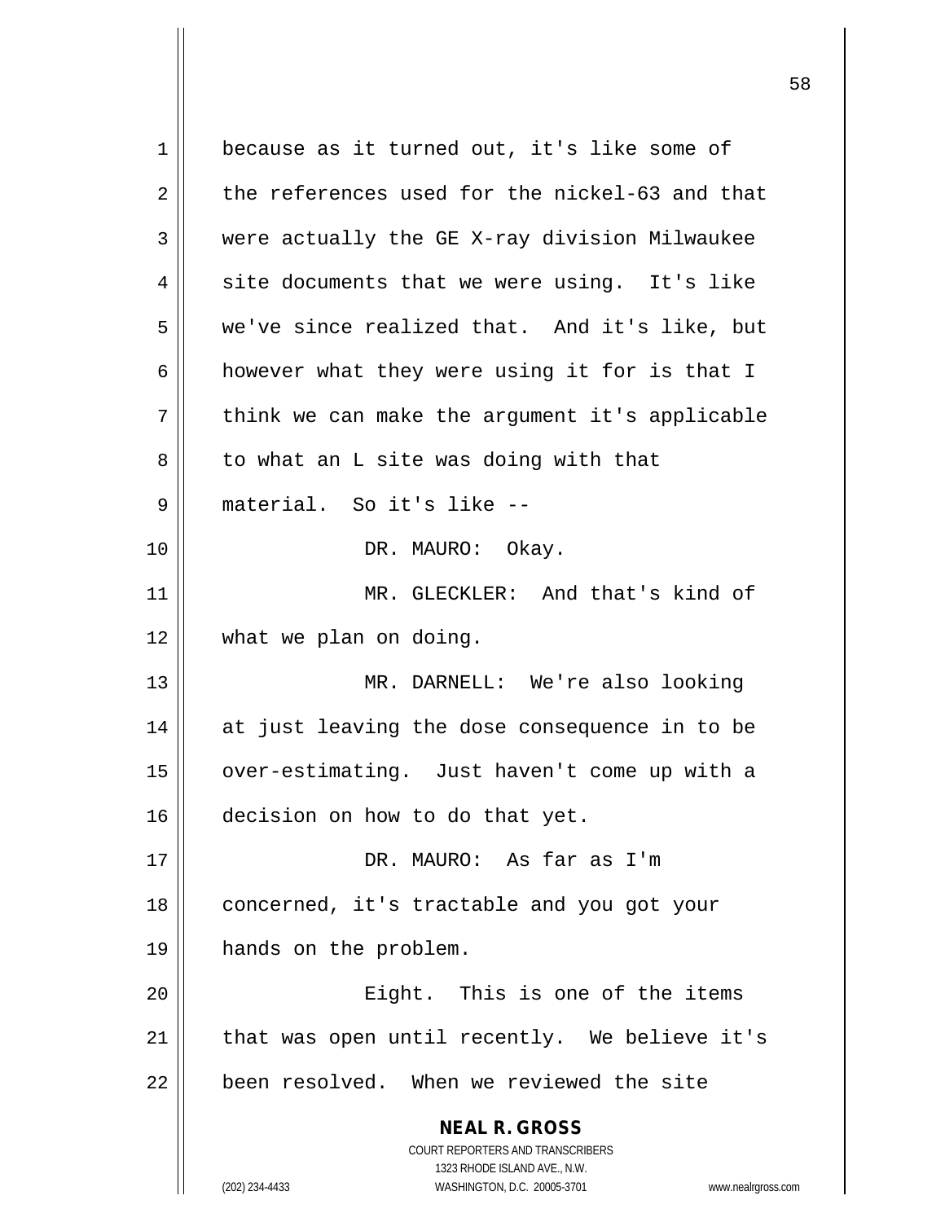because as it turned out, it's like some of the references used for the nickel-63 and that were actually the GE X-ray division Milwaukee site documents that we were using. It's like we've since realized that. And it's like, but however what they were using it for is that I think we can make the argument it's applicable to what an L site was doing with that material. So it's like --

DR. MAURO: Okay.

MR. GLECKLER: And that's kind of what we plan on doing.

MR. DARNELL: We're also looking at just leaving the dose consequence in to be over-estimating. Just haven't come up with a decision on how to do that yet.

DR. MAURO: As far as I'm concerned, it's tractable and you got your hands on the problem.

Eight. This is one of the items that was open until recently. We believe it's been resolved. When we reviewed the site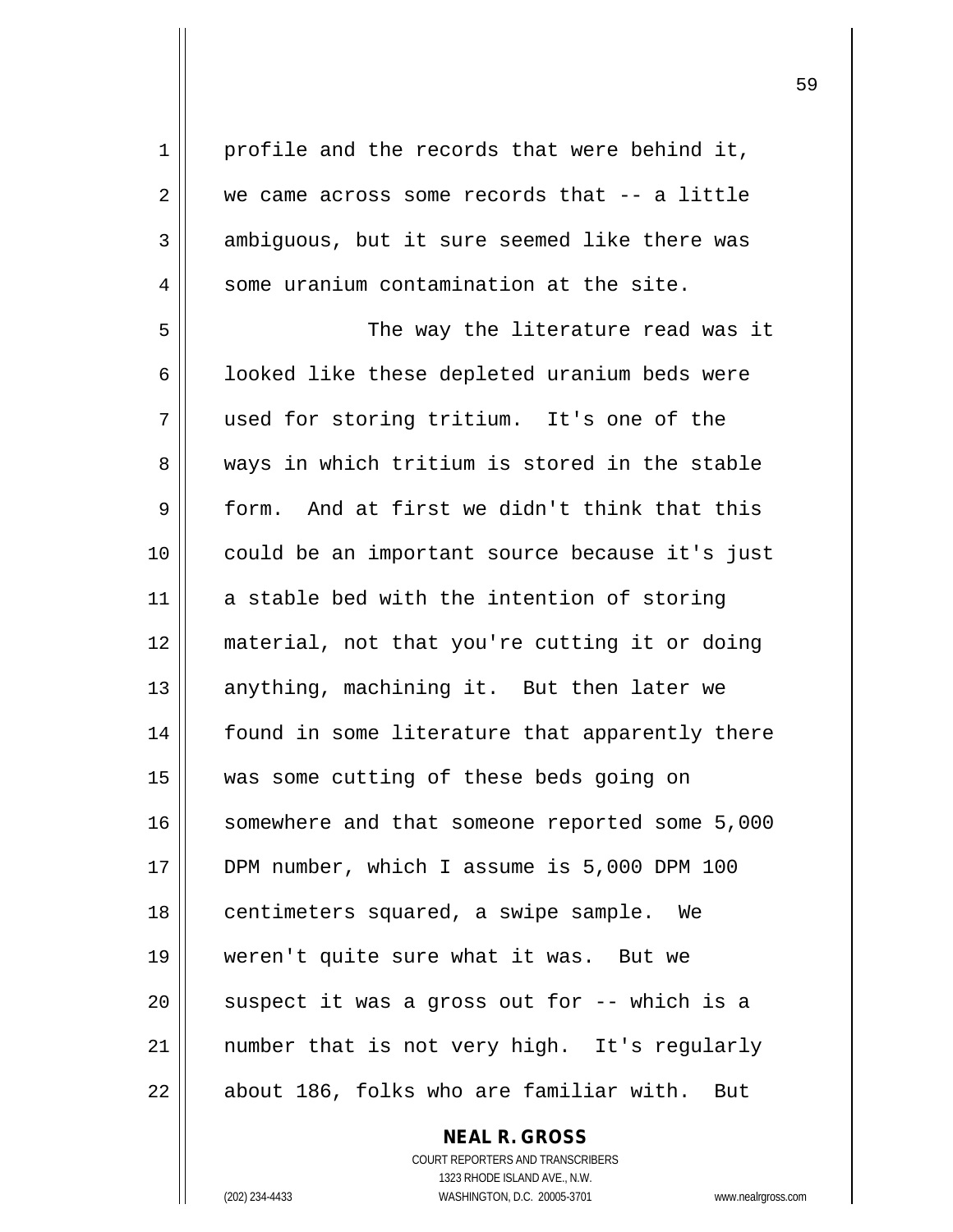profile and the records that were behind it, we came across some records that -- a little ambiguous, but it sure seemed like there was some uranium contamination at the site.

The way the literature read was it looked like these depleted uranium beds were used for storing tritium. It's one of the ways in which tritium is stored in the stable form. And at first we didn't think that this could be an important source because it's just a stable bed with the intention of storing material, not that you're cutting it or doing anything, machining it. But then later we found in some literature that apparently there was some cutting of these beds going on somewhere and that someone reported some 5,000 DPM number, which I assume is 5,000 DPM 100 centimeters squared, a swipe sample. We weren't quite sure what it was. But we suspect it was a gross out for -- which is a number that is not very high. It's regularly about 186, folks who are familiar with. But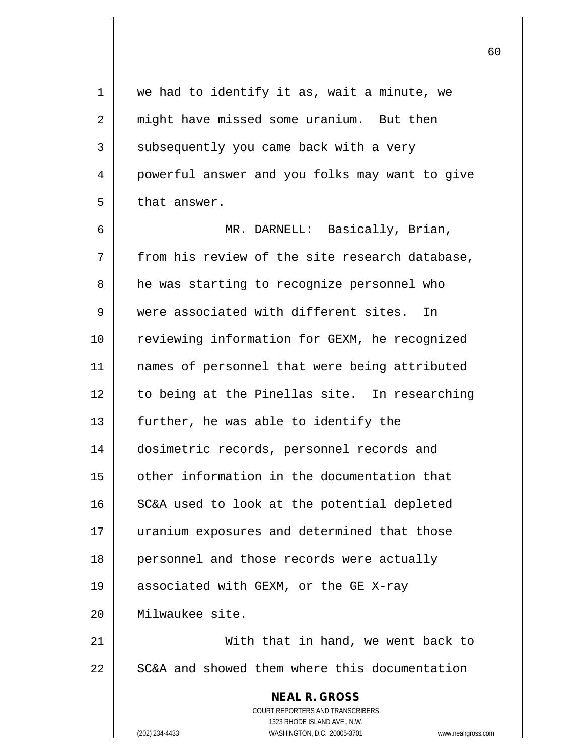we had to identify it as, wait a minute, we might have missed some uranium. But then subsequently you came back with a very powerful answer and you folks may want to give that answer.

MR. DARNELL: Basically, Brian, from his review of the site research database, he was starting to recognize personnel who were associated with different sites. In reviewing information for GEXM, he recognized names of personnel that were being attributed to being at the Pinellas site. In researching further, he was able to identify the dosimetric records, personnel records and other information in the documentation that SC&A used to look at the potential depleted uranium exposures and determined that those personnel and those records were actually associated with GEXM, or the GE X-ray Milwaukee site.

With that in hand, we went back to SC&A and showed them where this documentation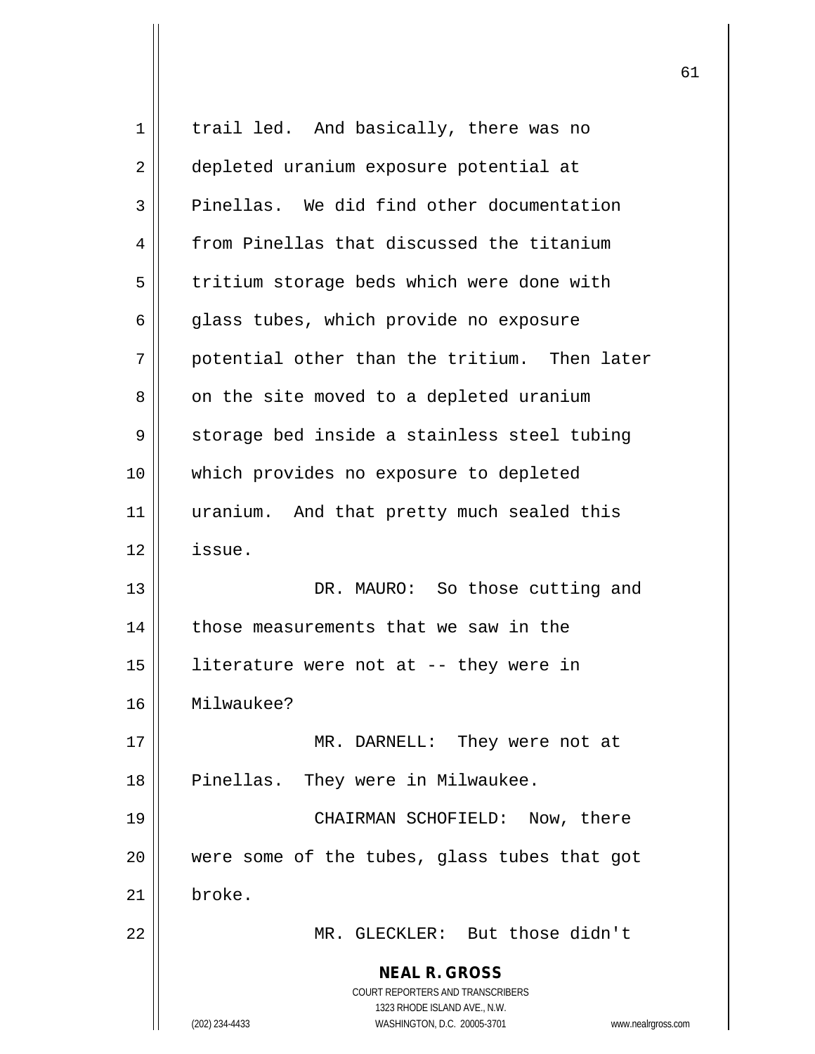trail led. And basically, there was no depleted uranium exposure potential at Pinellas. We did find other documentation from Pinellas that discussed the titanium tritium storage beds which were done with glass tubes, which provide no exposure potential other than the tritium. Then later on the site moved to a depleted uranium storage bed inside a stainless steel tubing which provides no exposure to depleted uranium. And that pretty much sealed this issue.

DR. MAURO: So those cutting and those measurements that we saw in the literature were not at -- they were in Milwaukee?

MR. DARNELL: They were not at Pinellas. They were in Milwaukee.

CHAIRMAN SCHOFIELD: Now, there were some of the tubes, glass tubes that got broke.

MR. GLECKLER: But those didn't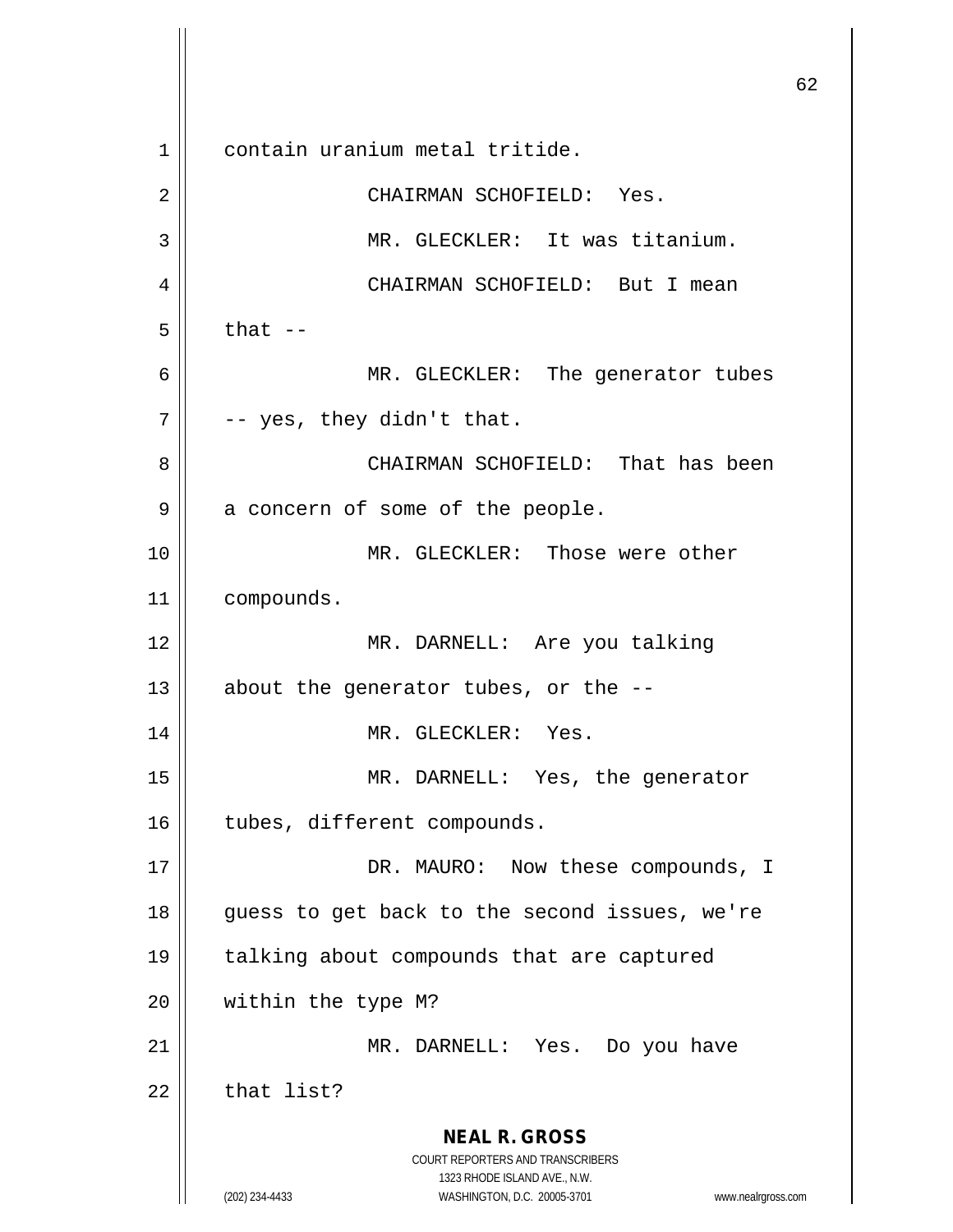contain uranium metal tritide.

CHAIRMAN SCHOFIELD: Yes.

MR. GLECKLER: It was titanium.

CHAIRMAN SCHOFIELD: But I mean that --

MR. GLECKLER: The generator tubes -- yes, they didn't that.

CHAIRMAN SCHOFIELD: That has been a concern of some of the people.

MR. GLECKLER: Those were other compounds.

MR. DARNELL: Are you talking about the generator tubes, or the --

MR. GLECKLER: Yes.

MR. DARNELL: Yes, the generator tubes, different compounds.

DR. MAURO: Now these compounds, I guess to get back to the second issues, we're talking about compounds that are captured within the type M?

MR. DARNELL: Yes. Do you have that list?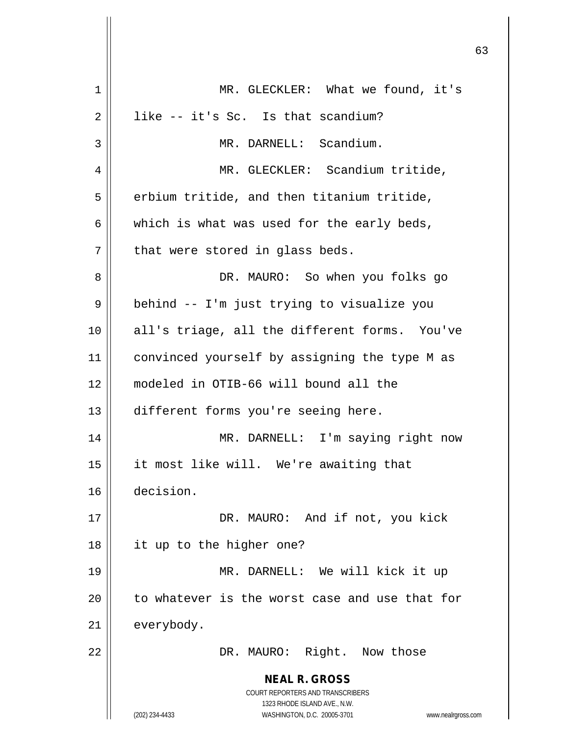MR. GLECKLER: What we found, it's like -- it's Sc. Is that scandium?

MR. DARNELL: Scandium.

MR. GLECKLER: Scandium tritide, erbium tritide, and then titanium tritide, which is what was used for the early beds, that were stored in glass beds.

DR. MAURO: So when you folks go behind -- I'm just trying to visualize you all's triage, all the different forms. You've convinced yourself by assigning the type M as modeled in OTIB-66 will bound all the different forms you're seeing here.

MR. DARNELL: I'm saying right now it most like will. We're awaiting that decision.

DR. MAURO: And if not, you kick it up to the higher one?

MR. DARNELL: We will kick it up to whatever is the worst case and use that for everybody.

DR. MAURO: Right. Now those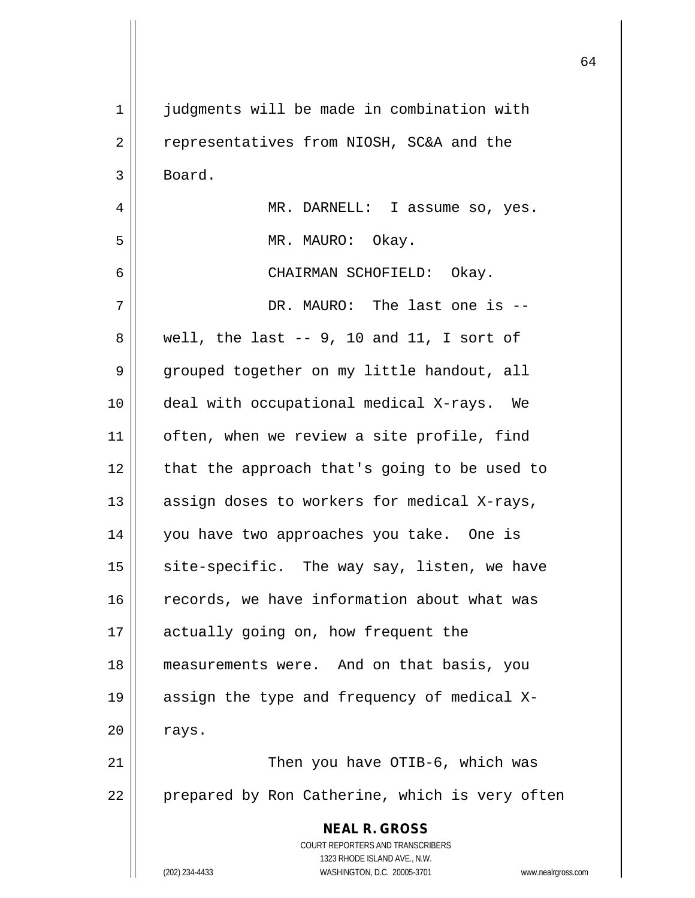judgments will be made in combination with representatives from NIOSH, SC&A and the Board.

MR. DARNELL: I assume so, yes.

MR. MAURO: Okay.

CHAIRMAN SCHOFIELD: Okay.

DR. MAURO: The last one is -- well, the last -- 9, 10 and 11, I sort of grouped together on my little handout, all deal with occupational medical X-rays. We often, when we review a site profile, find that the approach that's going to be used to assign doses to workers for medical X-rays, you have two approaches you take. One is site-specific. The way say, listen, we have records, we have information about what was actually going on, how frequent the measurements were. And on that basis, you assign the type and frequency of medical X-rays.

Then you have OTIB-6, which was prepared by Ron Catherine, which is very often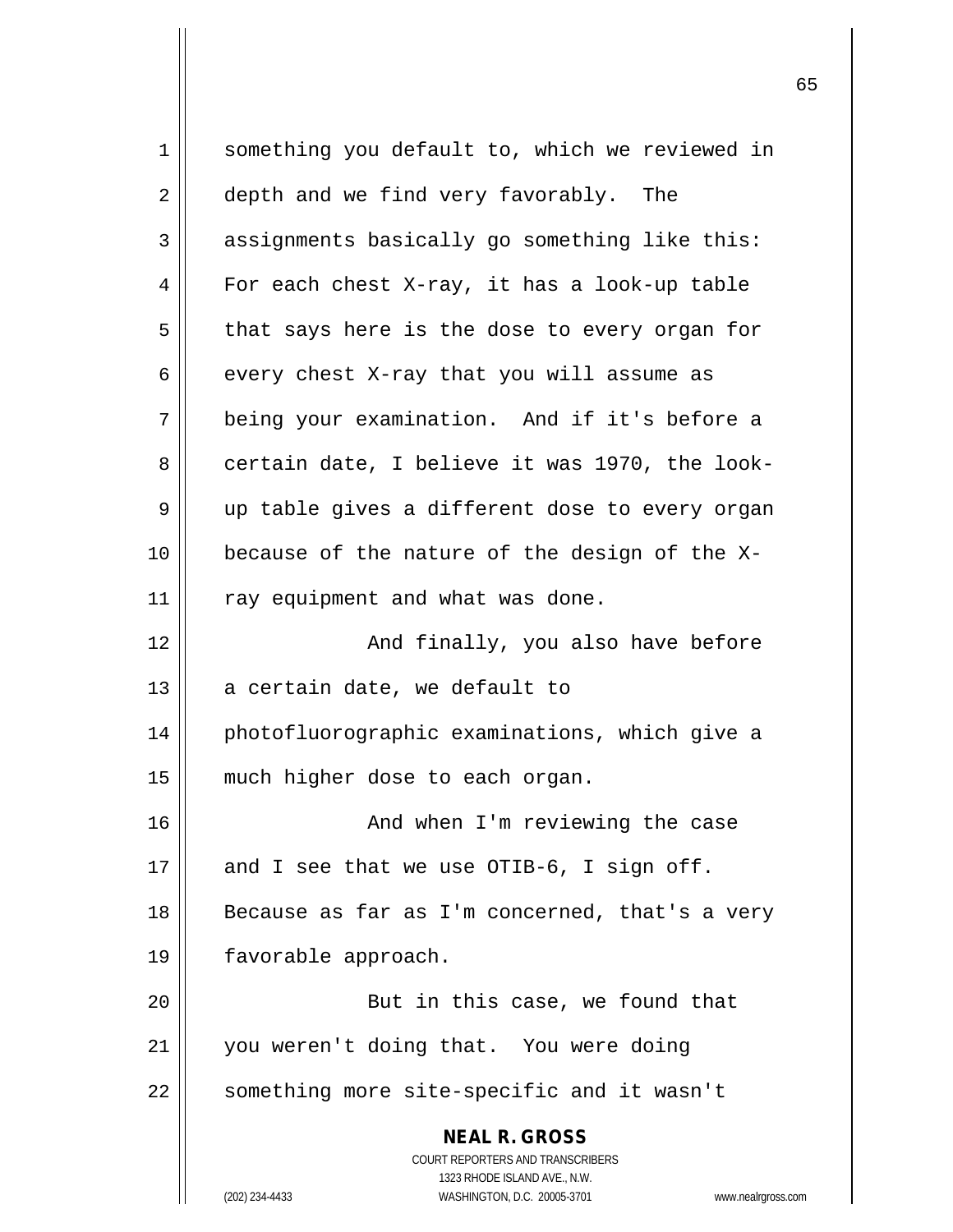something you default to, which we reviewed in depth and we find very favorably. The assignments basically go something like this: For each chest X-ray, it has a look-up table that says here is the dose to every organ for every chest X-ray that you will assume as being your examination. And if it's before a certain date, I believe it was 1970, the look-up table gives a different dose to every organ because of the nature of the design of the X-ray equipment and what was done.

And finally, you also have before a certain date, we default to photofluorographic examinations, which give a much higher dose to each organ.

And when I'm reviewing the case and I see that we use OTIB-6, I sign off. Because as far as I'm concerned, that's a very favorable approach.

But in this case, we found that you weren't doing that. You were doing something more site-specific and it wasn't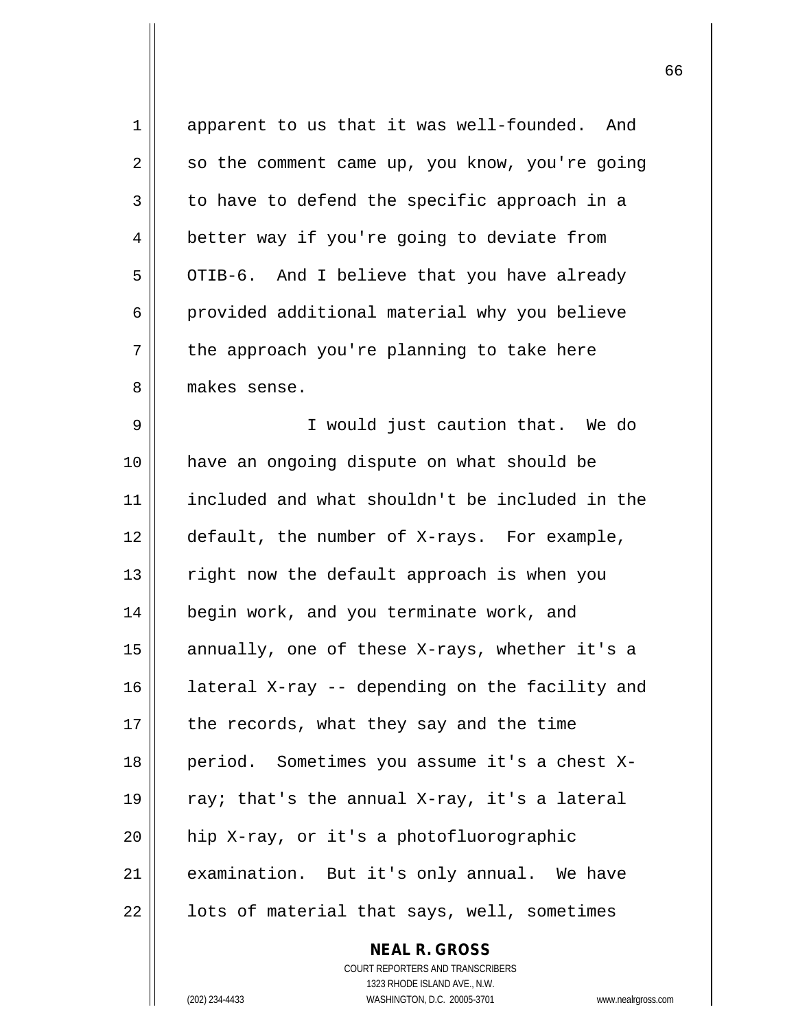apparent to us that it was well-founded. And so the comment came up, you know, you're going to have to defend the specific approach in a better way if you're going to deviate from OTIB-6. And I believe that you have already provided additional material why you believe the approach you're planning to take here makes sense.

I would just caution that. We do have an ongoing dispute on what should be included and what shouldn't be included in the default, the number of X-rays. For example, right now the default approach is when you begin work, and you terminate work, and annually, one of these X-rays, whether it's a lateral X-ray -- depending on the facility and the records, what they say and the time period. Sometimes you assume it's a chest X-ray; that's the annual X-ray, it's a lateral hip X-ray, or it's a photofluorographic examination. But it's only annual. We have lots of material that says, well, sometimes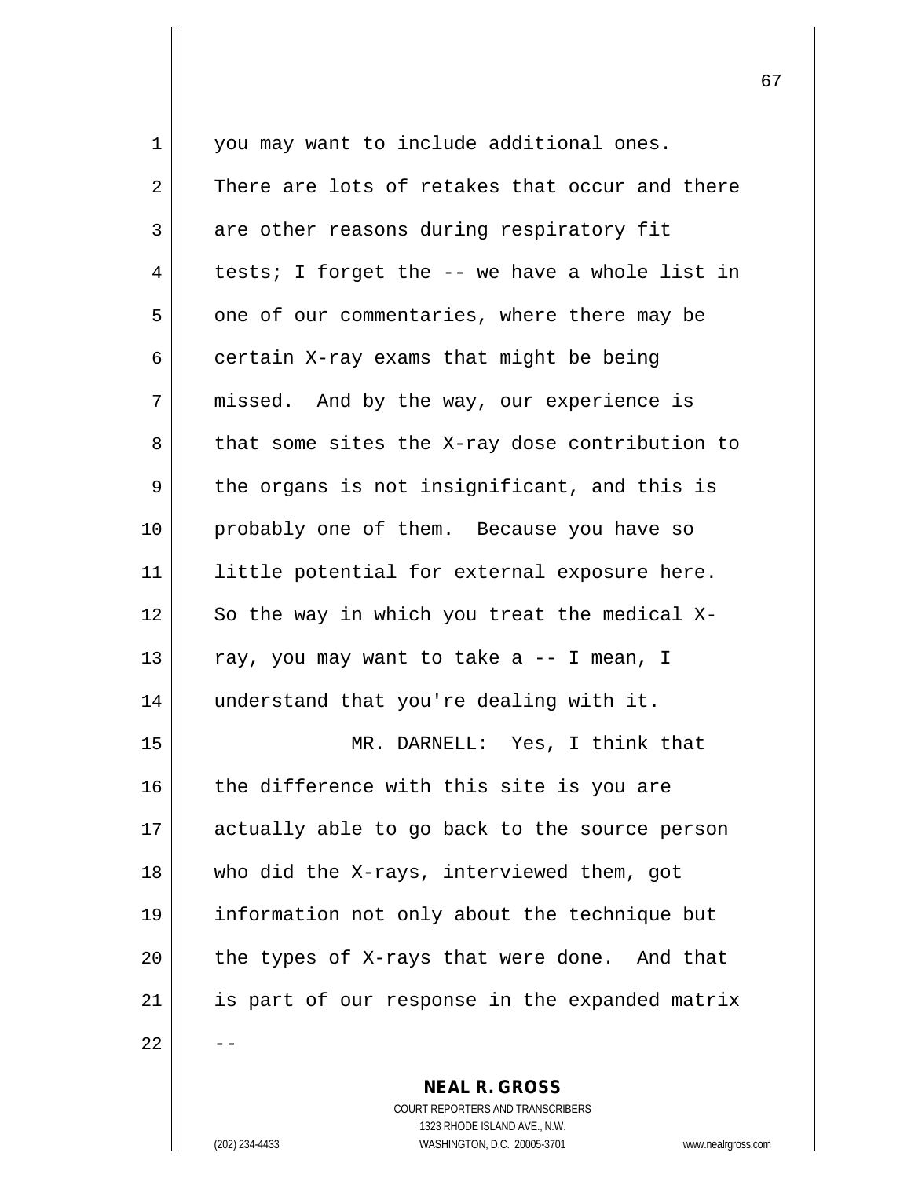you may want to include additional ones. There are lots of retakes that occur and there are other reasons during respiratory fit tests; I forget the -- we have a whole list in one of our commentaries, where there may be certain X-ray exams that might be being missed. And by the way, our experience is that some sites the X-ray dose contribution to the organs is not insignificant, and this is probably one of them. Because you have so little potential for external exposure here. So the way in which you treat the medical X-ray, you may want to take a -- I mean, I understand that you're dealing with it.

MR. DARNELL: Yes, I think that the difference with this site is you are actually able to go back to the source person who did the X-rays, interviewed them, got information not only about the technique but the types of X-rays that were done. And that is part of our response in the expanded matrix --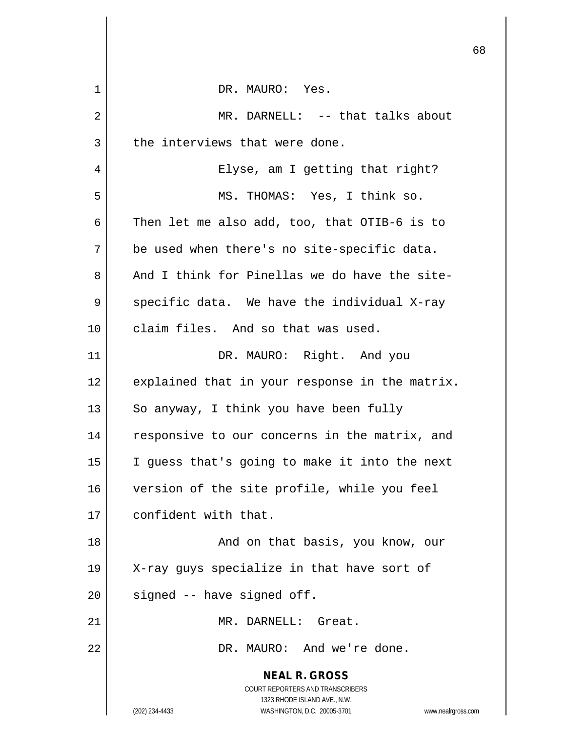DR. MAURO: Yes.

MR. DARNELL: -- that talks about the interviews that were done.

Elyse, am I getting that right?

MS. THOMAS: Yes, I think so. Then let me also add, too, that OTIB-6 is to be used when there's no site-specific data. And I think for Pinellas we do have the site-specific data. We have the individual X-ray claim files. And so that was used.

DR. MAURO: Right. And you explained that in your response in the matrix. So anyway, I think you have been fully responsive to our concerns in the matrix, and I guess that's going to make it into the next version of the site profile, while you feel confident with that.

And on that basis, you know, our X-ray guys specialize in that have sort of signed -- have signed off.

MR. DARNELL: Great.

DR. MAURO: And we're done.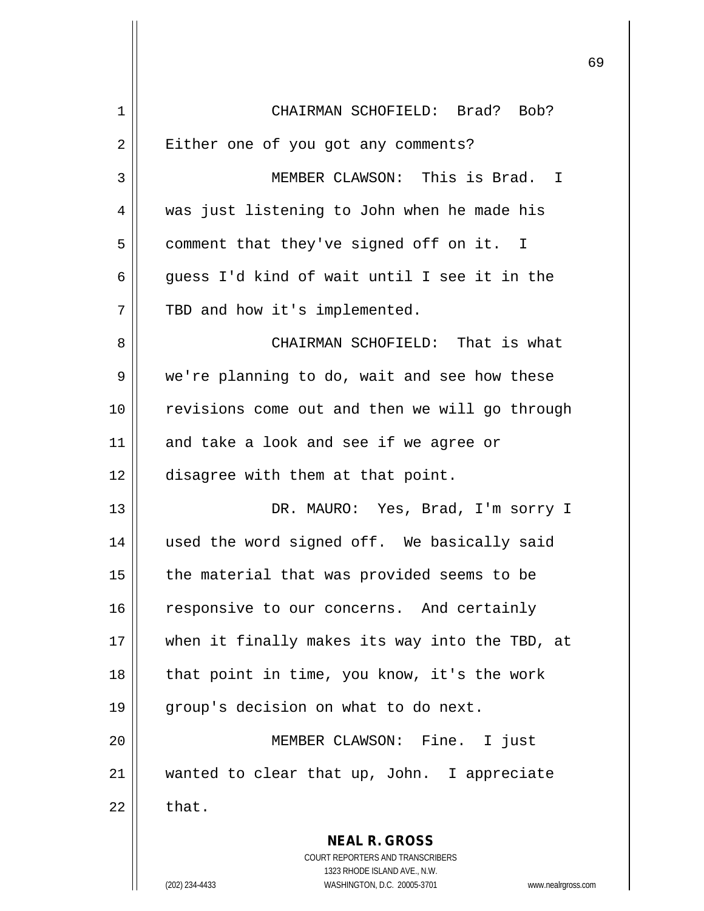CHAIRMAN SCHOFIELD: Brad? Bob? Either one of you got any comments?

MEMBER CLAWSON: This is Brad. I was just listening to John when he made his comment that they've signed off on it. I guess I'd kind of wait until I see it in the TBD and how it's implemented.

CHAIRMAN SCHOFIELD: That is what we're planning to do, wait and see how these revisions come out and then we will go through and take a look and see if we agree or disagree with them at that point.

DR. MAURO: Yes, Brad, I'm sorry I used the word signed off. We basically said the material that was provided seems to be responsive to our concerns. And certainly when it finally makes its way into the TBD, at that point in time, you know, it's the work group's decision on what to do next.

MEMBER CLAWSON: Fine. I just wanted to clear that up, John. I appreciate that.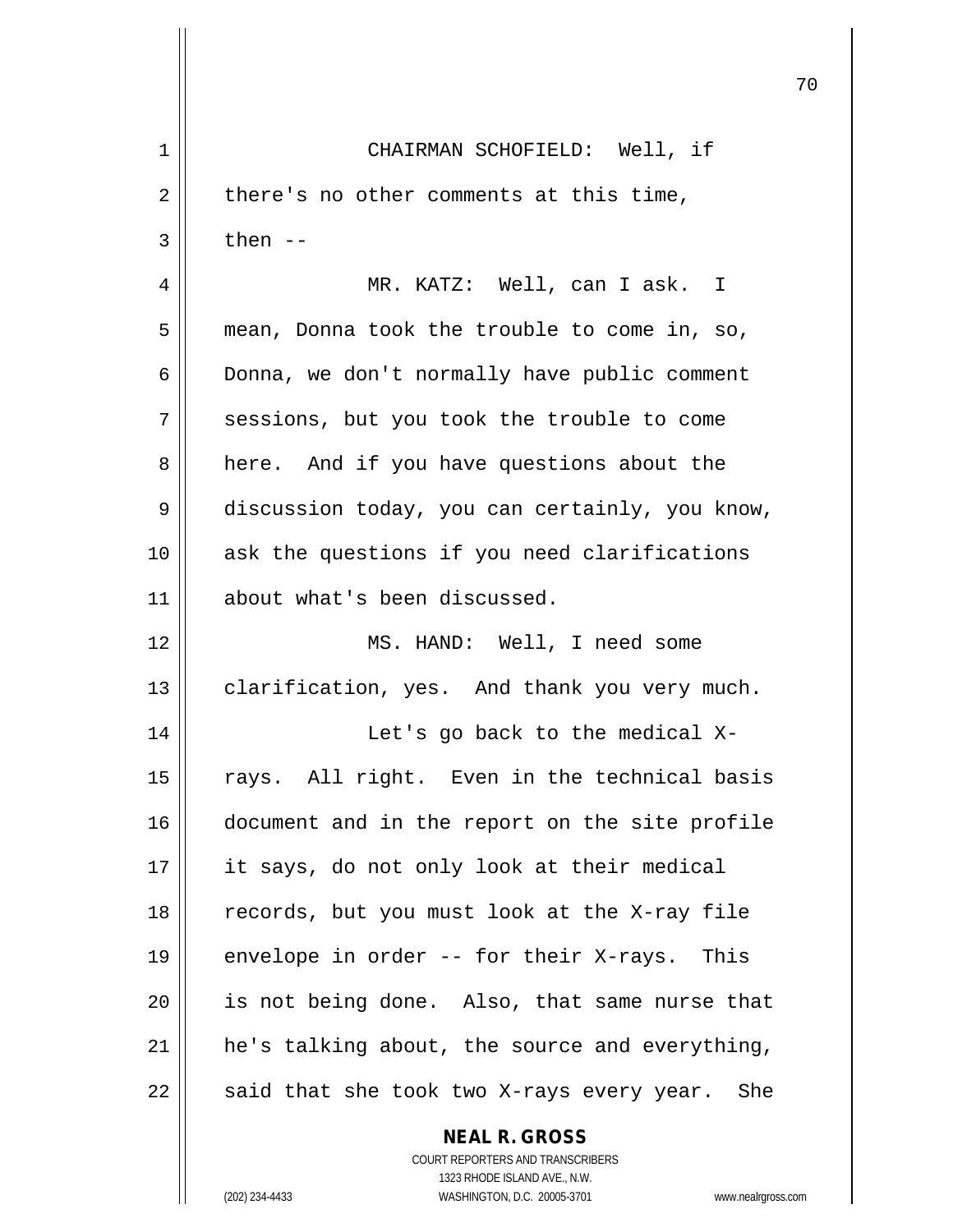CHAIRMAN SCHOFIELD: Well, if there's no other comments at this time, then --

MR. KATZ: Well, can I ask. I mean, Donna took the trouble to come in, so, Donna, we don't normally have public comment sessions, but you took the trouble to come here. And if you have questions about the discussion today, you can certainly, you know, ask the questions if you need clarifications about what's been discussed.

MS. HAND: Well, I need some clarification, yes. And thank you very much.

Let's go back to the medical X-rays. All right. Even in the technical basis document and in the report on the site profile it says, do not only look at their medical records, but you must look at the X-ray file envelope in order -- for their X-rays. This is not being done. Also, that same nurse that he's talking about, the source and everything, said that she took two X-rays every year. She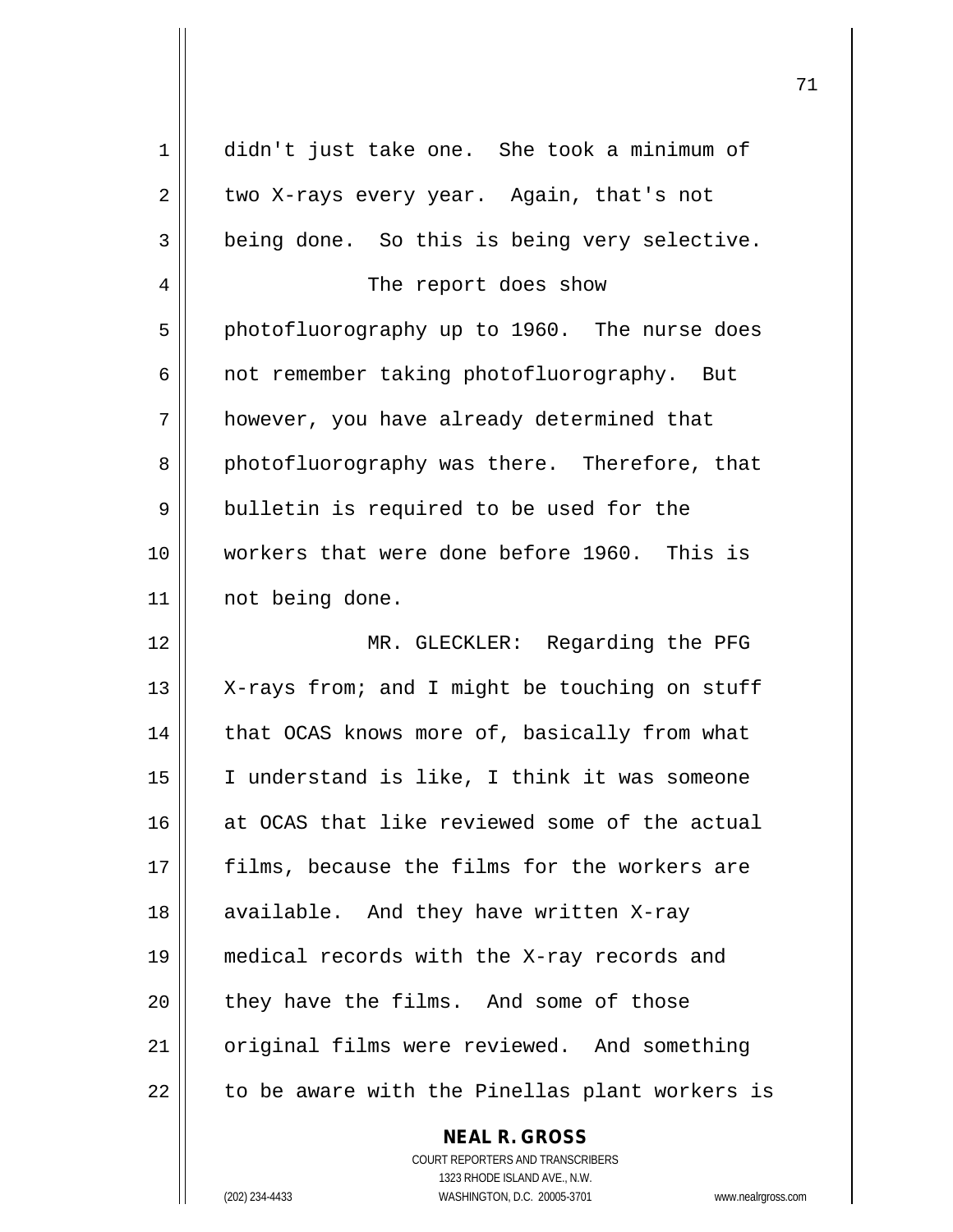didn't just take one. She took a minimum of two X-rays every year. Again, that's not being done. So this is being very selective.

The report does show photofluorography up to 1960. The nurse does not remember taking photofluorography. But however, you have already determined that photofluorography was there. Therefore, that bulletin is required to be used for the workers that were done before 1960. This is not being done.

MR. GLECKLER: Regarding the PFG X-rays from; and I might be touching on stuff that OCAS knows more of, basically from what I understand is like, I think it was someone at OCAS that like reviewed some of the actual films, because the films for the workers are available. And they have written X-ray medical records with the X-ray records and they have the films. And some of those original films were reviewed. And something to be aware with the Pinellas plant workers is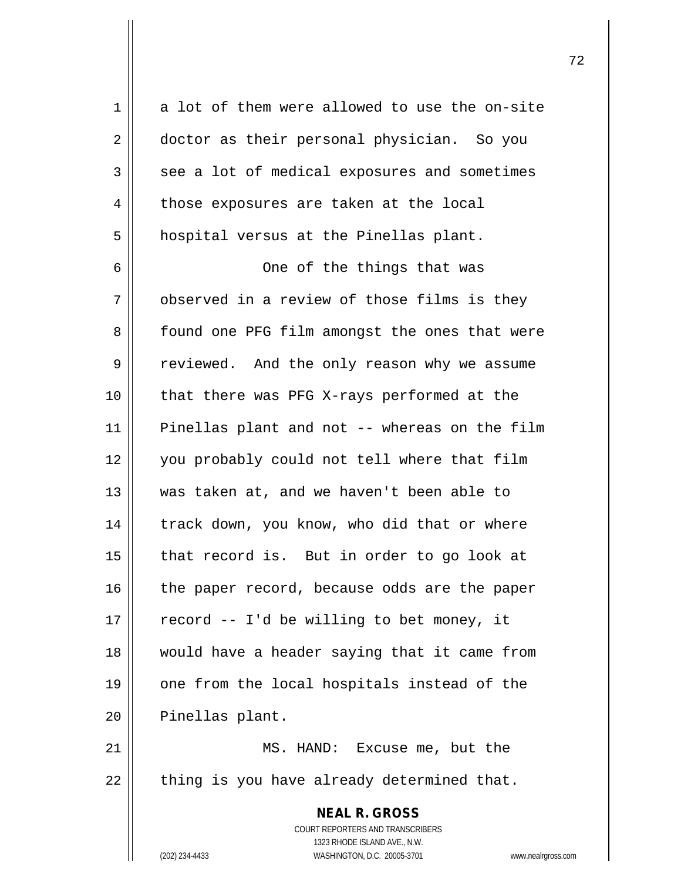a lot of them were allowed to use the on-site doctor as their personal physician. So you see a lot of medical exposures and sometimes those exposures are taken at the local hospital versus at the Pinellas plant.

One of the things that was observed in a review of those films is they found one PFG film amongst the ones that were reviewed. And the only reason why we assume that there was PFG X-rays performed at the Pinellas plant and not -- whereas on the film you probably could not tell where that film was taken at, and we haven't been able to track down, you know, who did that or where that record is. But in order to go look at the paper record, because odds are the paper record -- I'd be willing to bet money, it would have a header saying that it came from one from the local hospitals instead of the Pinellas plant.

MS. HAND: Excuse me, but the thing is you have already determined that.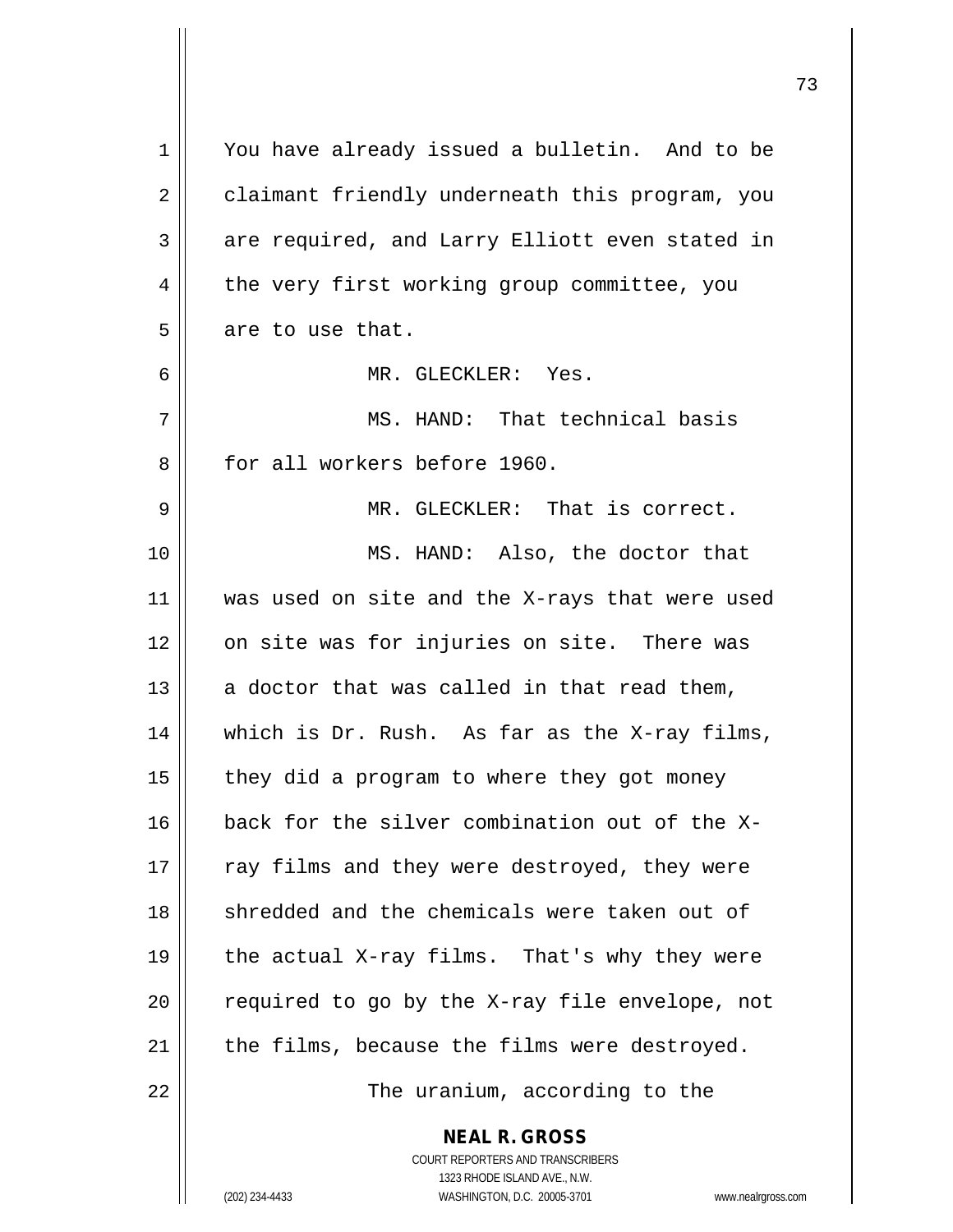You have already issued a bulletin. And to be claimant friendly underneath this program, you are required, and Larry Elliott even stated in the very first working group committee, you are to use that.

MR. GLECKLER: Yes.

MS. HAND: That technical basis for all workers before 1960.

MR. GLECKLER: That is correct.

MS. HAND: Also, the doctor that was used on site and the X-rays that were used on site was for injuries on site. There was a doctor that was called in that read them, which is Dr. Rush. As far as the X-ray films, they did a program to where they got money back for the silver combination out of the X-ray films and they were destroyed, they were shredded and the chemicals were taken out of the actual X-ray films. That's why they were required to go by the X-ray file envelope, not the films, because the films were destroyed.

The uranium, according to the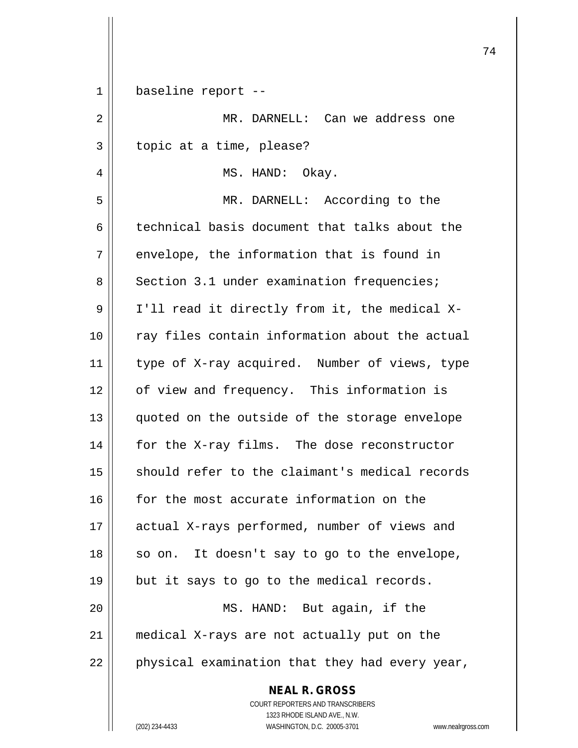baseline report --

MR. DARNELL: Can we address one topic at a time, please?

MS. HAND: Okay.

MR. DARNELL: According to the technical basis document that talks about the envelope, the information that is found in Section 3.1 under examination frequencies; I'll read it directly from it, the medical X-ray files contain information about the actual type of X-ray acquired. Number of views, type of view and frequency. This information is quoted on the outside of the storage envelope for the X-ray films. The dose reconstructor should refer to the claimant's medical records for the most accurate information on the actual X-rays performed, number of views and so on. It doesn't say to go to the envelope, but it says to go to the medical records.

MS. HAND: But again, if the medical X-rays are not actually put on the physical examination that they had every year,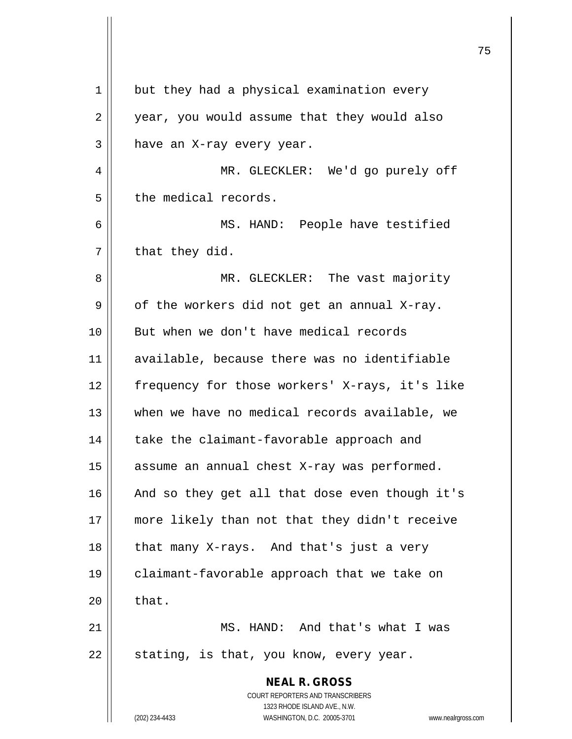but they had a physical examination every year, you would assume that they would also have an X-ray every year.

MR. GLECKLER: We'd go purely off the medical records.

MS. HAND: People have testified that they did.

MR. GLECKLER: The vast majority of the workers did not get an annual X-ray. But when we don't have medical records available, because there was no identifiable frequency for those workers' X-rays, it's like when we have no medical records available, we take the claimant-favorable approach and assume an annual chest X-ray was performed. And so they get all that dose even though it's more likely than not that they didn't receive that many X-rays. And that's just a very claimant-favorable approach that we take on that.

MS. HAND: And that's what I was stating, is that, you know, every year.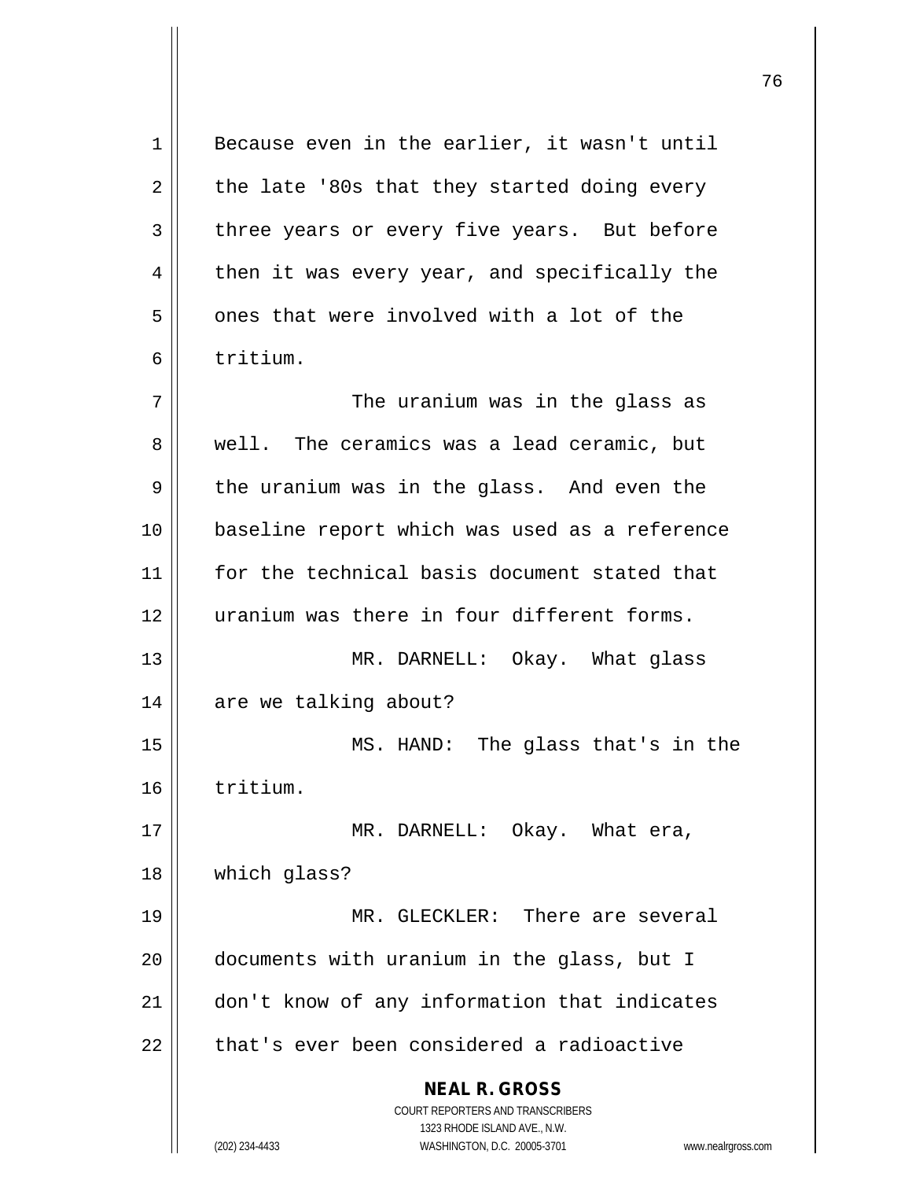Because even in the earlier, it wasn't until the late '80s that they started doing every three years or every five years. But before then it was every year, and specifically the ones that were involved with a lot of the tritium.

The uranium was in the glass as well. The ceramics was a lead ceramic, but the uranium was in the glass. And even the baseline report which was used as a reference for the technical basis document stated that uranium was there in four different forms.

MR. DARNELL: Okay. What glass are we talking about?

MS. HAND: The glass that's in the tritium.

MR. DARNELL: Okay. What era, which glass?

MR. GLECKLER: There are several documents with uranium in the glass, but I don't know of any information that indicates that's ever been considered a radioactive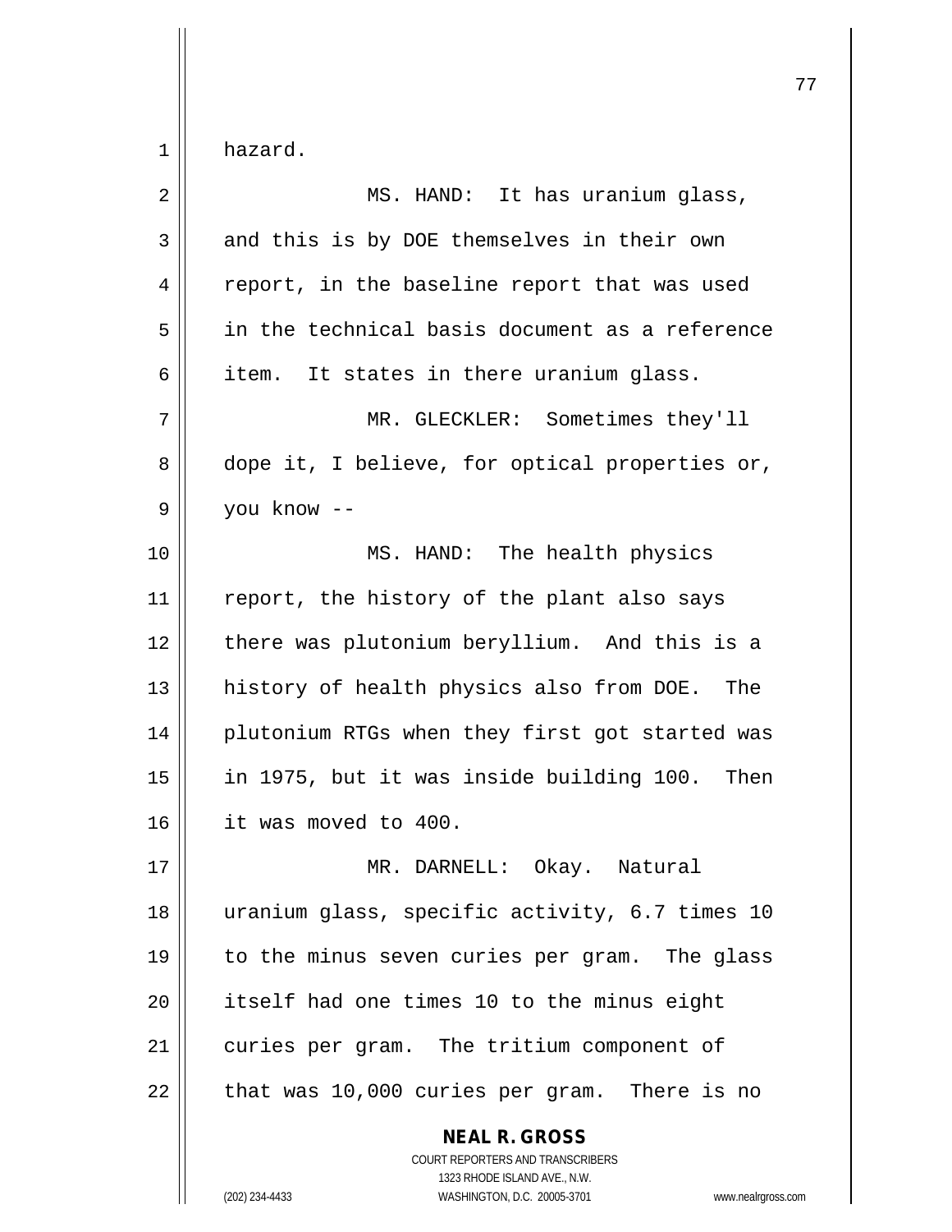hazard.

MS. HAND: It has uranium glass, and this is by DOE themselves in their own report, in the baseline report that was used in the technical basis document as a reference item. It states in there uranium glass.

MR. GLECKLER: Sometimes they'll dope it, I believe, for optical properties or, you know --

MS. HAND: The health physics report, the history of the plant also says there was plutonium beryllium. And this is a history of health physics also from DOE. The plutonium RTGs when they first got started was in 1975, but it was inside building 100. Then it was moved to 400.

MR. DARNELL: Okay. Natural uranium glass, specific activity, 6.7 times 10 to the minus seven curies per gram. The glass itself had one times 10 to the minus eight curies per gram. The tritium component of that was 10,000 curies per gram. There is no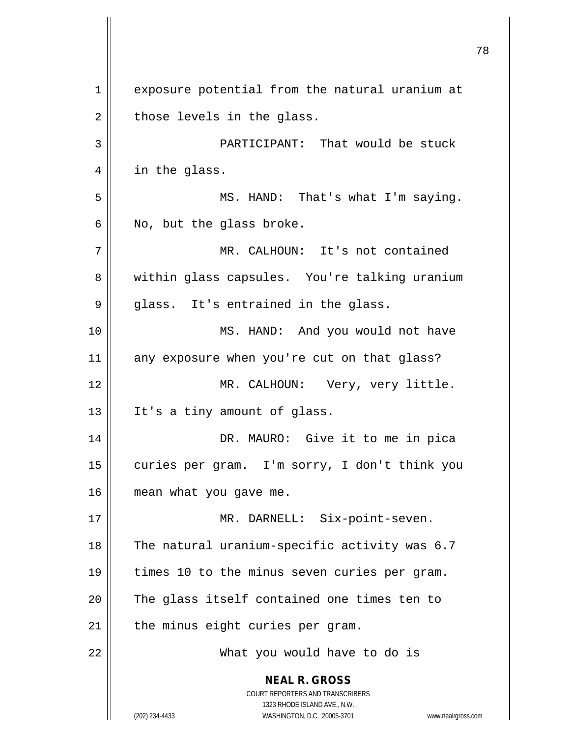exposure potential from the natural uranium at those levels in the glass.

PARTICIPANT: That would be stuck in the glass.

MS. HAND: That's what I'm saying. No, but the glass broke.

MR. CALHOUN: It's not contained within glass capsules. You're talking uranium glass. It's entrained in the glass.

MS. HAND: And you would not have any exposure when you're cut on that glass?

MR. CALHOUN: Very, very little. It's a tiny amount of glass.

DR. MAURO: Give it to me in pica curies per gram. I'm sorry, I don't think you mean what you gave me.

MR. DARNELL: Six-point-seven. The natural uranium-specific activity was 6.7 times 10 to the minus seven curies per gram. The glass itself contained one times ten to the minus eight curies per gram.

What you would have to do is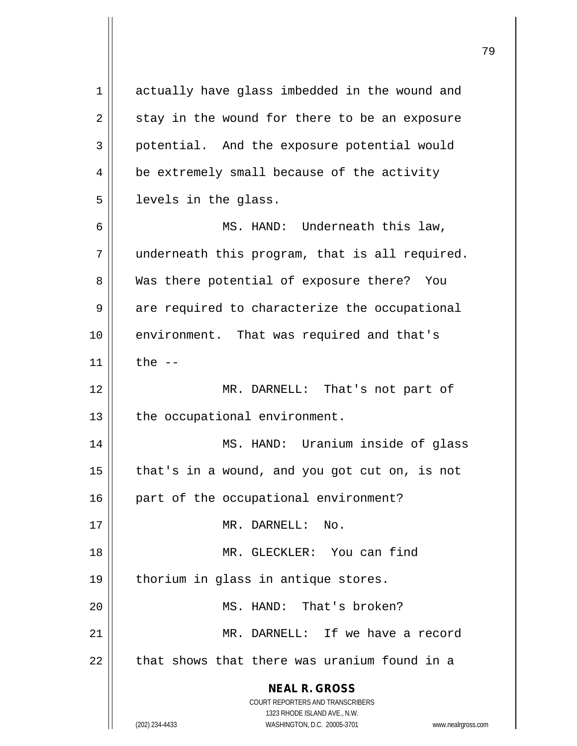actually have glass imbedded in the wound and stay in the wound for there to be an exposure potential. And the exposure potential would be extremely small because of the activity levels in the glass.

MS. HAND: Underneath this law, underneath this program, that is all required. Was there potential of exposure there? You are required to characterize the occupational environment. That was required and that's the --

MR. DARNELL: That's not part of the occupational environment.

MS. HAND: Uranium inside of glass that's in a wound, and you got cut on, is not part of the occupational environment?

MR. DARNELL: No.

MR. GLECKLER: You can find thorium in glass in antique stores.

MS. HAND: That's broken?

MR. DARNELL: If we have a record that shows that there was uranium found in a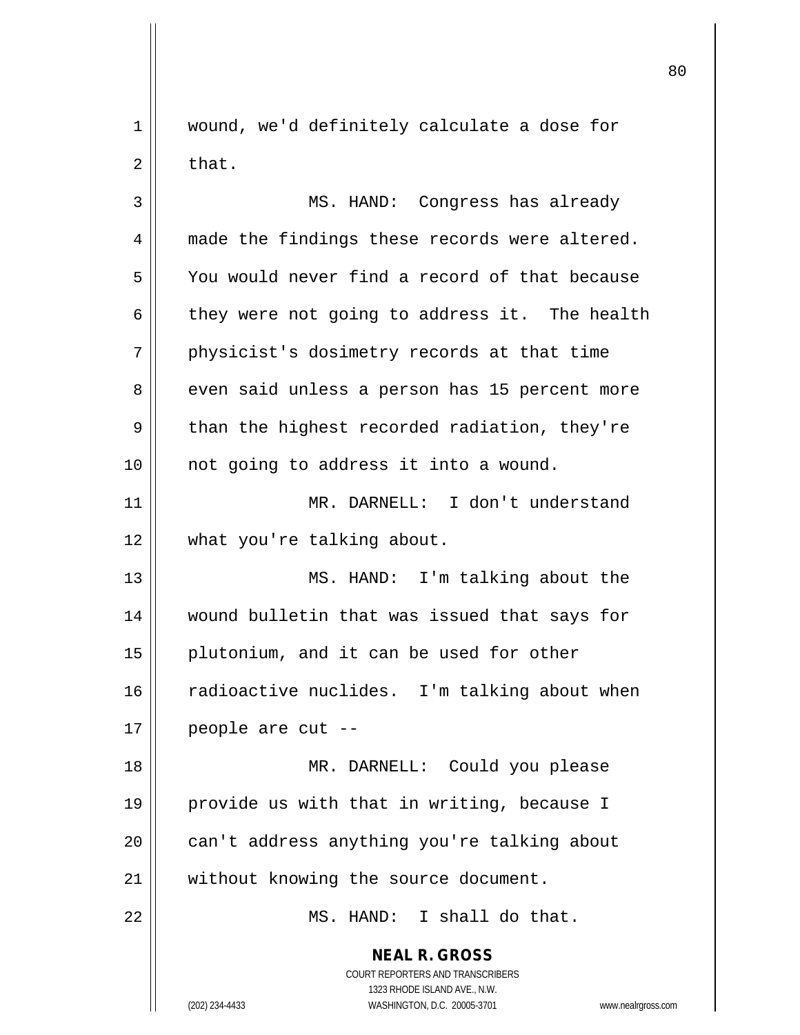wound, we'd definitely calculate a dose for that.

MS. HAND: Congress has already made the findings these records were altered. You would never find a record of that because they were not going to address it. The health physicist's dosimetry records at that time even said unless a person has 15 percent more than the highest recorded radiation, they're not going to address it into a wound.

MR. DARNELL: I don't understand what you're talking about.

MS. HAND: I'm talking about the wound bulletin that was issued that says for plutonium, and it can be used for other radioactive nuclides. I'm talking about when people are cut --

MR. DARNELL: Could you please provide us with that in writing, because I can't address anything you're talking about without knowing the source document.

MS. HAND: I shall do that.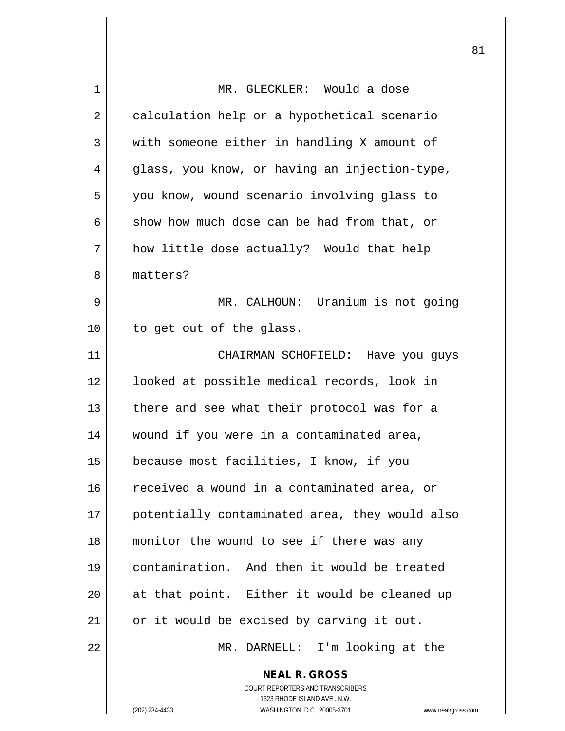MR. GLECKLER: Would a dose calculation help or a hypothetical scenario with someone either in handling X amount of glass, you know, or having an injection-type, you know, wound scenario involving glass to show how much dose can be had from that, or how little dose actually? Would that help matters?

MR. CALHOUN: Uranium is not going to get out of the glass.

CHAIRMAN SCHOFIELD: Have you guys looked at possible medical records, look in there and see what their protocol was for a wound if you were in a contaminated area, because most facilities, I know, if you received a wound in a contaminated area, or potentially contaminated area, they would also monitor the wound to see if there was any contamination. And then it would be treated at that point. Either it would be cleaned up or it would be excised by carving it out.

MR. DARNELL: I'm looking at the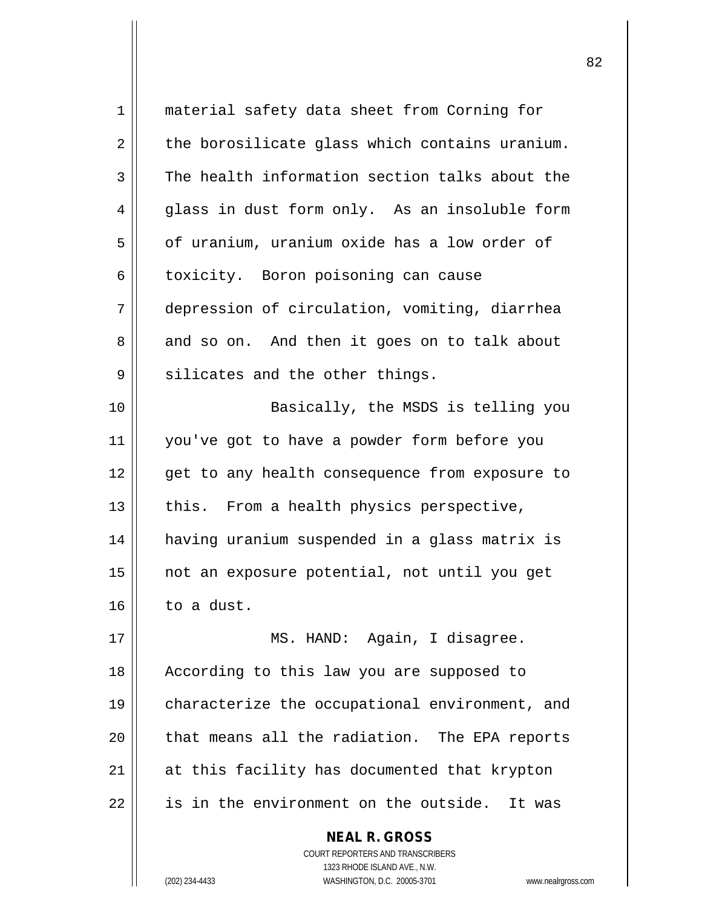material safety data sheet from Corning for the borosilicate glass which contains uranium. The health information section talks about the glass in dust form only. As an insoluble form of uranium, uranium oxide has a low order of toxicity. Boron poisoning can cause depression of circulation, vomiting, diarrhea and so on. And then it goes on to talk about silicates and the other things.

Basically, the MSDS is telling you you've got to have a powder form before you get to any health consequence from exposure to this. From a health physics perspective, having uranium suspended in a glass matrix is not an exposure potential, not until you get to a dust.

MS. HAND: Again, I disagree. According to this law you are supposed to characterize the occupational environment, and that means all the radiation. The EPA reports at this facility has documented that krypton is in the environment on the outside. It was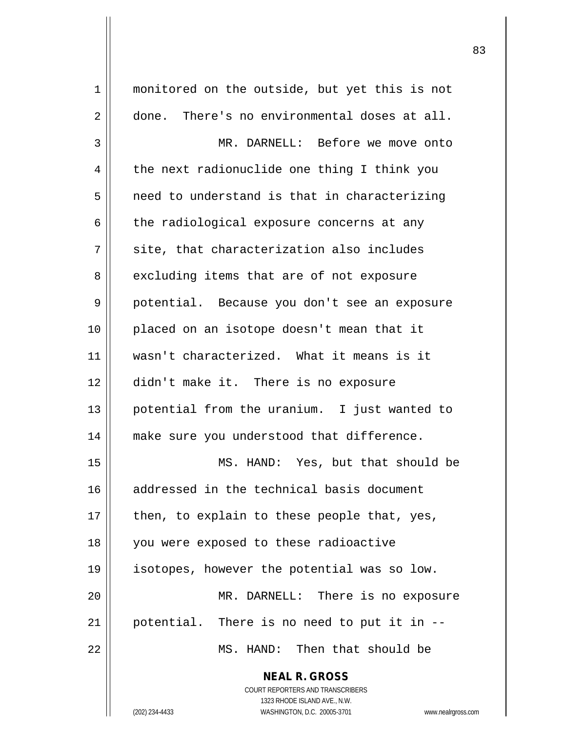monitored on the outside, but yet this is not done. There's no environmental doses at all.

MR. DARNELL: Before we move onto the next radionuclide one thing I think you need to understand is that in characterizing the radiological exposure concerns at any site, that characterization also includes excluding items that are of not exposure potential. Because you don't see an exposure placed on an isotope doesn't mean that it wasn't characterized. What it means is it didn't make it. There is no exposure potential from the uranium. I just wanted to make sure you understood that difference.

MS. HAND: Yes, but that should be addressed in the technical basis document then, to explain to these people that, yes, you were exposed to these radioactive isotopes, however the potential was so low.

MR. DARNELL: There is no exposure potential. There is no need to put it in --

MS. HAND: Then that should be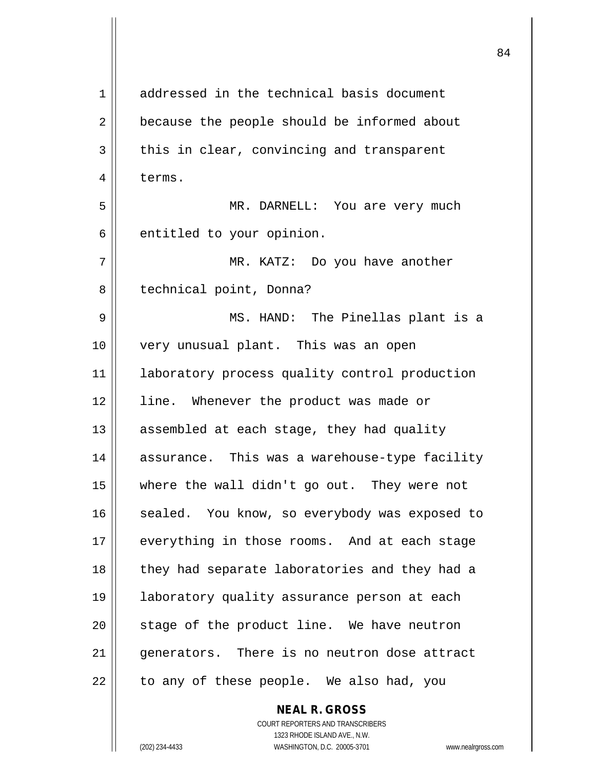addressed in the technical basis document because the people should be informed about this in clear, convincing and transparent terms.

MR. DARNELL: You are very much entitled to your opinion.

MR. KATZ: Do you have another technical point, Donna?

MS. HAND: The Pinellas plant is a very unusual plant. This was an open laboratory process quality control production line. Whenever the product was made or assembled at each stage, they had quality assurance. This was a warehouse-type facility where the wall didn't go out. They were not sealed. You know, so everybody was exposed to everything in those rooms. And at each stage they had separate laboratories and they had a laboratory quality assurance person at each stage of the product line. We have neutron generators. There is no neutron dose attract to any of these people. We also had, you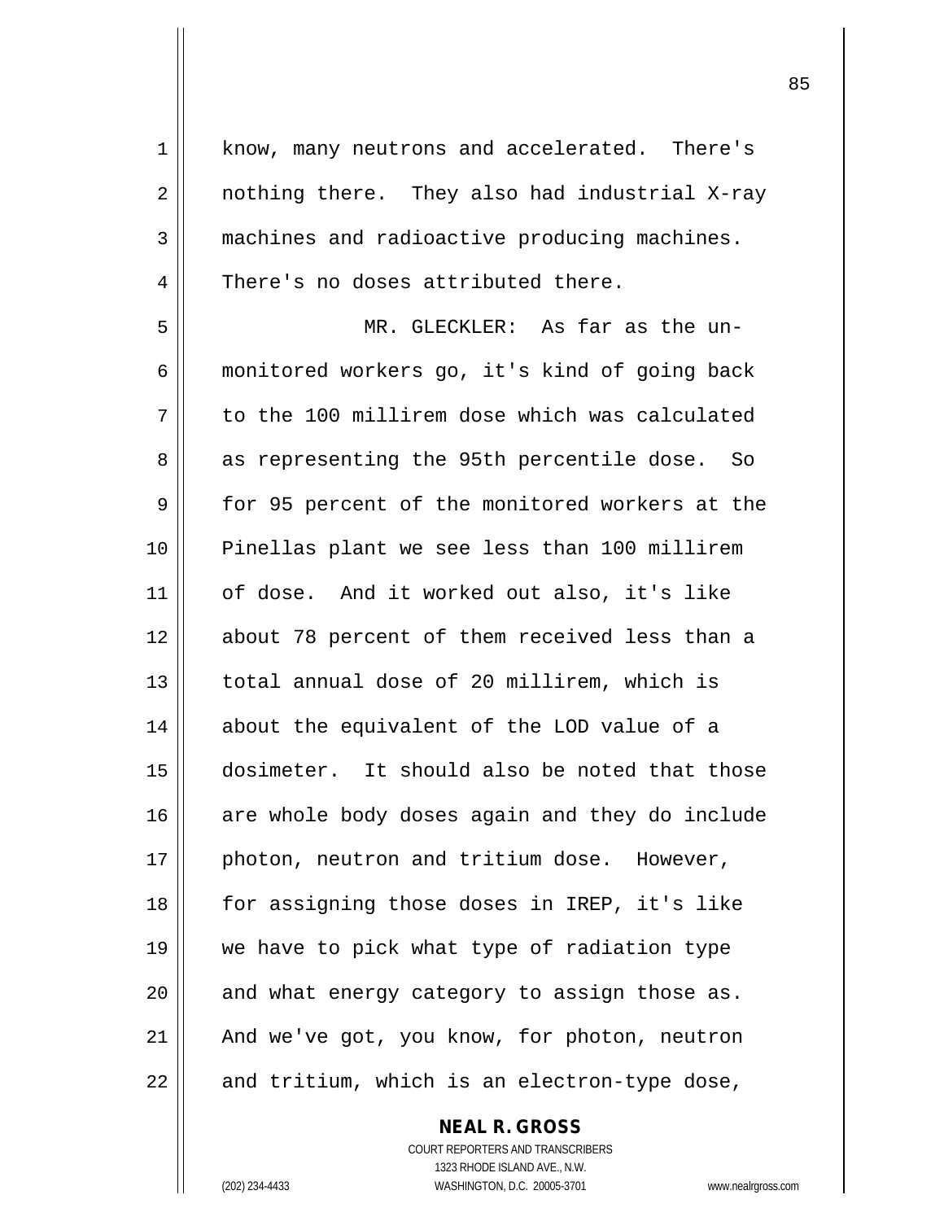know, many neutrons and accelerated. There's nothing there. They also had industrial X-ray machines and radioactive producing machines. There's no doses attributed there.

MR. GLECKLER: As far as the un-monitored workers go, it's kind of going back to the 100 millirem dose which was calculated as representing the 95th percentile dose. So for 95 percent of the monitored workers at the Pinellas plant we see less than 100 millirem of dose. And it worked out also, it's like about 78 percent of them received less than a total annual dose of 20 millirem, which is about the equivalent of the LOD value of a dosimeter. It should also be noted that those are whole body doses again and they do include photon, neutron and tritium dose. However, for assigning those doses in IREP, it's like we have to pick what type of radiation type and what energy category to assign those as. And we've got, you know, for photon, neutron and tritium, which is an electron-type dose,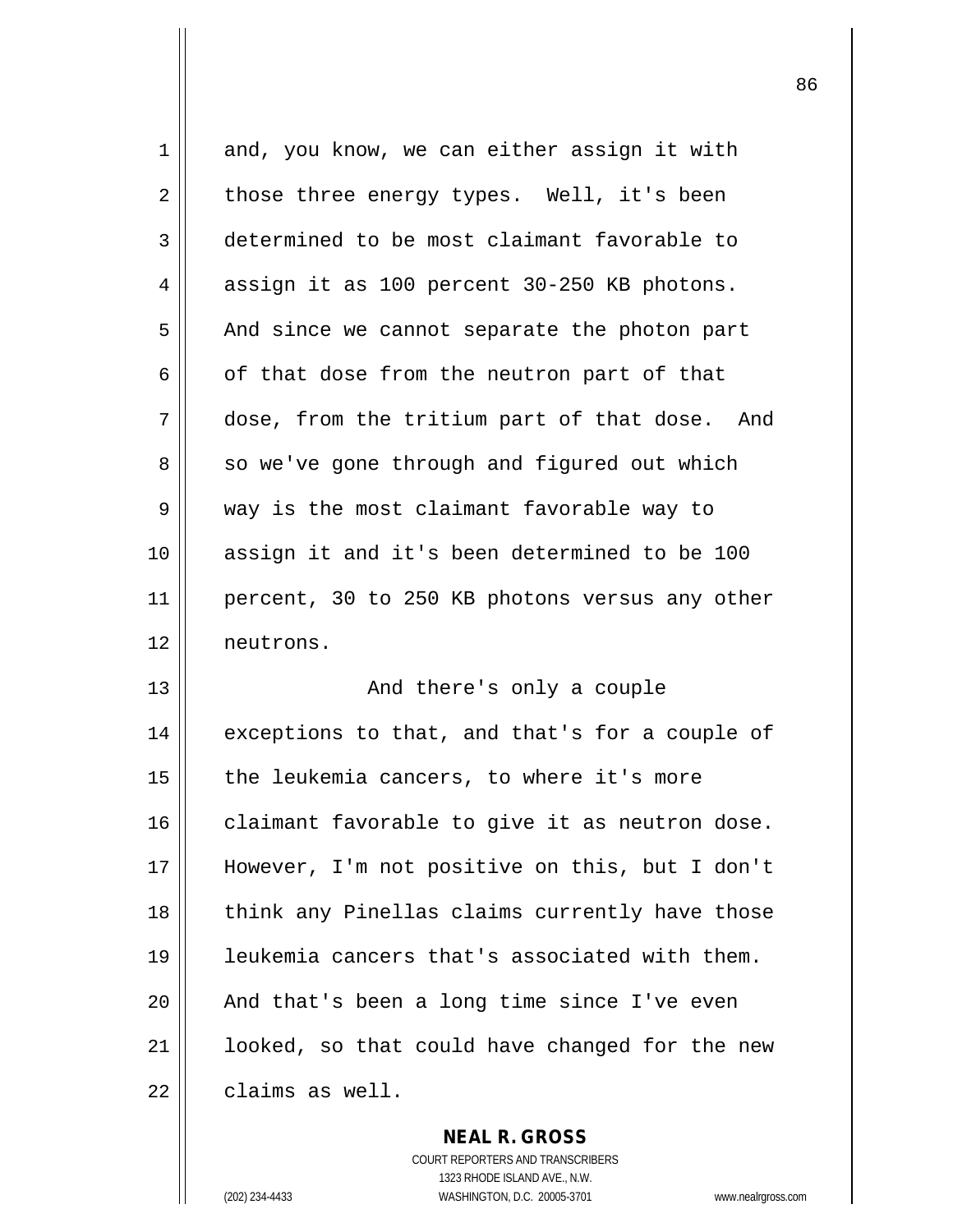and, you know, we can either assign it with those three energy types. Well, it's been determined to be most claimant favorable to assign it as 100 percent 30-250 KB photons. And since we cannot separate the photon part of that dose from the neutron part of that dose, from the tritium part of that dose. And so we've gone through and figured out which way is the most claimant favorable way to assign it and it's been determined to be 100 percent, 30 to 250 KB photons versus any other neutrons.

And there's only a couple exceptions to that, and that's for a couple of the leukemia cancers, to where it's more claimant favorable to give it as neutron dose. However, I'm not positive on this, but I don't think any Pinellas claims currently have those leukemia cancers that's associated with them. And that's been a long time since I've even looked, so that could have changed for the new claims as well.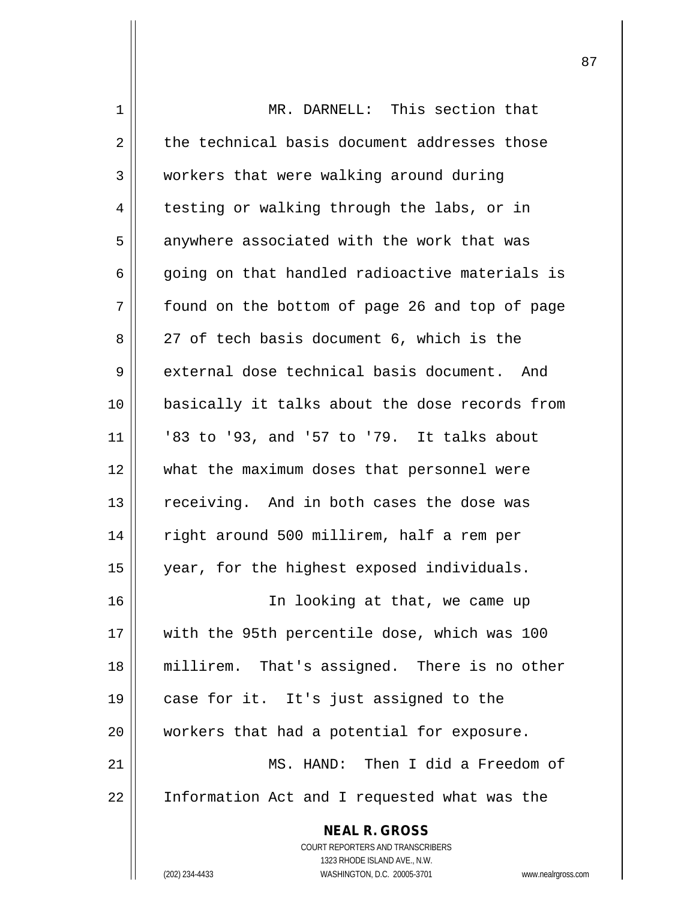MR. DARNELL: This section that the technical basis document addresses those workers that were walking around during testing or walking through the labs, or in anywhere associated with the work that was going on that handled radioactive materials is found on the bottom of page 26 and top of page 27 of tech basis document 6, which is the external dose technical basis document. And basically it talks about the dose records from '83 to '93, and '57 to '79. It talks about what the maximum doses that personnel were receiving. And in both cases the dose was right around 500 millirem, half a rem per year, for the highest exposed individuals.

In looking at that, we came up with the 95th percentile dose, which was 100 millirem. That's assigned. There is no other case for it. It's just assigned to the workers that had a potential for exposure.

MS. HAND: Then I did a Freedom of Information Act and I requested what was the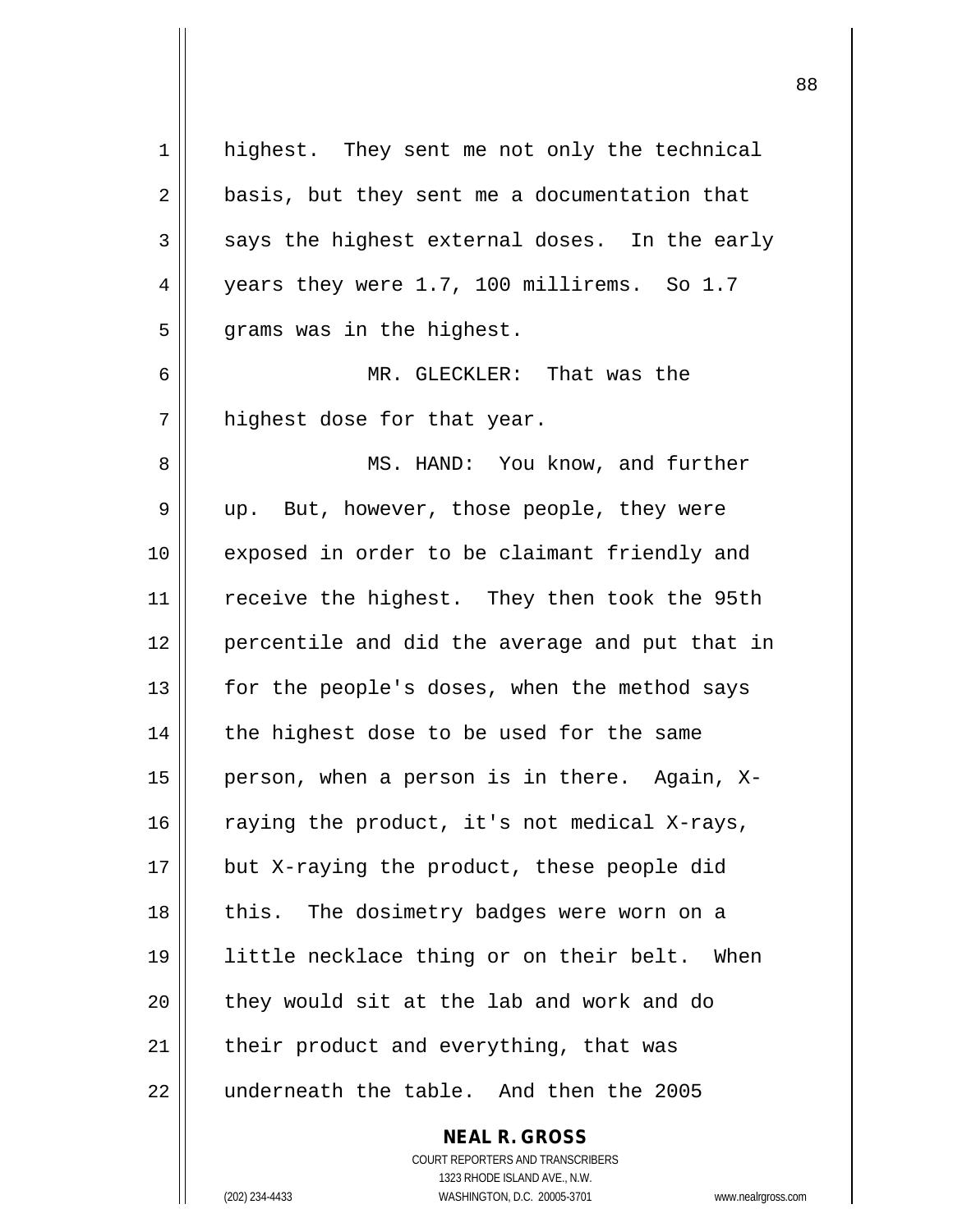highest. They sent me not only the technical basis, but they sent me a documentation that says the highest external doses. In the early years they were 1.7, 100 millirems. So 1.7 grams was in the highest.

MR. GLECKLER: That was the highest dose for that year.

MS. HAND: You know, and further up. But, however, those people, they were exposed in order to be claimant friendly and receive the highest. They then took the 95th percentile and did the average and put that in for the people's doses, when the method says the highest dose to be used for the same person, when a person is in there. Again, X-raying the product, it's not medical X-rays, but X-raying the product, these people did this. The dosimetry badges were worn on a little necklace thing or on their belt. When they would sit at the lab and work and do their product and everything, that was underneath the table. And then the 2005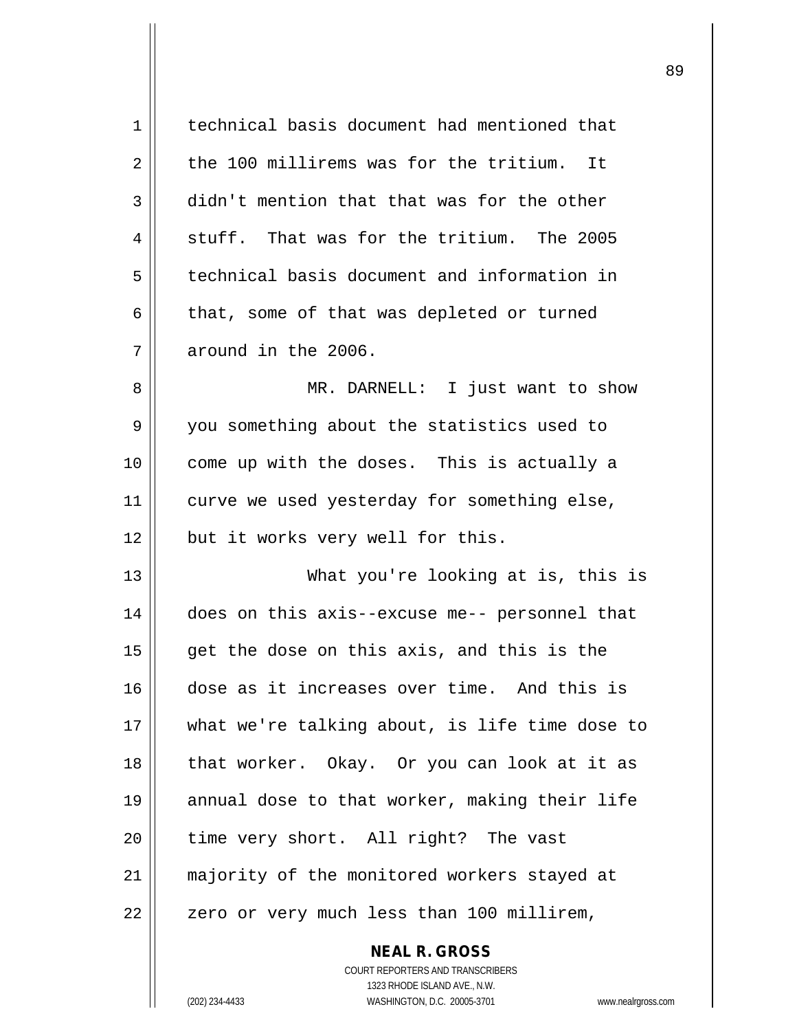technical basis document had mentioned that the 100 millirems was for the tritium. It didn't mention that that was for the other stuff. That was for the tritium. The 2005 technical basis document and information in that, some of that was depleted or turned around in the 2006.

MR. DARNELL: I just want to show you something about the statistics used to come up with the doses. This is actually a curve we used yesterday for something else, but it works very well for this.

What you're looking at is, this is does on this axis--excuse me-- personnel that get the dose on this axis, and this is the dose as it increases over time. And this is what we're talking about, is life time dose to that worker. Okay. Or you can look at it as annual dose to that worker, making their life time very short. All right? The vast majority of the monitored workers stayed at zero or very much less than 100 millirem,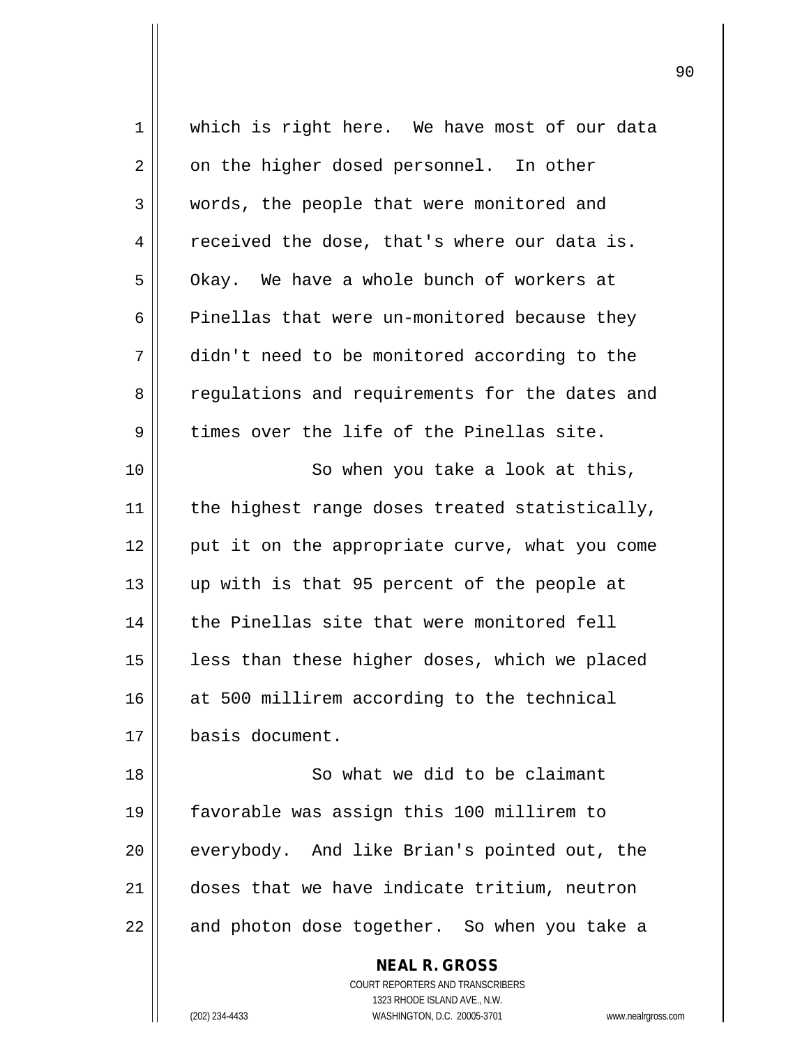which is right here. We have most of our data on the higher dosed personnel. In other words, the people that were monitored and received the dose, that's where our data is. Okay. We have a whole bunch of workers at Pinellas that were un-monitored because they didn't need to be monitored according to the regulations and requirements for the dates and times over the life of the Pinellas site.

So when you take a look at this, the highest range doses treated statistically, put it on the appropriate curve, what you come up with is that 95 percent of the people at the Pinellas site that were monitored fell less than these higher doses, which we placed at 500 millirem according to the technical basis document.

So what we did to be claimant favorable was assign this 100 millirem to everybody. And like Brian's pointed out, the doses that we have indicate tritium, neutron and photon dose together. So when you take a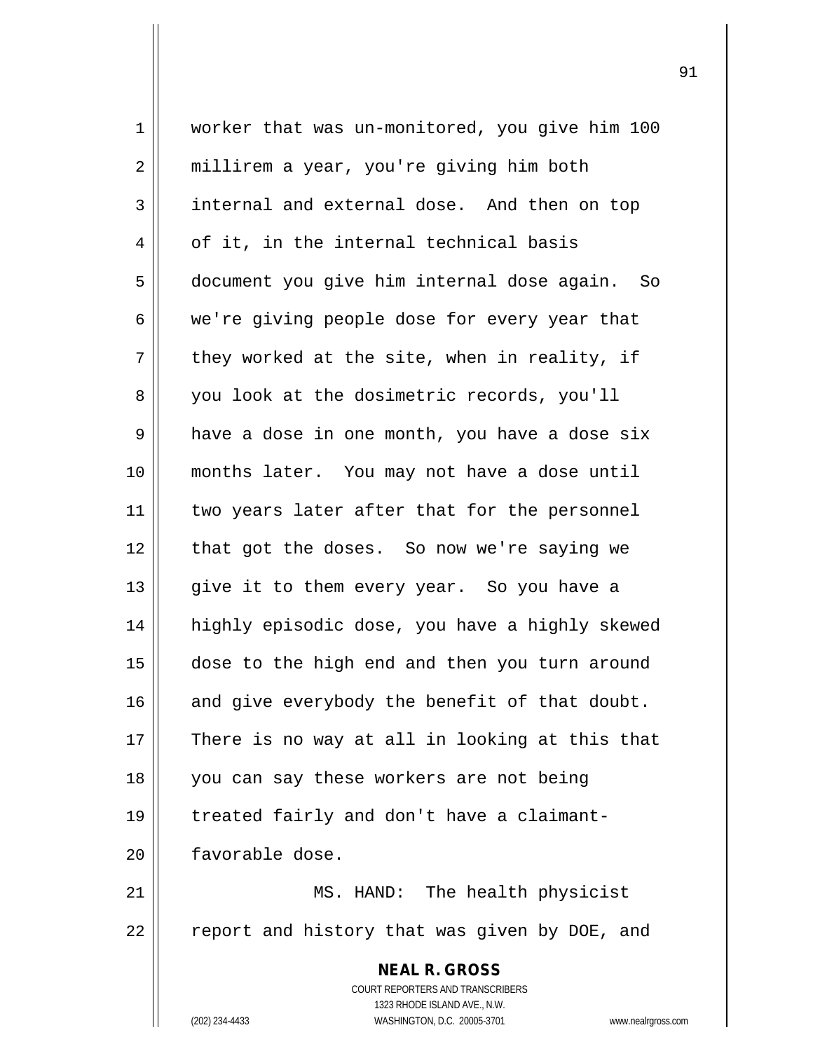worker that was un-monitored, you give him 100 millirem a year, you're giving him both internal and external dose. And then on top of it, in the internal technical basis document you give him internal dose again. So we're giving people dose for every year that they worked at the site, when in reality, if you look at the dosimetric records, you'll have a dose in one month, you have a dose six months later. You may not have a dose until two years later after that for the personnel that got the doses. So now we're saying we give it to them every year. So you have a highly episodic dose, you have a highly skewed dose to the high end and then you turn around and give everybody the benefit of that doubt. There is no way at all in looking at this that you can say these workers are not being treated fairly and don't have a claimant-favorable dose.

MS. HAND: The health physicist report and history that was given by DOE, and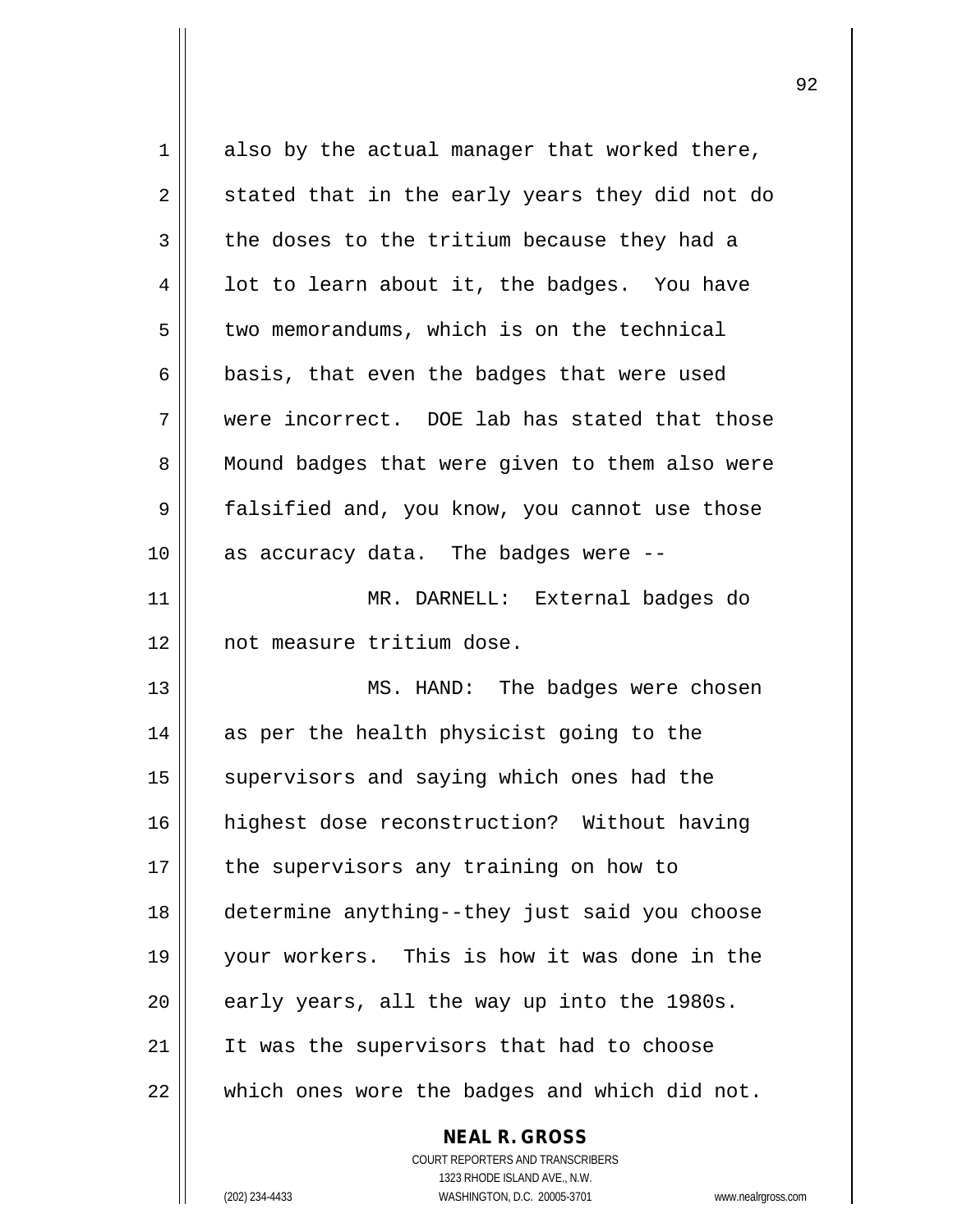also by the actual manager that worked there, stated that in the early years they did not do the doses to the tritium because they had a lot to learn about it, the badges. You have two memorandums, which is on the technical basis, that even the badges that were used were incorrect. DOE lab has stated that those Mound badges that were given to them also were falsified and, you know, you cannot use those as accuracy data. The badges were --

MR. DARNELL: External badges do not measure tritium dose.

MS. HAND: The badges were chosen as per the health physicist going to the supervisors and saying which ones had the highest dose reconstruction? Without having the supervisors any training on how to determine anything--they just said you choose your workers. This is how it was done in the early years, all the way up into the 1980s. It was the supervisors that had to choose which ones wore the badges and which did not.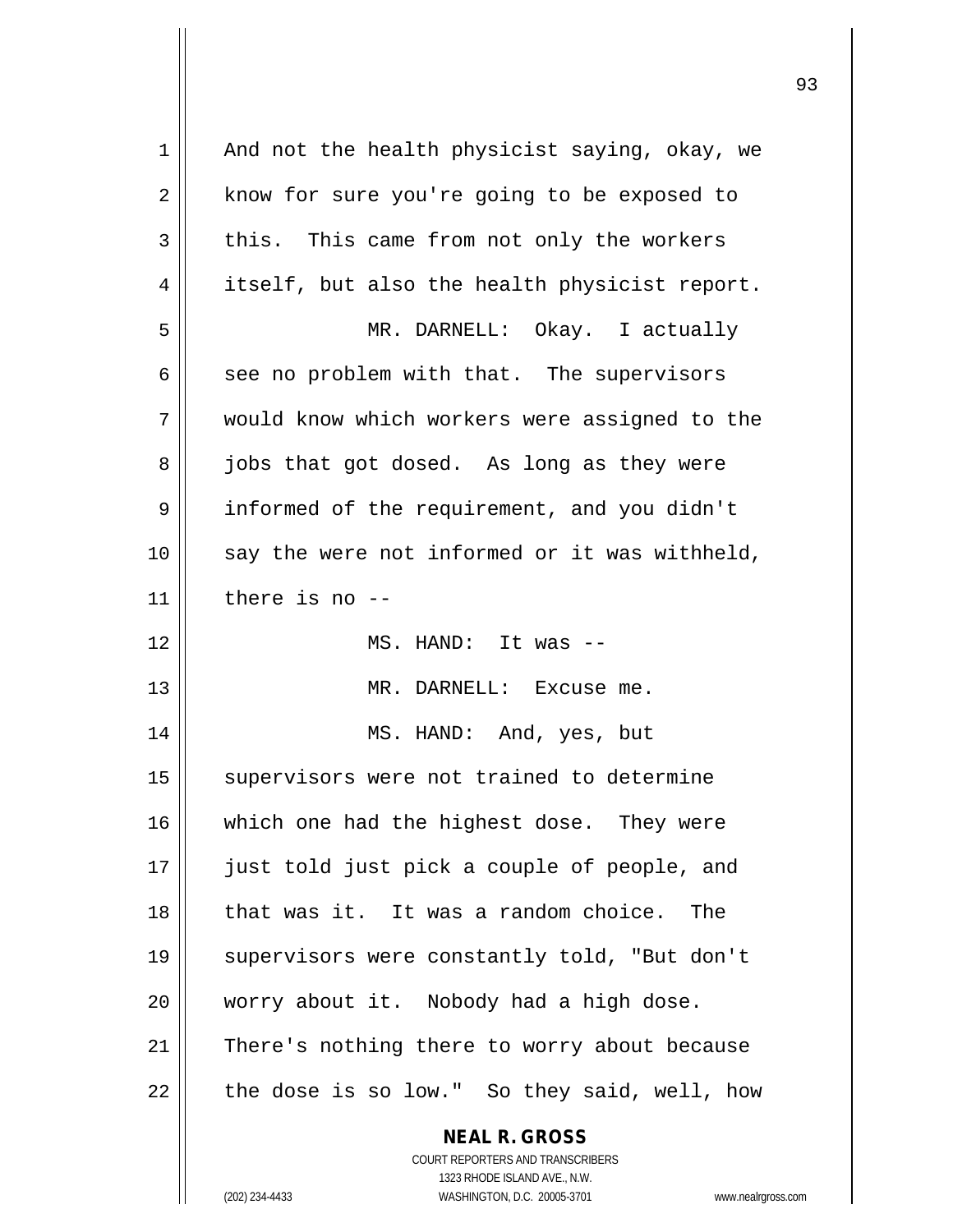And not the health physicist saying, okay, we know for sure you're going to be exposed to this. This came from not only the workers itself, but also the health physicist report.

MR. DARNELL: Okay. I actually see no problem with that. The supervisors would know which workers were assigned to the jobs that got dosed. As long as they were informed of the requirement, and you didn't say the were not informed or it was withheld, there is no --

MS. HAND: It was --

MR. DARNELL: Excuse me.

MS. HAND: And, yes, but supervisors were not trained to determine which one had the highest dose. They were just told just pick a couple of people, and that was it. It was a random choice. The supervisors were constantly told, "But don't worry about it. Nobody had a high dose. There's nothing there to worry about because the dose is so low." So they said, well, how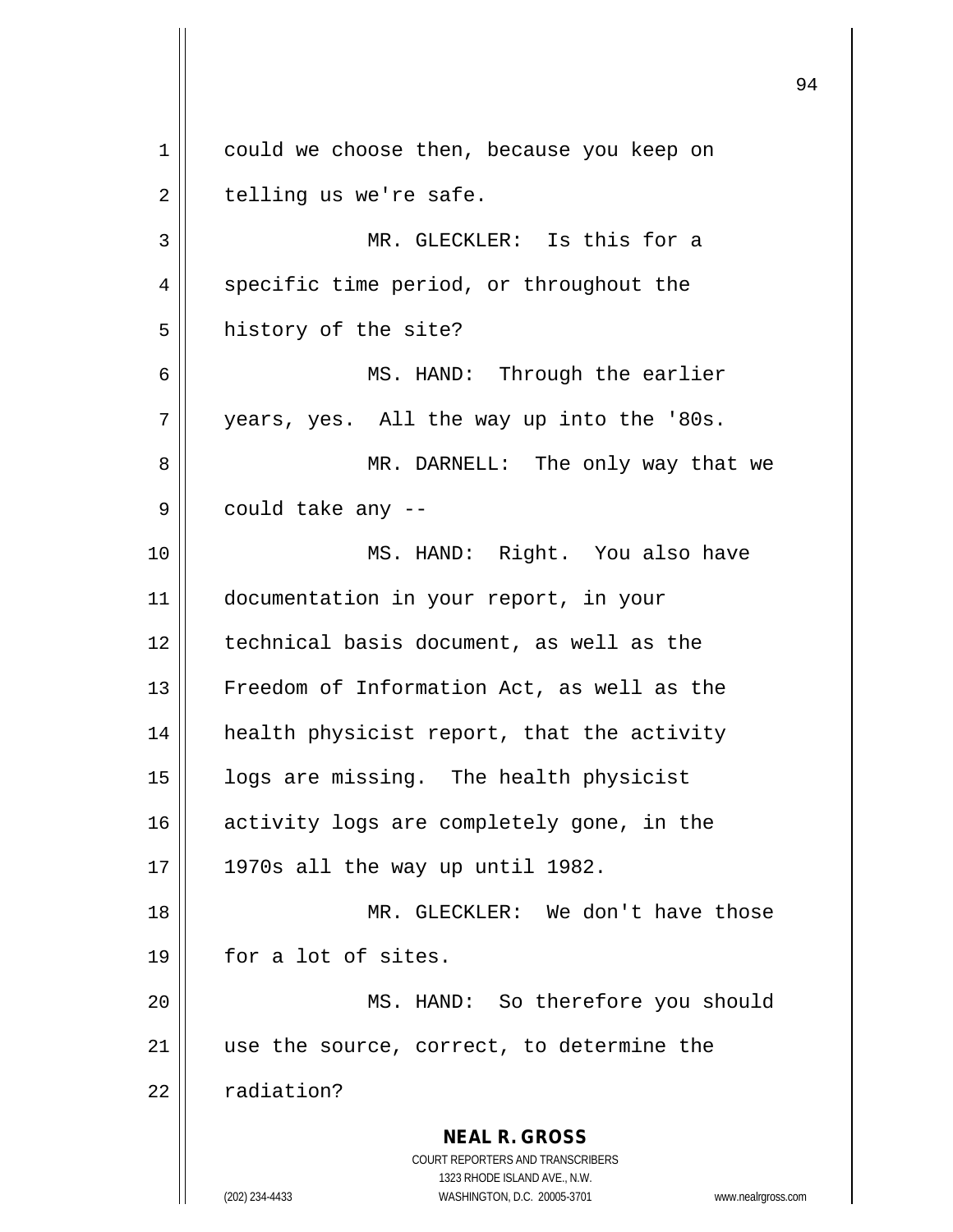could we choose then, because you keep on telling us we're safe.

MR. GLECKLER: Is this for a specific time period, or throughout the history of the site?

MS. HAND: Through the earlier years, yes. All the way up into the '80s.

MR. DARNELL: The only way that we could take any --

MS. HAND: Right. You also have documentation in your report, in your technical basis document, as well as the Freedom of Information Act, as well as the health physicist report, that the activity logs are missing. The health physicist activity logs are completely gone, in the 1970s all the way up until 1982.

MR. GLECKLER: We don't have those for a lot of sites.

MS. HAND: So therefore you should use the source, correct, to determine the radiation?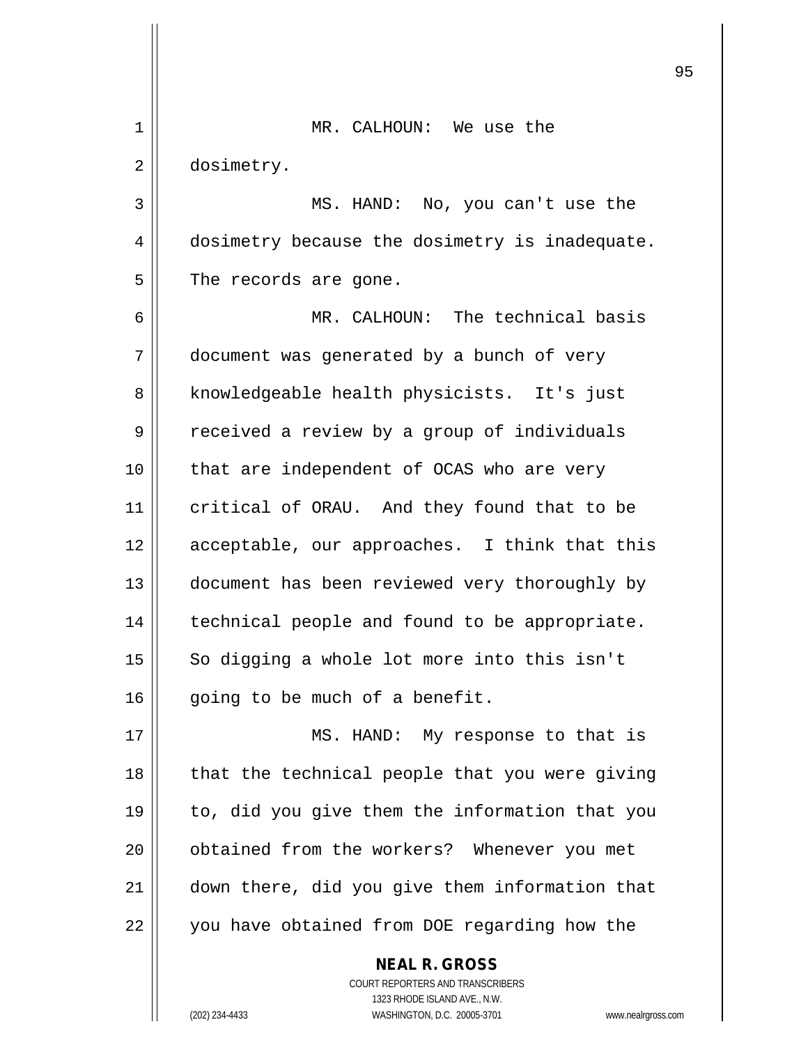MR. CALHOUN: We use the dosimetry.

MS. HAND: No, you can't use the dosimetry because the dosimetry is inadequate. The records are gone.

MR. CALHOUN: The technical basis document was generated by a bunch of very knowledgeable health physicists. It's just received a review by a group of individuals that are independent of OCAS who are very critical of ORAU. And they found that to be acceptable, our approaches. I think that this document has been reviewed very thoroughly by technical people and found to be appropriate. So digging a whole lot more into this isn't going to be much of a benefit.

MS. HAND: My response to that is that the technical people that you were giving to, did you give them the information that you obtained from the workers? Whenever you met down there, did you give them information that you have obtained from DOE regarding how the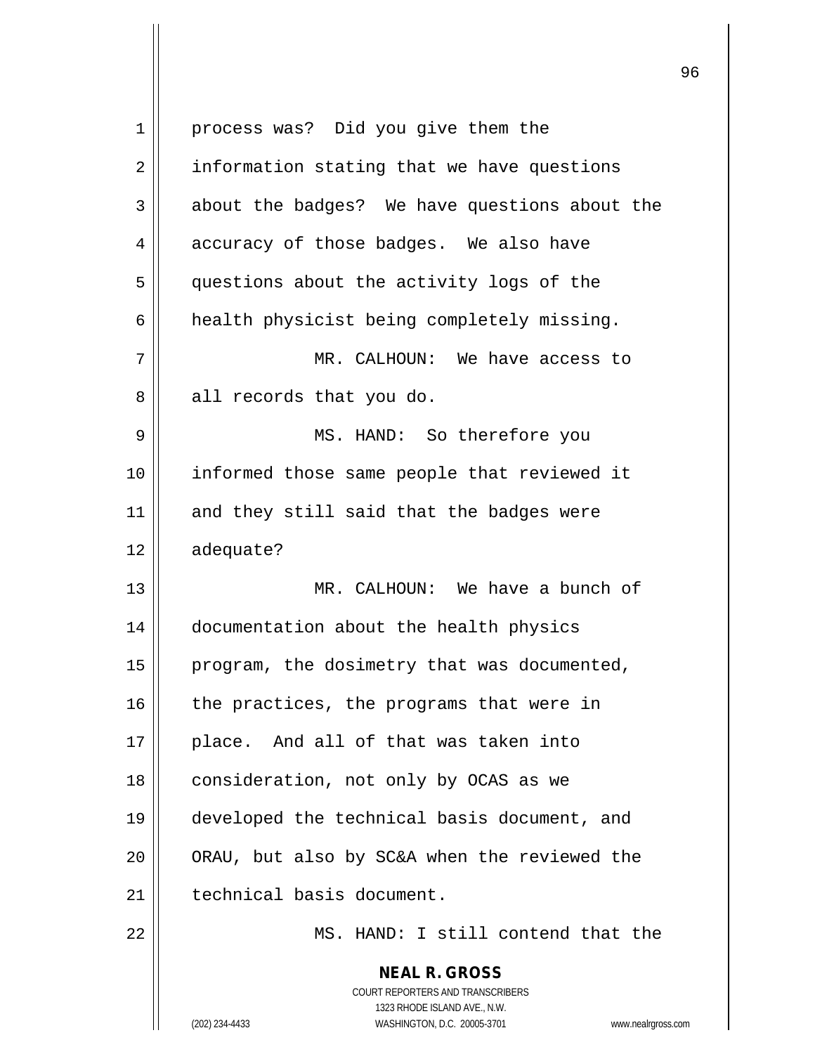process was? Did you give them the information stating that we have questions about the badges? We have questions about the accuracy of those badges. We also have questions about the activity logs of the health physicist being completely missing.

MR. CALHOUN: We have access to all records that you do.

MS. HAND: So therefore you informed those same people that reviewed it and they still said that the badges were adequate?

MR. CALHOUN: We have a bunch of documentation about the health physics program, the dosimetry that was documented, the practices, the programs that were in place. And all of that was taken into consideration, not only by OCAS as we developed the technical basis document, and ORAU, but also by SC&A when the reviewed the technical basis document.

MS. HAND: I still contend that the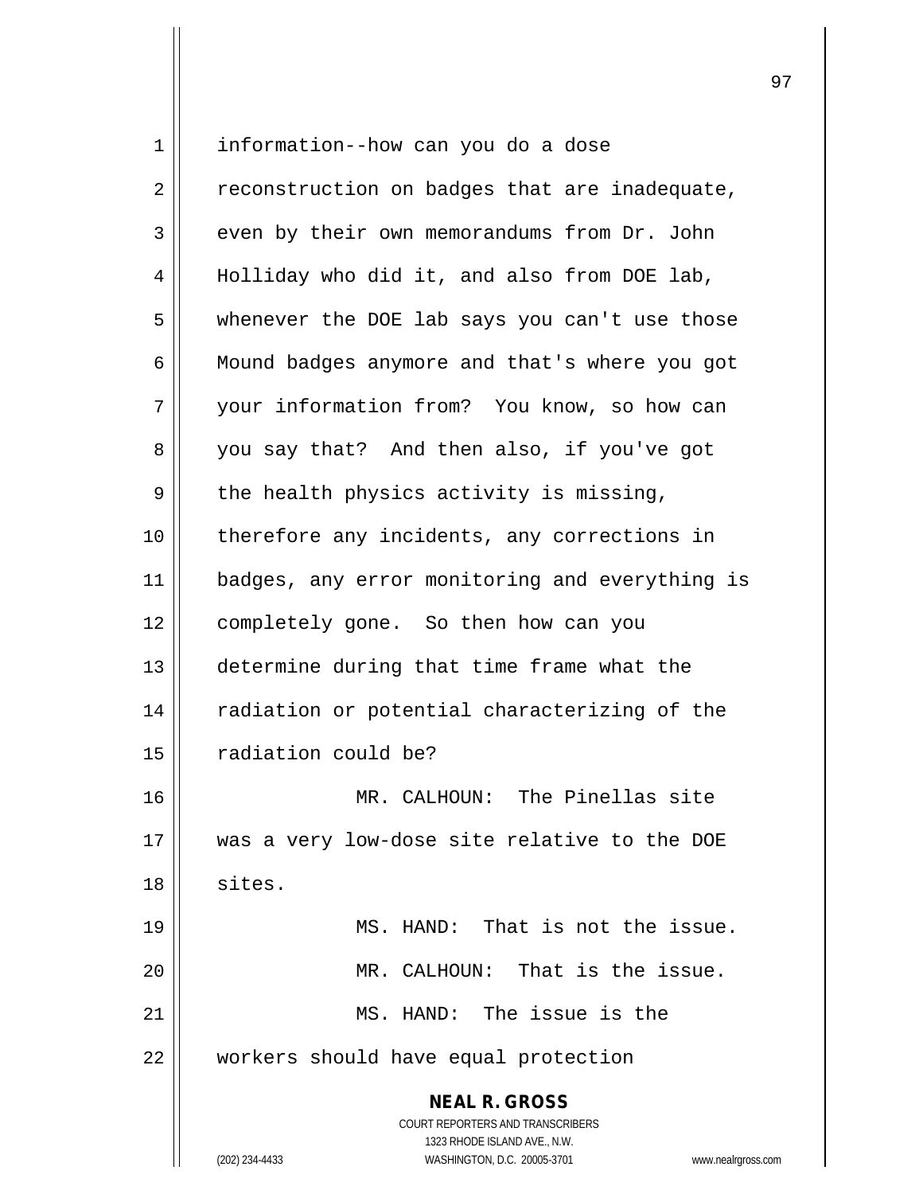information--how can you do a dose reconstruction on badges that are inadequate, even by their own memorandums from Dr. John Holliday who did it, and also from DOE lab, whenever the DOE lab says you can't use those Mound badges anymore and that's where you got your information from? You know, so how can you say that? And then also, if you've got the health physics activity is missing, therefore any incidents, any corrections in badges, any error monitoring and everything is completely gone. So then how can you determine during that time frame what the radiation or potential characterizing of the radiation could be?

MR. CALHOUN: The Pinellas site was a very low-dose site relative to the DOE sites.

MS. HAND: That is not the issue.

MR. CALHOUN: That is the issue.

MS. HAND: The issue is the workers should have equal protection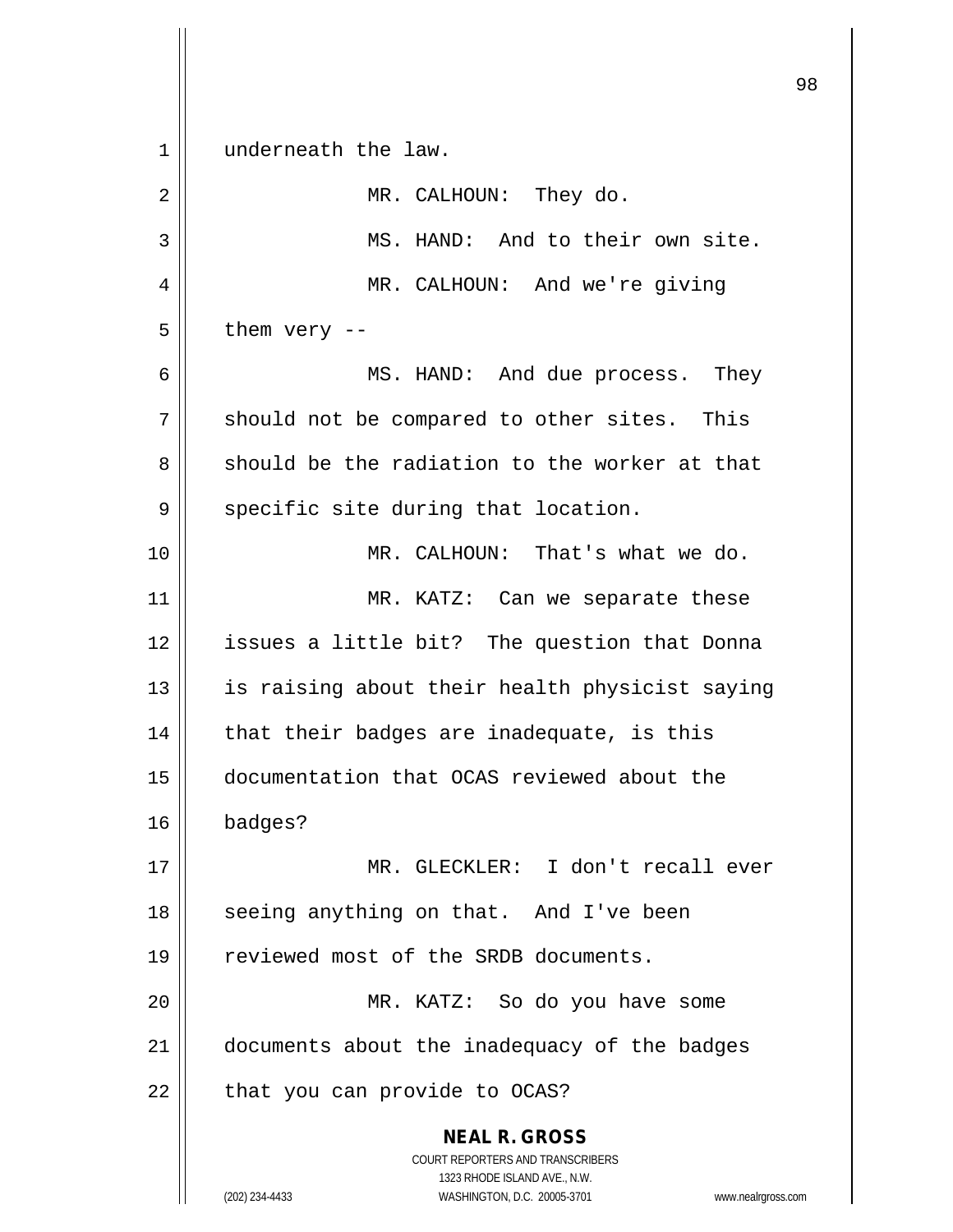underneath the law.

MR. CALHOUN: They do.

MS. HAND: And to their own site.

MR. CALHOUN: And we're giving them very --

MS. HAND: And due process. They should not be compared to other sites. This should be the radiation to the worker at that specific site during that location.

MR. CALHOUN: That's what we do.

MR. KATZ: Can we separate these issues a little bit? The question that Donna is raising about their health physicist saying that their badges are inadequate, is this documentation that OCAS reviewed about the badges?

MR. GLECKLER: I don't recall ever seeing anything on that. And I've been reviewed most of the SRDB documents.

MR. KATZ: So do you have some documents about the inadequacy of the badges that you can provide to OCAS?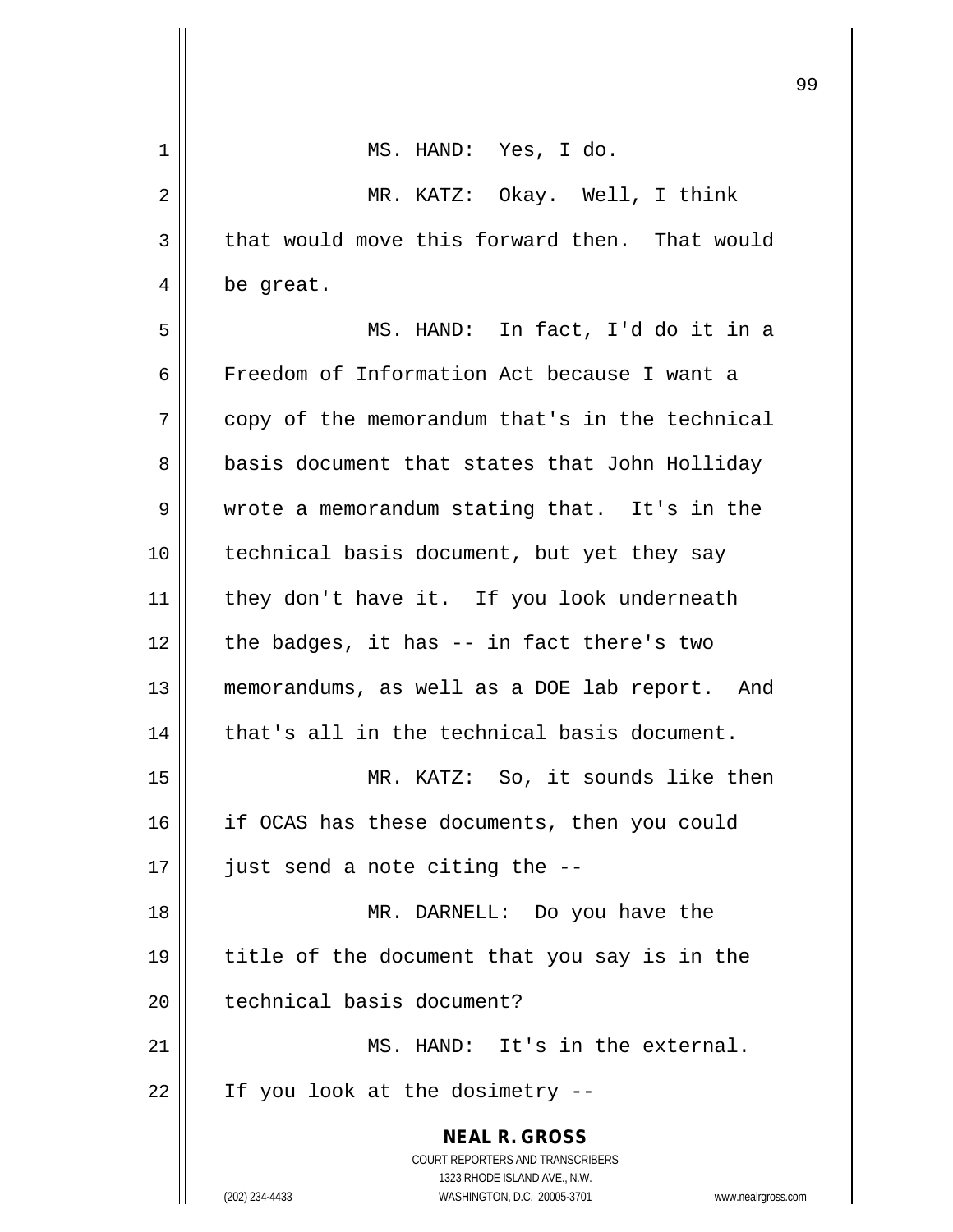MS. HAND: Yes, I do.

MR. KATZ: Okay. Well, I think that would move this forward then. That would be great.

MS. HAND: In fact, I'd do it in a Freedom of Information Act because I want a copy of the memorandum that's in the technical basis document that states that John Holliday wrote a memorandum stating that. It's in the technical basis document, but yet they say they don't have it. If you look underneath the badges, it has -- in fact there's two memorandums, as well as a DOE lab report. And that's all in the technical basis document.

MR. KATZ: So, it sounds like then if OCAS has these documents, then you could just send a note citing the --

MR. DARNELL: Do you have the title of the document that you say is in the technical basis document?

MS. HAND: It's in the external. If you look at the dosimetry --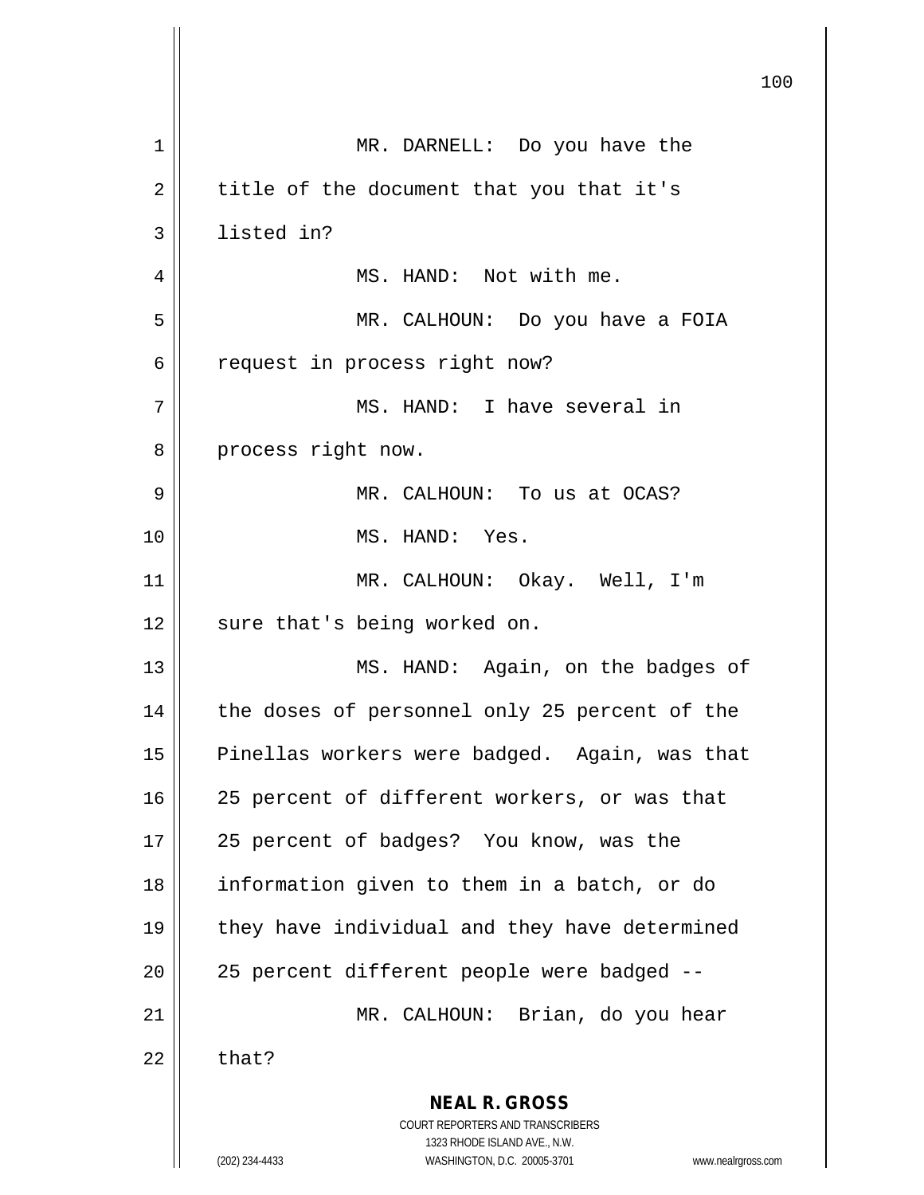MR. DARNELL: Do you have the title of the document that you that it's listed in?

MS. HAND: Not with me.

MR. CALHOUN: Do you have a FOIA request in process right now?

MS. HAND: I have several in process right now.

MR. CALHOUN: To us at OCAS?

MS. HAND: Yes.

MR. CALHOUN: Okay. Well, I'm sure that's being worked on.

MS. HAND: Again, on the badges of the doses of personnel only 25 percent of the Pinellas workers were badged. Again, was that 25 percent of different workers, or was that 25 percent of badges? You know, was the information given to them in a batch, or do they have individual and they have determined 25 percent different people were badged --

MR. CALHOUN: Brian, do you hear that?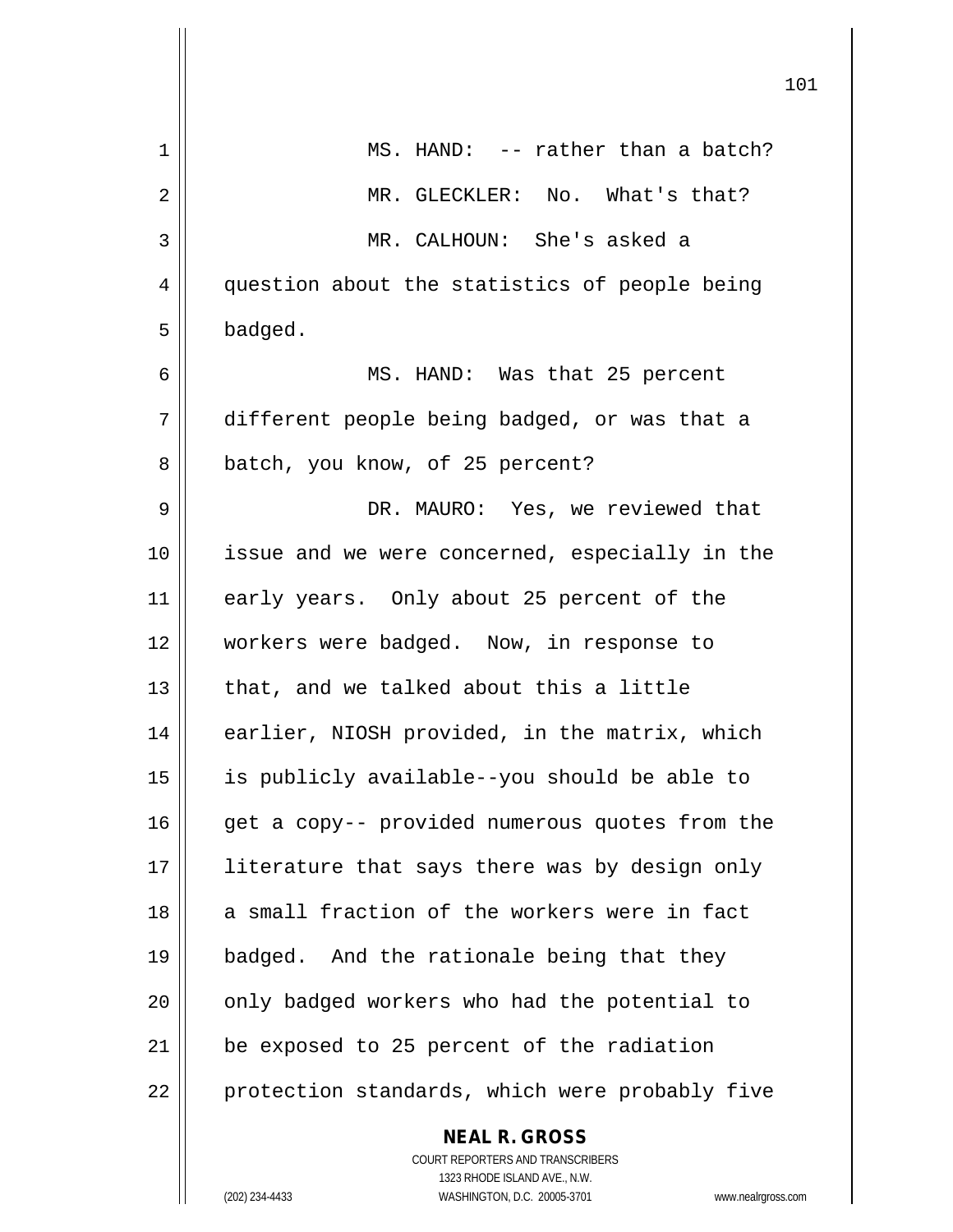MS. HAND: -- rather than a batch?

MR. GLECKLER: No. What's that?

MR. CALHOUN: She's asked a question about the statistics of people being badged.

MS. HAND: Was that 25 percent different people being badged, or was that a batch, you know, of 25 percent?

DR. MAURO: Yes, we reviewed that issue and we were concerned, especially in the early years. Only about 25 percent of the workers were badged. Now, in response to that, and we talked about this a little earlier, NIOSH provided, in the matrix, which is publicly available--you should be able to get a copy-- provided numerous quotes from the literature that says there was by design only a small fraction of the workers were in fact badged. And the rationale being that they only badged workers who had the potential to be exposed to 25 percent of the radiation protection standards, which were probably five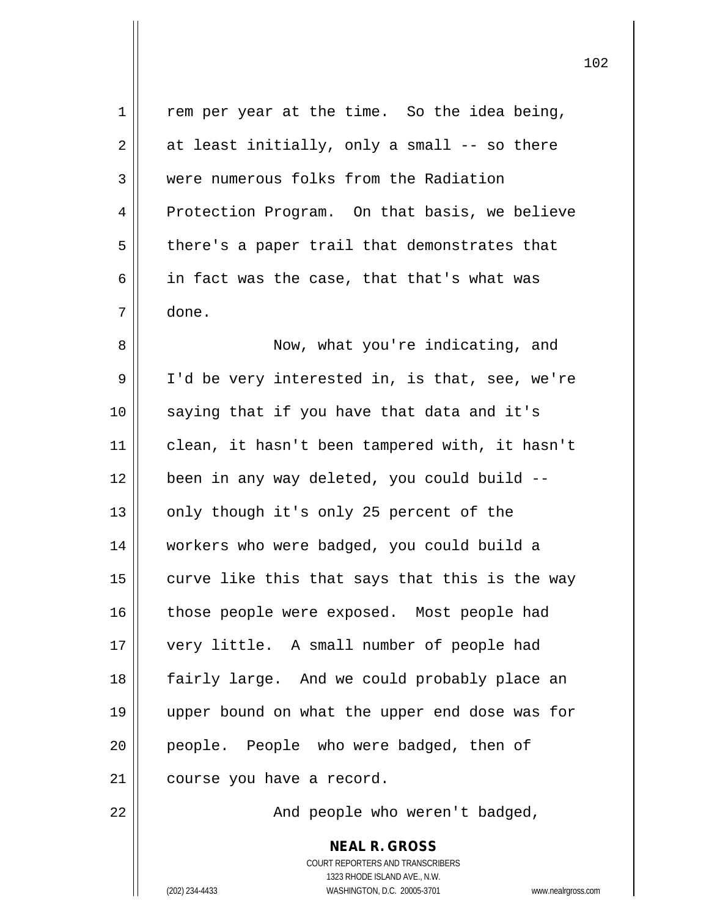rem per year at the time. So the idea being, at least initially, only a small -- so there were numerous folks from the Radiation Protection Program. On that basis, we believe there's a paper trail that demonstrates that in fact was the case, that that's what was done.

Now, what you're indicating, and I'd be very interested in, is that, see, we're saying that if you have that data and it's clean, it hasn't been tampered with, it hasn't been in any way deleted, you could build -- only though it's only 25 percent of the workers who were badged, you could build a curve like this that says that this is the way those people were exposed. Most people had very little. A small number of people had fairly large. And we could probably place an upper bound on what the upper end dose was for people. People who were badged, then of course you have a record.

And people who weren't badged,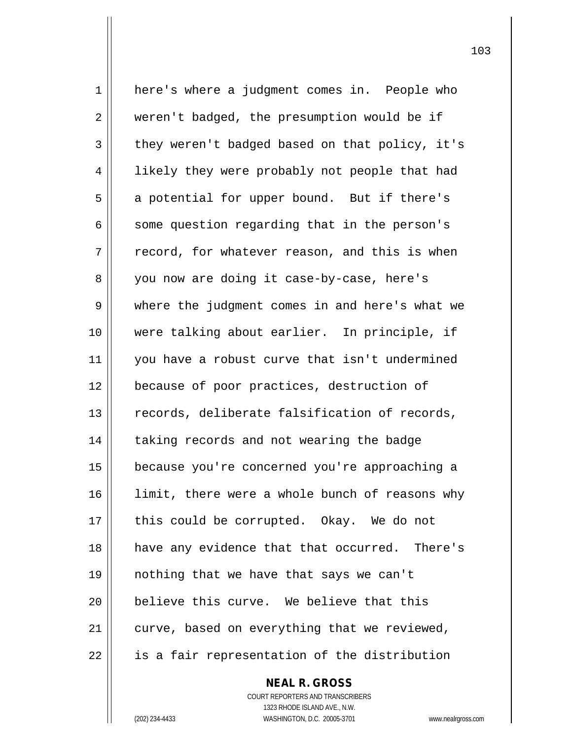here's where a judgment comes in. People who weren't badged, the presumption would be if they weren't badged based on that policy, it's likely they were probably not people that had a potential for upper bound. But if there's some question regarding that in the person's record, for whatever reason, and this is when you now are doing it case-by-case, here's where the judgment comes in and here's what we were talking about earlier. In principle, if you have a robust curve that isn't undermined because of poor practices, destruction of records, deliberate falsification of records, taking records and not wearing the badge because you're concerned you're approaching a limit, there were a whole bunch of reasons why this could be corrupted. Okay. We do not have any evidence that that occurred. There's nothing that we have that says we can't believe this curve. We believe that this curve, based on everything that we reviewed, is a fair representation of the distribution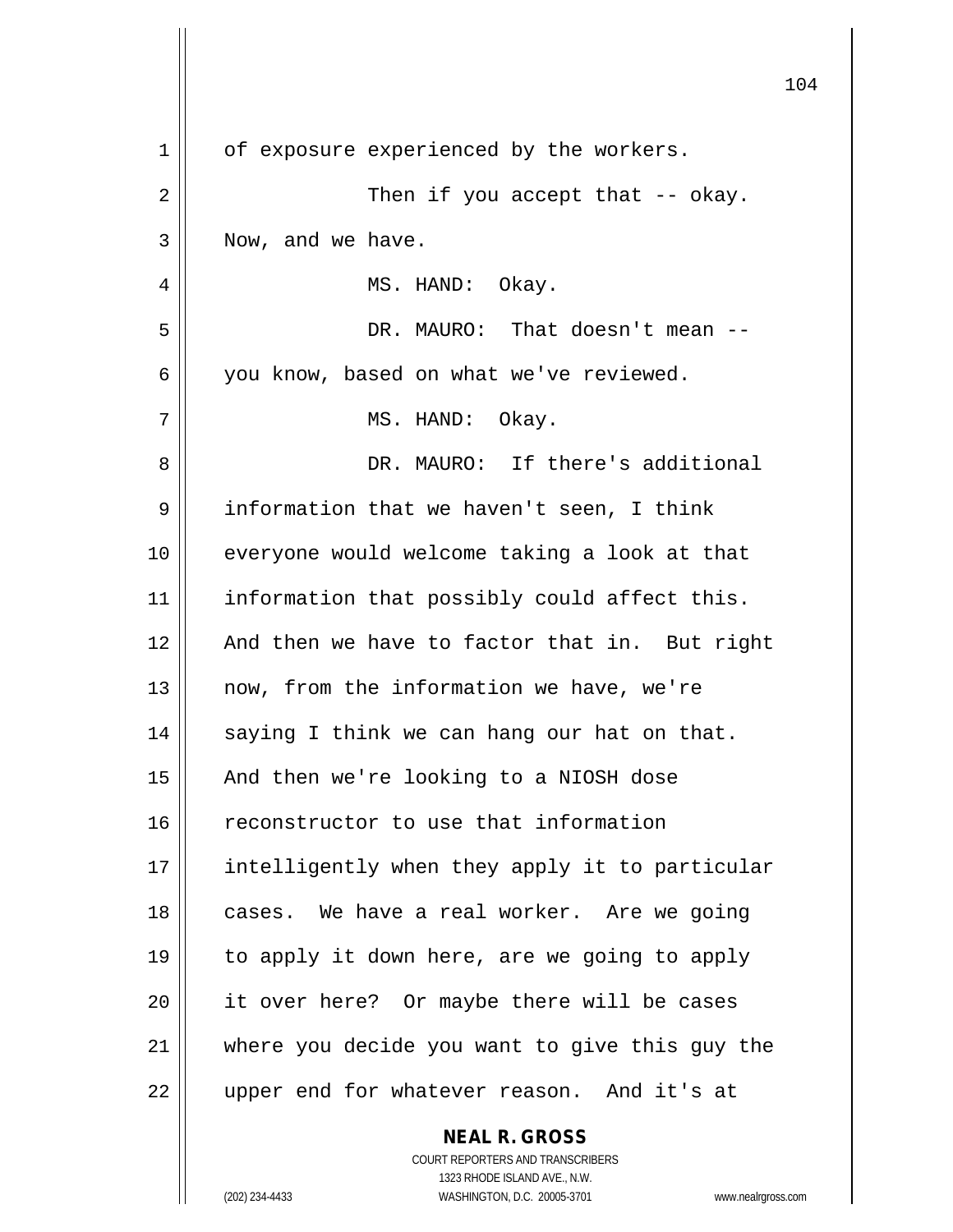of exposure experienced by the workers.

Then if you accept that -- okay. Now, and we have.

MS. HAND: Okay.

DR. MAURO: That doesn't mean -- you know, based on what we've reviewed.

MS. HAND: Okay.

DR. MAURO: If there's additional information that we haven't seen, I think everyone would welcome taking a look at that information that possibly could affect this. And then we have to factor that in. But right now, from the information we have, we're saying I think we can hang our hat on that. And then we're looking to a NIOSH dose reconstructor to use that information intelligently when they apply it to particular cases. We have a real worker. Are we going to apply it down here, are we going to apply it over here? Or maybe there will be cases where you decide you want to give this guy the upper end for whatever reason. And it's at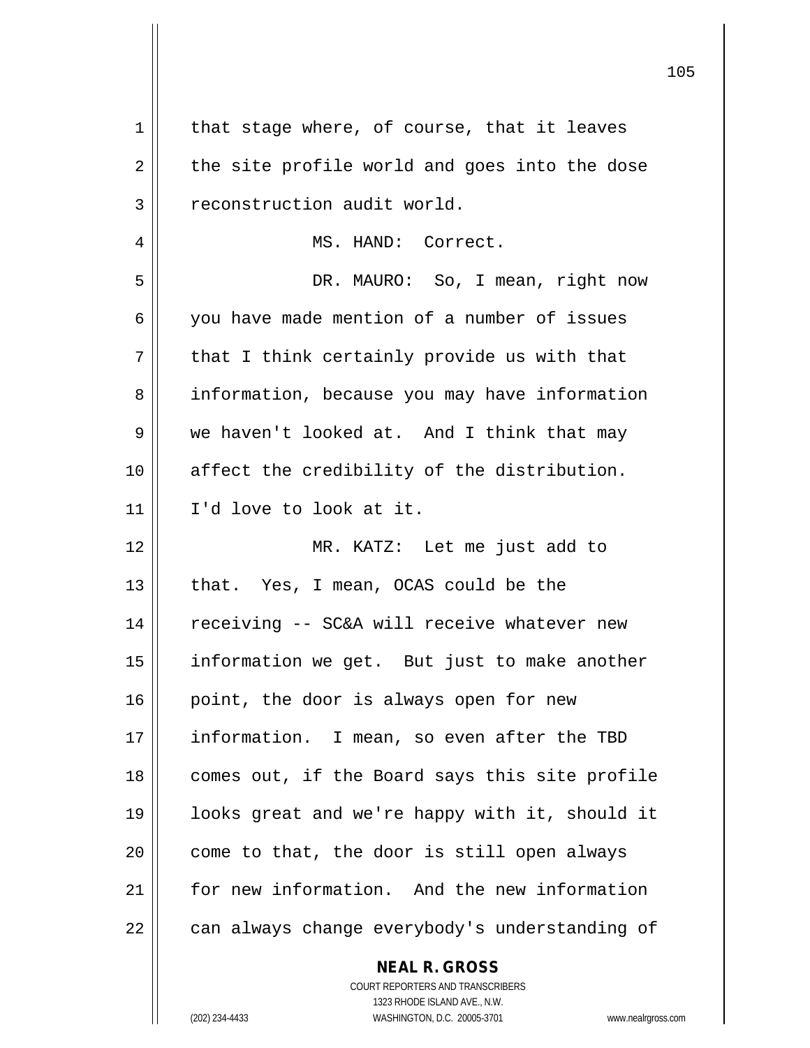that stage where, of course, that it leaves the site profile world and goes into the dose reconstruction audit world.

MS. HAND: Correct.

DR. MAURO: So, I mean, right now you have made mention of a number of issues that I think certainly provide us with that information, because you may have information we haven't looked at. And I think that may affect the credibility of the distribution. I'd love to look at it.

MR. KATZ: Let me just add to that. Yes, I mean, OCAS could be the receiving -- SC&A will receive whatever new information we get. But just to make another point, the door is always open for new information. I mean, so even after the TBD comes out, if the Board says this site profile looks great and we're happy with it, should it come to that, the door is still open always for new information. And the new information can always change everybody's understanding of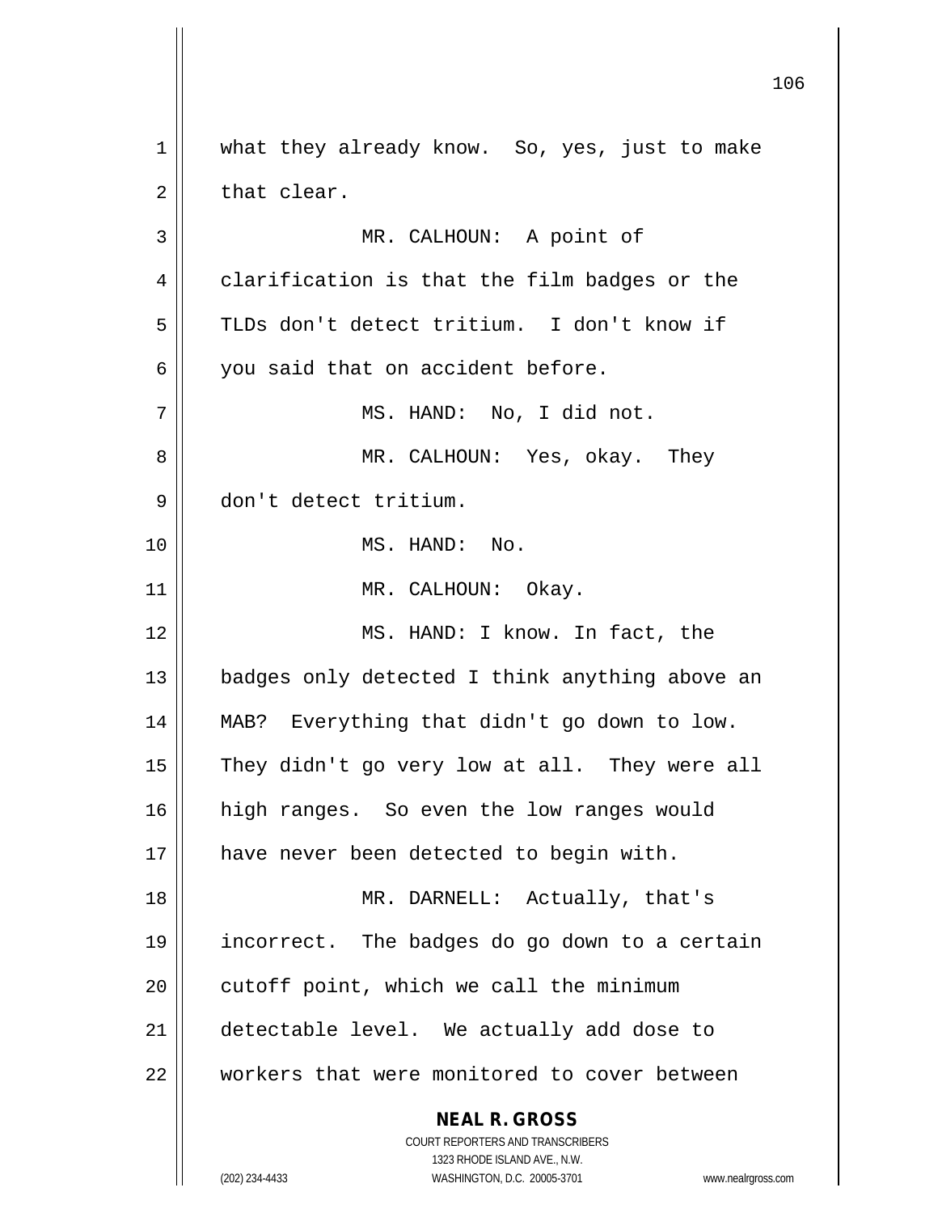what they already know. So, yes, just to make that clear.

MR. CALHOUN: A point of clarification is that the film badges or the TLDs don't detect tritium. I don't know if you said that on accident before.

MS. HAND: No, I did not.

MR. CALHOUN: Yes, okay. They don't detect tritium.

MS. HAND: No.

MR. CALHOUN: Okay.

MS. HAND: I know. In fact, the badges only detected I think anything above an MAB? Everything that didn't go down to low. They didn't go very low at all. They were all high ranges. So even the low ranges would have never been detected to begin with.

MR. DARNELL: Actually, that's incorrect. The badges do go down to a certain cutoff point, which we call the minimum detectable level. We actually add dose to workers that were monitored to cover between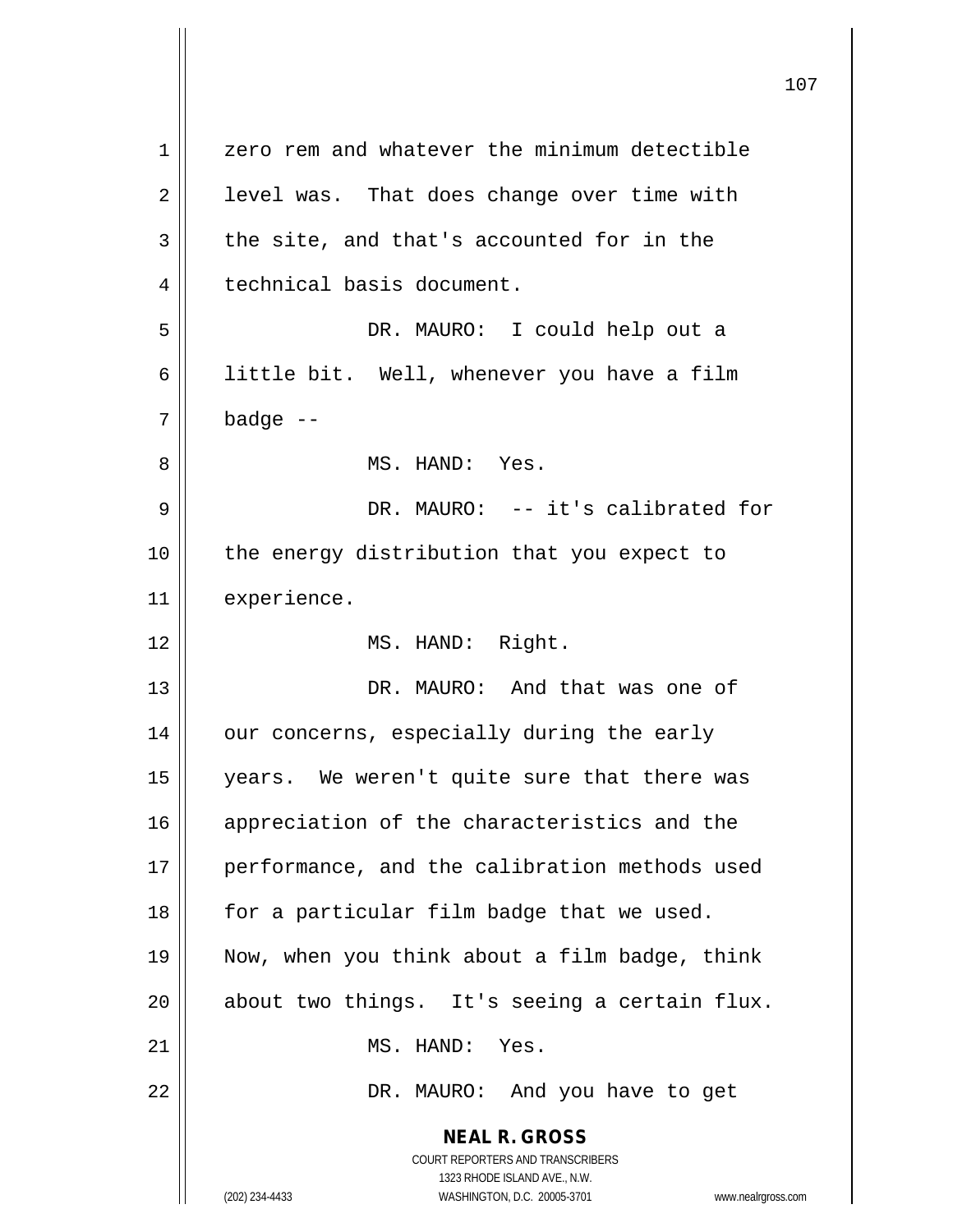zero rem and whatever the minimum detectible level was. That does change over time with the site, and that's accounted for in the technical basis document.

DR. MAURO: I could help out a little bit. Well, whenever you have a film badge --

MS. HAND: Yes.

DR. MAURO: -- it's calibrated for the energy distribution that you expect to experience.

MS. HAND: Right.

DR. MAURO: And that was one of our concerns, especially during the early years. We weren't quite sure that there was appreciation of the characteristics and the performance, and the calibration methods used for a particular film badge that we used. Now, when you think about a film badge, think about two things. It's seeing a certain flux.

MS. HAND: Yes.

DR. MAURO: And you have to get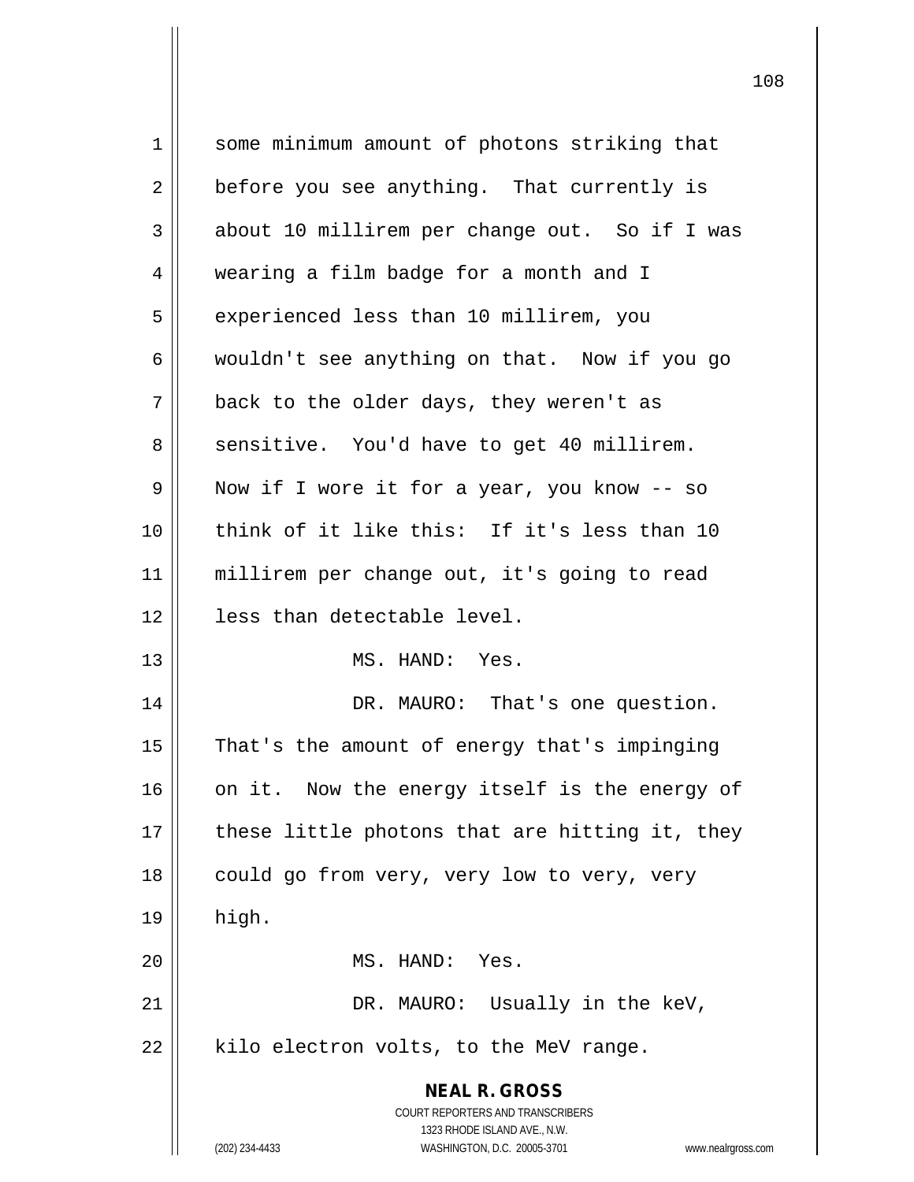some minimum amount of photons striking that before you see anything. That currently is about 10 millirem per change out. So if I was wearing a film badge for a month and I experienced less than 10 millirem, you wouldn't see anything on that. Now if you go back to the older days, they weren't as sensitive. You'd have to get 40 millirem. Now if I wore it for a year, you know -- so think of it like this: If it's less than 10 millirem per change out, it's going to read less than detectable level.

MS. HAND: Yes.

DR. MAURO: That's one question. That's the amount of energy that's impinging on it. Now the energy itself is the energy of these little photons that are hitting it, they could go from very, very low to very, very high.

MS. HAND: Yes.

DR. MAURO: Usually in the keV, kilo electron volts, to the MeV range.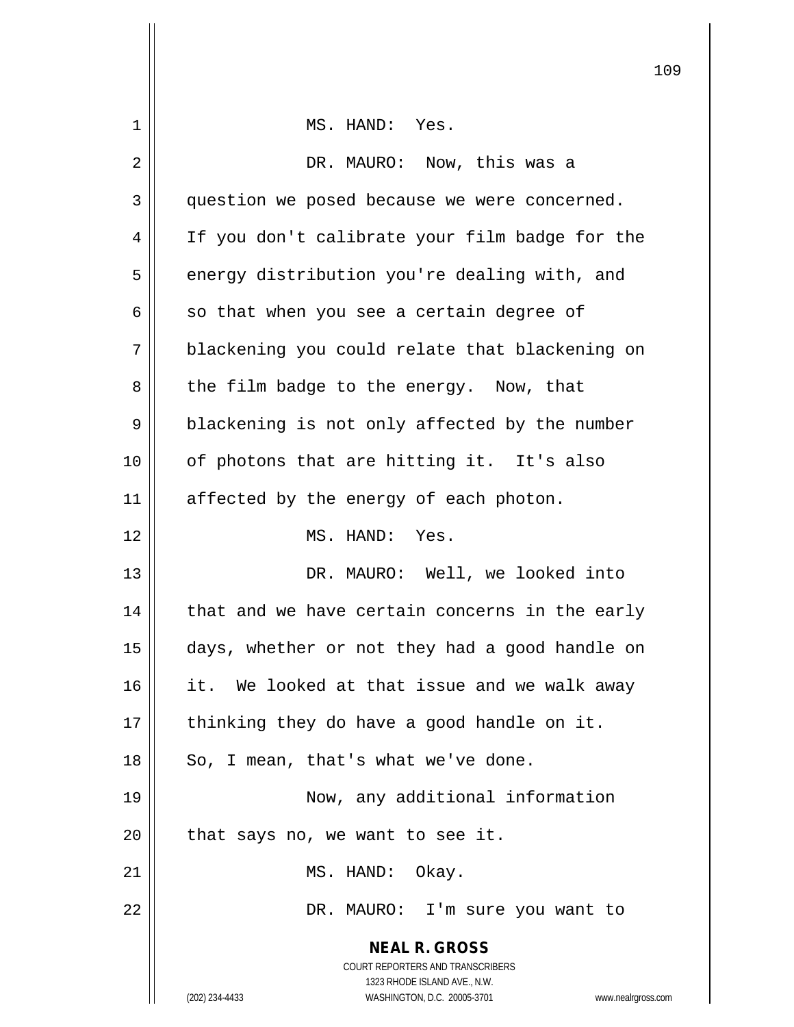MS. HAND: Yes.

DR. MAURO: Now, this was a question we posed because we were concerned. If you don't calibrate your film badge for the energy distribution you're dealing with, and so that when you see a certain degree of blackening you could relate that blackening on the film badge to the energy. Now, that blackening is not only affected by the number of photons that are hitting it. It's also affected by the energy of each photon.

MS. HAND: Yes.

DR. MAURO: Well, we looked into that and we have certain concerns in the early days, whether or not they had a good handle on it. We looked at that issue and we walk away thinking they do have a good handle on it. So, I mean, that's what we've done.

Now, any additional information that says no, we want to see it.

MS. HAND: Okay.

DR. MAURO: I'm sure you want to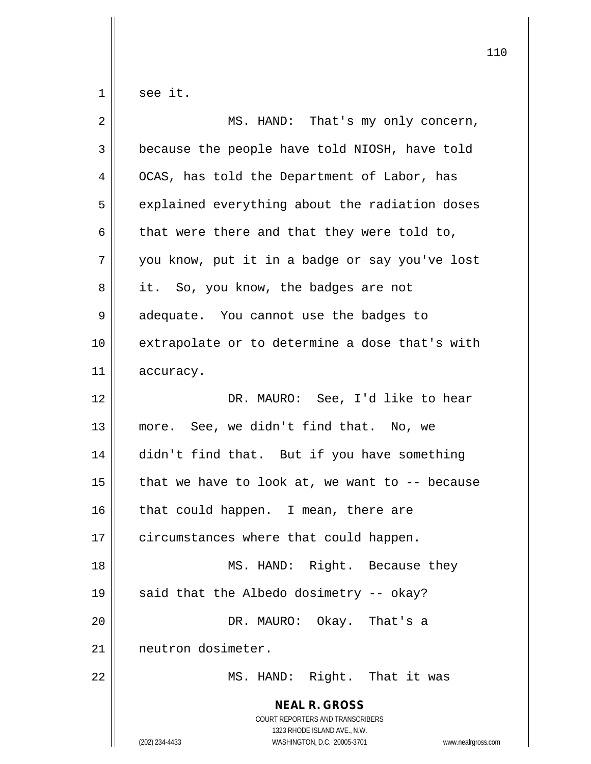see it.

MS. HAND: That's my only concern, because the people have told NIOSH, have told OCAS, has told the Department of Labor, has explained everything about the radiation doses that were there and that they were told to, you know, put it in a badge or say you've lost it. So, you know, the badges are not adequate. You cannot use the badges to extrapolate or to determine a dose that's with accuracy.

DR. MAURO: See, I'd like to hear more. See, we didn't find that. No, we didn't find that. But if you have something that we have to look at, we want to -- because that could happen. I mean, there are circumstances where that could happen.

MS. HAND: Right. Because they said that the Albedo dosimetry -- okay?

DR. MAURO: Okay. That's a neutron dosimeter.

MS. HAND: Right. That it was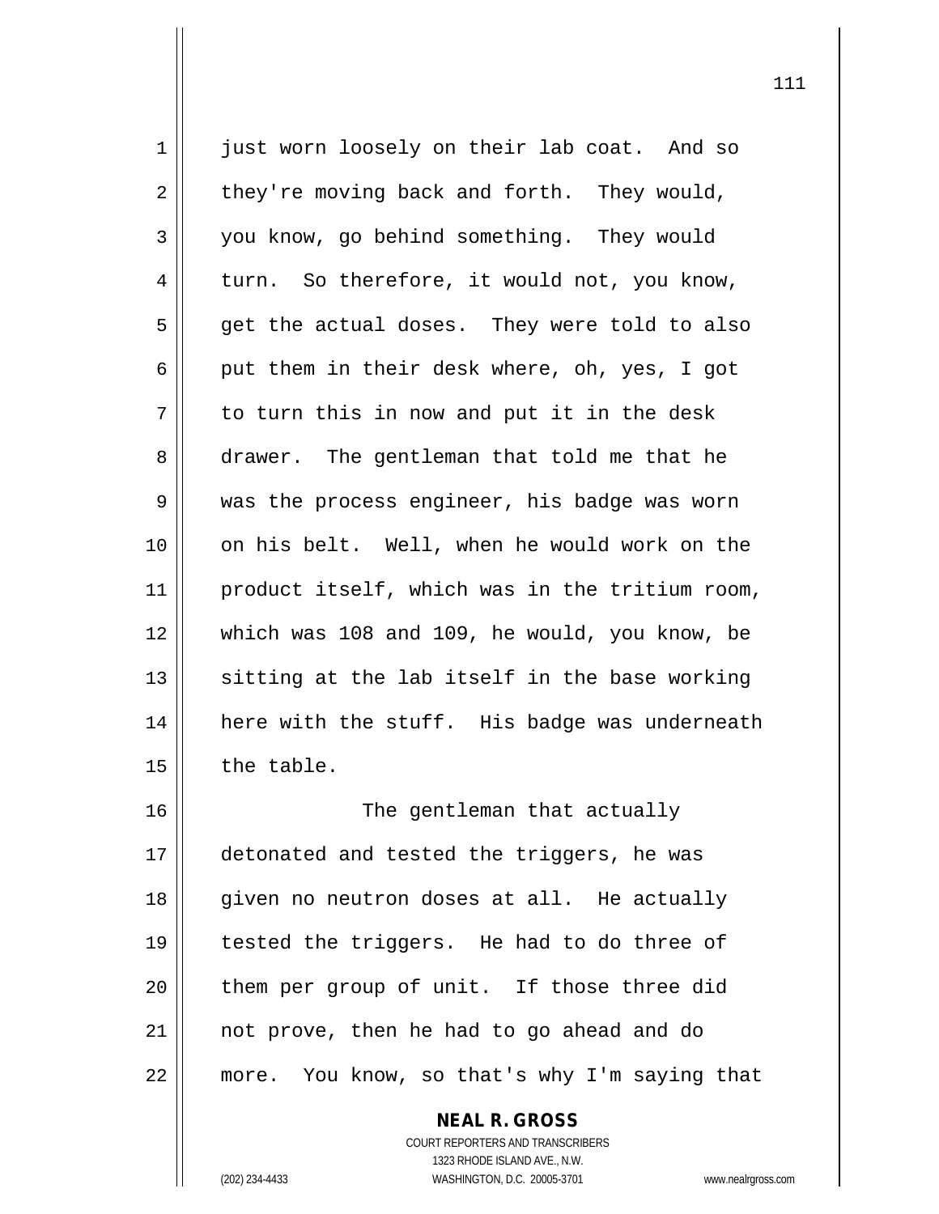just worn loosely on their lab coat. And so they're moving back and forth. They would, you know, go behind something. They would turn. So therefore, it would not, you know, get the actual doses. They were told to also put them in their desk where, oh, yes, I got to turn this in now and put it in the desk drawer. The gentleman that told me that he was the process engineer, his badge was worn on his belt. Well, when he would work on the product itself, which was in the tritium room, which was 108 and 109, he would, you know, be sitting at the lab itself in the base working here with the stuff. His badge was underneath the table.

The gentleman that actually detonated and tested the triggers, he was given no neutron doses at all. He actually tested the triggers. He had to do three of them per group of unit. If those three did not prove, then he had to go ahead and do more. You know, so that's why I'm saying that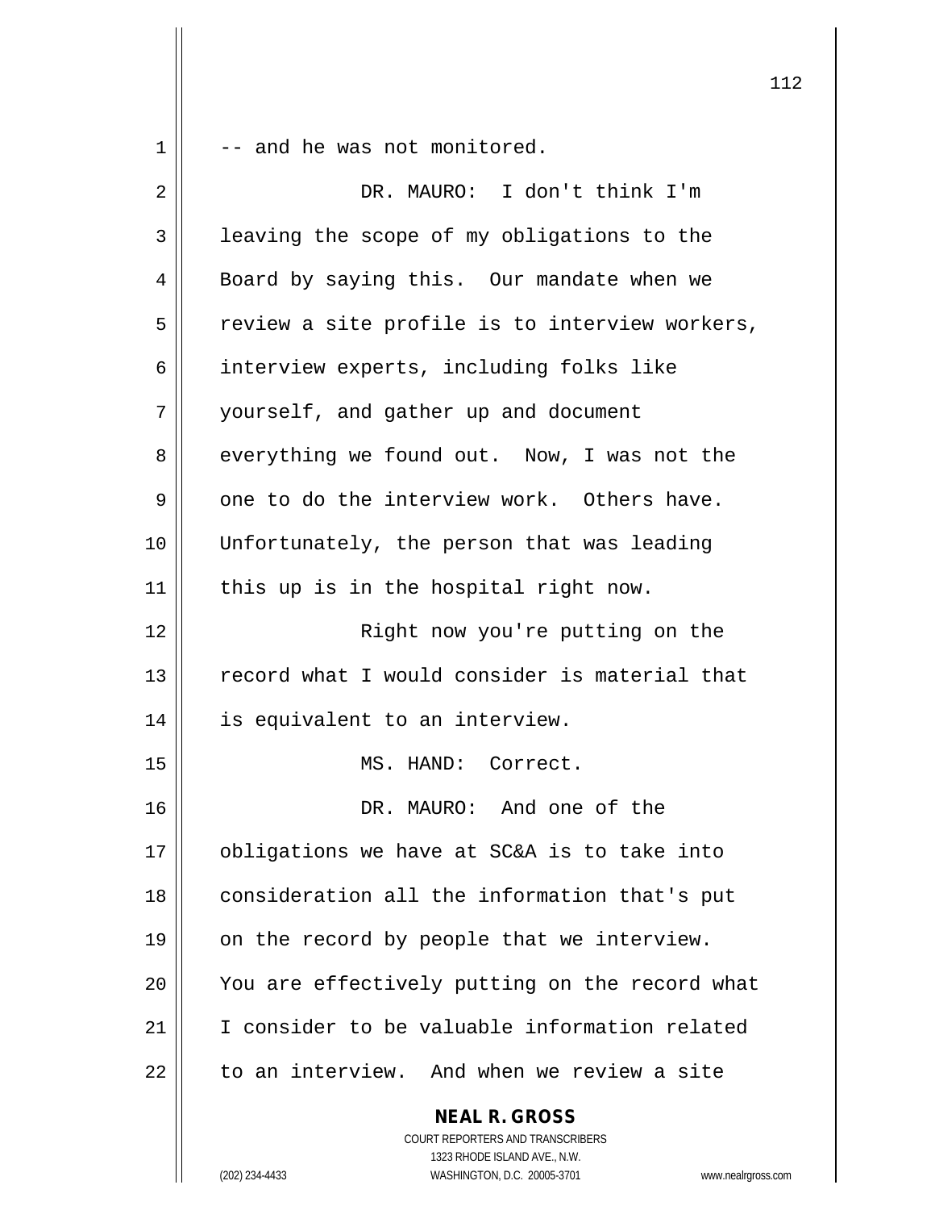-- and he was not monitored.

DR. MAURO: I don't think I'm leaving the scope of my obligations to the Board by saying this. Our mandate when we review a site profile is to interview workers, interview experts, including folks like yourself, and gather up and document everything we found out. Now, I was not the one to do the interview work. Others have. Unfortunately, the person that was leading this up is in the hospital right now.

Right now you're putting on the record what I would consider is material that is equivalent to an interview.

MS. HAND: Correct.

DR. MAURO: And one of the obligations we have at SC&A is to take into consideration all the information that's put on the record by people that we interview. You are effectively putting on the record what I consider to be valuable information related to an interview. And when we review a site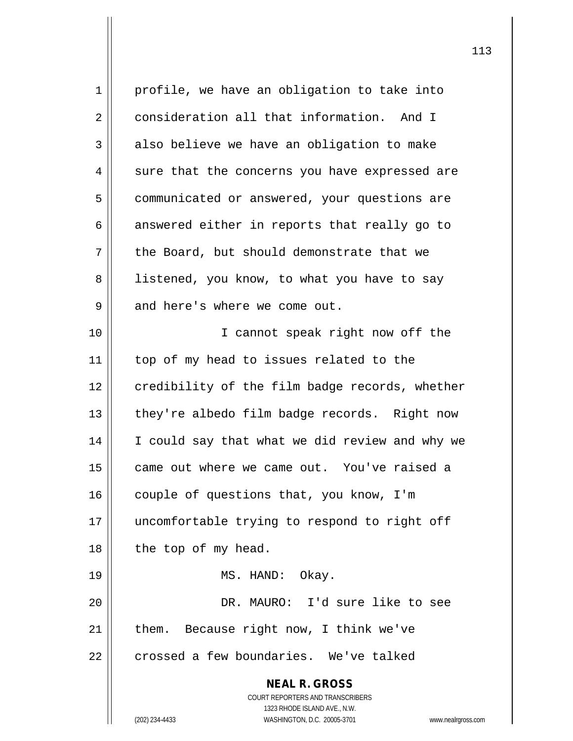profile, we have an obligation to take into consideration all that information. And I also believe we have an obligation to make sure that the concerns you have expressed are communicated or answered, your questions are answered either in reports that really go to the Board, but should demonstrate that we listened, you know, to what you have to say and here's where we come out.

I cannot speak right now off the top of my head to issues related to the credibility of the film badge records, whether they're albedo film badge records. Right now I could say that what we did review and why we came out where we came out. You've raised a couple of questions that, you know, I'm uncomfortable trying to respond to right off the top of my head.

MS. HAND: Okay.

DR. MAURO: I'd sure like to see them. Because right now, I think we've crossed a few boundaries. We've talked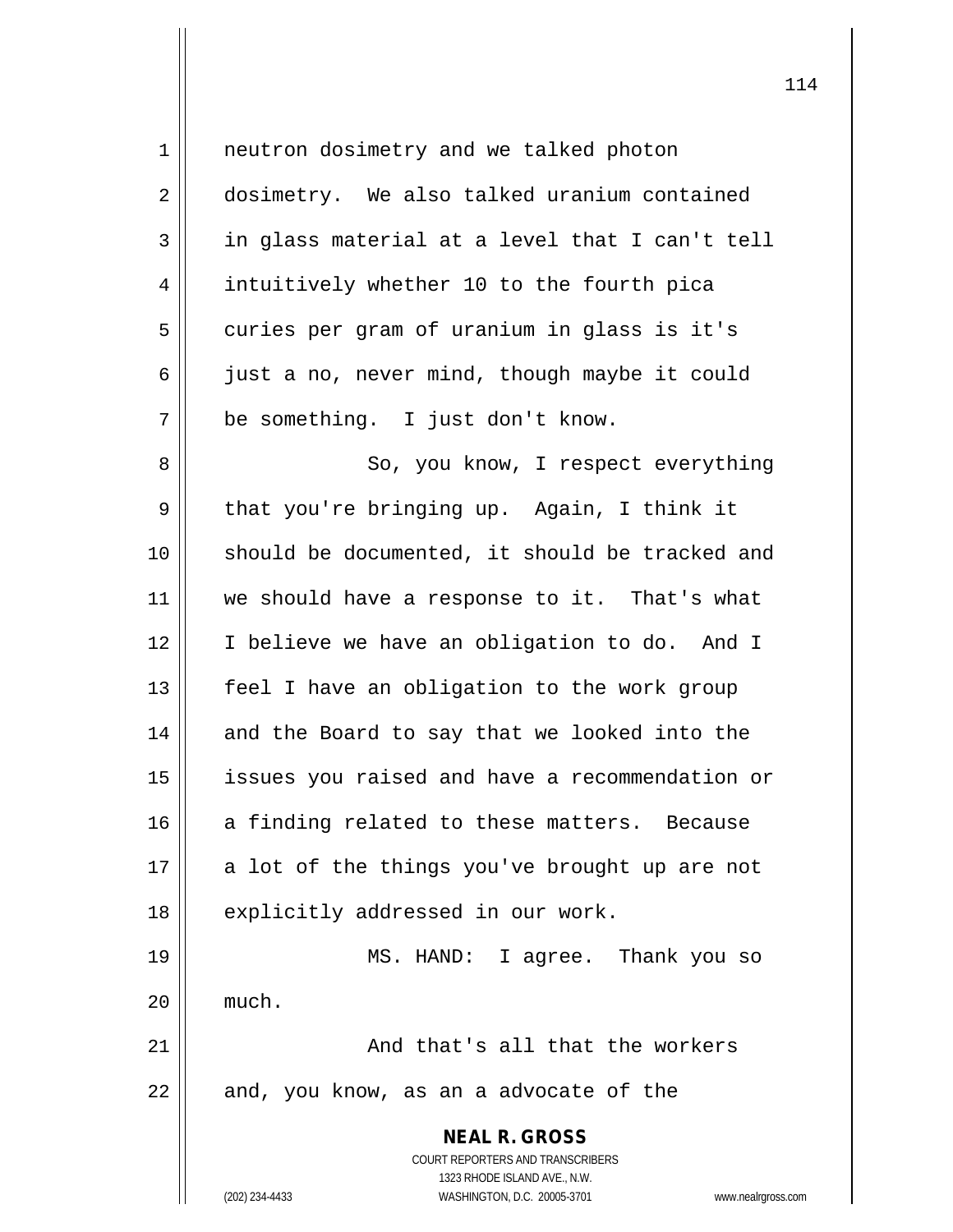neutron dosimetry and we talked photon dosimetry. We also talked uranium contained in glass material at a level that I can't tell intuitively whether 10 to the fourth pica curies per gram of uranium in glass is it's just a no, never mind, though maybe it could be something. I just don't know.

So, you know, I respect everything that you're bringing up. Again, I think it should be documented, it should be tracked and we should have a response to it. That's what I believe we have an obligation to do. And I feel I have an obligation to the work group and the Board to say that we looked into the issues you raised and have a recommendation or a finding related to these matters. Because a lot of the things you've brought up are not explicitly addressed in our work.

MS. HAND: I agree. Thank you so much.

And that's all that the workers and, you know, as an a advocate of the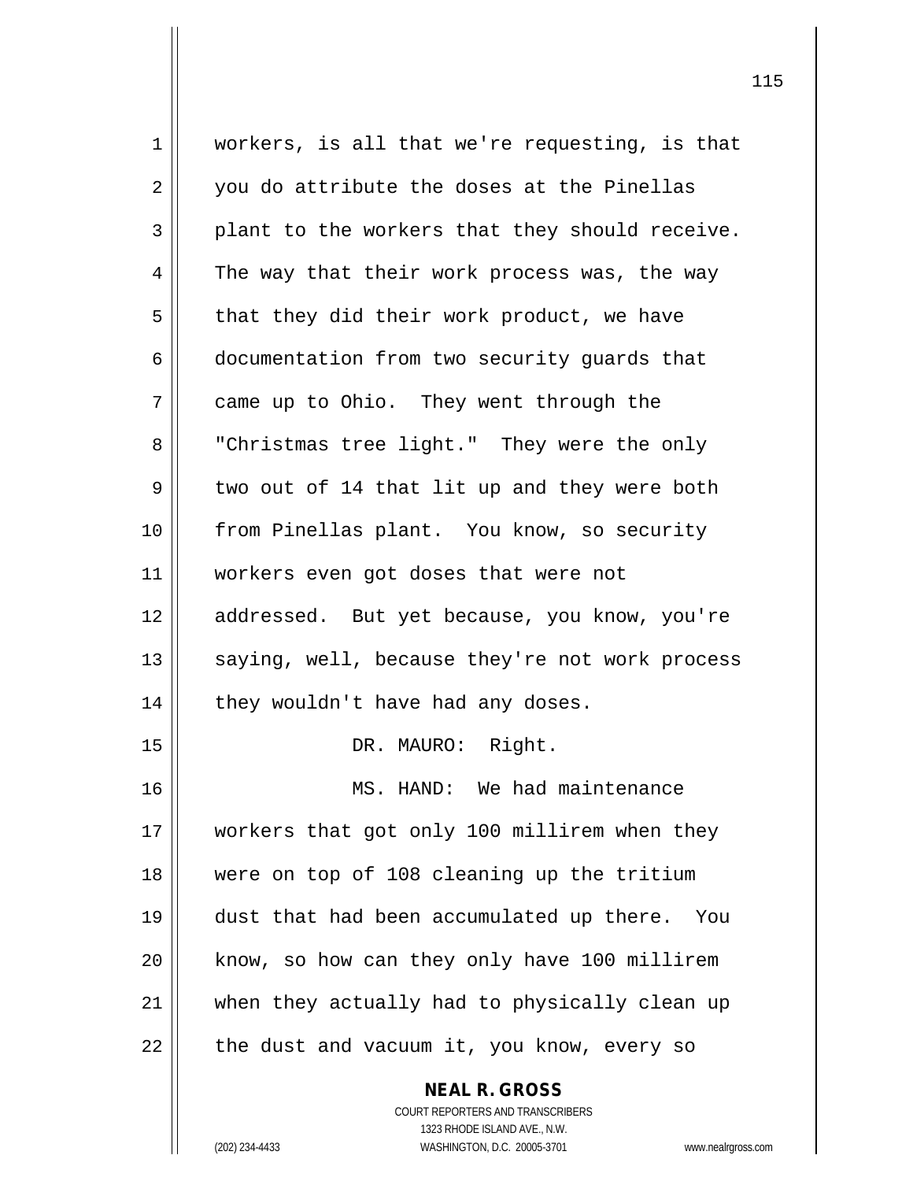workers, is all that we're requesting, is that you do attribute the doses at the Pinellas plant to the workers that they should receive. The way that their work process was, the way that they did their work product, we have documentation from two security guards that came up to Ohio. They went through the "Christmas tree light." They were the only two out of 14 that lit up and they were both from Pinellas plant. You know, so security workers even got doses that were not addressed. But yet because, you know, you're saying, well, because they're not work process they wouldn't have had any doses.

DR. MAURO: Right.

MS. HAND: We had maintenance workers that got only 100 millirem when they were on top of 108 cleaning up the tritium dust that had been accumulated up there. You know, so how can they only have 100 millirem when they actually had to physically clean up the dust and vacuum it, you know, every so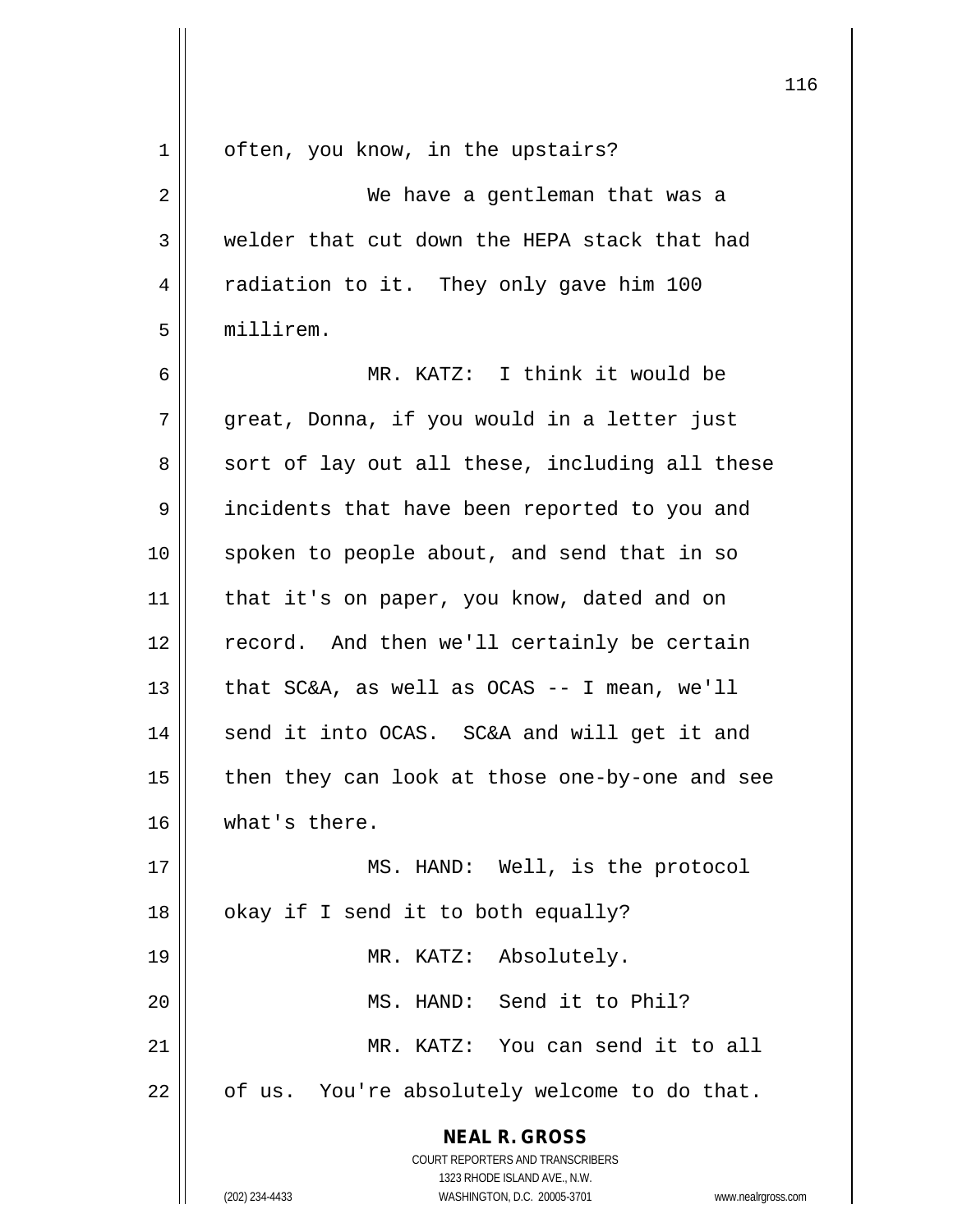often, you know, in the upstairs?

We have a gentleman that was a welder that cut down the HEPA stack that had radiation to it. They only gave him 100 millirem.

MR. KATZ: I think it would be great, Donna, if you would in a letter just sort of lay out all these, including all these incidents that have been reported to you and spoken to people about, and send that in so that it's on paper, you know, dated and on record. And then we'll certainly be certain that SC&A, as well as OCAS -- I mean, we'll send it into OCAS. SC&A and will get it and then they can look at those one-by-one and see what's there.

MS. HAND: Well, is the protocol okay if I send it to both equally?

MR. KATZ: Absolutely.

MS. HAND: Send it to Phil?

MR. KATZ: You can send it to all of us. You're absolutely welcome to do that.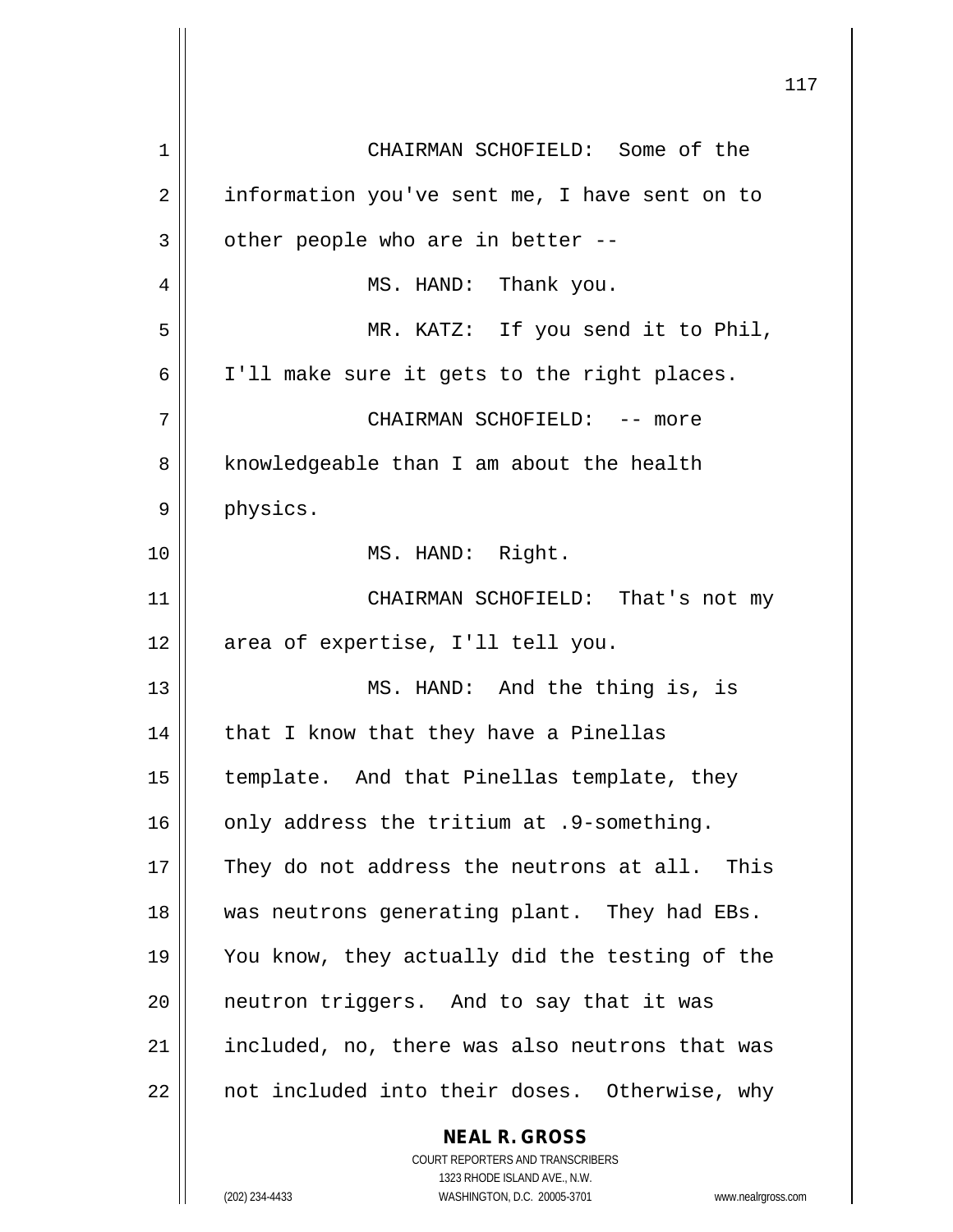CHAIRMAN SCHOFIELD: Some of the information you've sent me, I have sent on to other people who are in better --

MS. HAND: Thank you.

MR. KATZ: If you send it to Phil, I'll make sure it gets to the right places.

CHAIRMAN SCHOFIELD: -- more knowledgeable than I am about the health physics.

MS. HAND: Right.

CHAIRMAN SCHOFIELD: That's not my area of expertise, I'll tell you.

MS. HAND: And the thing is, is that I know that they have a Pinellas template. And that Pinellas template, they only address the tritium at .9-something. They do not address the neutrons at all. This was neutrons generating plant. They had EBs. You know, they actually did the testing of the neutron triggers. And to say that it was included, no, there was also neutrons that was not included into their doses. Otherwise, why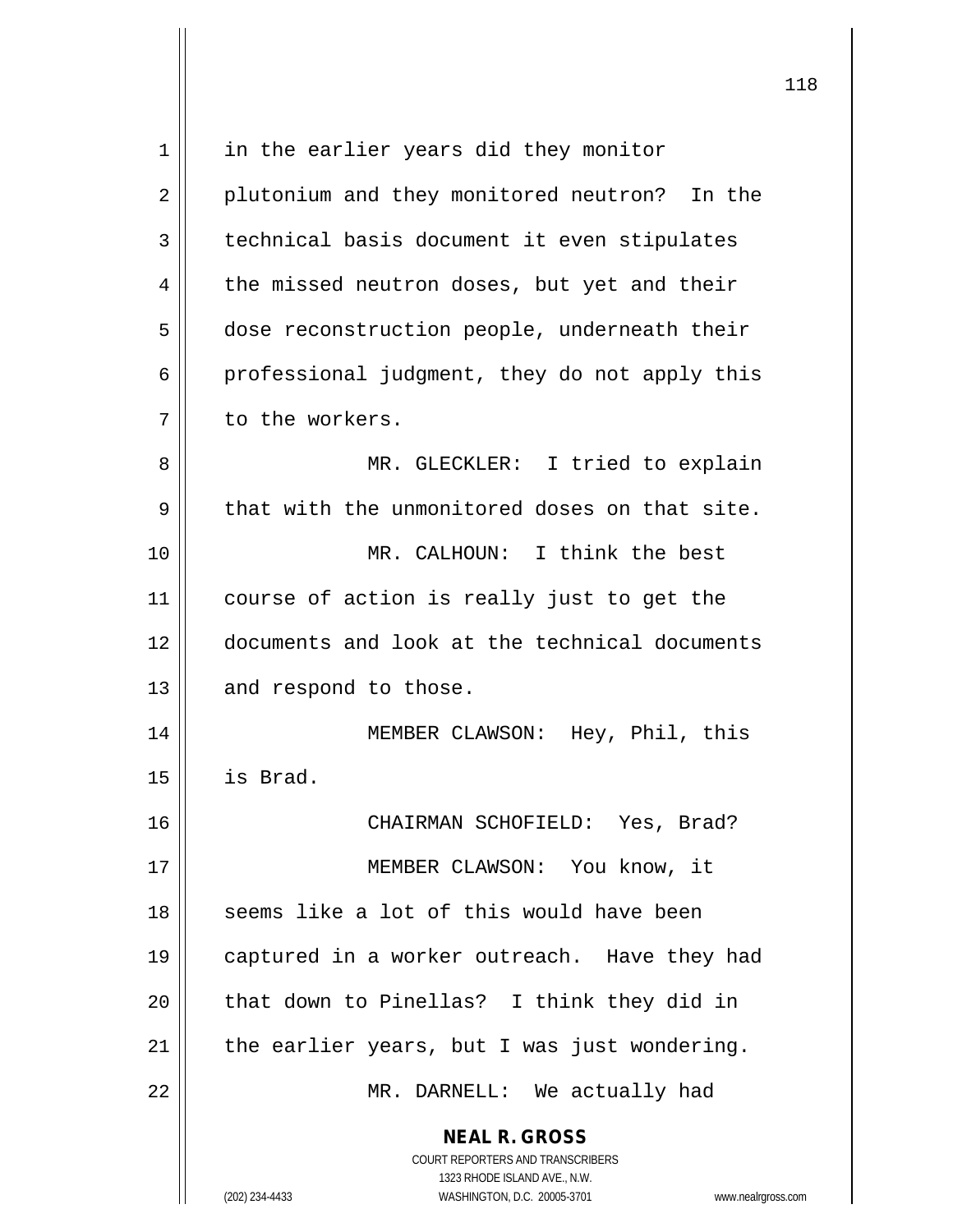in the earlier years did they monitor plutonium and they monitored neutron? In the technical basis document it even stipulates the missed neutron doses, but yet and their dose reconstruction people, underneath their professional judgment, they do not apply this to the workers.

MR. GLECKLER: I tried to explain that with the unmonitored doses on that site.

MR. CALHOUN: I think the best course of action is really just to get the documents and look at the technical documents and respond to those.

MEMBER CLAWSON: Hey, Phil, this is Brad.

CHAIRMAN SCHOFIELD: Yes, Brad?

MEMBER CLAWSON: You know, it seems like a lot of this would have been captured in a worker outreach. Have they had that down to Pinellas? I think they did in the earlier years, but I was just wondering.

MR. DARNELL: We actually had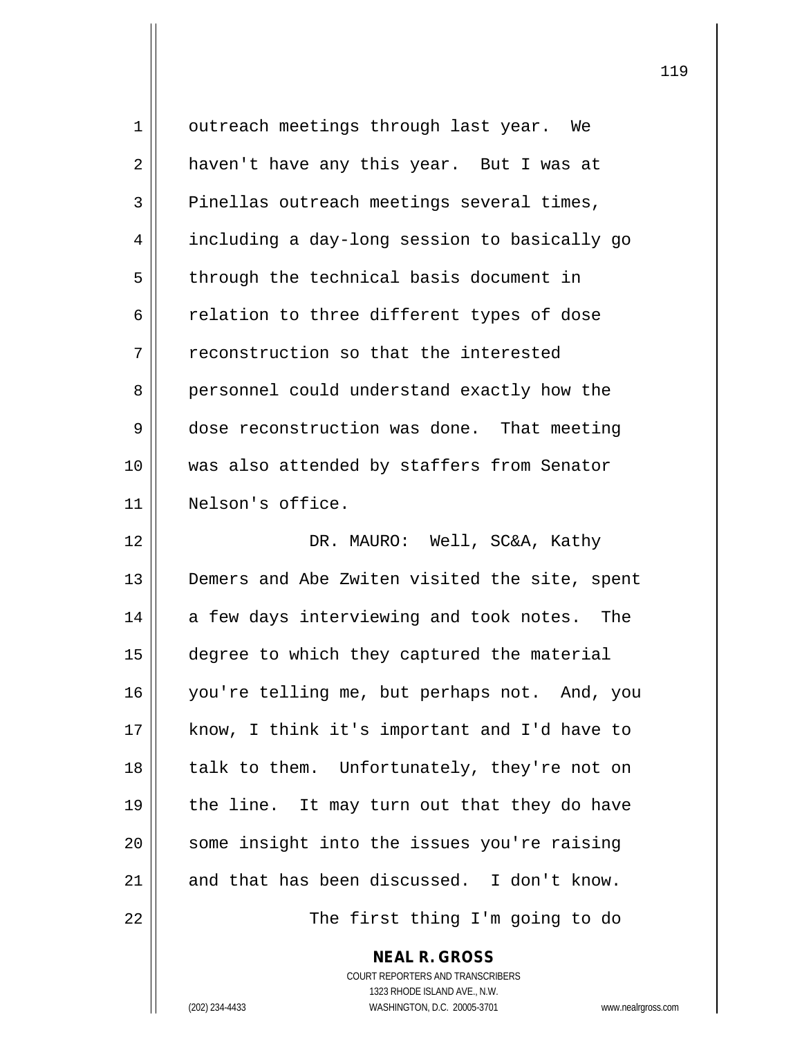outreach meetings through last year. We haven't have any this year. But I was at Pinellas outreach meetings several times, including a day-long session to basically go through the technical basis document in relation to three different types of dose reconstruction so that the interested personnel could understand exactly how the dose reconstruction was done. That meeting was also attended by staffers from Senator Nelson's office.

DR. MAURO: Well, SC&A, Kathy Demers and Abe Zwiten visited the site, spent a few days interviewing and took notes. The degree to which they captured the material you're telling me, but perhaps not. And, you know, I think it's important and I'd have to talk to them. Unfortunately, they're not on the line. It may turn out that they do have some insight into the issues you're raising and that has been discussed. I don't know.

The first thing I'm going to do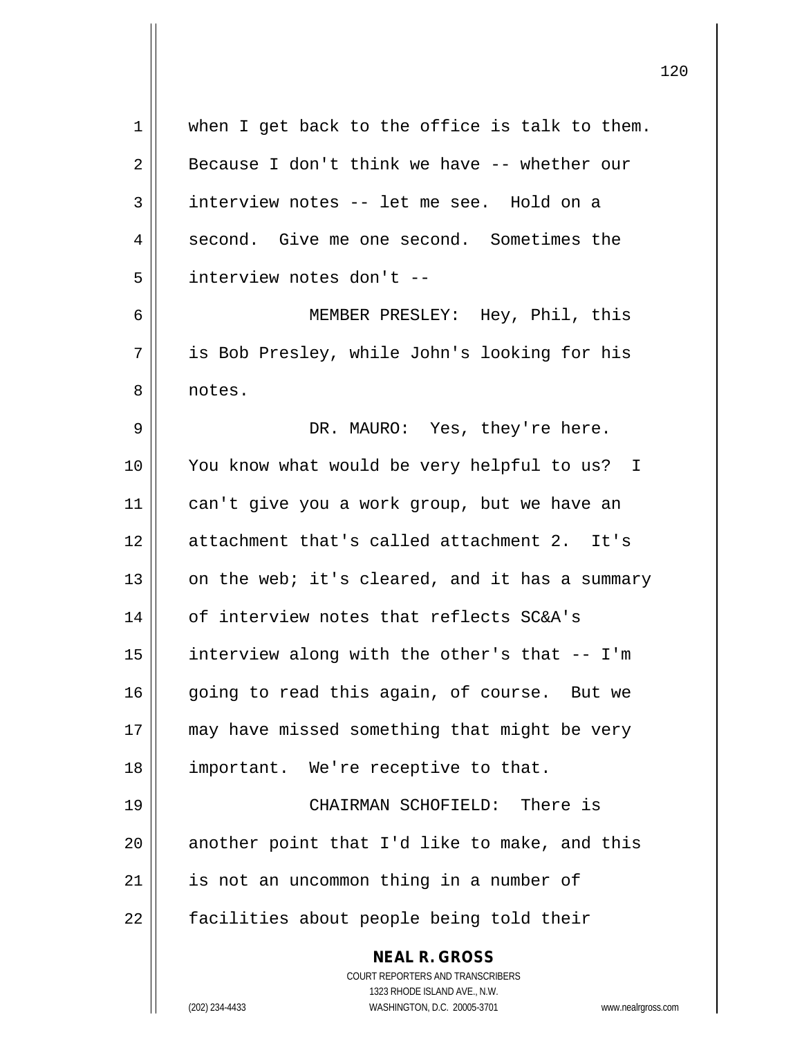when I get back to the office is talk to them. Because I don't think we have -- whether our interview notes -- let me see. Hold on a second. Give me one second. Sometimes the interview notes don't --

MEMBER PRESLEY: Hey, Phil, this is Bob Presley, while John's looking for his notes.

DR. MAURO: Yes, they're here. You know what would be very helpful to us? I can't give you a work group, but we have an attachment that's called attachment 2. It's on the web; it's cleared, and it has a summary of interview notes that reflects SC&A's interview along with the other's that -- I'm going to read this again, of course. But we may have missed something that might be very important. We're receptive to that.

CHAIRMAN SCHOFIELD: There is another point that I'd like to make, and this is not an uncommon thing in a number of facilities about people being told their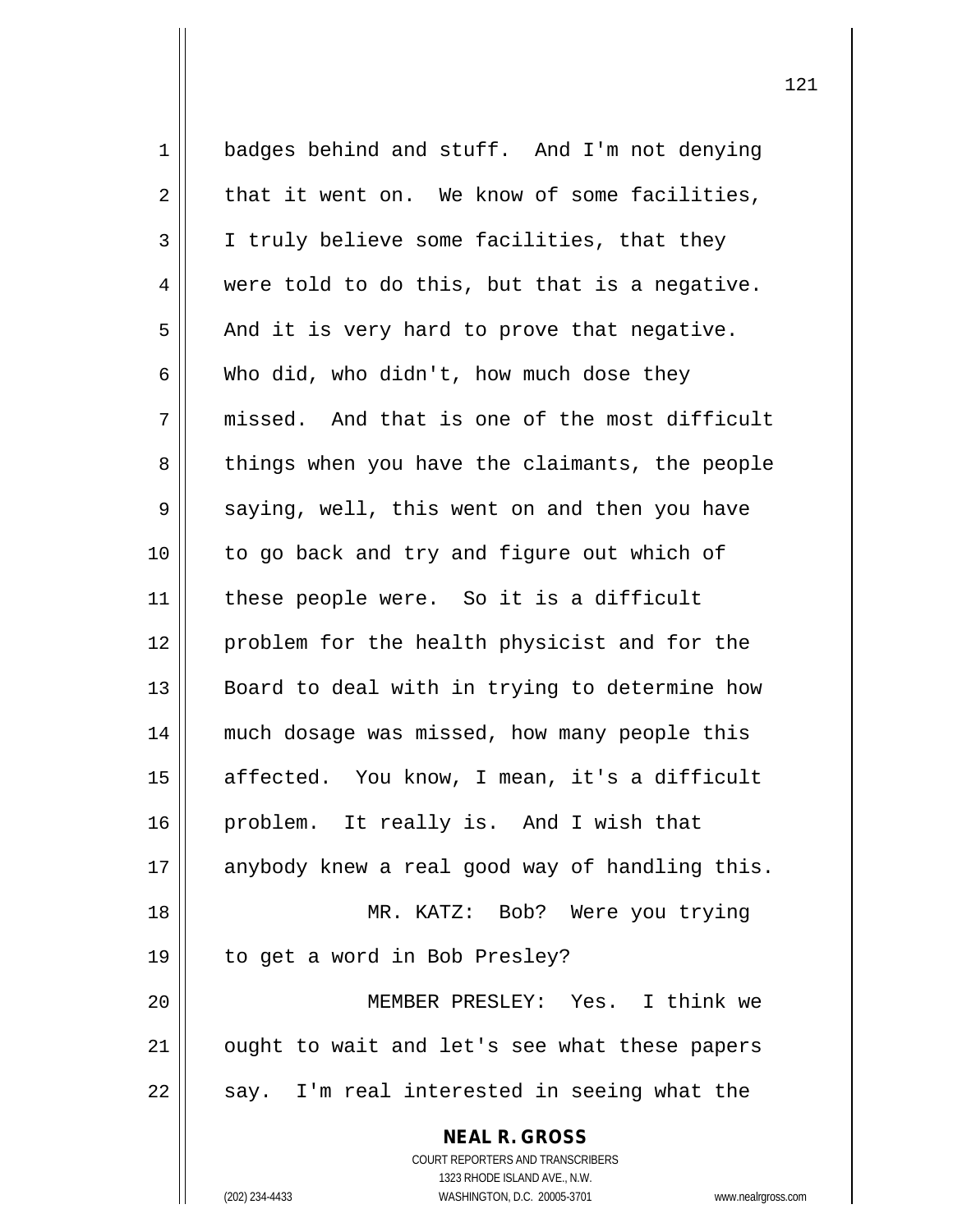badges behind and stuff. And I'm not denying that it went on. We know of some facilities, I truly believe some facilities, that they were told to do this, but that is a negative. And it is very hard to prove that negative. Who did, who didn't, how much dose they missed. And that is one of the most difficult things when you have the claimants, the people saying, well, this went on and then you have to go back and try and figure out which of these people were. So it is a difficult problem for the health physicist and for the Board to deal with in trying to determine how much dosage was missed, how many people this affected. You know, I mean, it's a difficult problem. It really is. And I wish that anybody knew a real good way of handling this.

MR. KATZ: Bob? Were you trying to get a word in Bob Presley?

MEMBER PRESLEY: Yes. I think we ought to wait and let's see what these papers say. I'm real interested in seeing what the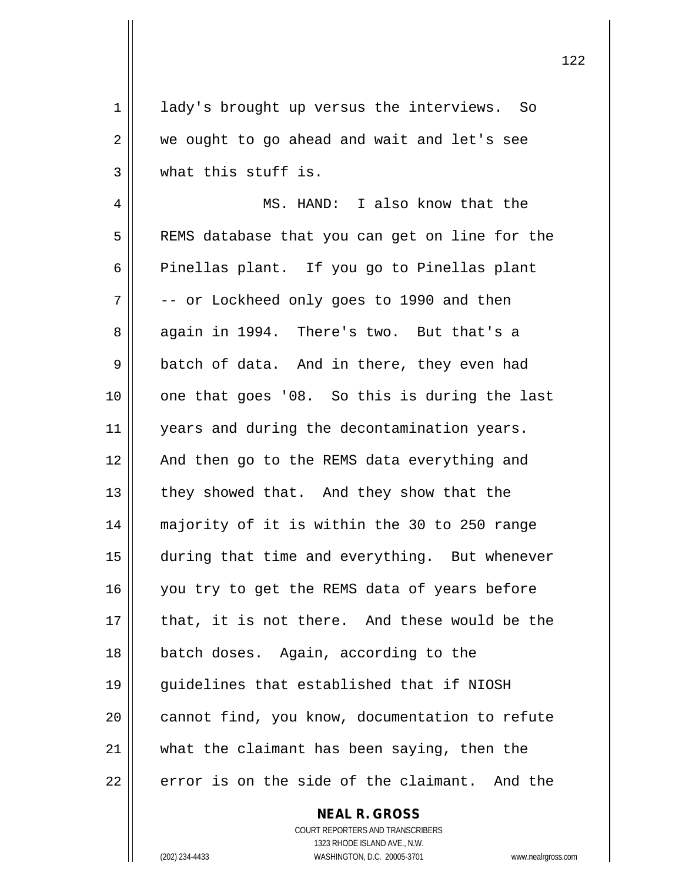lady's brought up versus the interviews. So we ought to go ahead and wait and let's see what this stuff is.

MS. HAND: I also know that the REMS database that you can get on line for the Pinellas plant. If you go to Pinellas plant -- or Lockheed only goes to 1990 and then again in 1994. There's two. But that's a batch of data. And in there, they even had one that goes '08. So this is during the last years and during the decontamination years. And then go to the REMS data everything and they showed that. And they show that the majority of it is within the 30 to 250 range during that time and everything. But whenever you try to get the REMS data of years before that, it is not there. And these would be the batch doses. Again, according to the guidelines that established that if NIOSH cannot find, you know, documentation to refute what the claimant has been saying, then the error is on the side of the claimant. And the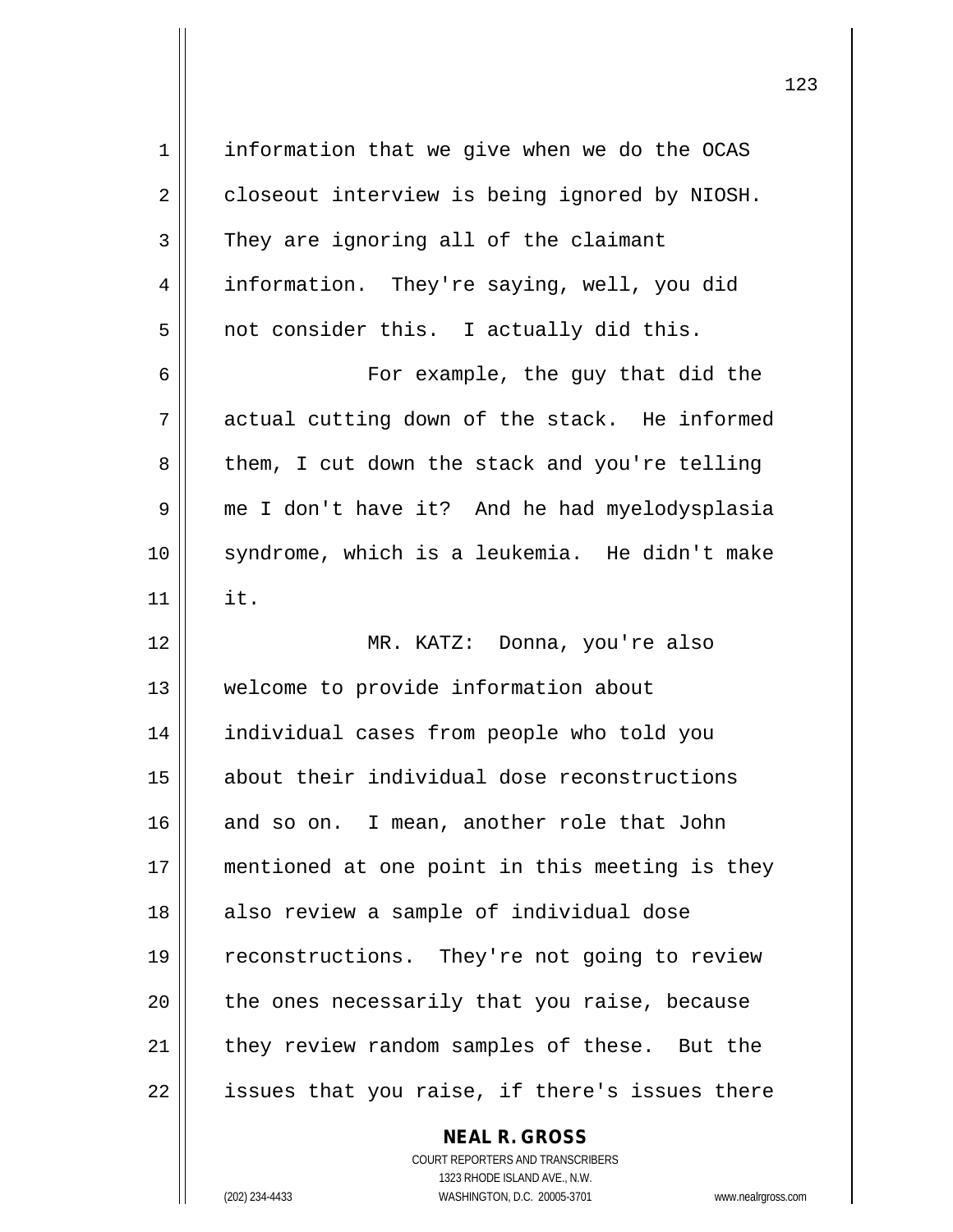information that we give when we do the OCAS closeout interview is being ignored by NIOSH. They are ignoring all of the claimant information. They're saying, well, you did not consider this. I actually did this.

For example, the guy that did the actual cutting down of the stack. He informed them, I cut down the stack and you're telling me I don't have it? And he had myelodysplasia syndrome, which is a leukemia. He didn't make it.

MR. KATZ: Donna, you're also welcome to provide information about individual cases from people who told you about their individual dose reconstructions and so on. I mean, another role that John mentioned at one point in this meeting is they also review a sample of individual dose reconstructions. They're not going to review the ones necessarily that you raise, because they review random samples of these. But the issues that you raise, if there's issues there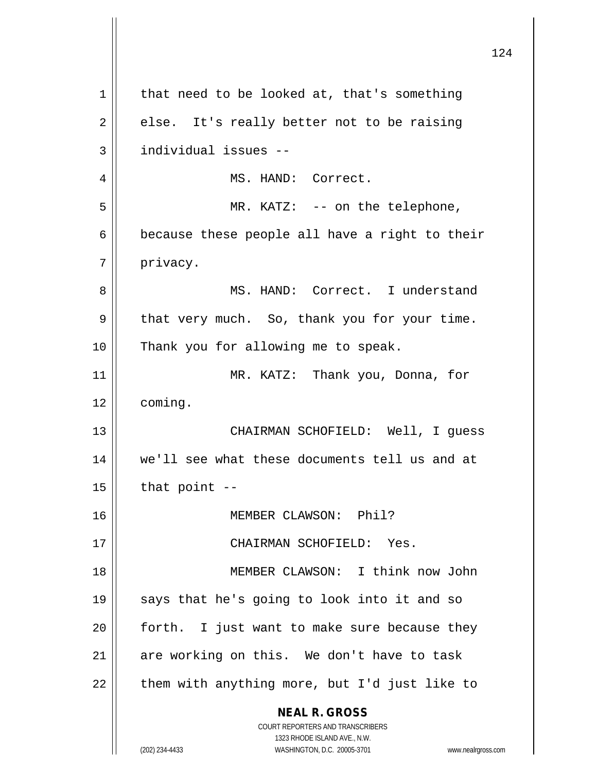that need to be looked at, that's something else. It's really better not to be raising individual issues --

MS. HAND: Correct.

MR. KATZ: -- on the telephone, because these people all have a right to their privacy.

MS. HAND: Correct. I understand that very much. So, thank you for your time. Thank you for allowing me to speak.

MR. KATZ: Thank you, Donna, for coming.

CHAIRMAN SCHOFIELD: Well, I guess we'll see what these documents tell us and at that point --

MEMBER CLAWSON: Phil?

CHAIRMAN SCHOFIELD: Yes.

MEMBER CLAWSON: I think now John says that he's going to look into it and so forth. I just want to make sure because they are working on this. We don't have to task them with anything more, but I'd just like to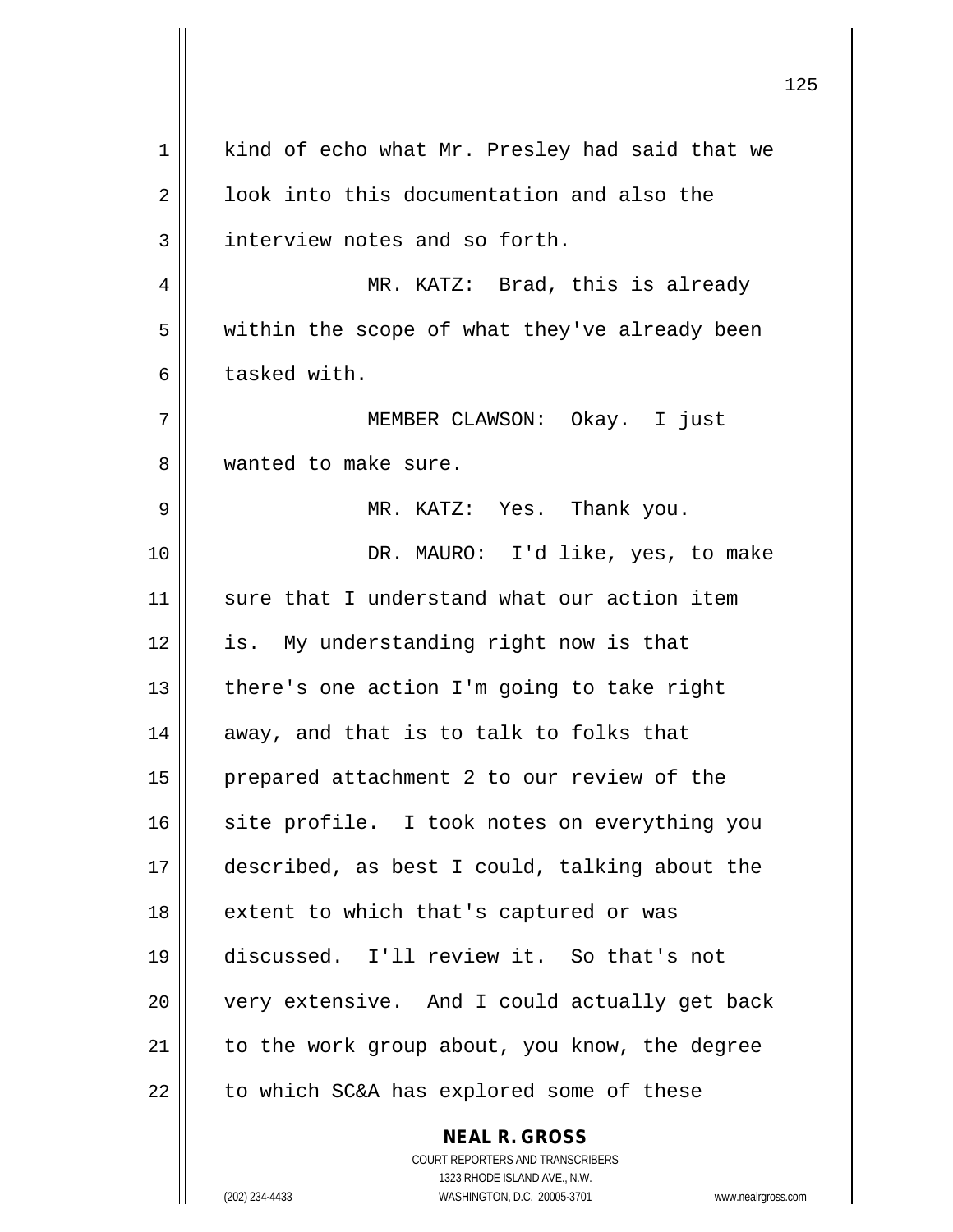kind of echo what Mr. Presley had said that we look into this documentation and also the interview notes and so forth.

MR. KATZ: Brad, this is already within the scope of what they've already been tasked with.

MEMBER CLAWSON: Okay. I just wanted to make sure.

MR. KATZ: Yes. Thank you.

DR. MAURO: I'd like, yes, to make sure that I understand what our action item is. My understanding right now is that there's one action I'm going to take right away, and that is to talk to folks that prepared attachment 2 to our review of the site profile. I took notes on everything you described, as best I could, talking about the extent to which that's captured or was discussed. I'll review it. So that's not very extensive. And I could actually get back to the work group about, you know, the degree to which SC&A has explored some of these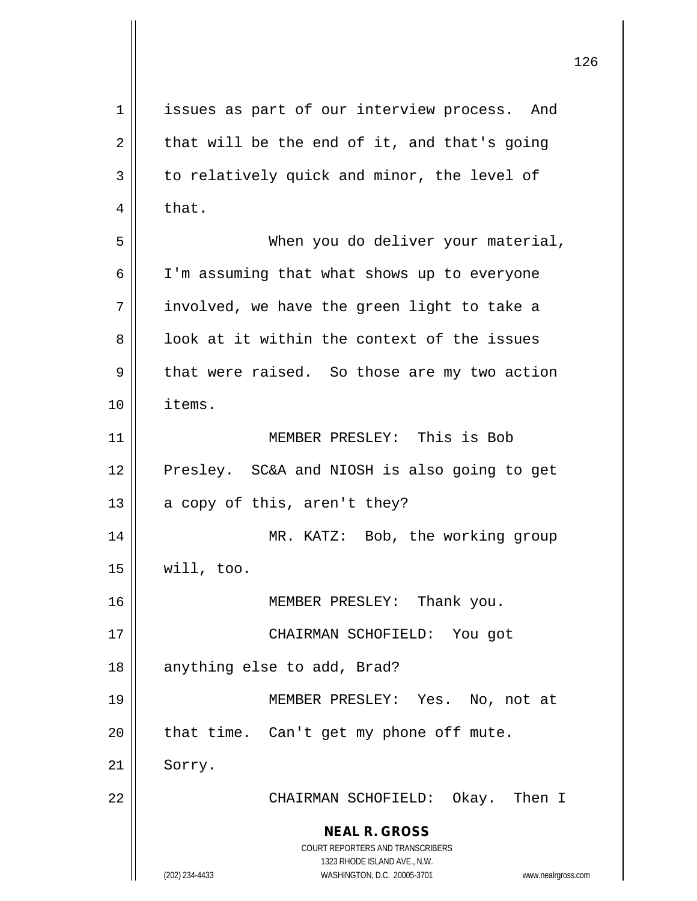issues as part of our interview process. And that will be the end of it, and that's going to relatively quick and minor, the level of that.

When you do deliver your material, I'm assuming that what shows up to everyone involved, we have the green light to take a look at it within the context of the issues that were raised. So those are my two action items.

MEMBER PRESLEY: This is Bob Presley. SC&A and NIOSH is also going to get a copy of this, aren't they?

MR. KATZ: Bob, the working group will, too.

MEMBER PRESLEY: Thank you.

CHAIRMAN SCHOFIELD: You got anything else to add, Brad?

MEMBER PRESLEY: Yes. No, not at that time. Can't get my phone off mute. Sorry.

CHAIRMAN SCHOFIELD: Okay. Then I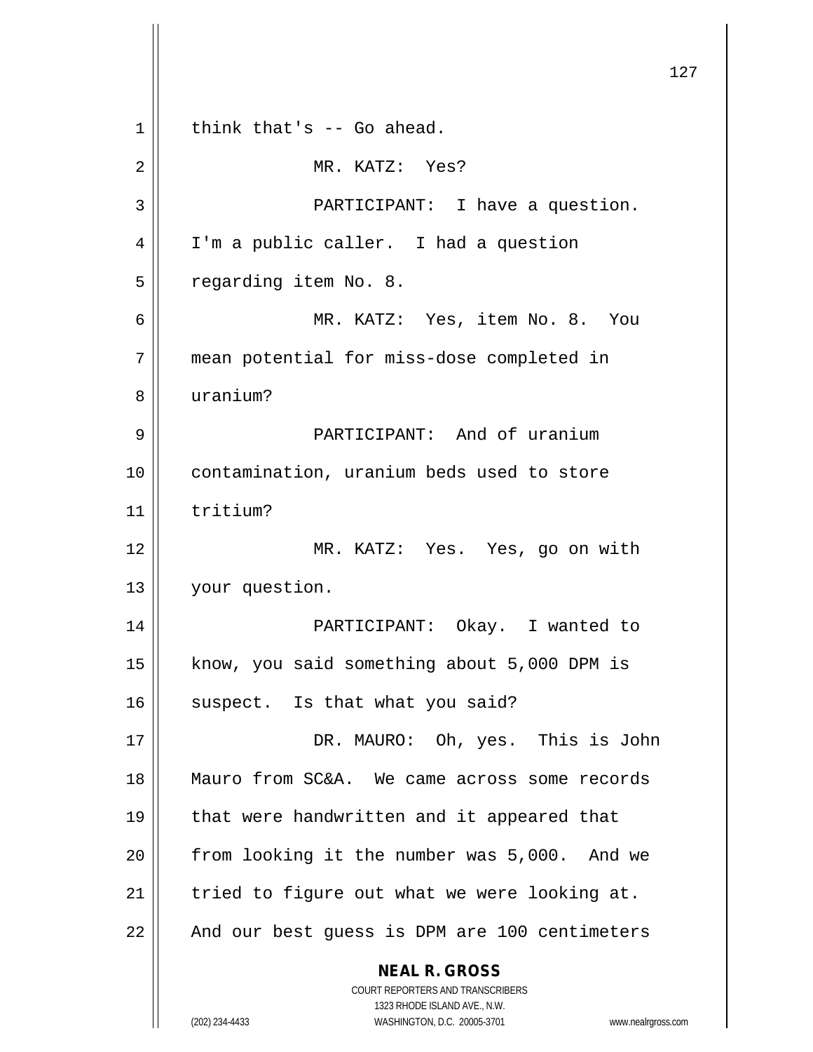think that's -- Go ahead.

MR. KATZ: Yes?

PARTICIPANT: I have a question. I'm a public caller. I had a question regarding item No. 8.

MR. KATZ: Yes, item No. 8. You mean potential for miss-dose completed in uranium?

PARTICIPANT: And of uranium contamination, uranium beds used to store tritium?

MR. KATZ: Yes. Yes, go on with your question.

PARTICIPANT: Okay. I wanted to know, you said something about 5,000 DPM is suspect. Is that what you said?

DR. MAURO: Oh, yes. This is John Mauro from SC&A. We came across some records that were handwritten and it appeared that from looking it the number was 5,000. And we tried to figure out what we were looking at. And our best guess is DPM are 100 centimeters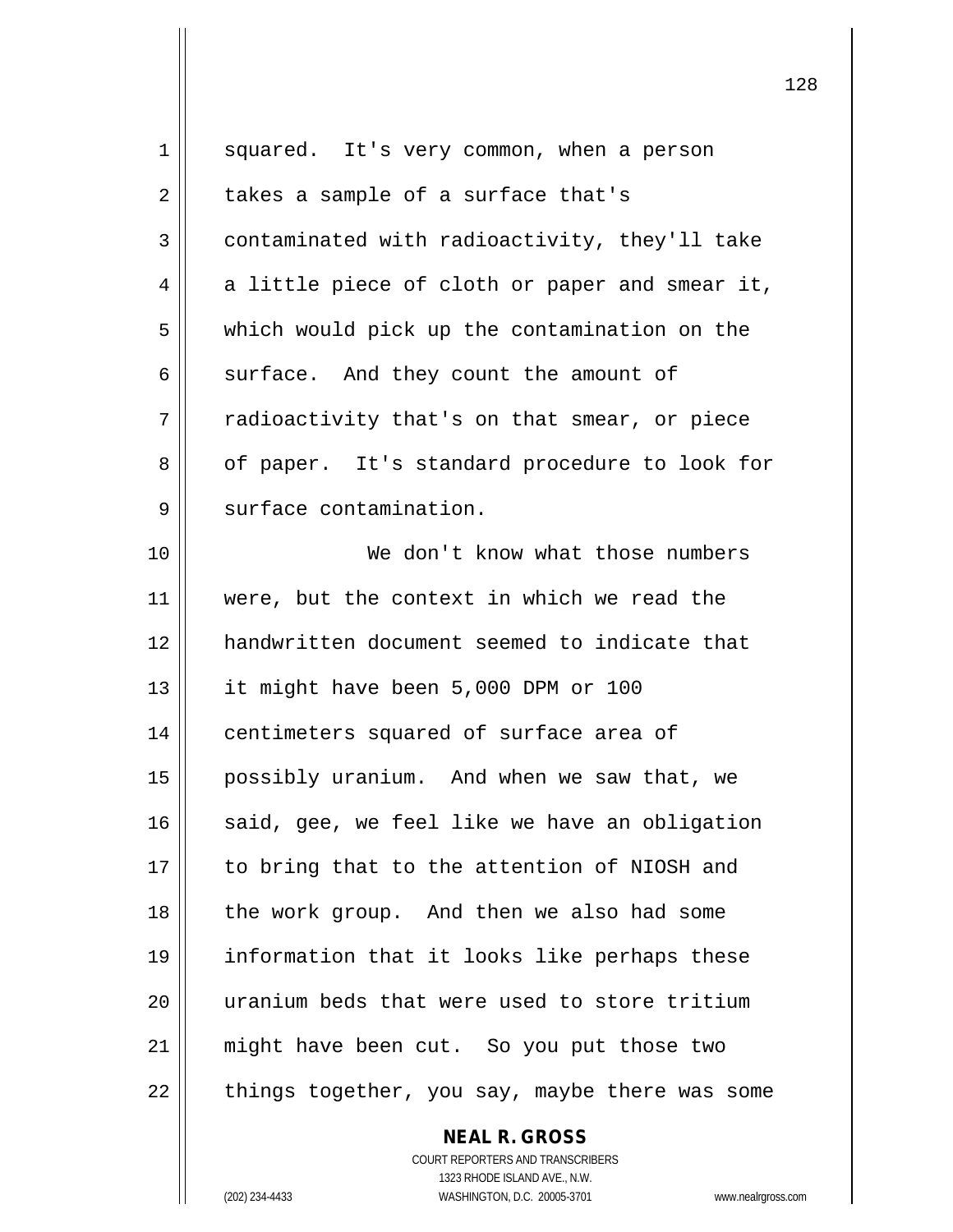squared. It's very common, when a person takes a sample of a surface that's contaminated with radioactivity, they'll take a little piece of cloth or paper and smear it, which would pick up the contamination on the surface. And they count the amount of radioactivity that's on that smear, or piece of paper. It's standard procedure to look for surface contamination.

We don't know what those numbers were, but the context in which we read the handwritten document seemed to indicate that it might have been 5,000 DPM or 100 centimeters squared of surface area of possibly uranium. And when we saw that, we said, gee, we feel like we have an obligation to bring that to the attention of NIOSH and the work group. And then we also had some information that it looks like perhaps these uranium beds that were used to store tritium might have been cut. So you put those two things together, you say, maybe there was some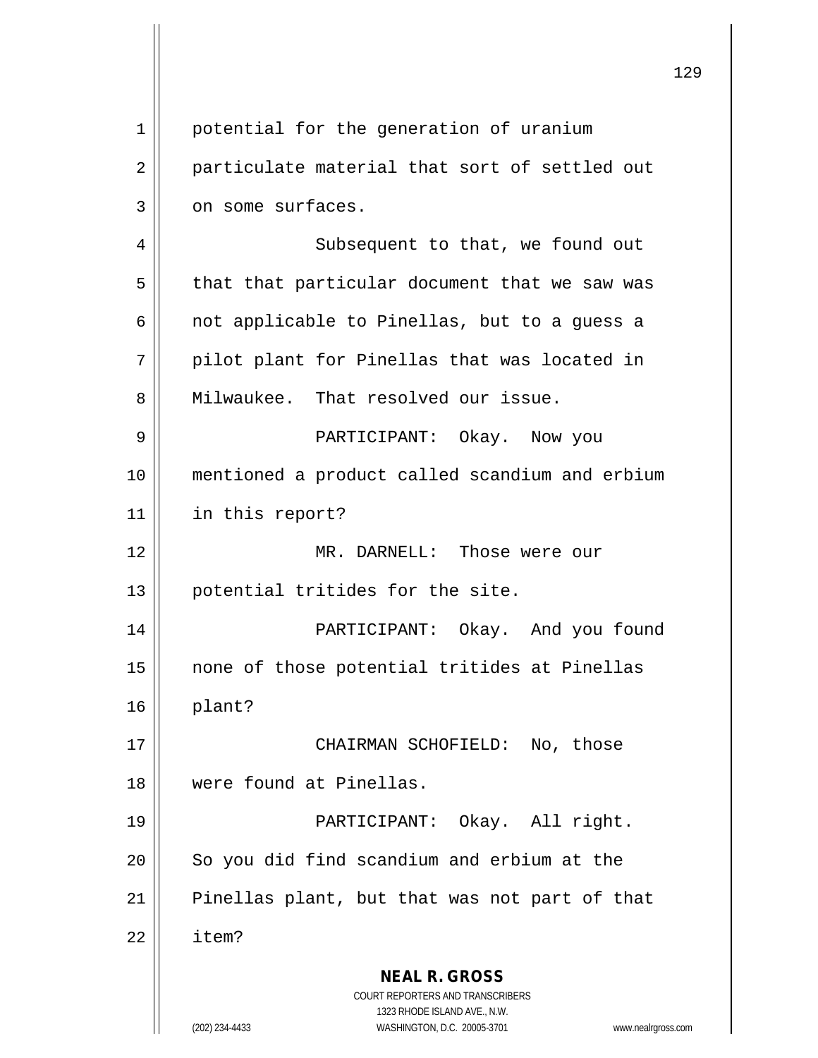potential for the generation of uranium particulate material that sort of settled out on some surfaces.

Subsequent to that, we found out that that particular document that we saw was not applicable to Pinellas, but to a guess a pilot plant for Pinellas that was located in Milwaukee. That resolved our issue.

PARTICIPANT: Okay. Now you mentioned a product called scandium and erbium in this report?

MR. DARNELL: Those were our potential tritides for the site.

PARTICIPANT: Okay. And you found none of those potential tritides at Pinellas plant?

CHAIRMAN SCHOFIELD: No, those were found at Pinellas.

PARTICIPANT: Okay. All right. So you did find scandium and erbium at the Pinellas plant, but that was not part of that item?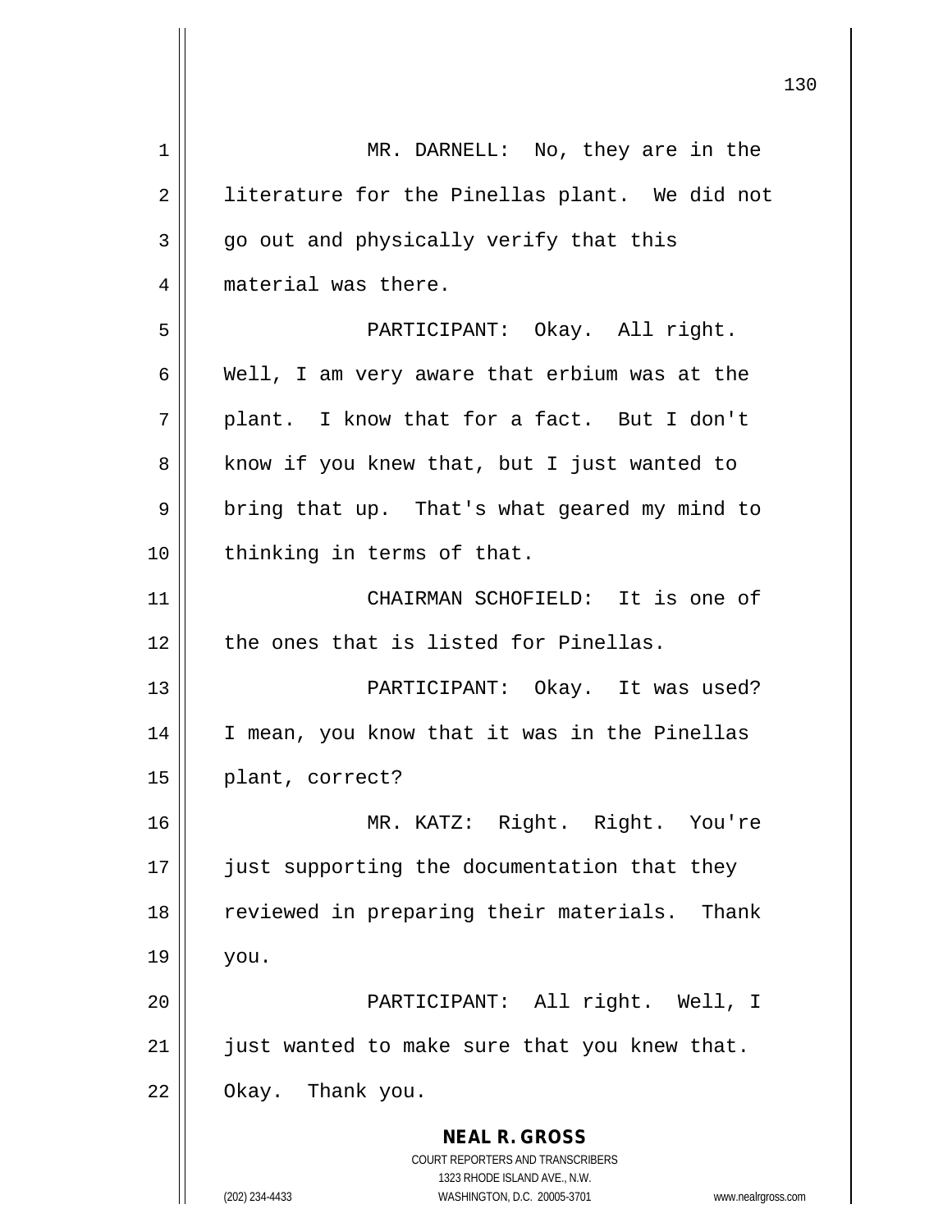MR. DARNELL: No, they are in the literature for the Pinellas plant. We did not go out and physically verify that this material was there.

PARTICIPANT: Okay. All right. Well, I am very aware that erbium was at the plant. I know that for a fact. But I don't know if you knew that, but I just wanted to bring that up. That's what geared my mind to thinking in terms of that.

CHAIRMAN SCHOFIELD: It is one of the ones that is listed for Pinellas.

PARTICIPANT: Okay. It was used? I mean, you know that it was in the Pinellas plant, correct?

MR. KATZ: Right. Right. You're just supporting the documentation that they reviewed in preparing their materials. Thank you.

PARTICIPANT: All right. Well, I just wanted to make sure that you knew that. Okay. Thank you.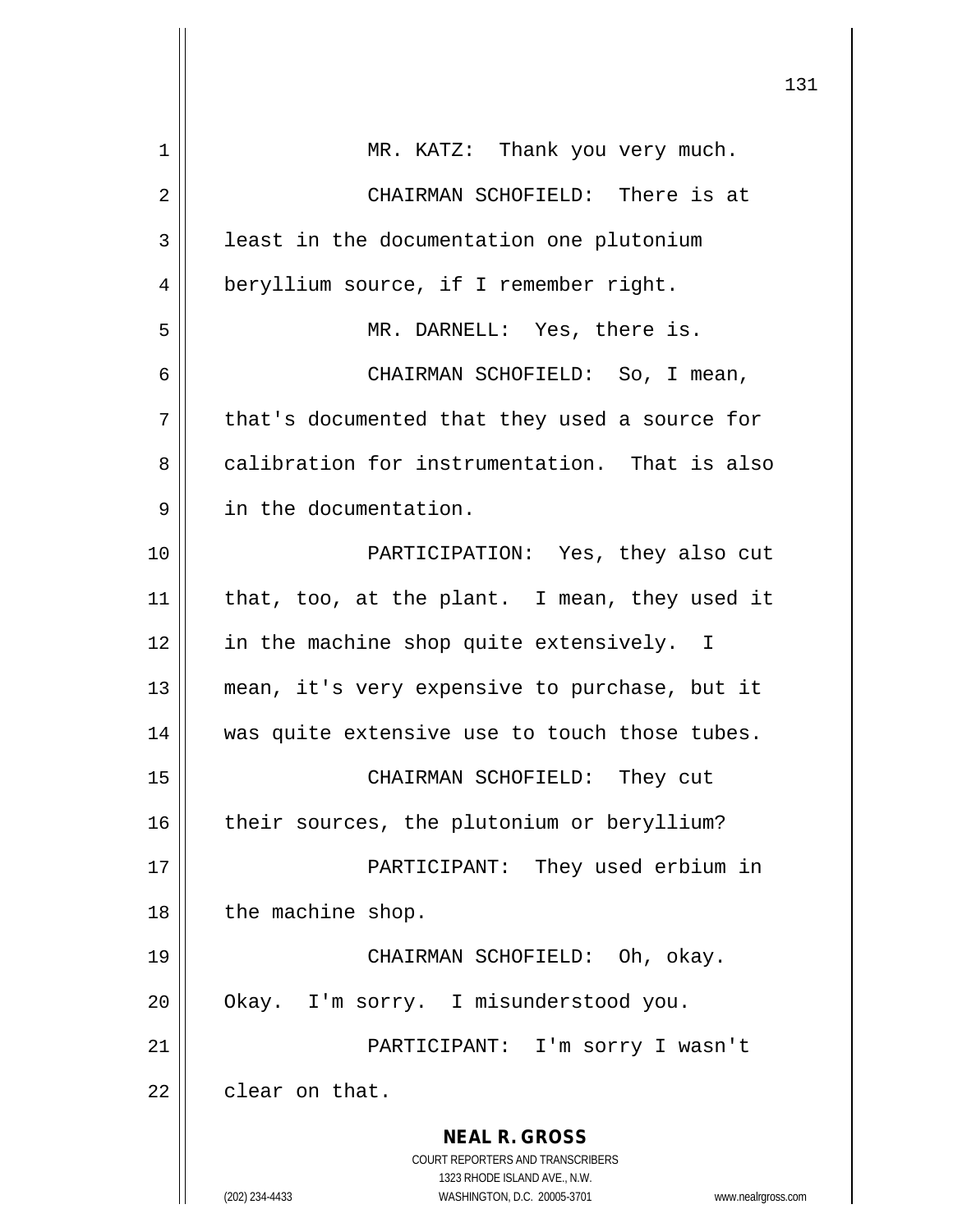MR. KATZ: Thank you very much.

CHAIRMAN SCHOFIELD: There is at least in the documentation one plutonium beryllium source, if I remember right.

MR. DARNELL: Yes, there is.

CHAIRMAN SCHOFIELD: So, I mean, that's documented that they used a source for calibration for instrumentation. That is also in the documentation.

PARTICIPATION: Yes, they also cut that, too, at the plant. I mean, they used it in the machine shop quite extensively. I mean, it's very expensive to purchase, but it was quite extensive use to touch those tubes.

CHAIRMAN SCHOFIELD: They cut their sources, the plutonium or beryllium?

PARTICIPANT: They used erbium in the machine shop.

CHAIRMAN SCHOFIELD: Oh, okay. Okay. I'm sorry. I misunderstood you.

PARTICIPANT: I'm sorry I wasn't clear on that.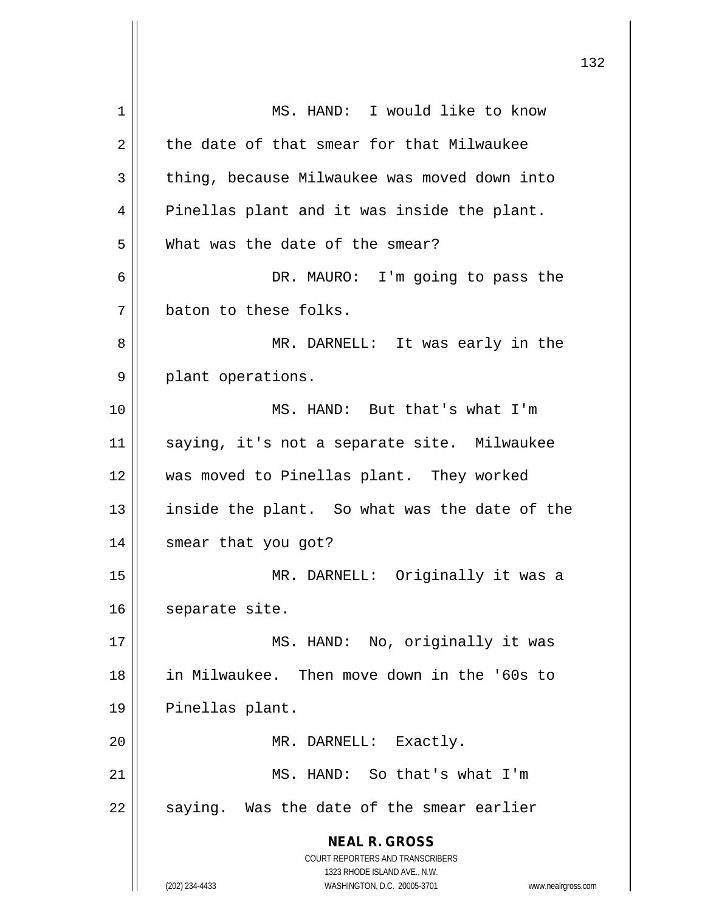MS. HAND: I would like to know the date of that smear for that Milwaukee thing, because Milwaukee was moved down into Pinellas plant and it was inside the plant. What was the date of the smear?

DR. MAURO: I'm going to pass the baton to these folks.

MR. DARNELL: It was early in the plant operations.

MS. HAND: But that's what I'm saying, it's not a separate site. Milwaukee was moved to Pinellas plant. They worked inside the plant. So what was the date of the smear that you got?

MR. DARNELL: Originally it was a separate site.

MS. HAND: No, originally it was in Milwaukee. Then move down in the '60s to Pinellas plant.

MR. DARNELL: Exactly.

MS. HAND: So that's what I'm saying. Was the date of the smear earlier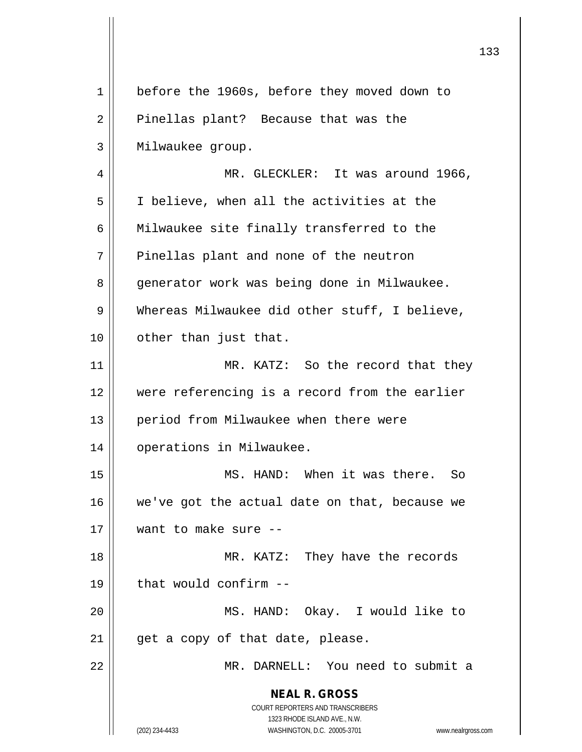before the 1960s, before they moved down to Pinellas plant? Because that was the Milwaukee group.

MR. GLECKLER: It was around 1966, I believe, when all the activities at the Milwaukee site finally transferred to the Pinellas plant and none of the neutron generator work was being done in Milwaukee. Whereas Milwaukee did other stuff, I believe, other than just that.

MR. KATZ: So the record that they were referencing is a record from the earlier period from Milwaukee when there were operations in Milwaukee.

MS. HAND: When it was there. So we've got the actual date on that, because we want to make sure --

MR. KATZ: They have the records that would confirm --

MS. HAND: Okay. I would like to get a copy of that date, please.

MR. DARNELL: You need to submit a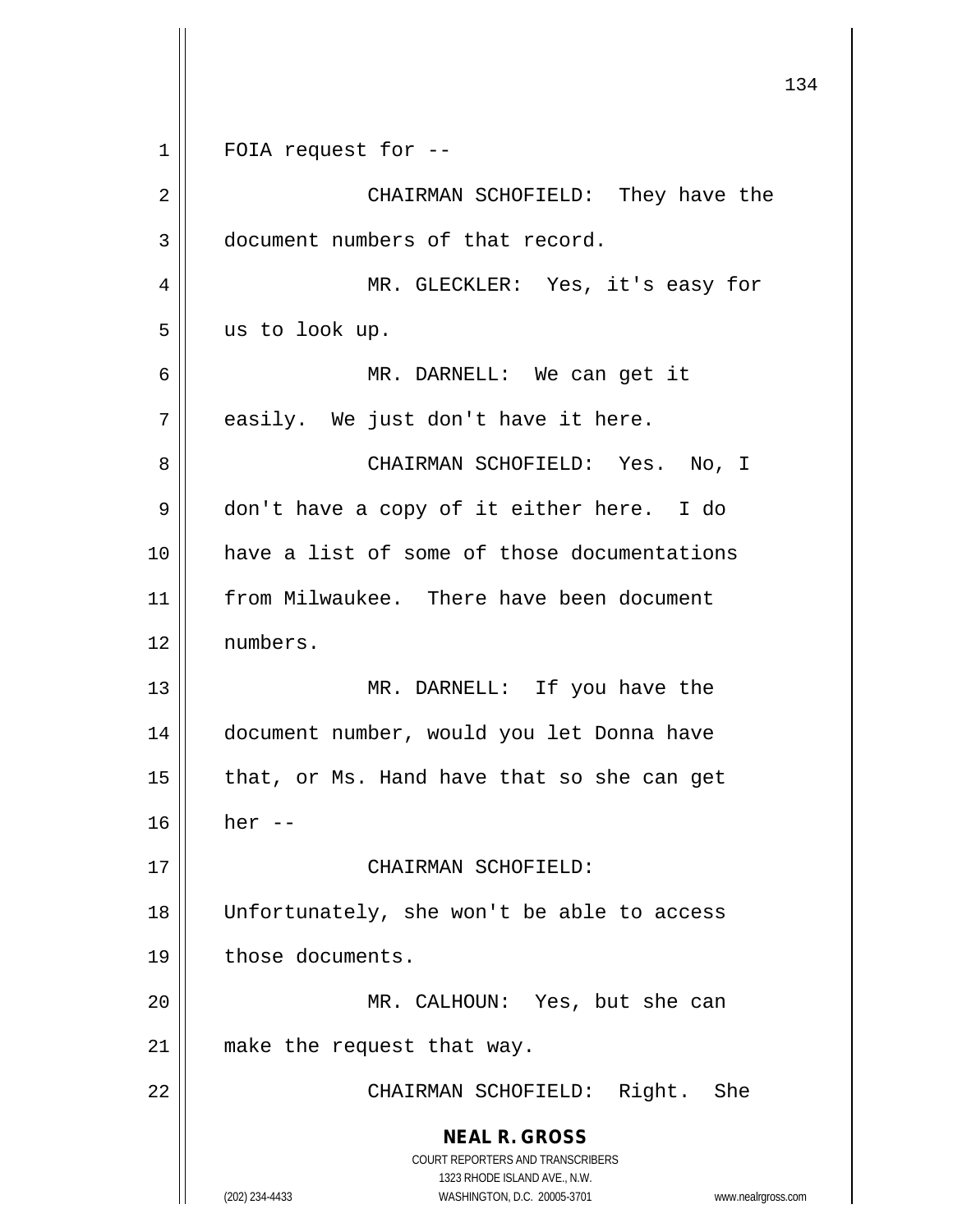FOIA request for --

CHAIRMAN SCHOFIELD: They have the document numbers of that record.

MR. GLECKLER: Yes, it's easy for us to look up.

MR. DARNELL: We can get it easily. We just don't have it here.

CHAIRMAN SCHOFIELD: Yes. No, I don't have a copy of it either here. I do have a list of some of those documentations from Milwaukee. There have been document numbers.

MR. DARNELL: If you have the document number, would you let Donna have that, or Ms. Hand have that so she can get her --

CHAIRMAN SCHOFIELD: Unfortunately, she won't be able to access those documents.

MR. CALHOUN: Yes, but she can make the request that way.

CHAIRMAN SCHOFIELD: Right. She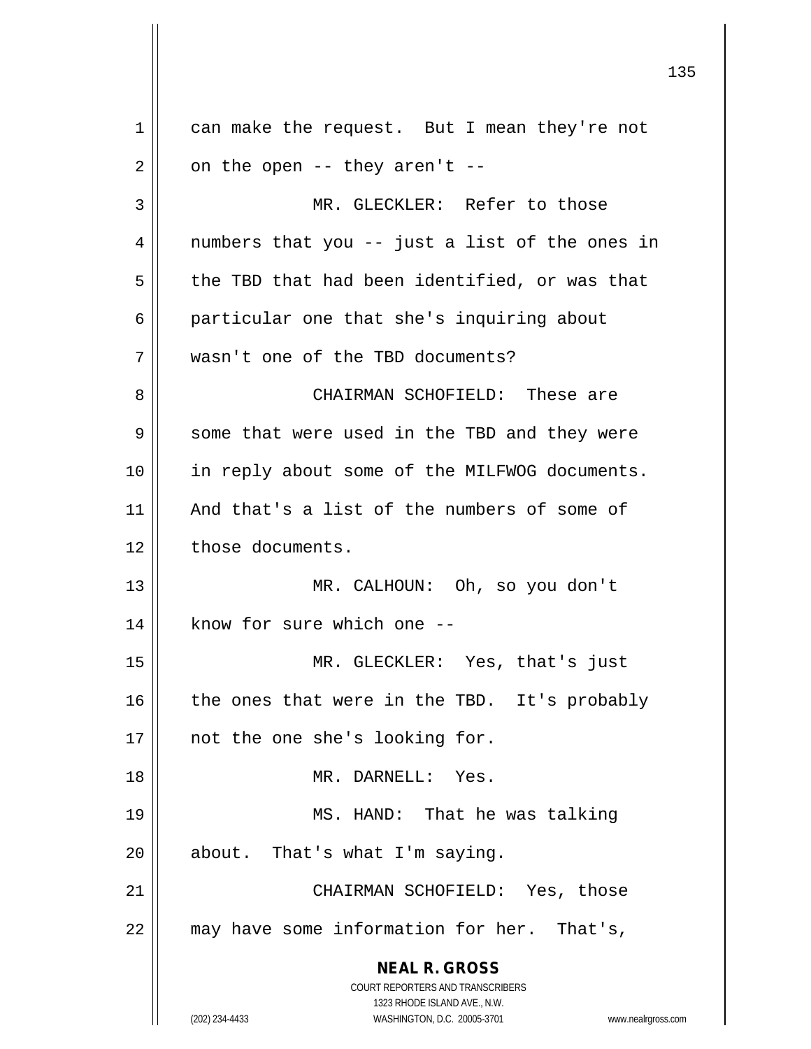can make the request. But I mean they're not on the open -- they aren't --

MR. GLECKLER: Refer to those numbers that you -- just a list of the ones in the TBD that had been identified, or was that particular one that she's inquiring about wasn't one of the TBD documents?

CHAIRMAN SCHOFIELD: These are some that were used in the TBD and they were in reply about some of the MILFWOG documents. And that's a list of the numbers of some of those documents.

MR. CALHOUN: Oh, so you don't know for sure which one --

MR. GLECKLER: Yes, that's just the ones that were in the TBD. It's probably not the one she's looking for.

MR. DARNELL: Yes.

MS. HAND: That he was talking about. That's what I'm saying.

CHAIRMAN SCHOFIELD: Yes, those may have some information for her. That's,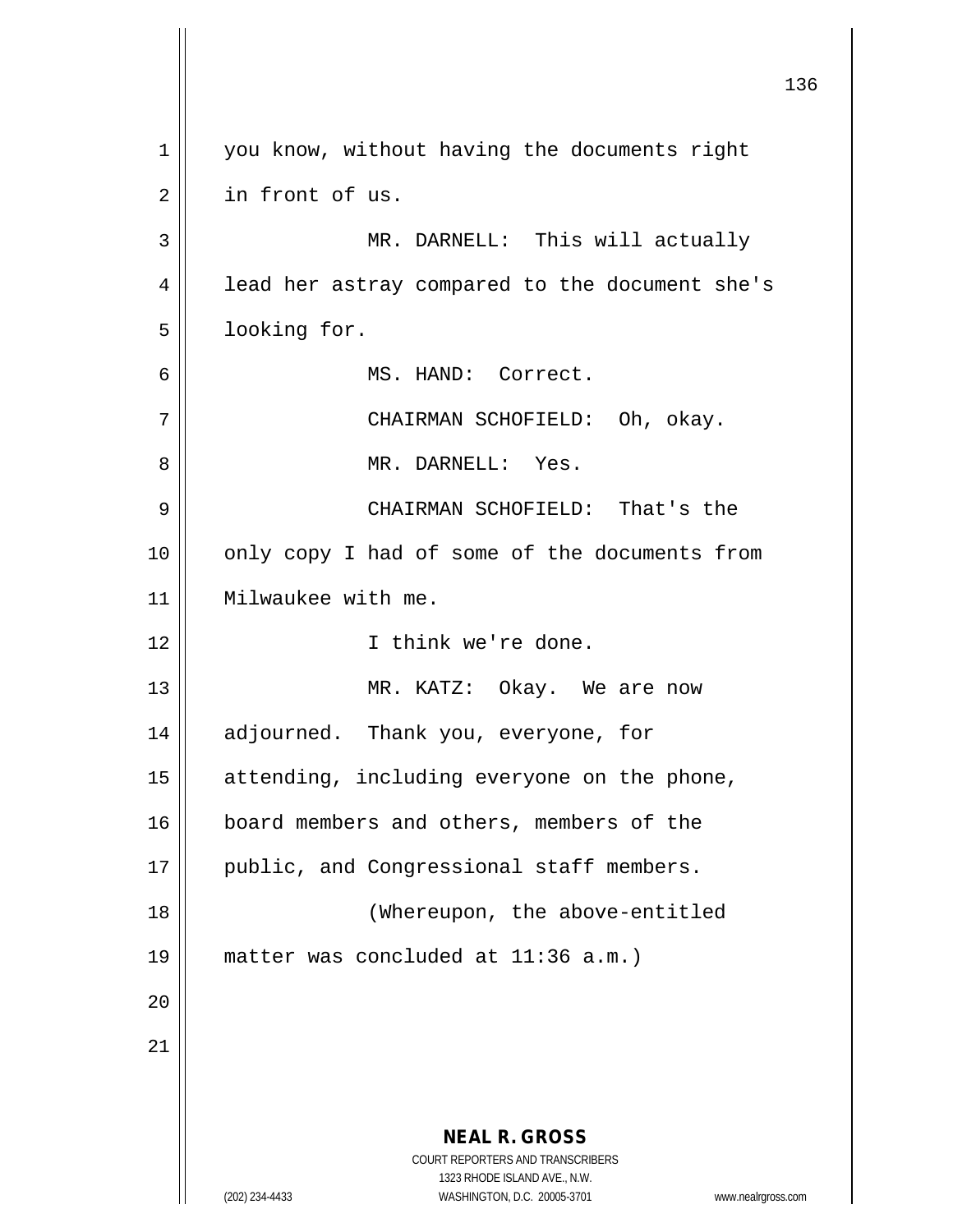you know, without having the documents right in front of us.

MR. DARNELL: This will actually lead her astray compared to the document she's looking for.

MS. HAND: Correct.

CHAIRMAN SCHOFIELD: Oh, okay.

MR. DARNELL: Yes.

CHAIRMAN SCHOFIELD: That's the only copy I had of some of the documents from Milwaukee with me.

I think we're done.

MR. KATZ: Okay. We are now adjourned. Thank you, everyone, for attending, including everyone on the phone, board members and others, members of the public, and Congressional staff members.

(Whereupon, the above-entitled matter was concluded at 11:36 a.m.)